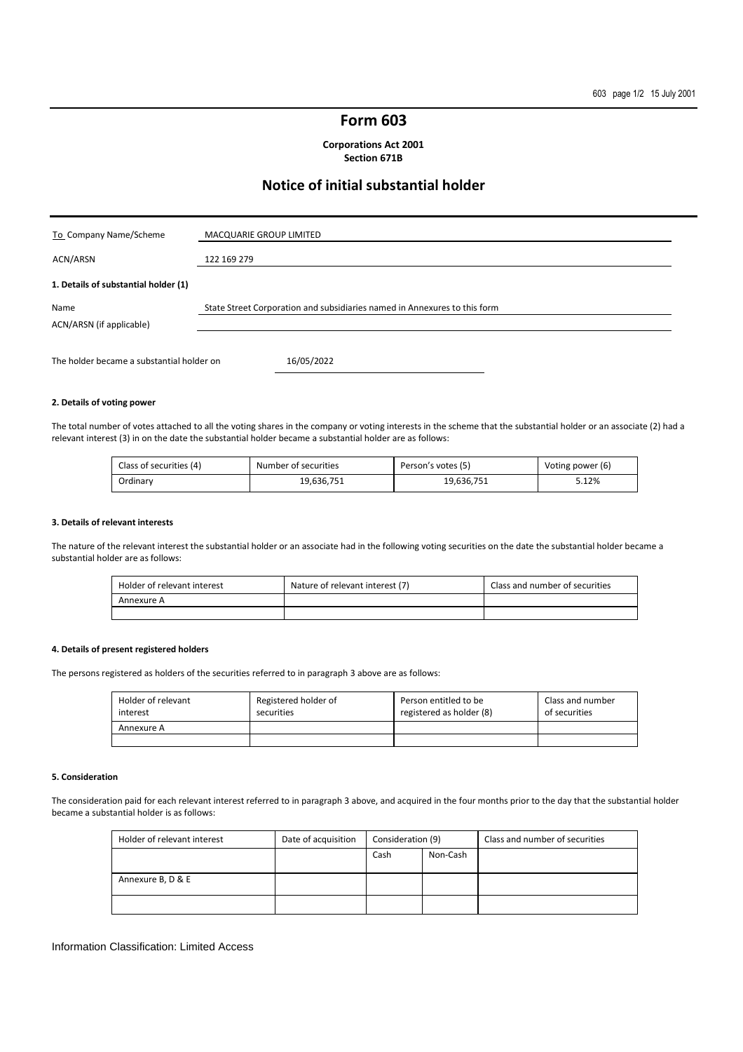# Form 603

**Corporations Act 2001**
**Section 671B**

## Notice of initial substantial holder

| To Company Name/Scheme | MACQUARIE GROUP LIMITED |
|---|---|
| ACN/ARSN | 122 169 279 |

**1. Details of substantial holder (1)**

| Name | State Street Corporation and subsidiaries named in Annexures to this form |
|---|---|
| ACN/ARSN (if applicable) | |

The holder became a substantial holder on 16/05/2022

**2. Details of voting power**

The total number of votes attached to all the voting shares in the company or voting interests in the scheme that the substantial holder or an associate (2) had a relevant interest (3) in on the date the substantial holder became a substantial holder are as follows:

| Class of securities (4) | Number of securities | Person's votes (5) | Voting power (6) |
|---|---|---|---|
| Ordinary | 19,636,751 | 19,636,751 | 5.12% |

**3. Details of relevant interests**

The nature of the relevant interest the substantial holder or an associate had in the following voting securities on the date the substantial holder became a substantial holder are as follows:

| Holder of relevant interest | Nature of relevant interest (7) | Class and number of securities |
|---|---|---|
| Annexure A | | |
| | | |

**4. Details of present registered holders**

The persons registered as holders of the securities referred to in paragraph 3 above are as follows:

| Holder of relevant interest | Registered holder of securities | Person entitled to be registered as holder (8) | Class and number of securities |
|---|---|---|---|
| Annexure A | | | |
| | | | |

**5. Consideration**

The consideration paid for each relevant interest referred to in paragraph 3 above, and acquired in the four months prior to the day that the substantial holder became a substantial holder is as follows:

| Holder of relevant interest | Date of acquisition | Consideration (9) | | Class and number of securities |
|---|---|---|---|---|
| | | Cash | Non-Cash | |
| Annexure B, D & E | | | | |
| | | | | |

Information Classification: Limited Access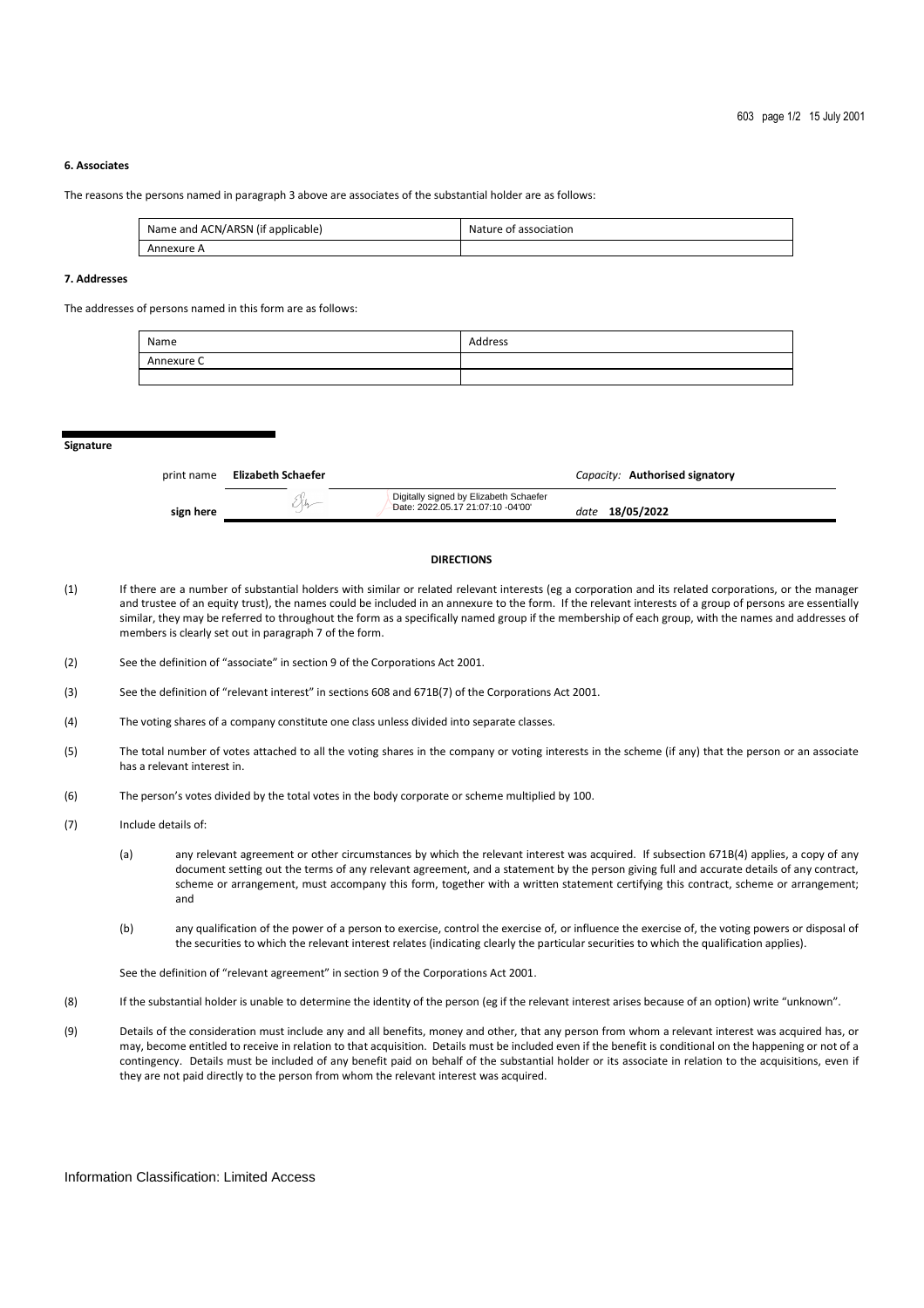### 6. Associates

The reasons the persons named in paragraph 3 above are associates of the substantial holder are as follows:

| Name and ACN/ARSN (if applicable) | Nature of association |
|---|---|
| Annexure A | |

### 7. Addresses

The addresses of persons named in this form are as follows:

| Name | Address |
|---|---|
| Annexure C | |
| | |

**Signature**

| | | | |
|---|---|---|---|
| print name | **Elizabeth Schaefer** | | *Capacity:* **Authorised signatory** |
| **sign here** | | Digitally signed by Elizabeth Schaefer Date: 2022.05.17 21:07:10 -04'00' | *date* **18/05/2022** |

**DIRECTIONS**

(1) If there are a number of substantial holders with similar or related relevant interests (eg a corporation and its related corporations, or the manager and trustee of an equity trust), the names could be included in an annexure to the form. If the relevant interests of a group of persons are essentially similar, they may be referred to throughout the form as a specifically named group if the membership of each group, with the names and addresses of members is clearly set out in paragraph 7 of the form.

(2) See the definition of "associate" in section 9 of the Corporations Act 2001.

(3) See the definition of "relevant interest" in sections 608 and 671B(7) of the Corporations Act 2001.

(4) The voting shares of a company constitute one class unless divided into separate classes.

(5) The total number of votes attached to all the voting shares in the company or voting interests in the scheme (if any) that the person or an associate has a relevant interest in.

(6) The person's votes divided by the total votes in the body corporate or scheme multiplied by 100.

(7) Include details of:

(a) any relevant agreement or other circumstances by which the relevant interest was acquired. If subsection 671B(4) applies, a copy of any document setting out the terms of any relevant agreement, and a statement by the person giving full and accurate details of any contract, scheme or arrangement, must accompany this form, together with a written statement certifying this contract, scheme or arrangement; and

(b) any qualification of the power of a person to exercise, control the exercise of, or influence the exercise of, the voting powers or disposal of the securities to which the relevant interest relates (indicating clearly the particular securities to which the qualification applies).

See the definition of "relevant agreement" in section 9 of the Corporations Act 2001.

(8) If the substantial holder is unable to determine the identity of the person (eg if the relevant interest arises because of an option) write "unknown".

(9) Details of the consideration must include any and all benefits, money and other, that any person from whom a relevant interest was acquired has, or may, become entitled to receive in relation to that acquisition. Details must be included even if the benefit is conditional on the happening or not of a contingency. Details must be included of any benefit paid on behalf of the substantial holder or its associate in relation to the acquisitions, even if they are not paid directly to the person from whom the relevant interest was acquired.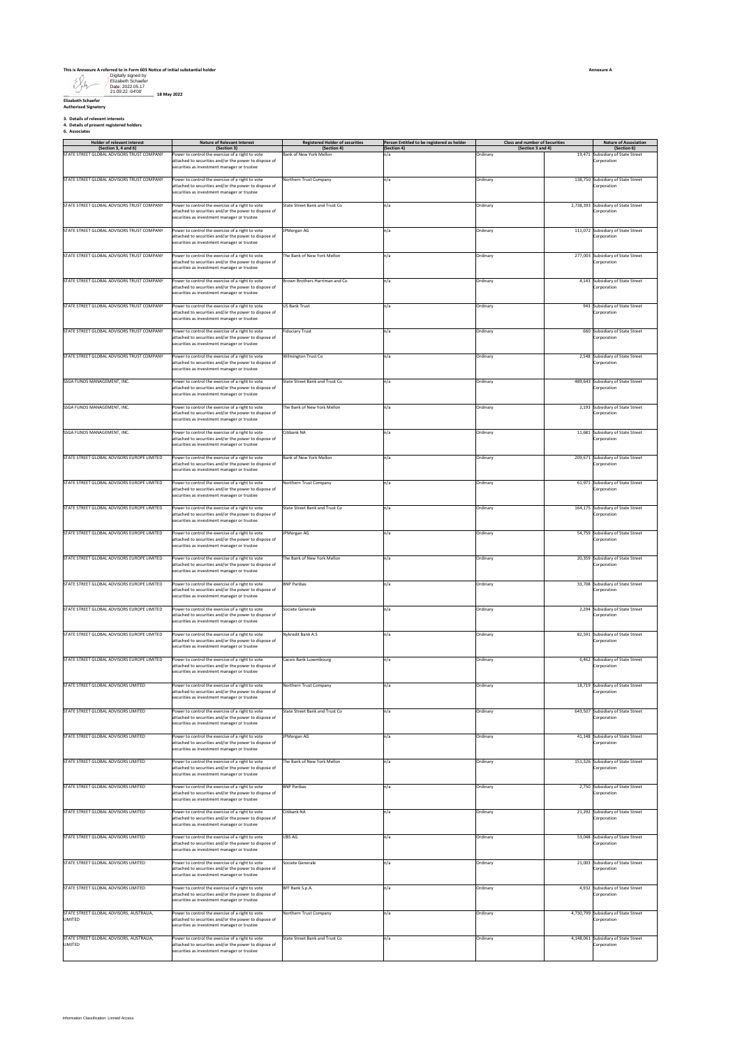**This is Annexure A referred to in Form 603 Notice of initial substantial holder**

**Annexure A**

Digitally signed by Elizabeth Schaefer
Date: 2022.05.17 21:09:22 -04'00'

**18 May 2022**

**Elizabeth Schaefer**
**Authorised Signatory**

**3. Details of relevant interests**
**4. Details of present registered holders**
**6. Associates**

| Holder of relevant interest (Section 3, 4 and 6) | Nature of Relevant Interest (Section 3) | Registered Holder of securities (Section 4) | Person Entitled to be registered as holder (Section 4) | Class and number of Securities (Section 3 and 4) | | Nature of Association (Section 6) |
|---|---|---|---|---|---|---|
| STATE STREET GLOBAL ADVISORS TRUST COMPANY | Power to control the exercise of a right to vote attached to securities and/or the power to dispose of securities as investment manager or trustee | Bank of New York Mellon | n/a | Ordinary | 19,471 | Subsidiary of State Street Corporation |
| STATE STREET GLOBAL ADVISORS TRUST COMPANY | Power to control the exercise of a right to vote attached to securities and/or the power to dispose of securities as investment manager or trustee | Northern Trust Company | n/a | Ordinary | 138,750 | Subsidiary of State Street Corporation |
| STATE STREET GLOBAL ADVISORS TRUST COMPANY | Power to control the exercise of a right to vote attached to securities and/or the power to dispose of securities as investment manager or trustee | State Street Bank and Trust Co | n/a | Ordinary | 2,738,393 | Subsidiary of State Street Corporation |
| STATE STREET GLOBAL ADVISORS TRUST COMPANY | Power to control the exercise of a right to vote attached to securities and/or the power to dispose of securities as investment manager or trustee | JPMorgan AG | n/a | Ordinary | 111,072 | Subsidiary of State Street Corporation |
| STATE STREET GLOBAL ADVISORS TRUST COMPANY | Power to control the exercise of a right to vote attached to securities and/or the power to dispose of securities as investment manager or trustee | The Bank of New York Mellon | n/a | Ordinary | 277,003 | Subsidiary of State Street Corporation |
| STATE STREET GLOBAL ADVISORS TRUST COMPANY | Power to control the exercise of a right to vote attached to securities and/or the power to dispose of securities as investment manager or trustee | Brown Brothers Harriman and Co | n/a | Ordinary | 4,143 | Subsidiary of State Street Corporation |
| STATE STREET GLOBAL ADVISORS TRUST COMPANY | Power to control the exercise of a right to vote attached to securities and/or the power to dispose of securities as investment manager or trustee | US Bank Trust | n/a | Ordinary | 943 | Subsidiary of State Street Corporation |
| STATE STREET GLOBAL ADVISORS TRUST COMPANY | Power to control the exercise of a right to vote attached to securities and/or the power to dispose of securities as investment manager or trustee | Fiduciary Trust | n/a | Ordinary | 660 | Subsidiary of State Street Corporation |
| STATE STREET GLOBAL ADVISORS TRUST COMPANY | Power to control the exercise of a right to vote attached to securities and/or the power to dispose of securities as investment manager or trustee | Wilmington Trust Co | n/a | Ordinary | 2,548 | Subsidiary of State Street Corporation |
| SSGA FUNDS MANAGEMENT, INC. | Power to control the exercise of a right to vote attached to securities and/or the power to dispose of securities as investment manager or trustee | State Street Bank and Trust Co | n/a | Ordinary | 489,643 | Subsidiary of State Street Corporation |
| SSGA FUNDS MANAGEMENT, INC. | Power to control the exercise of a right to vote attached to securities and/or the power to dispose of securities as investment manager or trustee | The Bank of New York Mellon | n/a | Ordinary | 2,193 | Subsidiary of State Street Corporation |
| SSGA FUNDS MANAGEMENT, INC. | Power to control the exercise of a right to vote attached to securities and/or the power to dispose of securities as investment manager or trustee | Citibank NA | n/a | Ordinary | 11,681 | Subsidiary of State Street Corporation |
| STATE STREET GLOBAL ADVISORS EUROPE LIMITED | Power to control the exercise of a right to vote attached to securities and/or the power to dispose of securities as investment manager or trustee | Bank of New York Mellon | n/a | Ordinary | 209,671 | Subsidiary of State Street Corporation |
| STATE STREET GLOBAL ADVISORS EUROPE LIMITED | Power to control the exercise of a right to vote attached to securities and/or the power to dispose of securities as investment manager or trustee | Northern Trust Company | n/a | Ordinary | 61,971 | Subsidiary of State Street Corporation |
| STATE STREET GLOBAL ADVISORS EUROPE LIMITED | Power to control the exercise of a right to vote attached to securities and/or the power to dispose of securities as investment manager or trustee | State Street Bank and Trust Co | n/a | Ordinary | 164,175 | Subsidiary of State Street Corporation |
| STATE STREET GLOBAL ADVISORS EUROPE LIMITED | Power to control the exercise of a right to vote attached to securities and/or the power to dispose of securities as investment manager or trustee | JPMorgan AG | n/a | Ordinary | 54,759 | Subsidiary of State Street Corporation |
| STATE STREET GLOBAL ADVISORS EUROPE LIMITED | Power to control the exercise of a right to vote attached to securities and/or the power to dispose of securities as investment manager or trustee | The Bank of New York Mellon | n/a | Ordinary | 20,359 | Subsidiary of State Street Corporation |
| STATE STREET GLOBAL ADVISORS EUROPE LIMITED | Power to control the exercise of a right to vote attached to securities and/or the power to dispose of securities as investment manager or trustee | BNP Paribas | n/a | Ordinary | 33,708 | Subsidiary of State Street Corporation |
| STATE STREET GLOBAL ADVISORS EUROPE LIMITED | Power to control the exercise of a right to vote attached to securities and/or the power to dispose of securities as investment manager or trustee | Societe Generale | n/a | Ordinary | 2,294 | Subsidiary of State Street Corporation |
| STATE STREET GLOBAL ADVISORS EUROPE LIMITED | Power to control the exercise of a right to vote attached to securities and/or the power to dispose of securities as investment manager or trustee | Nykredit Bank A.S | n/a | Ordinary | 82,591 | Subsidiary of State Street Corporation |
| STATE STREET GLOBAL ADVISORS EUROPE LIMITED | Power to control the exercise of a right to vote attached to securities and/or the power to dispose of securities as investment manager or trustee | Caceis Bank Luxembourg | n/a | Ordinary | 6,462 | Subsidiary of State Street Corporation |
| STATE STREET GLOBAL ADVISORS LIMITED | Power to control the exercise of a right to vote attached to securities and/or the power to dispose of securities as investment manager or trustee | Northern Trust Company | n/a | Ordinary | 18,719 | Subsidiary of State Street Corporation |
| STATE STREET GLOBAL ADVISORS LIMITED | Power to control the exercise of a right to vote attached to securities and/or the power to dispose of securities as investment manager or trustee | State Street Bank and Trust Co | n/a | Ordinary | 643,507 | Subsidiary of State Street Corporation |
| STATE STREET GLOBAL ADVISORS LIMITED | Power to control the exercise of a right to vote attached to securities and/or the power to dispose of securities as investment manager or trustee | JPMorgan AG | n/a | Ordinary | 41,148 | Subsidiary of State Street Corporation |
| STATE STREET GLOBAL ADVISORS LIMITED | Power to control the exercise of a right to vote attached to securities and/or the power to dispose of securities as investment manager or trustee | The Bank of New York Mellon | n/a | Ordinary | 151,326 | Subsidiary of State Street Corporation |
| STATE STREET GLOBAL ADVISORS LIMITED | Power to control the exercise of a right to vote attached to securities and/or the power to dispose of securities as investment manager or trustee | BNP Paribas | n/a | Ordinary | 2,750 | Subsidiary of State Street Corporation |
| STATE STREET GLOBAL ADVISORS LIMITED | Power to control the exercise of a right to vote attached to securities and/or the power to dispose of securities as investment manager or trustee | Citibank NA | n/a | Ordinary | 21,292 | Subsidiary of State Street Corporation |
| STATE STREET GLOBAL ADVISORS LIMITED | Power to control the exercise of a right to vote attached to securities and/or the power to dispose of securities as investment manager or trustee | UBS AG | n/a | Ordinary | 53,048 | Subsidiary of State Street Corporation |
| STATE STREET GLOBAL ADVISORS LIMITED | Power to control the exercise of a right to vote attached to securities and/or the power to dispose of securities as investment manager or trustee | Societe Generale | n/a | Ordinary | 21,003 | Subsidiary of State Street Corporation |
| STATE STREET GLOBAL ADVISORS LIMITED | Power to control the exercise of a right to vote attached to securities and/or the power to dispose of securities as investment manager or trustee | BFF Bank S.p.A. | n/a | Ordinary | 4,932 | Subsidiary of State Street Corporation |
| STATE STREET GLOBAL ADVISORS, AUSTRALIA, LIMITED | Power to control the exercise of a right to vote attached to securities and/or the power to dispose of securities as investment manager or trustee | Northern Trust Company | n/a | Ordinary | 4,730,799 | Subsidiary of State Street Corporation |
| STATE STREET GLOBAL ADVISORS, AUSTRALIA, LIMITED | Power to control the exercise of a right to vote attached to securities and/or the power to dispose of securities as investment manager or trustee | State Street Bank and Trust Co | n/a | Ordinary | 4,148,061 | Subsidiary of State Street Corporation |

Information Classification: Limited Access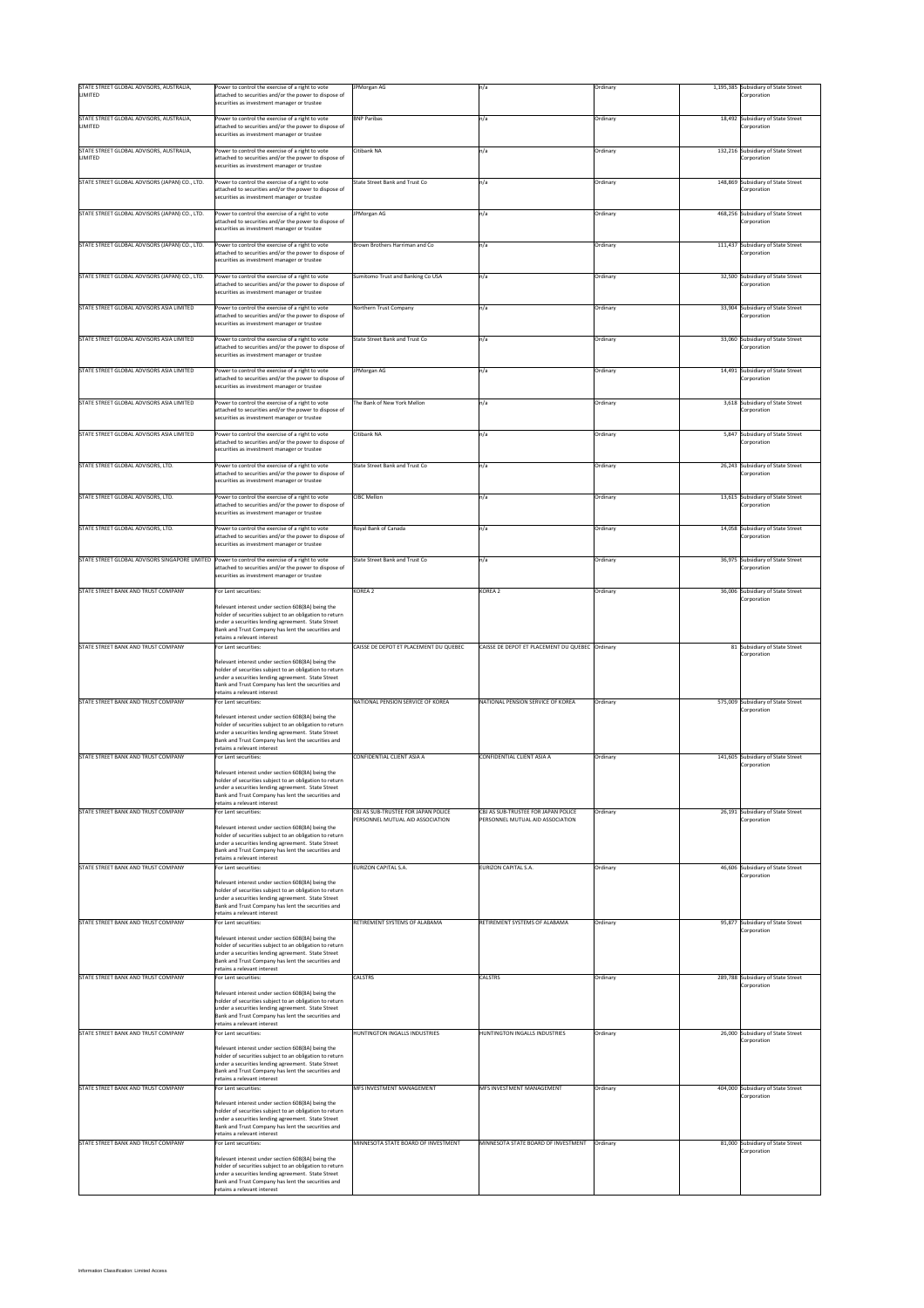| | | | | | | |
|---|---|---|---|---|---|---|
| STATE STREET GLOBAL ADVISORS, AUSTRALIA, LIMITED | Power to control the exercise of a right to vote attached to securities and/or the power to dispose of securities as investment manager or trustee | JPMorgan AG | n/a | Ordinary | 1,195,385 | Subsidiary of State Street Corporation |
| STATE STREET GLOBAL ADVISORS, AUSTRALIA, LIMITED | Power to control the exercise of a right to vote attached to securities and/or the power to dispose of securities as investment manager or trustee | BNP Paribas | n/a | Ordinary | 18,492 | Subsidiary of State Street Corporation |
| STATE STREET GLOBAL ADVISORS, AUSTRALIA, LIMITED | Power to control the exercise of a right to vote attached to securities and/or the power to dispose of securities as investment manager or trustee | Citibank NA | n/a | Ordinary | 132,216 | Subsidiary of State Street Corporation |
| STATE STREET GLOBAL ADVISORS (JAPAN) CO., LTD. | Power to control the exercise of a right to vote attached to securities and/or the power to dispose of securities as investment manager or trustee | State Street Bank and Trust Co | n/a | Ordinary | 148,869 | Subsidiary of State Street Corporation |
| STATE STREET GLOBAL ADVISORS (JAPAN) CO., LTD. | Power to control the exercise of a right to vote attached to securities and/or the power to dispose of securities as investment manager or trustee | JPMorgan AG | n/a | Ordinary | 468,256 | Subsidiary of State Street Corporation |
| STATE STREET GLOBAL ADVISORS (JAPAN) CO., LTD. | Power to control the exercise of a right to vote attached to securities and/or the power to dispose of securities as investment manager or trustee | Brown Brothers Harriman and Co | n/a | Ordinary | 111,437 | Subsidiary of State Street Corporation |
| STATE STREET GLOBAL ADVISORS (JAPAN) CO., LTD. | Power to control the exercise of a right to vote attached to securities and/or the power to dispose of securities as investment manager or trustee | Sumitomo Trust and Banking Co USA | n/a | Ordinary | 32,500 | Subsidiary of State Street Corporation |
| STATE STREET GLOBAL ADVISORS ASIA LIMITED | Power to control the exercise of a right to vote attached to securities and/or the power to dispose of securities as investment manager or trustee | Northern Trust Company | n/a | Ordinary | 33,904 | Subsidiary of State Street Corporation |
| STATE STREET GLOBAL ADVISORS ASIA LIMITED | Power to control the exercise of a right to vote attached to securities and/or the power to dispose of securities as investment manager or trustee | State Street Bank and Trust Co | n/a | Ordinary | 33,060 | Subsidiary of State Street Corporation |
| STATE STREET GLOBAL ADVISORS ASIA LIMITED | Power to control the exercise of a right to vote attached to securities and/or the power to dispose of securities as investment manager or trustee | JPMorgan AG | n/a | Ordinary | 14,491 | Subsidiary of State Street Corporation |
| STATE STREET GLOBAL ADVISORS ASIA LIMITED | Power to control the exercise of a right to vote attached to securities and/or the power to dispose of securities as investment manager or trustee | The Bank of New York Mellon | n/a | Ordinary | 3,618 | Subsidiary of State Street Corporation |
| STATE STREET GLOBAL ADVISORS ASIA LIMITED | Power to control the exercise of a right to vote attached to securities and/or the power to dispose of securities as investment manager or trustee | Citibank NA | n/a | Ordinary | 5,847 | Subsidiary of State Street Corporation |
| STATE STREET GLOBAL ADVISORS, LTD. | Power to control the exercise of a right to vote attached to securities and/or the power to dispose of securities as investment manager or trustee | State Street Bank and Trust Co | n/a | Ordinary | 26,243 | Subsidiary of State Street Corporation |
| STATE STREET GLOBAL ADVISORS, LTD. | Power to control the exercise of a right to vote attached to securities and/or the power to dispose of securities as investment manager or trustee | CIBC Mellon | n/a | Ordinary | 13,615 | Subsidiary of State Street Corporation |
| STATE STREET GLOBAL ADVISORS, LTD. | Power to control the exercise of a right to vote attached to securities and/or the power to dispose of securities as investment manager or trustee | Royal Bank of Canada | n/a | Ordinary | 14,058 | Subsidiary of State Street Corporation |
| STATE STREET GLOBAL ADVISORS SINGAPORE LIMITED | Power to control the exercise of a right to vote attached to securities and/or the power to dispose of securities as investment manager or trustee | State Street Bank and Trust Co | n/a | Ordinary | 36,975 | Subsidiary of State Street Corporation |
| STATE STREET BANK AND TRUST COMPANY | For Lent securities: Relevant interest under section 608(8A) being the holder of securities subject to an obligation to return under a securities lending agreement. State Street Bank and Trust Company has lent the securities and retains a relevant interest | KOREA 2 | KOREA 2 | Ordinary | 36,006 | Subsidiary of State Street Corporation |
| STATE STREET BANK AND TRUST COMPANY | For Lent securities: Relevant interest under section 608(8A) being the holder of securities subject to an obligation to return under a securities lending agreement. State Street Bank and Trust Company has lent the securities and retains a relevant interest | CAISSE DE DEPOT ET PLACEMENT DU QUEBEC | CAISSE DE DEPOT ET PLACEMENT DU QUEBEC | Ordinary | 81 | Subsidiary of State Street Corporation |
| STATE STREET BANK AND TRUST COMPANY | For Lent securities: Relevant interest under section 608(8A) being the holder of securities subject to an obligation to return under a securities lending agreement. State Street Bank and Trust Company has lent the securities and retains a relevant interest | NATIONAL PENSION SERVICE OF KOREA | NATIONAL PENSION SERVICE OF KOREA | Ordinary | 575,009 | Subsidiary of State Street Corporation |
| STATE STREET BANK AND TRUST COMPANY | For Lent securities: Relevant interest under section 608(8A) being the holder of securities subject to an obligation to return under a securities lending agreement. State Street Bank and Trust Company has lent the securities and retains a relevant interest | CONFIDENTIAL CLIENT ASIA A | CONFIDENTIAL CLIENT ASIA A | Ordinary | 141,605 | Subsidiary of State Street Corporation |
| STATE STREET BANK AND TRUST COMPANY | For Lent securities: Relevant interest under section 608(8A) being the holder of securities subject to an obligation to return under a securities lending agreement. State Street Bank and Trust Company has lent the securities and retains a relevant interest | CBJ AS SUB-TRUSTEE FOR JAPAN POLICE PERSONNEL MUTUAL AID ASSOCIATION | CBJ AS SUB-TRUSTEE FOR JAPAN POLICE PERSONNEL MUTUAL AID ASSOCIATION | Ordinary | 26,191 | Subsidiary of State Street Corporation |
| STATE STREET BANK AND TRUST COMPANY | For Lent securities: Relevant interest under section 608(8A) being the holder of securities subject to an obligation to return under a securities lending agreement. State Street Bank and Trust Company has lent the securities and retains a relevant interest | EURIZON CAPITAL S.A. | EURIZON CAPITAL S.A. | Ordinary | 46,606 | Subsidiary of State Street Corporation |
| STATE STREET BANK AND TRUST COMPANY | For Lent securities: Relevant interest under section 608(8A) being the holder of securities subject to an obligation to return under a securities lending agreement. State Street Bank and Trust Company has lent the securities and retains a relevant interest | RETIREMENT SYSTEMS OF ALABAMA | RETIREMENT SYSTEMS OF ALABAMA | Ordinary | 95,877 | Subsidiary of State Street Corporation |
| STATE STREET BANK AND TRUST COMPANY | For Lent securities: Relevant interest under section 608(8A) being the holder of securities subject to an obligation to return under a securities lending agreement. State Street Bank and Trust Company has lent the securities and retains a relevant interest | CALSTRS | CALSTRS | Ordinary | 289,788 | Subsidiary of State Street Corporation |
| STATE STREET BANK AND TRUST COMPANY | For Lent securities: Relevant interest under section 608(8A) being the holder of securities subject to an obligation to return under a securities lending agreement. State Street Bank and Trust Company has lent the securities and retains a relevant interest | HUNTINGTON INGALLS INDUSTRIES | HUNTINGTON INGALLS INDUSTRIES | Ordinary | 26,000 | Subsidiary of State Street Corporation |
| STATE STREET BANK AND TRUST COMPANY | For Lent securities: Relevant interest under section 608(8A) being the holder of securities subject to an obligation to return under a securities lending agreement. State Street Bank and Trust Company has lent the securities and retains a relevant interest | MFS INVESTMENT MANAGEMENT | MFS INVESTMENT MANAGEMENT | Ordinary | 404,000 | Subsidiary of State Street Corporation |
| STATE STREET BANK AND TRUST COMPANY | For Lent securities: Relevant interest under section 608(8A) being the holder of securities subject to an obligation to return under a securities lending agreement. State Street Bank and Trust Company has lent the securities and retains a relevant interest | MINNESOTA STATE BOARD OF INVESTMENT | MINNESOTA STATE BOARD OF INVESTMENT | Ordinary | 81,000 | Subsidiary of State Street Corporation |

Information Classification: Limited Access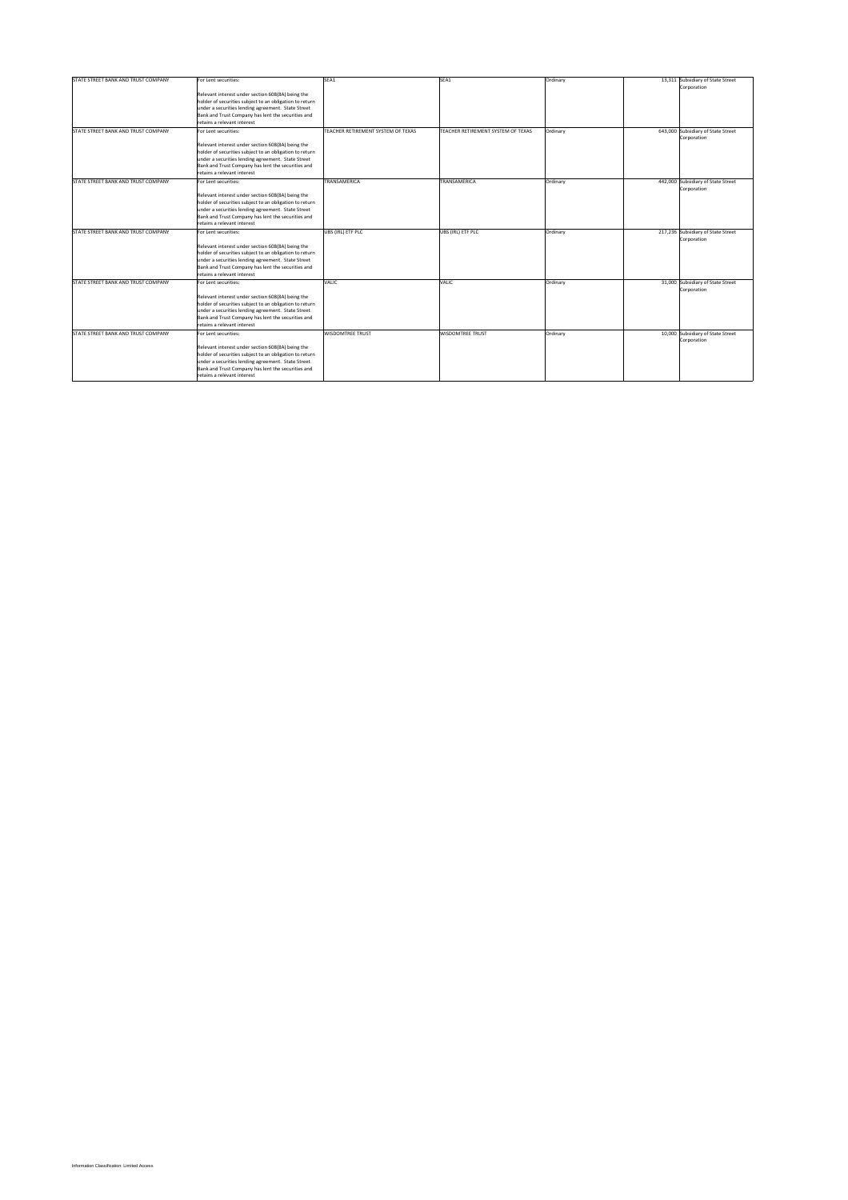| | | | | | | |
|---|---|---|---|---|---|---|
| STATE STREET BANK AND TRUST COMPANY | For Lent securities:<br><br>Relevant interest under section 608(8A) being the holder of securities subject to an obligation to return under a securities lending agreement. State Street Bank and Trust Company has lent the securities and retains a relevant interest | SEA1 | SEA1 | Ordinary | 13,311 | Subsidiary of State Street Corporation |
| STATE STREET BANK AND TRUST COMPANY | For Lent securities:<br><br>Relevant interest under section 608(8A) being the holder of securities subject to an obligation to return under a securities lending agreement. State Street Bank and Trust Company has lent the securities and retains a relevant interest | TEACHER RETIREMENT SYSTEM OF TEXAS | TEACHER RETIREMENT SYSTEM OF TEXAS | Ordinary | 643,000 | Subsidiary of State Street Corporation |
| STATE STREET BANK AND TRUST COMPANY | For Lent securities:<br><br>Relevant interest under section 608(8A) being the holder of securities subject to an obligation to return under a securities lending agreement. State Street Bank and Trust Company has lent the securities and retains a relevant interest | TRANSAMERICA | TRANSAMERICA | Ordinary | 442,000 | Subsidiary of State Street Corporation |
| STATE STREET BANK AND TRUST COMPANY | For Lent securities:<br><br>Relevant interest under section 608(8A) being the holder of securities subject to an obligation to return under a securities lending agreement. State Street Bank and Trust Company has lent the securities and retains a relevant interest | UBS (IRL) ETF PLC | UBS (IRL) ETF PLC | Ordinary | 217,236 | Subsidiary of State Street Corporation |
| STATE STREET BANK AND TRUST COMPANY | For Lent securities:<br><br>Relevant interest under section 608(8A) being the holder of securities subject to an obligation to return under a securities lending agreement. State Street Bank and Trust Company has lent the securities and retains a relevant interest | VALIC | VALIC | Ordinary | 31,000 | Subsidiary of State Street Corporation |
| STATE STREET BANK AND TRUST COMPANY | For Lent securities:<br><br>Relevant interest under section 608(8A) being the holder of securities subject to an obligation to return under a securities lending agreement. State Street Bank and Trust Company has lent the securities and retains a relevant interest | WISDOMTREE TRUST | WISDOMTREE TRUST | Ordinary | 10,000 | Subsidiary of State Street Corporation |

Information Classification: Limited Access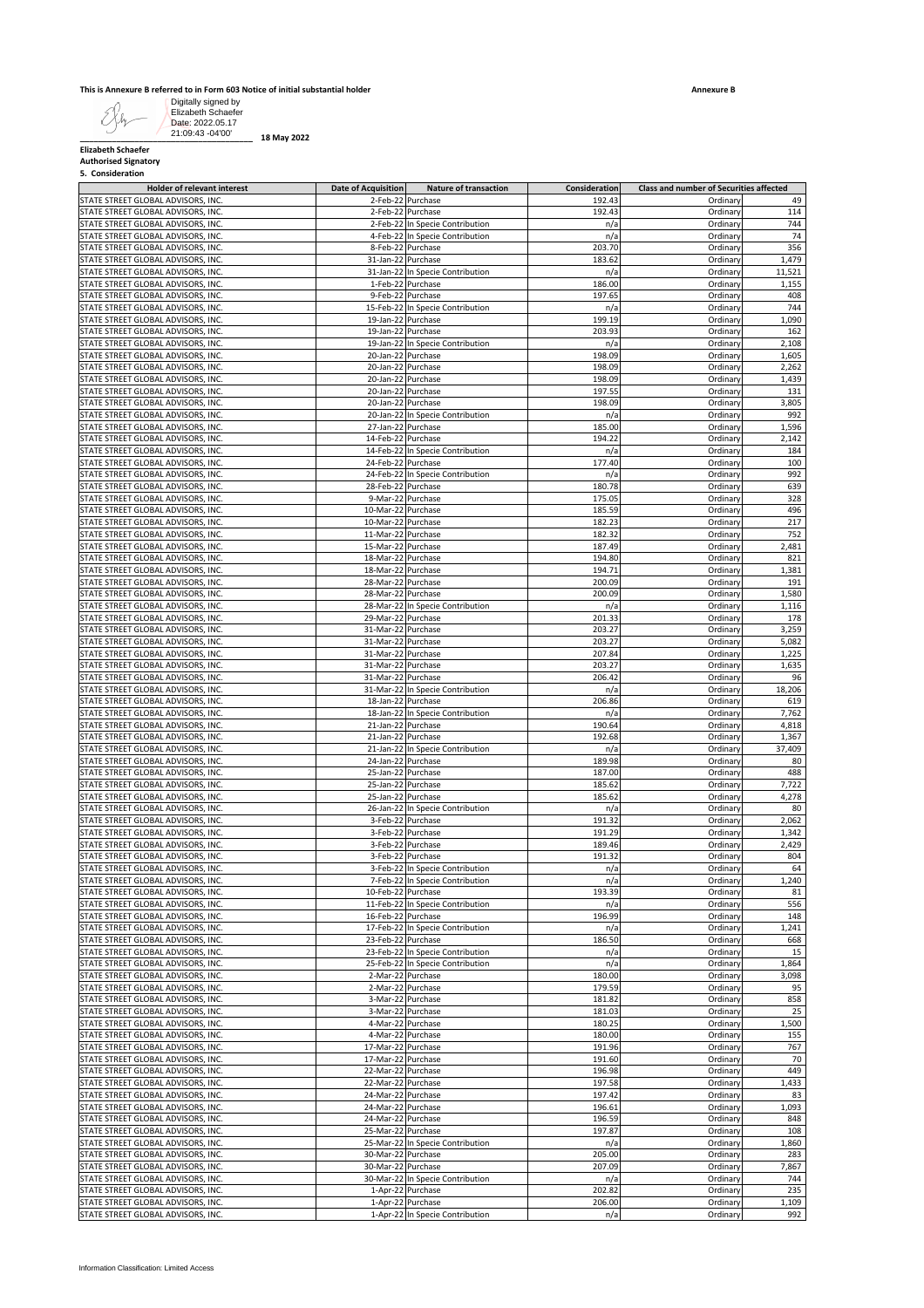**This is Annexure B referred to in Form 603 Notice of initial substantial holder**

**Annexure B**

Digitally signed by Elizabeth Schaefer
Date: 2022.05.17 21:09:43 -04'00'

**18 May 2022**

**Elizabeth Schaefer**
**Authorised Signatory**
**5. Consideration**

| Holder of relevant interest | Date of Acquisition | Nature of transaction | Consideration | Class and number of Securities affected | |
|---|---|---|---|---|---|
| STATE STREET GLOBAL ADVISORS, INC. | 2-Feb-22 | Purchase | 192.43 | Ordinary | 49 |
| STATE STREET GLOBAL ADVISORS, INC. | 2-Feb-22 | Purchase | 192.43 | Ordinary | 114 |
| STATE STREET GLOBAL ADVISORS, INC. | 2-Feb-22 | In Specie Contribution | n/a | Ordinary | 744 |
| STATE STREET GLOBAL ADVISORS, INC. | 4-Feb-22 | In Specie Contribution | n/a | Ordinary | 74 |
| STATE STREET GLOBAL ADVISORS, INC. | 8-Feb-22 | Purchase | 203.70 | Ordinary | 356 |
| STATE STREET GLOBAL ADVISORS, INC. | 31-Jan-22 | Purchase | 183.62 | Ordinary | 1,479 |
| STATE STREET GLOBAL ADVISORS, INC. | 31-Jan-22 | In Specie Contribution | n/a | Ordinary | 11,521 |
| STATE STREET GLOBAL ADVISORS, INC. | 1-Feb-22 | Purchase | 186.00 | Ordinary | 1,155 |
| STATE STREET GLOBAL ADVISORS, INC. | 9-Feb-22 | Purchase | 197.65 | Ordinary | 408 |
| STATE STREET GLOBAL ADVISORS, INC. | 15-Feb-22 | In Specie Contribution | n/a | Ordinary | 744 |
| STATE STREET GLOBAL ADVISORS, INC. | 19-Jan-22 | Purchase | 199.19 | Ordinary | 1,090 |
| STATE STREET GLOBAL ADVISORS, INC. | 19-Jan-22 | Purchase | 203.93 | Ordinary | 162 |
| STATE STREET GLOBAL ADVISORS, INC. | 19-Jan-22 | In Specie Contribution | n/a | Ordinary | 2,108 |
| STATE STREET GLOBAL ADVISORS, INC. | 20-Jan-22 | Purchase | 198.09 | Ordinary | 1,605 |
| STATE STREET GLOBAL ADVISORS, INC. | 20-Jan-22 | Purchase | 198.09 | Ordinary | 2,262 |
| STATE STREET GLOBAL ADVISORS, INC. | 20-Jan-22 | Purchase | 198.09 | Ordinary | 1,439 |
| STATE STREET GLOBAL ADVISORS, INC. | 20-Jan-22 | Purchase | 197.55 | Ordinary | 131 |
| STATE STREET GLOBAL ADVISORS, INC. | 20-Jan-22 | Purchase | 198.09 | Ordinary | 3,805 |
| STATE STREET GLOBAL ADVISORS, INC. | 20-Jan-22 | In Specie Contribution | n/a | Ordinary | 992 |
| STATE STREET GLOBAL ADVISORS, INC. | 27-Jan-22 | Purchase | 185.00 | Ordinary | 1,596 |
| STATE STREET GLOBAL ADVISORS, INC. | 14-Feb-22 | Purchase | 194.22 | Ordinary | 2,142 |
| STATE STREET GLOBAL ADVISORS, INC. | 14-Feb-22 | In Specie Contribution | n/a | Ordinary | 184 |
| STATE STREET GLOBAL ADVISORS, INC. | 24-Feb-22 | Purchase | 177.40 | Ordinary | 100 |
| STATE STREET GLOBAL ADVISORS, INC. | 24-Feb-22 | In Specie Contribution | n/a | Ordinary | 992 |
| STATE STREET GLOBAL ADVISORS, INC. | 28-Feb-22 | Purchase | 180.78 | Ordinary | 639 |
| STATE STREET GLOBAL ADVISORS, INC. | 9-Mar-22 | Purchase | 175.05 | Ordinary | 328 |
| STATE STREET GLOBAL ADVISORS, INC. | 10-Mar-22 | Purchase | 185.59 | Ordinary | 496 |
| STATE STREET GLOBAL ADVISORS, INC. | 10-Mar-22 | Purchase | 182.23 | Ordinary | 217 |
| STATE STREET GLOBAL ADVISORS, INC. | 11-Mar-22 | Purchase | 182.32 | Ordinary | 752 |
| STATE STREET GLOBAL ADVISORS, INC. | 15-Mar-22 | Purchase | 187.49 | Ordinary | 2,481 |
| STATE STREET GLOBAL ADVISORS, INC. | 18-Mar-22 | Purchase | 194.80 | Ordinary | 821 |
| STATE STREET GLOBAL ADVISORS, INC. | 18-Mar-22 | Purchase | 194.71 | Ordinary | 1,381 |
| STATE STREET GLOBAL ADVISORS, INC. | 28-Mar-22 | Purchase | 200.09 | Ordinary | 191 |
| STATE STREET GLOBAL ADVISORS, INC. | 28-Mar-22 | Purchase | 200.09 | Ordinary | 1,580 |
| STATE STREET GLOBAL ADVISORS, INC. | 28-Mar-22 | In Specie Contribution | n/a | Ordinary | 1,116 |
| STATE STREET GLOBAL ADVISORS, INC. | 29-Mar-22 | Purchase | 201.33 | Ordinary | 178 |
| STATE STREET GLOBAL ADVISORS, INC. | 31-Mar-22 | Purchase | 203.27 | Ordinary | 3,259 |
| STATE STREET GLOBAL ADVISORS, INC. | 31-Mar-22 | Purchase | 203.27 | Ordinary | 5,082 |
| STATE STREET GLOBAL ADVISORS, INC. | 31-Mar-22 | Purchase | 207.84 | Ordinary | 1,225 |
| STATE STREET GLOBAL ADVISORS, INC. | 31-Mar-22 | Purchase | 203.27 | Ordinary | 1,635 |
| STATE STREET GLOBAL ADVISORS, INC. | 31-Mar-22 | Purchase | 206.42 | Ordinary | 96 |
| STATE STREET GLOBAL ADVISORS, INC. | 31-Mar-22 | In Specie Contribution | n/a | Ordinary | 18,206 |
| STATE STREET GLOBAL ADVISORS, INC. | 18-Jan-22 | Purchase | 206.86 | Ordinary | 619 |
| STATE STREET GLOBAL ADVISORS, INC. | 18-Jan-22 | In Specie Contribution | n/a | Ordinary | 7,762 |
| STATE STREET GLOBAL ADVISORS, INC. | 21-Jan-22 | Purchase | 190.64 | Ordinary | 4,818 |
| STATE STREET GLOBAL ADVISORS, INC. | 21-Jan-22 | Purchase | 192.68 | Ordinary | 1,367 |
| STATE STREET GLOBAL ADVISORS, INC. | 21-Jan-22 | In Specie Contribution | n/a | Ordinary | 37,409 |
| STATE STREET GLOBAL ADVISORS, INC. | 24-Jan-22 | Purchase | 189.98 | Ordinary | 80 |
| STATE STREET GLOBAL ADVISORS, INC. | 25-Jan-22 | Purchase | 187.00 | Ordinary | 488 |
| STATE STREET GLOBAL ADVISORS, INC. | 25-Jan-22 | Purchase | 185.62 | Ordinary | 7,722 |
| STATE STREET GLOBAL ADVISORS, INC. | 25-Jan-22 | Purchase | 185.62 | Ordinary | 4,278 |
| STATE STREET GLOBAL ADVISORS, INC. | 26-Jan-22 | In Specie Contribution | n/a | Ordinary | 80 |
| STATE STREET GLOBAL ADVISORS, INC. | 3-Feb-22 | Purchase | 191.32 | Ordinary | 2,062 |
| STATE STREET GLOBAL ADVISORS, INC. | 3-Feb-22 | Purchase | 191.29 | Ordinary | 1,342 |
| STATE STREET GLOBAL ADVISORS, INC. | 3-Feb-22 | Purchase | 189.46 | Ordinary | 2,429 |
| STATE STREET GLOBAL ADVISORS, INC. | 3-Feb-22 | Purchase | 191.32 | Ordinary | 804 |
| STATE STREET GLOBAL ADVISORS, INC. | 3-Feb-22 | In Specie Contribution | n/a | Ordinary | 64 |
| STATE STREET GLOBAL ADVISORS, INC. | 7-Feb-22 | In Specie Contribution | n/a | Ordinary | 1,240 |
| STATE STREET GLOBAL ADVISORS, INC. | 10-Feb-22 | Purchase | 193.39 | Ordinary | 81 |
| STATE STREET GLOBAL ADVISORS, INC. | 11-Feb-22 | In Specie Contribution | n/a | Ordinary | 556 |
| STATE STREET GLOBAL ADVISORS, INC. | 16-Feb-22 | Purchase | 196.99 | Ordinary | 148 |
| STATE STREET GLOBAL ADVISORS, INC. | 17-Feb-22 | In Specie Contribution | n/a | Ordinary | 1,241 |
| STATE STREET GLOBAL ADVISORS, INC. | 23-Feb-22 | Purchase | 186.50 | Ordinary | 668 |
| STATE STREET GLOBAL ADVISORS, INC. | 23-Feb-22 | In Specie Contribution | n/a | Ordinary | 15 |
| STATE STREET GLOBAL ADVISORS, INC. | 25-Feb-22 | In Specie Contribution | n/a | Ordinary | 1,864 |
| STATE STREET GLOBAL ADVISORS, INC. | 2-Mar-22 | Purchase | 180.00 | Ordinary | 3,098 |
| STATE STREET GLOBAL ADVISORS, INC. | 2-Mar-22 | Purchase | 179.59 | Ordinary | 95 |
| STATE STREET GLOBAL ADVISORS, INC. | 3-Mar-22 | Purchase | 181.82 | Ordinary | 858 |
| STATE STREET GLOBAL ADVISORS, INC. | 3-Mar-22 | Purchase | 181.03 | Ordinary | 25 |
| STATE STREET GLOBAL ADVISORS, INC. | 4-Mar-22 | Purchase | 180.25 | Ordinary | 1,500 |
| STATE STREET GLOBAL ADVISORS, INC. | 4-Mar-22 | Purchase | 180.00 | Ordinary | 155 |
| STATE STREET GLOBAL ADVISORS, INC. | 17-Mar-22 | Purchase | 191.96 | Ordinary | 767 |
| STATE STREET GLOBAL ADVISORS, INC. | 17-Mar-22 | Purchase | 191.60 | Ordinary | 70 |
| STATE STREET GLOBAL ADVISORS, INC. | 22-Mar-22 | Purchase | 196.98 | Ordinary | 449 |
| STATE STREET GLOBAL ADVISORS, INC. | 22-Mar-22 | Purchase | 197.58 | Ordinary | 1,433 |
| STATE STREET GLOBAL ADVISORS, INC. | 24-Mar-22 | Purchase | 197.42 | Ordinary | 83 |
| STATE STREET GLOBAL ADVISORS, INC. | 24-Mar-22 | Purchase | 196.61 | Ordinary | 1,093 |
| STATE STREET GLOBAL ADVISORS, INC. | 24-Mar-22 | Purchase | 196.59 | Ordinary | 848 |
| STATE STREET GLOBAL ADVISORS, INC. | 25-Mar-22 | Purchase | 197.87 | Ordinary | 108 |
| STATE STREET GLOBAL ADVISORS, INC. | 25-Mar-22 | In Specie Contribution | n/a | Ordinary | 1,860 |
| STATE STREET GLOBAL ADVISORS, INC. | 30-Mar-22 | Purchase | 205.00 | Ordinary | 283 |
| STATE STREET GLOBAL ADVISORS, INC. | 30-Mar-22 | Purchase | 207.09 | Ordinary | 7,867 |
| STATE STREET GLOBAL ADVISORS, INC. | 30-Mar-22 | In Specie Contribution | n/a | Ordinary | 744 |
| STATE STREET GLOBAL ADVISORS, INC. | 1-Apr-22 | Purchase | 202.82 | Ordinary | 235 |
| STATE STREET GLOBAL ADVISORS, INC. | 1-Apr-22 | Purchase | 206.00 | Ordinary | 1,109 |
| STATE STREET GLOBAL ADVISORS, INC. | 1-Apr-22 | In Specie Contribution | n/a | Ordinary | 992 |

Information Classification: Limited Access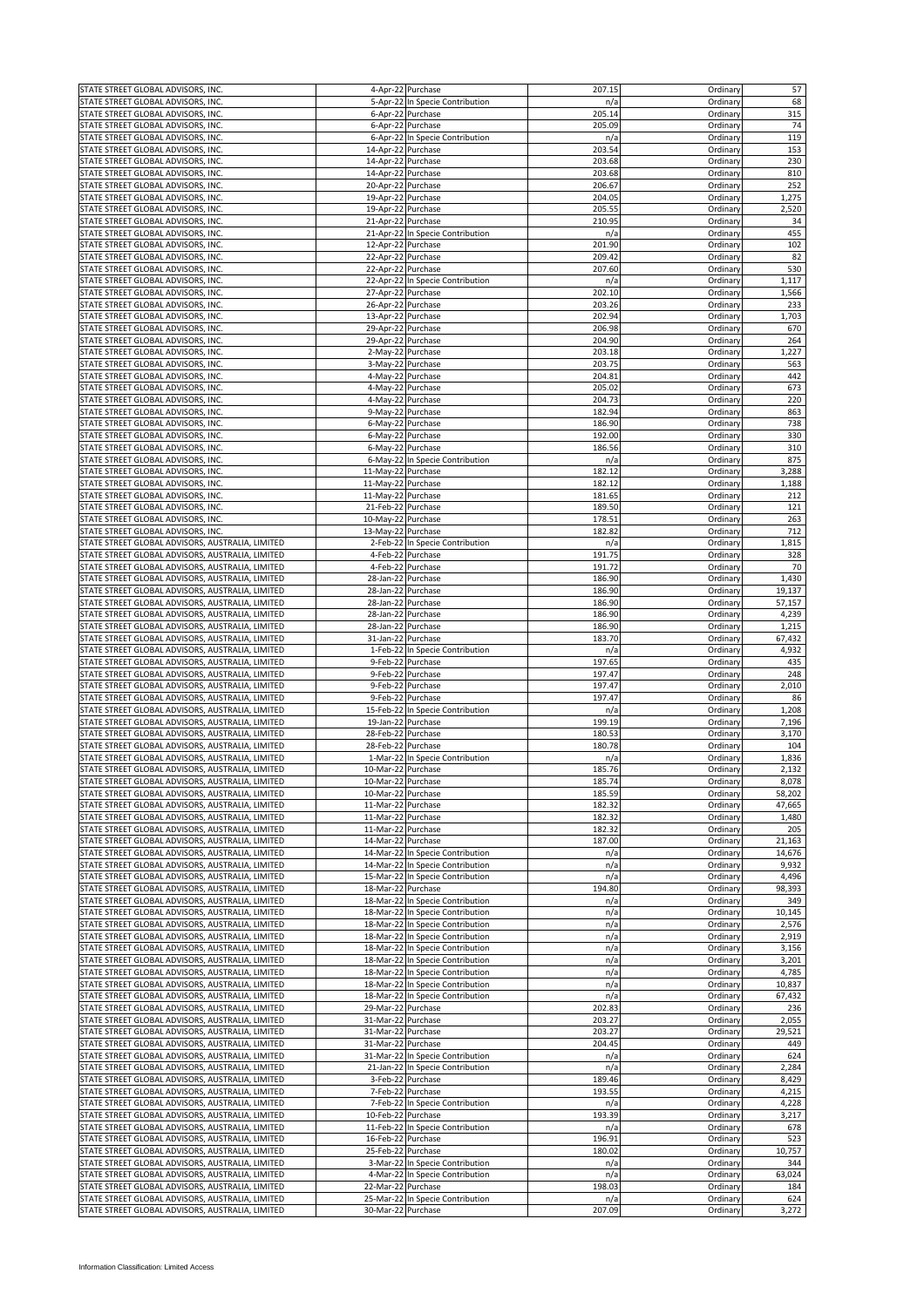| | | | | | |
|---|---|---|---|---|---|
| STATE STREET GLOBAL ADVISORS, INC. | 4-Apr-22 | Purchase | 207.15 | Ordinary | 57 |
| STATE STREET GLOBAL ADVISORS, INC. | 5-Apr-22 | In Specie Contribution | n/a | Ordinary | 68 |
| STATE STREET GLOBAL ADVISORS, INC. | 6-Apr-22 | Purchase | 205.14 | Ordinary | 315 |
| STATE STREET GLOBAL ADVISORS, INC. | 6-Apr-22 | Purchase | 205.09 | Ordinary | 74 |
| STATE STREET GLOBAL ADVISORS, INC. | 6-Apr-22 | In Specie Contribution | n/a | Ordinary | 119 |
| STATE STREET GLOBAL ADVISORS, INC. | 14-Apr-22 | Purchase | 203.54 | Ordinary | 153 |
| STATE STREET GLOBAL ADVISORS, INC. | 14-Apr-22 | Purchase | 203.68 | Ordinary | 230 |
| STATE STREET GLOBAL ADVISORS, INC. | 14-Apr-22 | Purchase | 203.68 | Ordinary | 810 |
| STATE STREET GLOBAL ADVISORS, INC. | 20-Apr-22 | Purchase | 206.67 | Ordinary | 252 |
| STATE STREET GLOBAL ADVISORS, INC. | 19-Apr-22 | Purchase | 204.05 | Ordinary | 1,275 |
| STATE STREET GLOBAL ADVISORS, INC. | 19-Apr-22 | Purchase | 205.55 | Ordinary | 2,520 |
| STATE STREET GLOBAL ADVISORS, INC. | 21-Apr-22 | Purchase | 210.95 | Ordinary | 34 |
| STATE STREET GLOBAL ADVISORS, INC. | 21-Apr-22 | In Specie Contribution | n/a | Ordinary | 455 |
| STATE STREET GLOBAL ADVISORS, INC. | 12-Apr-22 | Purchase | 201.90 | Ordinary | 102 |
| STATE STREET GLOBAL ADVISORS, INC. | 22-Apr-22 | Purchase | 209.42 | Ordinary | 82 |
| STATE STREET GLOBAL ADVISORS, INC. | 22-Apr-22 | Purchase | 207.60 | Ordinary | 530 |
| STATE STREET GLOBAL ADVISORS, INC. | 22-Apr-22 | In Specie Contribution | n/a | Ordinary | 1,117 |
| STATE STREET GLOBAL ADVISORS, INC. | 27-Apr-22 | Purchase | 202.10 | Ordinary | 1,566 |
| STATE STREET GLOBAL ADVISORS, INC. | 26-Apr-22 | Purchase | 203.26 | Ordinary | 233 |
| STATE STREET GLOBAL ADVISORS, INC. | 13-Apr-22 | Purchase | 202.94 | Ordinary | 1,703 |
| STATE STREET GLOBAL ADVISORS, INC. | 29-Apr-22 | Purchase | 206.98 | Ordinary | 670 |
| STATE STREET GLOBAL ADVISORS, INC. | 29-Apr-22 | Purchase | 204.90 | Ordinary | 264 |
| STATE STREET GLOBAL ADVISORS, INC. | 2-May-22 | Purchase | 203.18 | Ordinary | 1,227 |
| STATE STREET GLOBAL ADVISORS, INC. | 3-May-22 | Purchase | 203.75 | Ordinary | 563 |
| STATE STREET GLOBAL ADVISORS, INC. | 4-May-22 | Purchase | 204.81 | Ordinary | 442 |
| STATE STREET GLOBAL ADVISORS, INC. | 4-May-22 | Purchase | 205.02 | Ordinary | 673 |
| STATE STREET GLOBAL ADVISORS, INC. | 4-May-22 | Purchase | 204.73 | Ordinary | 220 |
| STATE STREET GLOBAL ADVISORS, INC. | 9-May-22 | Purchase | 182.94 | Ordinary | 863 |
| STATE STREET GLOBAL ADVISORS, INC. | 6-May-22 | Purchase | 186.90 | Ordinary | 738 |
| STATE STREET GLOBAL ADVISORS, INC. | 6-May-22 | Purchase | 192.00 | Ordinary | 330 |
| STATE STREET GLOBAL ADVISORS, INC. | 6-May-22 | Purchase | 186.56 | Ordinary | 310 |
| STATE STREET GLOBAL ADVISORS, INC. | 6-May-22 | In Specie Contribution | n/a | Ordinary | 875 |
| STATE STREET GLOBAL ADVISORS, INC. | 11-May-22 | Purchase | 182.12 | Ordinary | 3,288 |
| STATE STREET GLOBAL ADVISORS, INC. | 11-May-22 | Purchase | 182.12 | Ordinary | 1,188 |
| STATE STREET GLOBAL ADVISORS, INC. | 11-May-22 | Purchase | 181.65 | Ordinary | 212 |
| STATE STREET GLOBAL ADVISORS, INC. | 21-Feb-22 | Purchase | 189.50 | Ordinary | 121 |
| STATE STREET GLOBAL ADVISORS, INC. | 10-May-22 | Purchase | 178.51 | Ordinary | 263 |
| STATE STREET GLOBAL ADVISORS, INC. | 13-May-22 | Purchase | 182.82 | Ordinary | 712 |
| STATE STREET GLOBAL ADVISORS, AUSTRALIA, LIMITED | 2-Feb-22 | In Specie Contribution | n/a | Ordinary | 1,815 |
| STATE STREET GLOBAL ADVISORS, AUSTRALIA, LIMITED | 4-Feb-22 | Purchase | 191.75 | Ordinary | 328 |
| STATE STREET GLOBAL ADVISORS, AUSTRALIA, LIMITED | 4-Feb-22 | Purchase | 191.72 | Ordinary | 70 |
| STATE STREET GLOBAL ADVISORS, AUSTRALIA, LIMITED | 28-Jan-22 | Purchase | 186.90 | Ordinary | 1,430 |
| STATE STREET GLOBAL ADVISORS, AUSTRALIA, LIMITED | 28-Jan-22 | Purchase | 186.90 | Ordinary | 19,137 |
| STATE STREET GLOBAL ADVISORS, AUSTRALIA, LIMITED | 28-Jan-22 | Purchase | 186.90 | Ordinary | 57,157 |
| STATE STREET GLOBAL ADVISORS, AUSTRALIA, LIMITED | 28-Jan-22 | Purchase | 186.90 | Ordinary | 4,239 |
| STATE STREET GLOBAL ADVISORS, AUSTRALIA, LIMITED | 28-Jan-22 | Purchase | 186.90 | Ordinary | 1,215 |
| STATE STREET GLOBAL ADVISORS, AUSTRALIA, LIMITED | 31-Jan-22 | Purchase | 183.70 | Ordinary | 67,432 |
| STATE STREET GLOBAL ADVISORS, AUSTRALIA, LIMITED | 1-Feb-22 | In Specie Contribution | n/a | Ordinary | 4,932 |
| STATE STREET GLOBAL ADVISORS, AUSTRALIA, LIMITED | 9-Feb-22 | Purchase | 197.65 | Ordinary | 435 |
| STATE STREET GLOBAL ADVISORS, AUSTRALIA, LIMITED | 9-Feb-22 | Purchase | 197.47 | Ordinary | 248 |
| STATE STREET GLOBAL ADVISORS, AUSTRALIA, LIMITED | 9-Feb-22 | Purchase | 197.47 | Ordinary | 2,010 |
| STATE STREET GLOBAL ADVISORS, AUSTRALIA, LIMITED | 9-Feb-22 | Purchase | 197.47 | Ordinary | 86 |
| STATE STREET GLOBAL ADVISORS, AUSTRALIA, LIMITED | 15-Feb-22 | In Specie Contribution | n/a | Ordinary | 1,208 |
| STATE STREET GLOBAL ADVISORS, AUSTRALIA, LIMITED | 19-Jan-22 | Purchase | 199.19 | Ordinary | 7,196 |
| STATE STREET GLOBAL ADVISORS, AUSTRALIA, LIMITED | 28-Feb-22 | Purchase | 180.53 | Ordinary | 3,170 |
| STATE STREET GLOBAL ADVISORS, AUSTRALIA, LIMITED | 28-Feb-22 | Purchase | 180.78 | Ordinary | 104 |
| STATE STREET GLOBAL ADVISORS, AUSTRALIA, LIMITED | 1-Mar-22 | In Specie Contribution | n/a | Ordinary | 1,836 |
| STATE STREET GLOBAL ADVISORS, AUSTRALIA, LIMITED | 10-Mar-22 | Purchase | 185.76 | Ordinary | 2,132 |
| STATE STREET GLOBAL ADVISORS, AUSTRALIA, LIMITED | 10-Mar-22 | Purchase | 185.74 | Ordinary | 8,078 |
| STATE STREET GLOBAL ADVISORS, AUSTRALIA, LIMITED | 10-Mar-22 | Purchase | 185.59 | Ordinary | 58,202 |
| STATE STREET GLOBAL ADVISORS, AUSTRALIA, LIMITED | 11-Mar-22 | Purchase | 182.32 | Ordinary | 47,665 |
| STATE STREET GLOBAL ADVISORS, AUSTRALIA, LIMITED | 11-Mar-22 | Purchase | 182.32 | Ordinary | 1,480 |
| STATE STREET GLOBAL ADVISORS, AUSTRALIA, LIMITED | 11-Mar-22 | Purchase | 182.32 | Ordinary | 205 |
| STATE STREET GLOBAL ADVISORS, AUSTRALIA, LIMITED | 14-Mar-22 | Purchase | 187.00 | Ordinary | 21,163 |
| STATE STREET GLOBAL ADVISORS, AUSTRALIA, LIMITED | 14-Mar-22 | In Specie Contribution | n/a | Ordinary | 14,676 |
| STATE STREET GLOBAL ADVISORS, AUSTRALIA, LIMITED | 14-Mar-22 | In Specie Contribution | n/a | Ordinary | 9,932 |
| STATE STREET GLOBAL ADVISORS, AUSTRALIA, LIMITED | 15-Mar-22 | In Specie Contribution | n/a | Ordinary | 4,496 |
| STATE STREET GLOBAL ADVISORS, AUSTRALIA, LIMITED | 18-Mar-22 | Purchase | 194.80 | Ordinary | 98,393 |
| STATE STREET GLOBAL ADVISORS, AUSTRALIA, LIMITED | 18-Mar-22 | In Specie Contribution | n/a | Ordinary | 349 |
| STATE STREET GLOBAL ADVISORS, AUSTRALIA, LIMITED | 18-Mar-22 | In Specie Contribution | n/a | Ordinary | 10,145 |
| STATE STREET GLOBAL ADVISORS, AUSTRALIA, LIMITED | 18-Mar-22 | In Specie Contribution | n/a | Ordinary | 2,576 |
| STATE STREET GLOBAL ADVISORS, AUSTRALIA, LIMITED | 18-Mar-22 | In Specie Contribution | n/a | Ordinary | 2,919 |
| STATE STREET GLOBAL ADVISORS, AUSTRALIA, LIMITED | 18-Mar-22 | In Specie Contribution | n/a | Ordinary | 3,156 |
| STATE STREET GLOBAL ADVISORS, AUSTRALIA, LIMITED | 18-Mar-22 | In Specie Contribution | n/a | Ordinary | 3,201 |
| STATE STREET GLOBAL ADVISORS, AUSTRALIA, LIMITED | 18-Mar-22 | In Specie Contribution | n/a | Ordinary | 4,785 |
| STATE STREET GLOBAL ADVISORS, AUSTRALIA, LIMITED | 18-Mar-22 | In Specie Contribution | n/a | Ordinary | 10,837 |
| STATE STREET GLOBAL ADVISORS, AUSTRALIA, LIMITED | 18-Mar-22 | In Specie Contribution | n/a | Ordinary | 67,432 |
| STATE STREET GLOBAL ADVISORS, AUSTRALIA, LIMITED | 29-Mar-22 | Purchase | 202.83 | Ordinary | 236 |
| STATE STREET GLOBAL ADVISORS, AUSTRALIA, LIMITED | 31-Mar-22 | Purchase | 203.27 | Ordinary | 2,055 |
| STATE STREET GLOBAL ADVISORS, AUSTRALIA, LIMITED | 31-Mar-22 | Purchase | 203.27 | Ordinary | 29,521 |
| STATE STREET GLOBAL ADVISORS, AUSTRALIA, LIMITED | 31-Mar-22 | Purchase | 204.45 | Ordinary | 449 |
| STATE STREET GLOBAL ADVISORS, AUSTRALIA, LIMITED | 31-Mar-22 | In Specie Contribution | n/a | Ordinary | 624 |
| STATE STREET GLOBAL ADVISORS, AUSTRALIA, LIMITED | 21-Jan-22 | In Specie Contribution | n/a | Ordinary | 2,284 |
| STATE STREET GLOBAL ADVISORS, AUSTRALIA, LIMITED | 3-Feb-22 | Purchase | 189.46 | Ordinary | 8,429 |
| STATE STREET GLOBAL ADVISORS, AUSTRALIA, LIMITED | 7-Feb-22 | Purchase | 193.55 | Ordinary | 4,215 |
| STATE STREET GLOBAL ADVISORS, AUSTRALIA, LIMITED | 7-Feb-22 | In Specie Contribution | n/a | Ordinary | 4,228 |
| STATE STREET GLOBAL ADVISORS, AUSTRALIA, LIMITED | 10-Feb-22 | Purchase | 193.39 | Ordinary | 3,217 |
| STATE STREET GLOBAL ADVISORS, AUSTRALIA, LIMITED | 11-Feb-22 | In Specie Contribution | n/a | Ordinary | 678 |
| STATE STREET GLOBAL ADVISORS, AUSTRALIA, LIMITED | 16-Feb-22 | Purchase | 196.91 | Ordinary | 523 |
| STATE STREET GLOBAL ADVISORS, AUSTRALIA, LIMITED | 25-Feb-22 | Purchase | 180.02 | Ordinary | 10,757 |
| STATE STREET GLOBAL ADVISORS, AUSTRALIA, LIMITED | 3-Mar-22 | In Specie Contribution | n/a | Ordinary | 344 |
| STATE STREET GLOBAL ADVISORS, AUSTRALIA, LIMITED | 4-Mar-22 | In Specie Contribution | n/a | Ordinary | 63,024 |
| STATE STREET GLOBAL ADVISORS, AUSTRALIA, LIMITED | 22-Mar-22 | Purchase | 198.03 | Ordinary | 184 |
| STATE STREET GLOBAL ADVISORS, AUSTRALIA, LIMITED | 25-Mar-22 | In Specie Contribution | n/a | Ordinary | 624 |
| STATE STREET GLOBAL ADVISORS, AUSTRALIA, LIMITED | 30-Mar-22 | Purchase | 207.09 | Ordinary | 3,272 |

Information Classification: Limited Access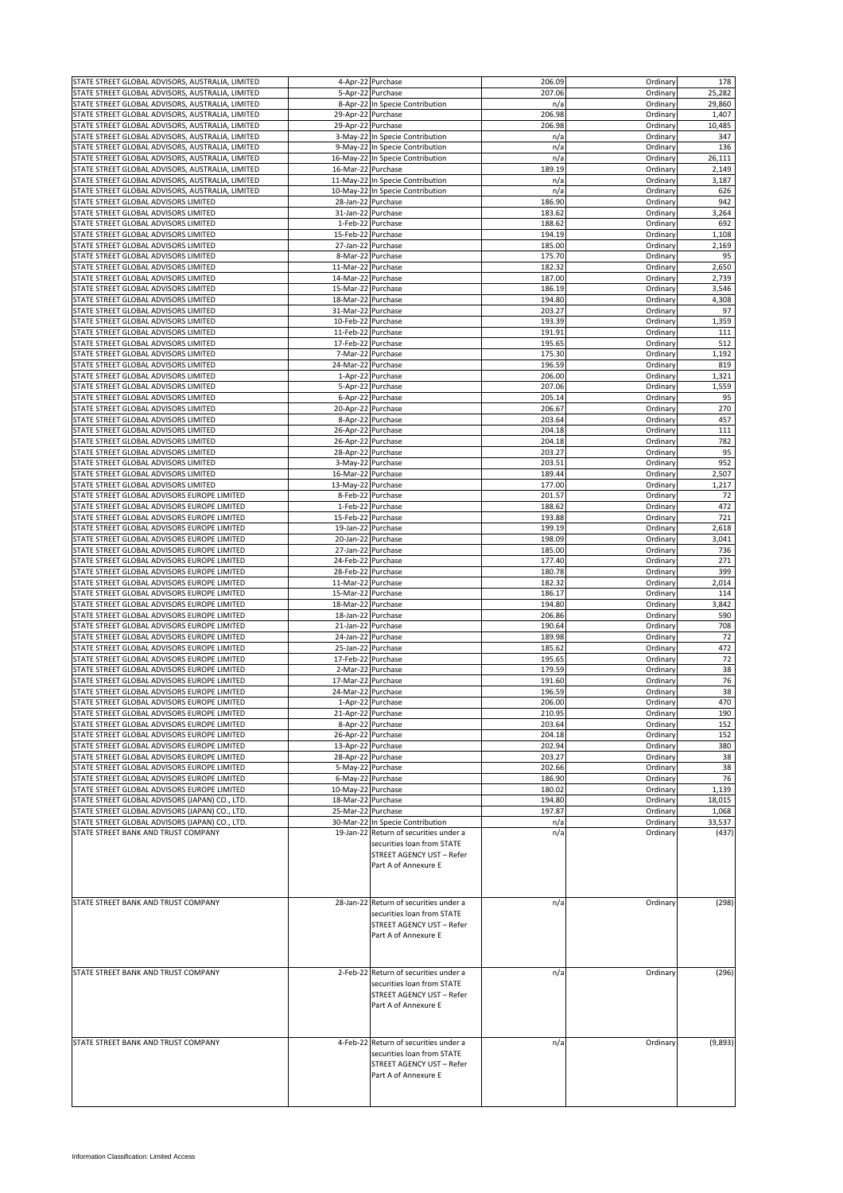| | | | | | |
|---|---|---|---|---|---|
| STATE STREET GLOBAL ADVISORS, AUSTRALIA, LIMITED | 4-Apr-22 | Purchase | 206.09 | Ordinary | 178 |
| STATE STREET GLOBAL ADVISORS, AUSTRALIA, LIMITED | 5-Apr-22 | Purchase | 207.06 | Ordinary | 25,282 |
| STATE STREET GLOBAL ADVISORS, AUSTRALIA, LIMITED | 8-Apr-22 | In Specie Contribution | n/a | Ordinary | 29,860 |
| STATE STREET GLOBAL ADVISORS, AUSTRALIA, LIMITED | 29-Apr-22 | Purchase | 206.98 | Ordinary | 1,407 |
| STATE STREET GLOBAL ADVISORS, AUSTRALIA, LIMITED | 29-Apr-22 | Purchase | 206.98 | Ordinary | 10,485 |
| STATE STREET GLOBAL ADVISORS, AUSTRALIA, LIMITED | 3-May-22 | In Specie Contribution | n/a | Ordinary | 347 |
| STATE STREET GLOBAL ADVISORS, AUSTRALIA, LIMITED | 9-May-22 | In Specie Contribution | n/a | Ordinary | 136 |
| STATE STREET GLOBAL ADVISORS, AUSTRALIA, LIMITED | 16-May-22 | In Specie Contribution | n/a | Ordinary | 26,111 |
| STATE STREET GLOBAL ADVISORS, AUSTRALIA, LIMITED | 16-Mar-22 | Purchase | 189.19 | Ordinary | 2,149 |
| STATE STREET GLOBAL ADVISORS, AUSTRALIA, LIMITED | 11-May-22 | In Specie Contribution | n/a | Ordinary | 3,187 |
| STATE STREET GLOBAL ADVISORS, AUSTRALIA, LIMITED | 10-May-22 | In Specie Contribution | n/a | Ordinary | 626 |
| STATE STREET GLOBAL ADVISORS LIMITED | 28-Jan-22 | Purchase | 186.90 | Ordinary | 942 |
| STATE STREET GLOBAL ADVISORS LIMITED | 31-Jan-22 | Purchase | 183.62 | Ordinary | 3,264 |
| STATE STREET GLOBAL ADVISORS LIMITED | 1-Feb-22 | Purchase | 188.62 | Ordinary | 692 |
| STATE STREET GLOBAL ADVISORS LIMITED | 15-Feb-22 | Purchase | 194.19 | Ordinary | 1,108 |
| STATE STREET GLOBAL ADVISORS LIMITED | 27-Jan-22 | Purchase | 185.00 | Ordinary | 2,169 |
| STATE STREET GLOBAL ADVISORS LIMITED | 8-Mar-22 | Purchase | 175.70 | Ordinary | 95 |
| STATE STREET GLOBAL ADVISORS LIMITED | 11-Mar-22 | Purchase | 182.32 | Ordinary | 2,650 |
| STATE STREET GLOBAL ADVISORS LIMITED | 14-Mar-22 | Purchase | 187.00 | Ordinary | 2,739 |
| STATE STREET GLOBAL ADVISORS LIMITED | 15-Mar-22 | Purchase | 186.19 | Ordinary | 3,546 |
| STATE STREET GLOBAL ADVISORS LIMITED | 18-Mar-22 | Purchase | 194.80 | Ordinary | 4,308 |
| STATE STREET GLOBAL ADVISORS LIMITED | 31-Mar-22 | Purchase | 203.27 | Ordinary | 97 |
| STATE STREET GLOBAL ADVISORS LIMITED | 10-Feb-22 | Purchase | 193.39 | Ordinary | 1,359 |
| STATE STREET GLOBAL ADVISORS LIMITED | 11-Feb-22 | Purchase | 191.91 | Ordinary | 111 |
| STATE STREET GLOBAL ADVISORS LIMITED | 17-Feb-22 | Purchase | 195.65 | Ordinary | 512 |
| STATE STREET GLOBAL ADVISORS LIMITED | 7-Mar-22 | Purchase | 175.30 | Ordinary | 1,192 |
| STATE STREET GLOBAL ADVISORS LIMITED | 24-Mar-22 | Purchase | 196.59 | Ordinary | 819 |
| STATE STREET GLOBAL ADVISORS LIMITED | 1-Apr-22 | Purchase | 206.00 | Ordinary | 1,321 |
| STATE STREET GLOBAL ADVISORS LIMITED | 5-Apr-22 | Purchase | 207.06 | Ordinary | 1,559 |
| STATE STREET GLOBAL ADVISORS LIMITED | 6-Apr-22 | Purchase | 205.14 | Ordinary | 95 |
| STATE STREET GLOBAL ADVISORS LIMITED | 20-Apr-22 | Purchase | 206.67 | Ordinary | 270 |
| STATE STREET GLOBAL ADVISORS LIMITED | 8-Apr-22 | Purchase | 203.64 | Ordinary | 457 |
| STATE STREET GLOBAL ADVISORS LIMITED | 26-Apr-22 | Purchase | 204.18 | Ordinary | 111 |
| STATE STREET GLOBAL ADVISORS LIMITED | 26-Apr-22 | Purchase | 204.18 | Ordinary | 782 |
| STATE STREET GLOBAL ADVISORS LIMITED | 28-Apr-22 | Purchase | 203.27 | Ordinary | 95 |
| STATE STREET GLOBAL ADVISORS LIMITED | 3-May-22 | Purchase | 203.51 | Ordinary | 952 |
| STATE STREET GLOBAL ADVISORS LIMITED | 16-Mar-22 | Purchase | 189.44 | Ordinary | 2,507 |
| STATE STREET GLOBAL ADVISORS LIMITED | 13-May-22 | Purchase | 177.00 | Ordinary | 1,217 |
| STATE STREET GLOBAL ADVISORS EUROPE LIMITED | 8-Feb-22 | Purchase | 201.57 | Ordinary | 72 |
| STATE STREET GLOBAL ADVISORS EUROPE LIMITED | 1-Feb-22 | Purchase | 188.62 | Ordinary | 472 |
| STATE STREET GLOBAL ADVISORS EUROPE LIMITED | 15-Feb-22 | Purchase | 193.88 | Ordinary | 721 |
| STATE STREET GLOBAL ADVISORS EUROPE LIMITED | 19-Jan-22 | Purchase | 199.19 | Ordinary | 2,618 |
| STATE STREET GLOBAL ADVISORS EUROPE LIMITED | 20-Jan-22 | Purchase | 198.09 | Ordinary | 3,041 |
| STATE STREET GLOBAL ADVISORS EUROPE LIMITED | 27-Jan-22 | Purchase | 185.00 | Ordinary | 736 |
| STATE STREET GLOBAL ADVISORS EUROPE LIMITED | 24-Feb-22 | Purchase | 177.40 | Ordinary | 271 |
| STATE STREET GLOBAL ADVISORS EUROPE LIMITED | 28-Feb-22 | Purchase | 180.78 | Ordinary | 399 |
| STATE STREET GLOBAL ADVISORS EUROPE LIMITED | 11-Mar-22 | Purchase | 182.32 | Ordinary | 2,014 |
| STATE STREET GLOBAL ADVISORS EUROPE LIMITED | 15-Mar-22 | Purchase | 186.17 | Ordinary | 114 |
| STATE STREET GLOBAL ADVISORS EUROPE LIMITED | 18-Mar-22 | Purchase | 194.80 | Ordinary | 3,842 |
| STATE STREET GLOBAL ADVISORS EUROPE LIMITED | 18-Jan-22 | Purchase | 206.86 | Ordinary | 590 |
| STATE STREET GLOBAL ADVISORS EUROPE LIMITED | 21-Jan-22 | Purchase | 190.64 | Ordinary | 708 |
| STATE STREET GLOBAL ADVISORS EUROPE LIMITED | 24-Jan-22 | Purchase | 189.98 | Ordinary | 72 |
| STATE STREET GLOBAL ADVISORS EUROPE LIMITED | 25-Jan-22 | Purchase | 185.62 | Ordinary | 472 |
| STATE STREET GLOBAL ADVISORS EUROPE LIMITED | 17-Feb-22 | Purchase | 195.65 | Ordinary | 72 |
| STATE STREET GLOBAL ADVISORS EUROPE LIMITED | 2-Mar-22 | Purchase | 179.59 | Ordinary | 38 |
| STATE STREET GLOBAL ADVISORS EUROPE LIMITED | 17-Mar-22 | Purchase | 191.60 | Ordinary | 76 |
| STATE STREET GLOBAL ADVISORS EUROPE LIMITED | 24-Mar-22 | Purchase | 196.59 | Ordinary | 38 |
| STATE STREET GLOBAL ADVISORS EUROPE LIMITED | 1-Apr-22 | Purchase | 206.00 | Ordinary | 470 |
| STATE STREET GLOBAL ADVISORS EUROPE LIMITED | 21-Apr-22 | Purchase | 210.95 | Ordinary | 190 |
| STATE STREET GLOBAL ADVISORS EUROPE LIMITED | 8-Apr-22 | Purchase | 203.64 | Ordinary | 152 |
| STATE STREET GLOBAL ADVISORS EUROPE LIMITED | 26-Apr-22 | Purchase | 204.18 | Ordinary | 152 |
| STATE STREET GLOBAL ADVISORS EUROPE LIMITED | 13-Apr-22 | Purchase | 202.94 | Ordinary | 380 |
| STATE STREET GLOBAL ADVISORS EUROPE LIMITED | 28-Apr-22 | Purchase | 203.27 | Ordinary | 38 |
| STATE STREET GLOBAL ADVISORS EUROPE LIMITED | 5-May-22 | Purchase | 202.66 | Ordinary | 38 |
| STATE STREET GLOBAL ADVISORS EUROPE LIMITED | 6-May-22 | Purchase | 186.90 | Ordinary | 76 |
| STATE STREET GLOBAL ADVISORS EUROPE LIMITED | 10-May-22 | Purchase | 180.02 | Ordinary | 1,139 |
| STATE STREET GLOBAL ADVISORS (JAPAN) CO., LTD. | 18-Mar-22 | Purchase | 194.80 | Ordinary | 18,015 |
| STATE STREET GLOBAL ADVISORS (JAPAN) CO., LTD. | 25-Mar-22 | Purchase | 197.87 | Ordinary | 1,068 |
| STATE STREET GLOBAL ADVISORS (JAPAN) CO., LTD. | 30-Mar-22 | In Specie Contribution | n/a | Ordinary | 33,537 |
| STATE STREET BANK AND TRUST COMPANY | 19-Jan-22 | Return of securities under a securities loan from STATE STREET AGENCY UST – Refer Part A of Annexure E | n/a | Ordinary | (437) |
| STATE STREET BANK AND TRUST COMPANY | 28-Jan-22 | Return of securities under a securities loan from STATE STREET AGENCY UST – Refer Part A of Annexure E | n/a | Ordinary | (298) |
| STATE STREET BANK AND TRUST COMPANY | 2-Feb-22 | Return of securities under a securities loan from STATE STREET AGENCY UST – Refer Part A of Annexure E | n/a | Ordinary | (296) |
| STATE STREET BANK AND TRUST COMPANY | 4-Feb-22 | Return of securities under a securities loan from STATE STREET AGENCY UST – Refer Part A of Annexure E | n/a | Ordinary | (9,893) |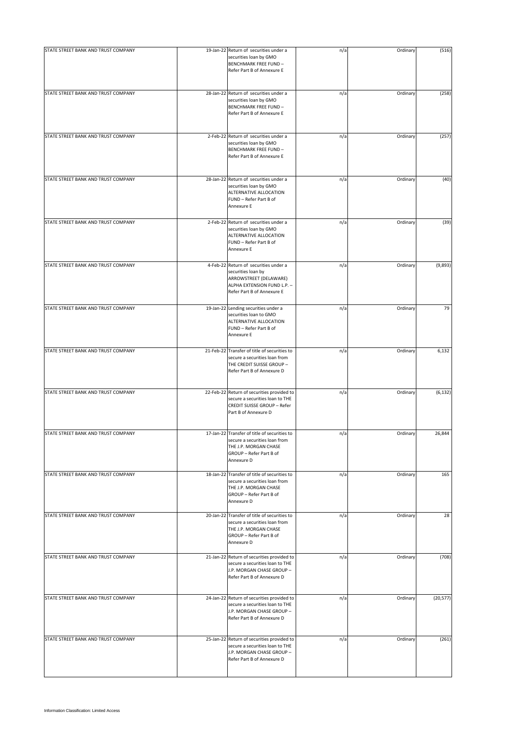| STATE STREET BANK AND TRUST COMPANY | 19-Jan-22 | Return of securities under a securities loan by GMO BENCHMARK FREE FUND – Refer Part B of Annexure E | n/a | Ordinary | (516) |
|---|---|---|---|---|---|
| STATE STREET BANK AND TRUST COMPANY | 28-Jan-22 | Return of securities under a securities loan by GMO BENCHMARK FREE FUND – Refer Part B of Annexure E | n/a | Ordinary | (258) |
| STATE STREET BANK AND TRUST COMPANY | 2-Feb-22 | Return of securities under a securities loan by GMO BENCHMARK FREE FUND – Refer Part B of Annexure E | n/a | Ordinary | (257) |
| STATE STREET BANK AND TRUST COMPANY | 28-Jan-22 | Return of securities under a securities loan by GMO ALTERNATIVE ALLOCATION FUND – Refer Part B of Annexure E | n/a | Ordinary | (40) |
| STATE STREET BANK AND TRUST COMPANY | 2-Feb-22 | Return of securities under a securities loan by GMO ALTERNATIVE ALLOCATION FUND – Refer Part B of Annexure E | n/a | Ordinary | (39) |
| STATE STREET BANK AND TRUST COMPANY | 4-Feb-22 | Return of securities under a securities loan by ARROWSTREET (DELAWARE) ALPHA EXTENSION FUND L.P. – Refer Part B of Annexure E | n/a | Ordinary | (9,893) |
| STATE STREET BANK AND TRUST COMPANY | 19-Jan-22 | Lending securities under a securities loan to GMO ALTERNATIVE ALLOCATION FUND – Refer Part B of Annexure E | n/a | Ordinary | 79 |
| STATE STREET BANK AND TRUST COMPANY | 21-Feb-22 | Transfer of title of securities to secure a securities loan from THE CREDIT SUISSE GROUP – Refer Part B of Annexure D | n/a | Ordinary | 6,132 |
| STATE STREET BANK AND TRUST COMPANY | 22-Feb-22 | Return of securities provided to secure a securities loan to THE CREDIT SUISSE GROUP – Refer Part B of Annexure D | n/a | Ordinary | (6,132) |
| STATE STREET BANK AND TRUST COMPANY | 17-Jan-22 | Transfer of title of securities to secure a securities loan from THE J.P. MORGAN CHASE GROUP – Refer Part B of Annexure D | n/a | Ordinary | 26,844 |
| STATE STREET BANK AND TRUST COMPANY | 18-Jan-22 | Transfer of title of securities to secure a securities loan from THE J.P. MORGAN CHASE GROUP – Refer Part B of Annexure D | n/a | Ordinary | 165 |
| STATE STREET BANK AND TRUST COMPANY | 20-Jan-22 | Transfer of title of securities to secure a securities loan from THE J.P. MORGAN CHASE GROUP – Refer Part B of Annexure D | n/a | Ordinary | 28 |
| STATE STREET BANK AND TRUST COMPANY | 21-Jan-22 | Return of securities provided to secure a securities loan to THE J.P. MORGAN CHASE GROUP – Refer Part B of Annexure D | n/a | Ordinary | (708) |
| STATE STREET BANK AND TRUST COMPANY | 24-Jan-22 | Return of securities provided to secure a securities loan to THE J.P. MORGAN CHASE GROUP – Refer Part B of Annexure D | n/a | Ordinary | (20,577) |
| STATE STREET BANK AND TRUST COMPANY | 25-Jan-22 | Return of securities provided to secure a securities loan to THE J.P. MORGAN CHASE GROUP – Refer Part B of Annexure D | n/a | Ordinary | (261) |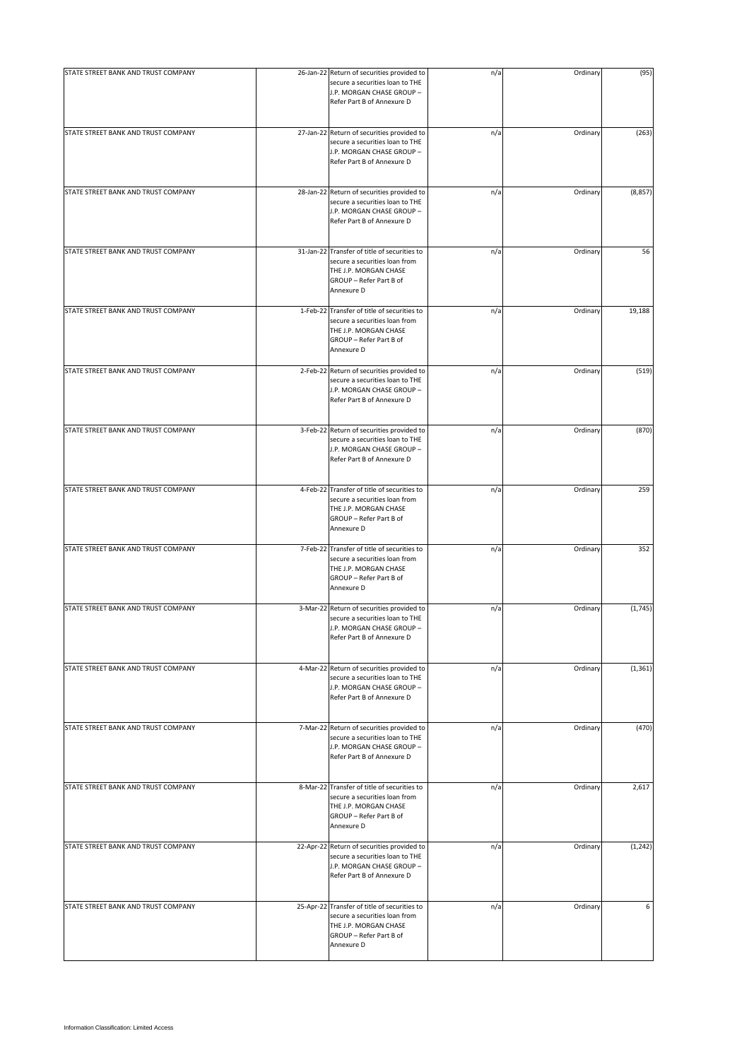| | | | | | |
|---|---|---|---|---|---|
| STATE STREET BANK AND TRUST COMPANY | 26-Jan-22 | Return of securities provided to secure a securities loan to THE J.P. MORGAN CHASE GROUP – Refer Part B of Annexure D | n/a | Ordinary | (95) |
| STATE STREET BANK AND TRUST COMPANY | 27-Jan-22 | Return of securities provided to secure a securities loan to THE J.P. MORGAN CHASE GROUP – Refer Part B of Annexure D | n/a | Ordinary | (263) |
| STATE STREET BANK AND TRUST COMPANY | 28-Jan-22 | Return of securities provided to secure a securities loan to THE J.P. MORGAN CHASE GROUP – Refer Part B of Annexure D | n/a | Ordinary | (8,857) |
| STATE STREET BANK AND TRUST COMPANY | 31-Jan-22 | Transfer of title of securities to secure a securities loan from THE J.P. MORGAN CHASE GROUP – Refer Part B of Annexure D | n/a | Ordinary | 56 |
| STATE STREET BANK AND TRUST COMPANY | 1-Feb-22 | Transfer of title of securities to secure a securities loan from THE J.P. MORGAN CHASE GROUP – Refer Part B of Annexure D | n/a | Ordinary | 19,188 |
| STATE STREET BANK AND TRUST COMPANY | 2-Feb-22 | Return of securities provided to secure a securities loan to THE J.P. MORGAN CHASE GROUP – Refer Part B of Annexure D | n/a | Ordinary | (519) |
| STATE STREET BANK AND TRUST COMPANY | 3-Feb-22 | Return of securities provided to secure a securities loan to THE J.P. MORGAN CHASE GROUP – Refer Part B of Annexure D | n/a | Ordinary | (870) |
| STATE STREET BANK AND TRUST COMPANY | 4-Feb-22 | Transfer of title of securities to secure a securities loan from THE J.P. MORGAN CHASE GROUP – Refer Part B of Annexure D | n/a | Ordinary | 259 |
| STATE STREET BANK AND TRUST COMPANY | 7-Feb-22 | Transfer of title of securities to secure a securities loan from THE J.P. MORGAN CHASE GROUP – Refer Part B of Annexure D | n/a | Ordinary | 352 |
| STATE STREET BANK AND TRUST COMPANY | 3-Mar-22 | Return of securities provided to secure a securities loan to THE J.P. MORGAN CHASE GROUP – Refer Part B of Annexure D | n/a | Ordinary | (1,745) |
| STATE STREET BANK AND TRUST COMPANY | 4-Mar-22 | Return of securities provided to secure a securities loan to THE J.P. MORGAN CHASE GROUP – Refer Part B of Annexure D | n/a | Ordinary | (1,361) |
| STATE STREET BANK AND TRUST COMPANY | 7-Mar-22 | Return of securities provided to secure a securities loan to THE J.P. MORGAN CHASE GROUP – Refer Part B of Annexure D | n/a | Ordinary | (470) |
| STATE STREET BANK AND TRUST COMPANY | 8-Mar-22 | Transfer of title of securities to secure a securities loan from THE J.P. MORGAN CHASE GROUP – Refer Part B of Annexure D | n/a | Ordinary | 2,617 |
| STATE STREET BANK AND TRUST COMPANY | 22-Apr-22 | Return of securities provided to secure a securities loan to THE J.P. MORGAN CHASE GROUP – Refer Part B of Annexure D | n/a | Ordinary | (1,242) |
| STATE STREET BANK AND TRUST COMPANY | 25-Apr-22 | Transfer of title of securities to secure a securities loan from THE J.P. MORGAN CHASE GROUP – Refer Part B of Annexure D | n/a | Ordinary | 6 |

Information Classification: Limited Access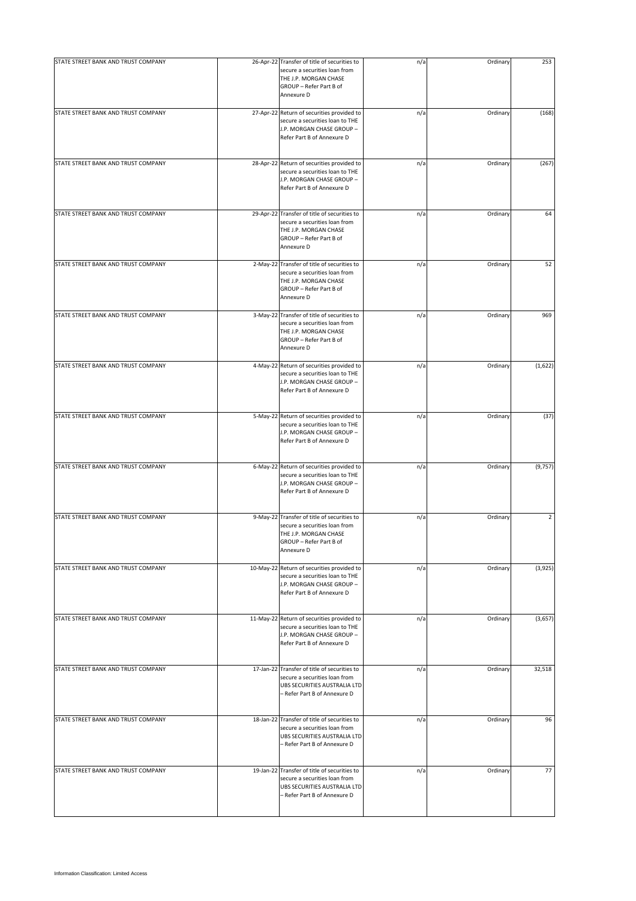| | | | | | |
|---|---|---|---|---|---|
| STATE STREET BANK AND TRUST COMPANY | 26-Apr-22 | Transfer of title of securities to secure a securities loan from THE J.P. MORGAN CHASE GROUP – Refer Part B of Annexure D | n/a | Ordinary | 253 |
| STATE STREET BANK AND TRUST COMPANY | 27-Apr-22 | Return of securities provided to secure a securities loan to THE J.P. MORGAN CHASE GROUP – Refer Part B of Annexure D | n/a | Ordinary | (168) |
| STATE STREET BANK AND TRUST COMPANY | 28-Apr-22 | Return of securities provided to secure a securities loan to THE J.P. MORGAN CHASE GROUP – Refer Part B of Annexure D | n/a | Ordinary | (267) |
| STATE STREET BANK AND TRUST COMPANY | 29-Apr-22 | Transfer of title of securities to secure a securities loan from THE J.P. MORGAN CHASE GROUP – Refer Part B of Annexure D | n/a | Ordinary | 64 |
| STATE STREET BANK AND TRUST COMPANY | 2-May-22 | Transfer of title of securities to secure a securities loan from THE J.P. MORGAN CHASE GROUP – Refer Part B of Annexure D | n/a | Ordinary | 52 |
| STATE STREET BANK AND TRUST COMPANY | 3-May-22 | Transfer of title of securities to secure a securities loan from THE J.P. MORGAN CHASE GROUP – Refer Part B of Annexure D | n/a | Ordinary | 969 |
| STATE STREET BANK AND TRUST COMPANY | 4-May-22 | Return of securities provided to secure a securities loan to THE J.P. MORGAN CHASE GROUP – Refer Part B of Annexure D | n/a | Ordinary | (1,622) |
| STATE STREET BANK AND TRUST COMPANY | 5-May-22 | Return of securities provided to secure a securities loan to THE J.P. MORGAN CHASE GROUP – Refer Part B of Annexure D | n/a | Ordinary | (37) |
| STATE STREET BANK AND TRUST COMPANY | 6-May-22 | Return of securities provided to secure a securities loan to THE J.P. MORGAN CHASE GROUP – Refer Part B of Annexure D | n/a | Ordinary | (9,757) |
| STATE STREET BANK AND TRUST COMPANY | 9-May-22 | Transfer of title of securities to secure a securities loan from THE J.P. MORGAN CHASE GROUP – Refer Part B of Annexure D | n/a | Ordinary | 2 |
| STATE STREET BANK AND TRUST COMPANY | 10-May-22 | Return of securities provided to secure a securities loan to THE J.P. MORGAN CHASE GROUP – Refer Part B of Annexure D | n/a | Ordinary | (3,925) |
| STATE STREET BANK AND TRUST COMPANY | 11-May-22 | Return of securities provided to secure a securities loan to THE J.P. MORGAN CHASE GROUP – Refer Part B of Annexure D | n/a | Ordinary | (3,657) |
| STATE STREET BANK AND TRUST COMPANY | 17-Jan-22 | Transfer of title of securities to secure a securities loan from UBS SECURITIES AUSTRALIA LTD – Refer Part B of Annexure D | n/a | Ordinary | 32,518 |
| STATE STREET BANK AND TRUST COMPANY | 18-Jan-22 | Transfer of title of securities to secure a securities loan from UBS SECURITIES AUSTRALIA LTD – Refer Part B of Annexure D | n/a | Ordinary | 96 |
| STATE STREET BANK AND TRUST COMPANY | 19-Jan-22 | Transfer of title of securities to secure a securities loan from UBS SECURITIES AUSTRALIA LTD – Refer Part B of Annexure D | n/a | Ordinary | 77 |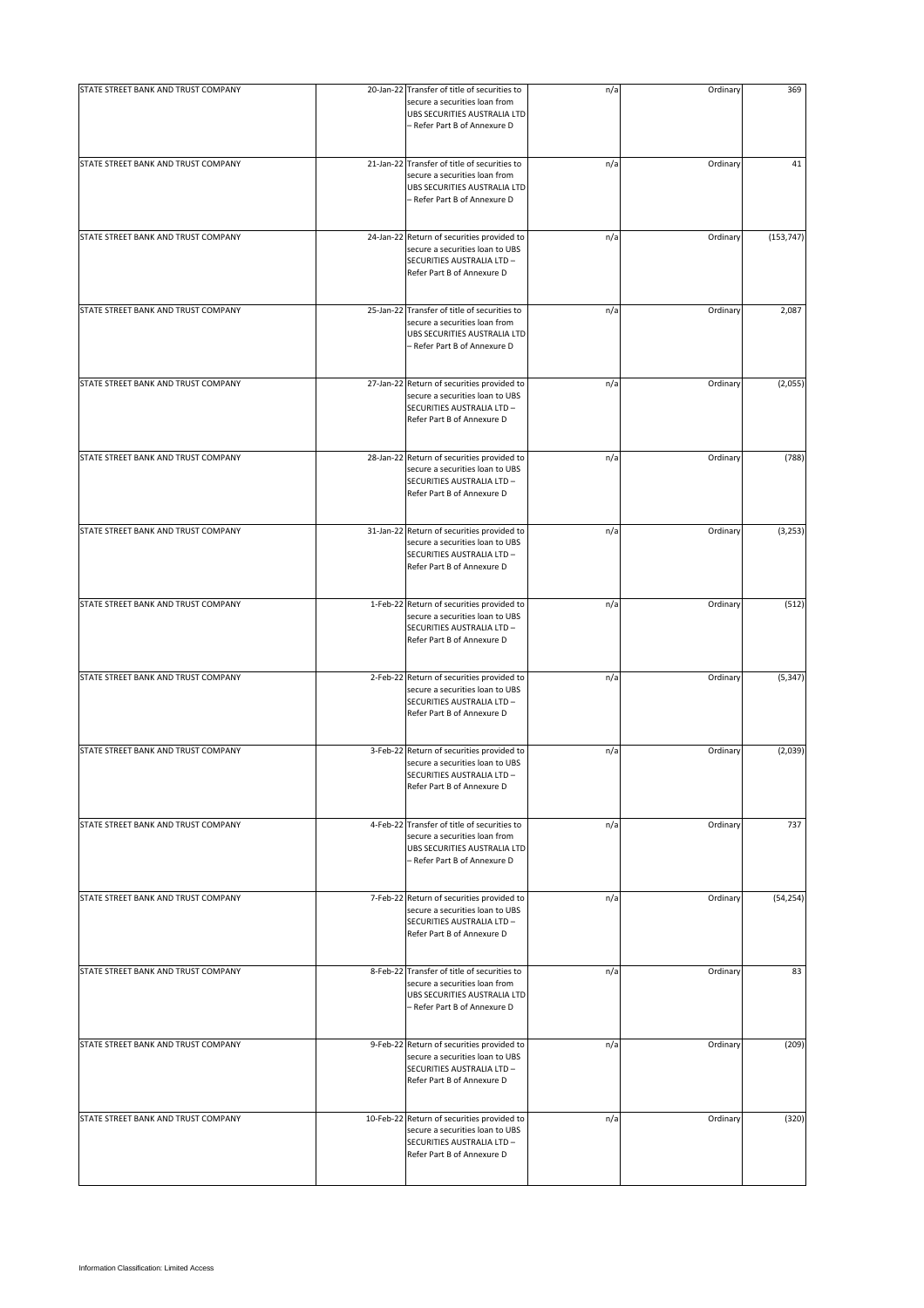| | | | | | |
|---|---|---|---|---|---|
| STATE STREET BANK AND TRUST COMPANY | 20-Jan-22 | Transfer of title of securities to secure a securities loan from UBS SECURITIES AUSTRALIA LTD – Refer Part B of Annexure D | n/a | Ordinary | 369 |
| STATE STREET BANK AND TRUST COMPANY | 21-Jan-22 | Transfer of title of securities to secure a securities loan from UBS SECURITIES AUSTRALIA LTD – Refer Part B of Annexure D | n/a | Ordinary | 41 |
| STATE STREET BANK AND TRUST COMPANY | 24-Jan-22 | Return of securities provided to secure a securities loan to UBS SECURITIES AUSTRALIA LTD – Refer Part B of Annexure D | n/a | Ordinary | (153,747) |
| STATE STREET BANK AND TRUST COMPANY | 25-Jan-22 | Transfer of title of securities to secure a securities loan from UBS SECURITIES AUSTRALIA LTD – Refer Part B of Annexure D | n/a | Ordinary | 2,087 |
| STATE STREET BANK AND TRUST COMPANY | 27-Jan-22 | Return of securities provided to secure a securities loan to UBS SECURITIES AUSTRALIA LTD – Refer Part B of Annexure D | n/a | Ordinary | (2,055) |
| STATE STREET BANK AND TRUST COMPANY | 28-Jan-22 | Return of securities provided to secure a securities loan to UBS SECURITIES AUSTRALIA LTD – Refer Part B of Annexure D | n/a | Ordinary | (788) |
| STATE STREET BANK AND TRUST COMPANY | 31-Jan-22 | Return of securities provided to secure a securities loan to UBS SECURITIES AUSTRALIA LTD – Refer Part B of Annexure D | n/a | Ordinary | (3,253) |
| STATE STREET BANK AND TRUST COMPANY | 1-Feb-22 | Return of securities provided to secure a securities loan to UBS SECURITIES AUSTRALIA LTD – Refer Part B of Annexure D | n/a | Ordinary | (512) |
| STATE STREET BANK AND TRUST COMPANY | 2-Feb-22 | Return of securities provided to secure a securities loan to UBS SECURITIES AUSTRALIA LTD – Refer Part B of Annexure D | n/a | Ordinary | (5,347) |
| STATE STREET BANK AND TRUST COMPANY | 3-Feb-22 | Return of securities provided to secure a securities loan to UBS SECURITIES AUSTRALIA LTD – Refer Part B of Annexure D | n/a | Ordinary | (2,039) |
| STATE STREET BANK AND TRUST COMPANY | 4-Feb-22 | Transfer of title of securities to secure a securities loan from UBS SECURITIES AUSTRALIA LTD – Refer Part B of Annexure D | n/a | Ordinary | 737 |
| STATE STREET BANK AND TRUST COMPANY | 7-Feb-22 | Return of securities provided to secure a securities loan to UBS SECURITIES AUSTRALIA LTD – Refer Part B of Annexure D | n/a | Ordinary | (54,254) |
| STATE STREET BANK AND TRUST COMPANY | 8-Feb-22 | Transfer of title of securities to secure a securities loan from UBS SECURITIES AUSTRALIA LTD – Refer Part B of Annexure D | n/a | Ordinary | 83 |
| STATE STREET BANK AND TRUST COMPANY | 9-Feb-22 | Return of securities provided to secure a securities loan to UBS SECURITIES AUSTRALIA LTD – Refer Part B of Annexure D | n/a | Ordinary | (209) |
| STATE STREET BANK AND TRUST COMPANY | 10-Feb-22 | Return of securities provided to secure a securities loan to UBS SECURITIES AUSTRALIA LTD – Refer Part B of Annexure D | n/a | Ordinary | (320) |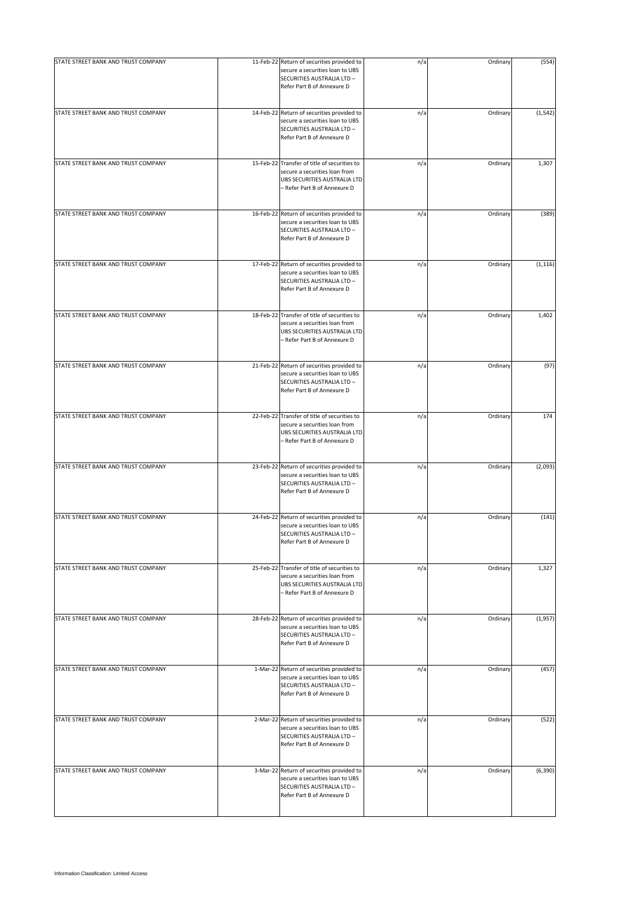| | | | | | |
|---|---|---|---|---|---|
| STATE STREET BANK AND TRUST COMPANY | 11-Feb-22 | Return of securities provided to secure a securities loan to UBS SECURITIES AUSTRALIA LTD – Refer Part B of Annexure D | n/a | Ordinary | (554) |
| STATE STREET BANK AND TRUST COMPANY | 14-Feb-22 | Return of securities provided to secure a securities loan to UBS SECURITIES AUSTRALIA LTD – Refer Part B of Annexure D | n/a | Ordinary | (1,542) |
| STATE STREET BANK AND TRUST COMPANY | 15-Feb-22 | Transfer of title of securities to secure a securities loan from UBS SECURITIES AUSTRALIA LTD – Refer Part B of Annexure D | n/a | Ordinary | 1,307 |
| STATE STREET BANK AND TRUST COMPANY | 16-Feb-22 | Return of securities provided to secure a securities loan to UBS SECURITIES AUSTRALIA LTD – Refer Part B of Annexure D | n/a | Ordinary | (389) |
| STATE STREET BANK AND TRUST COMPANY | 17-Feb-22 | Return of securities provided to secure a securities loan to UBS SECURITIES AUSTRALIA LTD – Refer Part B of Annexure D | n/a | Ordinary | (1,116) |
| STATE STREET BANK AND TRUST COMPANY | 18-Feb-22 | Transfer of title of securities to secure a securities loan from UBS SECURITIES AUSTRALIA LTD – Refer Part B of Annexure D | n/a | Ordinary | 1,402 |
| STATE STREET BANK AND TRUST COMPANY | 21-Feb-22 | Return of securities provided to secure a securities loan to UBS SECURITIES AUSTRALIA LTD – Refer Part B of Annexure D | n/a | Ordinary | (97) |
| STATE STREET BANK AND TRUST COMPANY | 22-Feb-22 | Transfer of title of securities to secure a securities loan from UBS SECURITIES AUSTRALIA LTD – Refer Part B of Annexure D | n/a | Ordinary | 174 |
| STATE STREET BANK AND TRUST COMPANY | 23-Feb-22 | Return of securities provided to secure a securities loan to UBS SECURITIES AUSTRALIA LTD – Refer Part B of Annexure D | n/a | Ordinary | (2,093) |
| STATE STREET BANK AND TRUST COMPANY | 24-Feb-22 | Return of securities provided to secure a securities loan to UBS SECURITIES AUSTRALIA LTD – Refer Part B of Annexure D | n/a | Ordinary | (141) |
| STATE STREET BANK AND TRUST COMPANY | 25-Feb-22 | Transfer of title of securities to secure a securities loan from UBS SECURITIES AUSTRALIA LTD – Refer Part B of Annexure D | n/a | Ordinary | 1,327 |
| STATE STREET BANK AND TRUST COMPANY | 28-Feb-22 | Return of securities provided to secure a securities loan to UBS SECURITIES AUSTRALIA LTD – Refer Part B of Annexure D | n/a | Ordinary | (1,957) |
| STATE STREET BANK AND TRUST COMPANY | 1-Mar-22 | Return of securities provided to secure a securities loan to UBS SECURITIES AUSTRALIA LTD – Refer Part B of Annexure D | n/a | Ordinary | (457) |
| STATE STREET BANK AND TRUST COMPANY | 2-Mar-22 | Return of securities provided to secure a securities loan to UBS SECURITIES AUSTRALIA LTD – Refer Part B of Annexure D | n/a | Ordinary | (522) |
| STATE STREET BANK AND TRUST COMPANY | 3-Mar-22 | Return of securities provided to secure a securities loan to UBS SECURITIES AUSTRALIA LTD – Refer Part B of Annexure D | n/a | Ordinary | (6,390) |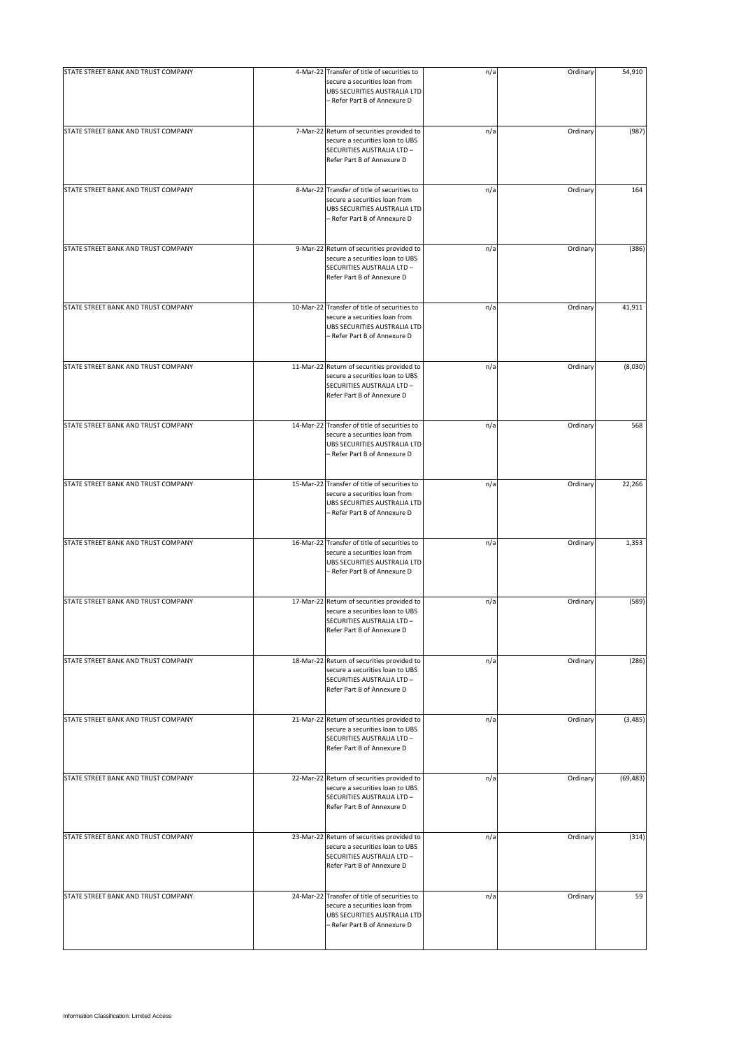| | | | | | |
|---|---|---|---|---|---|
| STATE STREET BANK AND TRUST COMPANY | 4-Mar-22 | Transfer of title of securities to secure a securities loan from UBS SECURITIES AUSTRALIA LTD – Refer Part B of Annexure D | n/a | Ordinary | 54,910 |
| STATE STREET BANK AND TRUST COMPANY | 7-Mar-22 | Return of securities provided to secure a securities loan to UBS SECURITIES AUSTRALIA LTD – Refer Part B of Annexure D | n/a | Ordinary | (987) |
| STATE STREET BANK AND TRUST COMPANY | 8-Mar-22 | Transfer of title of securities to secure a securities loan from UBS SECURITIES AUSTRALIA LTD – Refer Part B of Annexure D | n/a | Ordinary | 164 |
| STATE STREET BANK AND TRUST COMPANY | 9-Mar-22 | Return of securities provided to secure a securities loan to UBS SECURITIES AUSTRALIA LTD – Refer Part B of Annexure D | n/a | Ordinary | (386) |
| STATE STREET BANK AND TRUST COMPANY | 10-Mar-22 | Transfer of title of securities to secure a securities loan from UBS SECURITIES AUSTRALIA LTD – Refer Part B of Annexure D | n/a | Ordinary | 41,911 |
| STATE STREET BANK AND TRUST COMPANY | 11-Mar-22 | Return of securities provided to secure a securities loan to UBS SECURITIES AUSTRALIA LTD – Refer Part B of Annexure D | n/a | Ordinary | (8,030) |
| STATE STREET BANK AND TRUST COMPANY | 14-Mar-22 | Transfer of title of securities to secure a securities loan from UBS SECURITIES AUSTRALIA LTD – Refer Part B of Annexure D | n/a | Ordinary | 568 |
| STATE STREET BANK AND TRUST COMPANY | 15-Mar-22 | Transfer of title of securities to secure a securities loan from UBS SECURITIES AUSTRALIA LTD – Refer Part B of Annexure D | n/a | Ordinary | 22,266 |
| STATE STREET BANK AND TRUST COMPANY | 16-Mar-22 | Transfer of title of securities to secure a securities loan from UBS SECURITIES AUSTRALIA LTD – Refer Part B of Annexure D | n/a | Ordinary | 1,353 |
| STATE STREET BANK AND TRUST COMPANY | 17-Mar-22 | Return of securities provided to secure a securities loan to UBS SECURITIES AUSTRALIA LTD – Refer Part B of Annexure D | n/a | Ordinary | (589) |
| STATE STREET BANK AND TRUST COMPANY | 18-Mar-22 | Return of securities provided to secure a securities loan to UBS SECURITIES AUSTRALIA LTD – Refer Part B of Annexure D | n/a | Ordinary | (286) |
| STATE STREET BANK AND TRUST COMPANY | 21-Mar-22 | Return of securities provided to secure a securities loan to UBS SECURITIES AUSTRALIA LTD – Refer Part B of Annexure D | n/a | Ordinary | (3,485) |
| STATE STREET BANK AND TRUST COMPANY | 22-Mar-22 | Return of securities provided to secure a securities loan to UBS SECURITIES AUSTRALIA LTD – Refer Part B of Annexure D | n/a | Ordinary | (69,483) |
| STATE STREET BANK AND TRUST COMPANY | 23-Mar-22 | Return of securities provided to secure a securities loan to UBS SECURITIES AUSTRALIA LTD – Refer Part B of Annexure D | n/a | Ordinary | (314) |
| STATE STREET BANK AND TRUST COMPANY | 24-Mar-22 | Transfer of title of securities to secure a securities loan from UBS SECURITIES AUSTRALIA LTD – Refer Part B of Annexure D | n/a | Ordinary | 59 |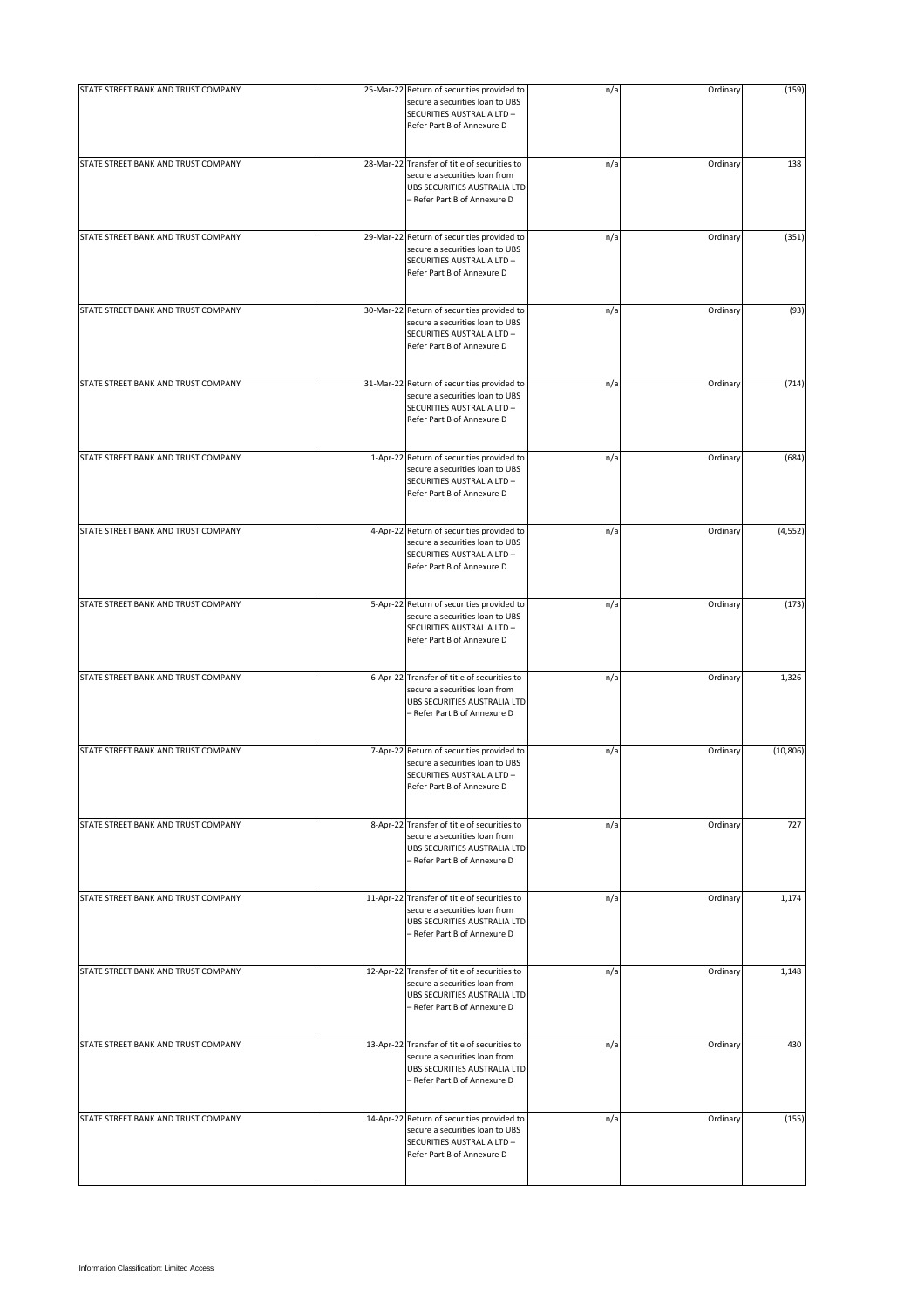| STATE STREET BANK AND TRUST COMPANY | 25-Mar-22 | Return of securities provided to secure a securities loan to UBS SECURITIES AUSTRALIA LTD – Refer Part B of Annexure D | n/a | Ordinary | (159) |
|---|---|---|---|---|---|
| STATE STREET BANK AND TRUST COMPANY | 28-Mar-22 | Transfer of title of securities to secure a securities loan from UBS SECURITIES AUSTRALIA LTD – Refer Part B of Annexure D | n/a | Ordinary | 138 |
| STATE STREET BANK AND TRUST COMPANY | 29-Mar-22 | Return of securities provided to secure a securities loan to UBS SECURITIES AUSTRALIA LTD – Refer Part B of Annexure D | n/a | Ordinary | (351) |
| STATE STREET BANK AND TRUST COMPANY | 30-Mar-22 | Return of securities provided to secure a securities loan to UBS SECURITIES AUSTRALIA LTD – Refer Part B of Annexure D | n/a | Ordinary | (93) |
| STATE STREET BANK AND TRUST COMPANY | 31-Mar-22 | Return of securities provided to secure a securities loan to UBS SECURITIES AUSTRALIA LTD – Refer Part B of Annexure D | n/a | Ordinary | (714) |
| STATE STREET BANK AND TRUST COMPANY | 1-Apr-22 | Return of securities provided to secure a securities loan to UBS SECURITIES AUSTRALIA LTD – Refer Part B of Annexure D | n/a | Ordinary | (684) |
| STATE STREET BANK AND TRUST COMPANY | 4-Apr-22 | Return of securities provided to secure a securities loan to UBS SECURITIES AUSTRALIA LTD – Refer Part B of Annexure D | n/a | Ordinary | (4,552) |
| STATE STREET BANK AND TRUST COMPANY | 5-Apr-22 | Return of securities provided to secure a securities loan to UBS SECURITIES AUSTRALIA LTD – Refer Part B of Annexure D | n/a | Ordinary | (173) |
| STATE STREET BANK AND TRUST COMPANY | 6-Apr-22 | Transfer of title of securities to secure a securities loan from UBS SECURITIES AUSTRALIA LTD – Refer Part B of Annexure D | n/a | Ordinary | 1,326 |
| STATE STREET BANK AND TRUST COMPANY | 7-Apr-22 | Return of securities provided to secure a securities loan to UBS SECURITIES AUSTRALIA LTD – Refer Part B of Annexure D | n/a | Ordinary | (10,806) |
| STATE STREET BANK AND TRUST COMPANY | 8-Apr-22 | Transfer of title of securities to secure a securities loan from UBS SECURITIES AUSTRALIA LTD – Refer Part B of Annexure D | n/a | Ordinary | 727 |
| STATE STREET BANK AND TRUST COMPANY | 11-Apr-22 | Transfer of title of securities to secure a securities loan from UBS SECURITIES AUSTRALIA LTD – Refer Part B of Annexure D | n/a | Ordinary | 1,174 |
| STATE STREET BANK AND TRUST COMPANY | 12-Apr-22 | Transfer of title of securities to secure a securities loan from UBS SECURITIES AUSTRALIA LTD – Refer Part B of Annexure D | n/a | Ordinary | 1,148 |
| STATE STREET BANK AND TRUST COMPANY | 13-Apr-22 | Transfer of title of securities to secure a securities loan from UBS SECURITIES AUSTRALIA LTD – Refer Part B of Annexure D | n/a | Ordinary | 430 |
| STATE STREET BANK AND TRUST COMPANY | 14-Apr-22 | Return of securities provided to secure a securities loan to UBS SECURITIES AUSTRALIA LTD – Refer Part B of Annexure D | n/a | Ordinary | (155) |

Information Classification: Limited Access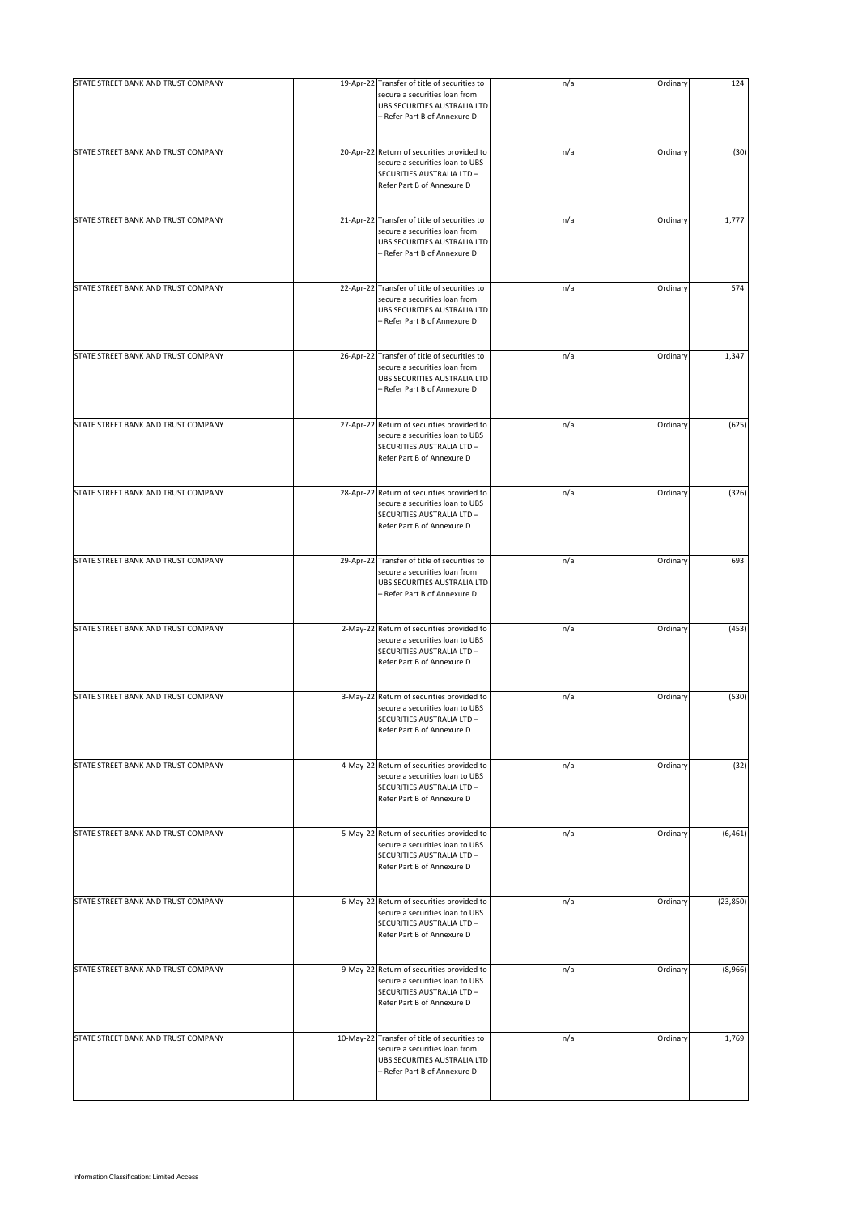| | | | | | |
|---|---|---|---|---|---|
| STATE STREET BANK AND TRUST COMPANY | 19-Apr-22 | Transfer of title of securities to secure a securities loan from UBS SECURITIES AUSTRALIA LTD – Refer Part B of Annexure D | n/a | Ordinary | 124 |
| STATE STREET BANK AND TRUST COMPANY | 20-Apr-22 | Return of securities provided to secure a securities loan to UBS SECURITIES AUSTRALIA LTD – Refer Part B of Annexure D | n/a | Ordinary | (30) |
| STATE STREET BANK AND TRUST COMPANY | 21-Apr-22 | Transfer of title of securities to secure a securities loan from UBS SECURITIES AUSTRALIA LTD – Refer Part B of Annexure D | n/a | Ordinary | 1,777 |
| STATE STREET BANK AND TRUST COMPANY | 22-Apr-22 | Transfer of title of securities to secure a securities loan from UBS SECURITIES AUSTRALIA LTD – Refer Part B of Annexure D | n/a | Ordinary | 574 |
| STATE STREET BANK AND TRUST COMPANY | 26-Apr-22 | Transfer of title of securities to secure a securities loan from UBS SECURITIES AUSTRALIA LTD – Refer Part B of Annexure D | n/a | Ordinary | 1,347 |
| STATE STREET BANK AND TRUST COMPANY | 27-Apr-22 | Return of securities provided to secure a securities loan to UBS SECURITIES AUSTRALIA LTD – Refer Part B of Annexure D | n/a | Ordinary | (625) |
| STATE STREET BANK AND TRUST COMPANY | 28-Apr-22 | Return of securities provided to secure a securities loan to UBS SECURITIES AUSTRALIA LTD – Refer Part B of Annexure D | n/a | Ordinary | (326) |
| STATE STREET BANK AND TRUST COMPANY | 29-Apr-22 | Transfer of title of securities to secure a securities loan from UBS SECURITIES AUSTRALIA LTD – Refer Part B of Annexure D | n/a | Ordinary | 693 |
| STATE STREET BANK AND TRUST COMPANY | 2-May-22 | Return of securities provided to secure a securities loan to UBS SECURITIES AUSTRALIA LTD – Refer Part B of Annexure D | n/a | Ordinary | (453) |
| STATE STREET BANK AND TRUST COMPANY | 3-May-22 | Return of securities provided to secure a securities loan to UBS SECURITIES AUSTRALIA LTD – Refer Part B of Annexure D | n/a | Ordinary | (530) |
| STATE STREET BANK AND TRUST COMPANY | 4-May-22 | Return of securities provided to secure a securities loan to UBS SECURITIES AUSTRALIA LTD – Refer Part B of Annexure D | n/a | Ordinary | (32) |
| STATE STREET BANK AND TRUST COMPANY | 5-May-22 | Return of securities provided to secure a securities loan to UBS SECURITIES AUSTRALIA LTD – Refer Part B of Annexure D | n/a | Ordinary | (6,461) |
| STATE STREET BANK AND TRUST COMPANY | 6-May-22 | Return of securities provided to secure a securities loan to UBS SECURITIES AUSTRALIA LTD – Refer Part B of Annexure D | n/a | Ordinary | (23,850) |
| STATE STREET BANK AND TRUST COMPANY | 9-May-22 | Return of securities provided to secure a securities loan to UBS SECURITIES AUSTRALIA LTD – Refer Part B of Annexure D | n/a | Ordinary | (8,966) |
| STATE STREET BANK AND TRUST COMPANY | 10-May-22 | Transfer of title of securities to secure a securities loan from UBS SECURITIES AUSTRALIA LTD – Refer Part B of Annexure D | n/a | Ordinary | 1,769 |

Information Classification: Limited Access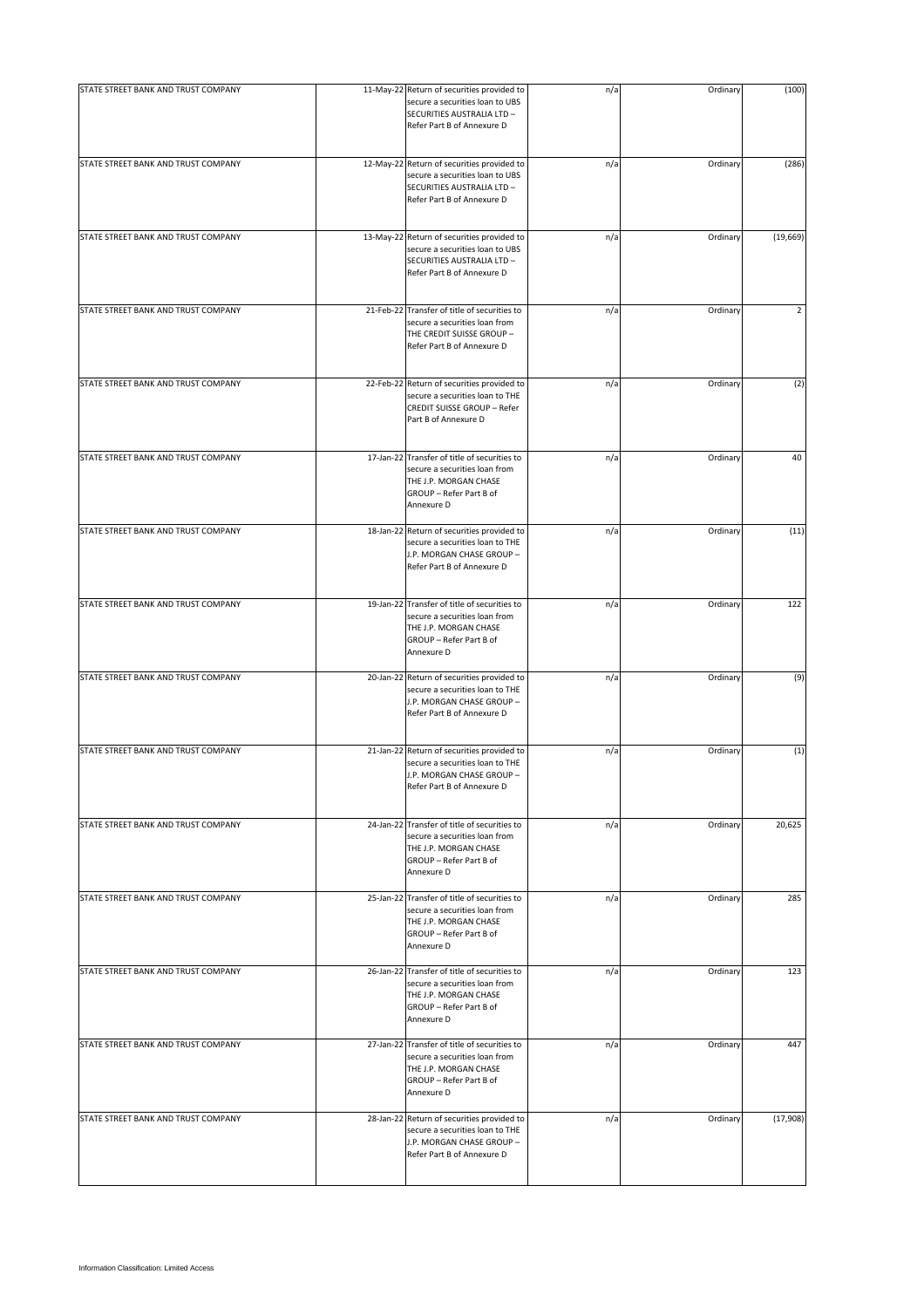| STATE STREET BANK AND TRUST COMPANY | 11-May-22 | Return of securities provided to secure a securities loan to UBS SECURITIES AUSTRALIA LTD – Refer Part B of Annexure D | n/a | Ordinary | (100) |
|---|---|---|---|---|---|
| STATE STREET BANK AND TRUST COMPANY | 12-May-22 | Return of securities provided to secure a securities loan to UBS SECURITIES AUSTRALIA LTD – Refer Part B of Annexure D | n/a | Ordinary | (286) |
| STATE STREET BANK AND TRUST COMPANY | 13-May-22 | Return of securities provided to secure a securities loan to UBS SECURITIES AUSTRALIA LTD – Refer Part B of Annexure D | n/a | Ordinary | (19,669) |
| STATE STREET BANK AND TRUST COMPANY | 21-Feb-22 | Transfer of title of securities to secure a securities loan from THE CREDIT SUISSE GROUP – Refer Part B of Annexure D | n/a | Ordinary | 2 |
| STATE STREET BANK AND TRUST COMPANY | 22-Feb-22 | Return of securities provided to secure a securities loan to THE CREDIT SUISSE GROUP – Refer Part B of Annexure D | n/a | Ordinary | (2) |
| STATE STREET BANK AND TRUST COMPANY | 17-Jan-22 | Transfer of title of securities to secure a securities loan from THE J.P. MORGAN CHASE GROUP – Refer Part B of Annexure D | n/a | Ordinary | 40 |
| STATE STREET BANK AND TRUST COMPANY | 18-Jan-22 | Return of securities provided to secure a securities loan to THE J.P. MORGAN CHASE GROUP – Refer Part B of Annexure D | n/a | Ordinary | (11) |
| STATE STREET BANK AND TRUST COMPANY | 19-Jan-22 | Transfer of title of securities to secure a securities loan from THE J.P. MORGAN CHASE GROUP – Refer Part B of Annexure D | n/a | Ordinary | 122 |
| STATE STREET BANK AND TRUST COMPANY | 20-Jan-22 | Return of securities provided to secure a securities loan to THE J.P. MORGAN CHASE GROUP – Refer Part B of Annexure D | n/a | Ordinary | (9) |
| STATE STREET BANK AND TRUST COMPANY | 21-Jan-22 | Return of securities provided to secure a securities loan to THE J.P. MORGAN CHASE GROUP – Refer Part B of Annexure D | n/a | Ordinary | (1) |
| STATE STREET BANK AND TRUST COMPANY | 24-Jan-22 | Transfer of title of securities to secure a securities loan from THE J.P. MORGAN CHASE GROUP – Refer Part B of Annexure D | n/a | Ordinary | 20,625 |
| STATE STREET BANK AND TRUST COMPANY | 25-Jan-22 | Transfer of title of securities to secure a securities loan from THE J.P. MORGAN CHASE GROUP – Refer Part B of Annexure D | n/a | Ordinary | 285 |
| STATE STREET BANK AND TRUST COMPANY | 26-Jan-22 | Transfer of title of securities to secure a securities loan from THE J.P. MORGAN CHASE GROUP – Refer Part B of Annexure D | n/a | Ordinary | 123 |
| STATE STREET BANK AND TRUST COMPANY | 27-Jan-22 | Transfer of title of securities to secure a securities loan from THE J.P. MORGAN CHASE GROUP – Refer Part B of Annexure D | n/a | Ordinary | 447 |
| STATE STREET BANK AND TRUST COMPANY | 28-Jan-22 | Return of securities provided to secure a securities loan to THE J.P. MORGAN CHASE GROUP – Refer Part B of Annexure D | n/a | Ordinary | (17,908) |

Information Classification: Limited Access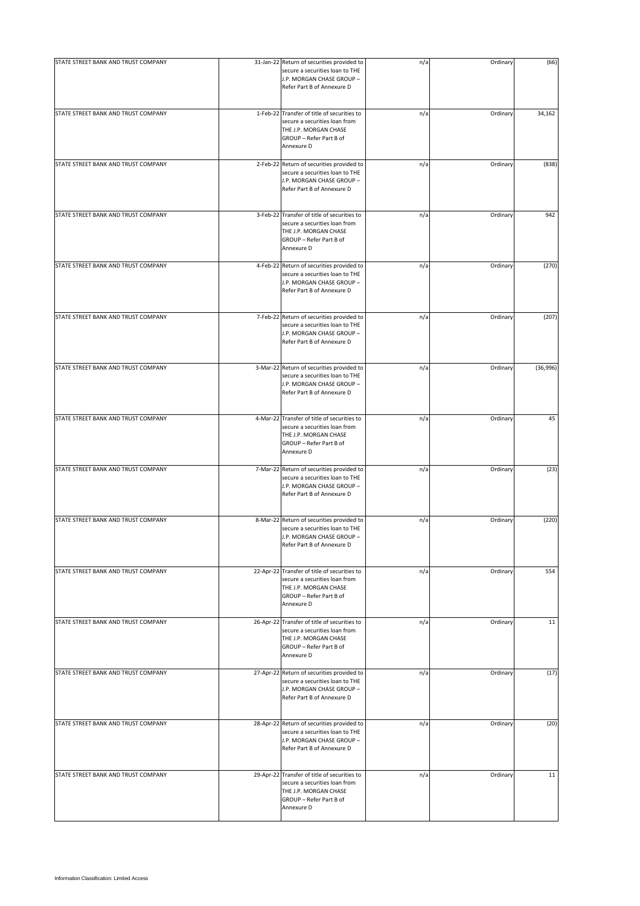| STATE STREET BANK AND TRUST COMPANY | 31-Jan-22 | Return of securities provided to secure a securities loan to THE J.P. MORGAN CHASE GROUP – Refer Part B of Annexure D | n/a | Ordinary | (66) |
|---|---|---|---|---|---|
| STATE STREET BANK AND TRUST COMPANY | 1-Feb-22 | Transfer of title of securities to secure a securities loan from THE J.P. MORGAN CHASE GROUP – Refer Part B of Annexure D | n/a | Ordinary | 34,162 |
| STATE STREET BANK AND TRUST COMPANY | 2-Feb-22 | Return of securities provided to secure a securities loan to THE J.P. MORGAN CHASE GROUP – Refer Part B of Annexure D | n/a | Ordinary | (838) |
| STATE STREET BANK AND TRUST COMPANY | 3-Feb-22 | Transfer of title of securities to secure a securities loan from THE J.P. MORGAN CHASE GROUP – Refer Part B of Annexure D | n/a | Ordinary | 942 |
| STATE STREET BANK AND TRUST COMPANY | 4-Feb-22 | Return of securities provided to secure a securities loan to THE J.P. MORGAN CHASE GROUP – Refer Part B of Annexure D | n/a | Ordinary | (270) |
| STATE STREET BANK AND TRUST COMPANY | 7-Feb-22 | Return of securities provided to secure a securities loan to THE J.P. MORGAN CHASE GROUP – Refer Part B of Annexure D | n/a | Ordinary | (207) |
| STATE STREET BANK AND TRUST COMPANY | 3-Mar-22 | Return of securities provided to secure a securities loan to THE J.P. MORGAN CHASE GROUP – Refer Part B of Annexure D | n/a | Ordinary | (36,996) |
| STATE STREET BANK AND TRUST COMPANY | 4-Mar-22 | Transfer of title of securities to secure a securities loan from THE J.P. MORGAN CHASE GROUP – Refer Part B of Annexure D | n/a | Ordinary | 45 |
| STATE STREET BANK AND TRUST COMPANY | 7-Mar-22 | Return of securities provided to secure a securities loan to THE J.P. MORGAN CHASE GROUP – Refer Part B of Annexure D | n/a | Ordinary | (23) |
| STATE STREET BANK AND TRUST COMPANY | 8-Mar-22 | Return of securities provided to secure a securities loan to THE J.P. MORGAN CHASE GROUP – Refer Part B of Annexure D | n/a | Ordinary | (220) |
| STATE STREET BANK AND TRUST COMPANY | 22-Apr-22 | Transfer of title of securities to secure a securities loan from THE J.P. MORGAN CHASE GROUP – Refer Part B of Annexure D | n/a | Ordinary | 554 |
| STATE STREET BANK AND TRUST COMPANY | 26-Apr-22 | Transfer of title of securities to secure a securities loan from THE J.P. MORGAN CHASE GROUP – Refer Part B of Annexure D | n/a | Ordinary | 11 |
| STATE STREET BANK AND TRUST COMPANY | 27-Apr-22 | Return of securities provided to secure a securities loan to THE J.P. MORGAN CHASE GROUP – Refer Part B of Annexure D | n/a | Ordinary | (17) |
| STATE STREET BANK AND TRUST COMPANY | 28-Apr-22 | Return of securities provided to secure a securities loan to THE J.P. MORGAN CHASE GROUP – Refer Part B of Annexure D | n/a | Ordinary | (20) |
| STATE STREET BANK AND TRUST COMPANY | 29-Apr-22 | Transfer of title of securities to secure a securities loan from THE J.P. MORGAN CHASE GROUP – Refer Part B of Annexure D | n/a | Ordinary | 11 |

Information Classification: Limited Access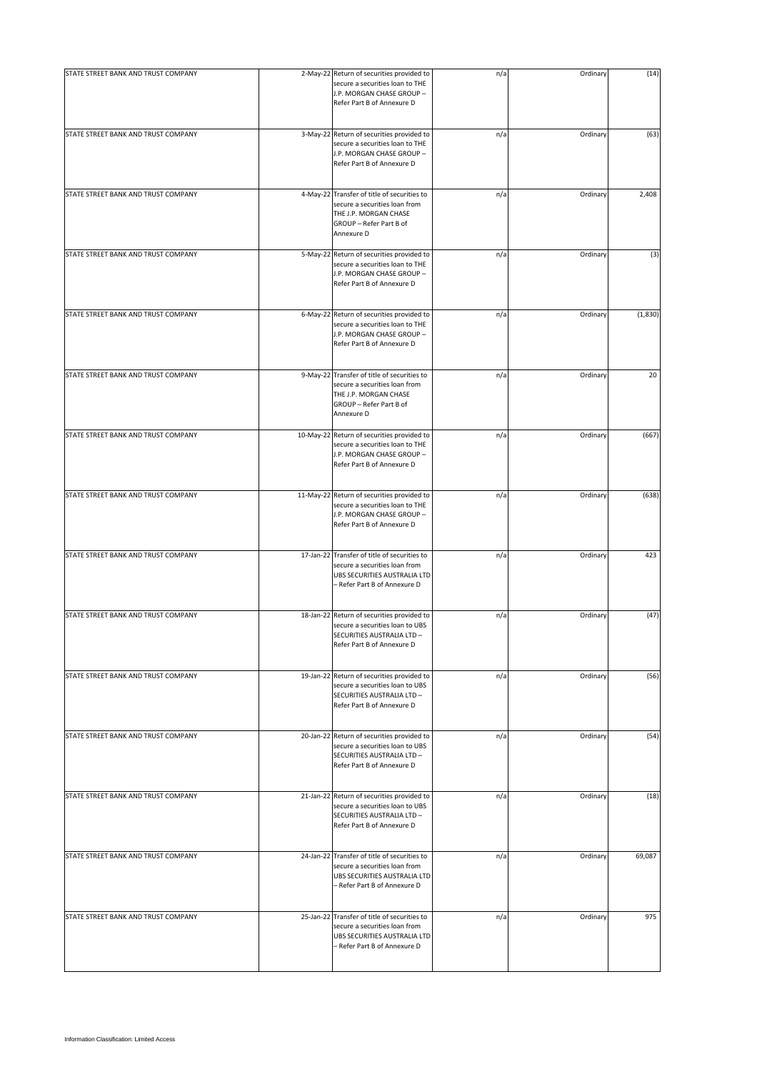| | | | | | |
|---|---|---|---|---|---|
| STATE STREET BANK AND TRUST COMPANY | 2-May-22 | Return of securities provided to secure a securities loan to THE J.P. MORGAN CHASE GROUP – Refer Part B of Annexure D | n/a | Ordinary | (14) |
| STATE STREET BANK AND TRUST COMPANY | 3-May-22 | Return of securities provided to secure a securities loan to THE J.P. MORGAN CHASE GROUP – Refer Part B of Annexure D | n/a | Ordinary | (63) |
| STATE STREET BANK AND TRUST COMPANY | 4-May-22 | Transfer of title of securities to secure a securities loan from THE J.P. MORGAN CHASE GROUP – Refer Part B of Annexure D | n/a | Ordinary | 2,408 |
| STATE STREET BANK AND TRUST COMPANY | 5-May-22 | Return of securities provided to secure a securities loan to THE J.P. MORGAN CHASE GROUP – Refer Part B of Annexure D | n/a | Ordinary | (3) |
| STATE STREET BANK AND TRUST COMPANY | 6-May-22 | Return of securities provided to secure a securities loan to THE J.P. MORGAN CHASE GROUP – Refer Part B of Annexure D | n/a | Ordinary | (1,830) |
| STATE STREET BANK AND TRUST COMPANY | 9-May-22 | Transfer of title of securities to secure a securities loan from THE J.P. MORGAN CHASE GROUP – Refer Part B of Annexure D | n/a | Ordinary | 20 |
| STATE STREET BANK AND TRUST COMPANY | 10-May-22 | Return of securities provided to secure a securities loan to THE J.P. MORGAN CHASE GROUP – Refer Part B of Annexure D | n/a | Ordinary | (667) |
| STATE STREET BANK AND TRUST COMPANY | 11-May-22 | Return of securities provided to secure a securities loan to THE J.P. MORGAN CHASE GROUP – Refer Part B of Annexure D | n/a | Ordinary | (638) |
| STATE STREET BANK AND TRUST COMPANY | 17-Jan-22 | Transfer of title of securities to secure a securities loan from UBS SECURITIES AUSTRALIA LTD – Refer Part B of Annexure D | n/a | Ordinary | 423 |
| STATE STREET BANK AND TRUST COMPANY | 18-Jan-22 | Return of securities provided to secure a securities loan to UBS SECURITIES AUSTRALIA LTD – Refer Part B of Annexure D | n/a | Ordinary | (47) |
| STATE STREET BANK AND TRUST COMPANY | 19-Jan-22 | Return of securities provided to secure a securities loan to UBS SECURITIES AUSTRALIA LTD – Refer Part B of Annexure D | n/a | Ordinary | (56) |
| STATE STREET BANK AND TRUST COMPANY | 20-Jan-22 | Return of securities provided to secure a securities loan to UBS SECURITIES AUSTRALIA LTD – Refer Part B of Annexure D | n/a | Ordinary | (54) |
| STATE STREET BANK AND TRUST COMPANY | 21-Jan-22 | Return of securities provided to secure a securities loan to UBS SECURITIES AUSTRALIA LTD – Refer Part B of Annexure D | n/a | Ordinary | (18) |
| STATE STREET BANK AND TRUST COMPANY | 24-Jan-22 | Transfer of title of securities to secure a securities loan from UBS SECURITIES AUSTRALIA LTD – Refer Part B of Annexure D | n/a | Ordinary | 69,087 |
| STATE STREET BANK AND TRUST COMPANY | 25-Jan-22 | Transfer of title of securities to secure a securities loan from UBS SECURITIES AUSTRALIA LTD – Refer Part B of Annexure D | n/a | Ordinary | 975 |

Information Classification: Limited Access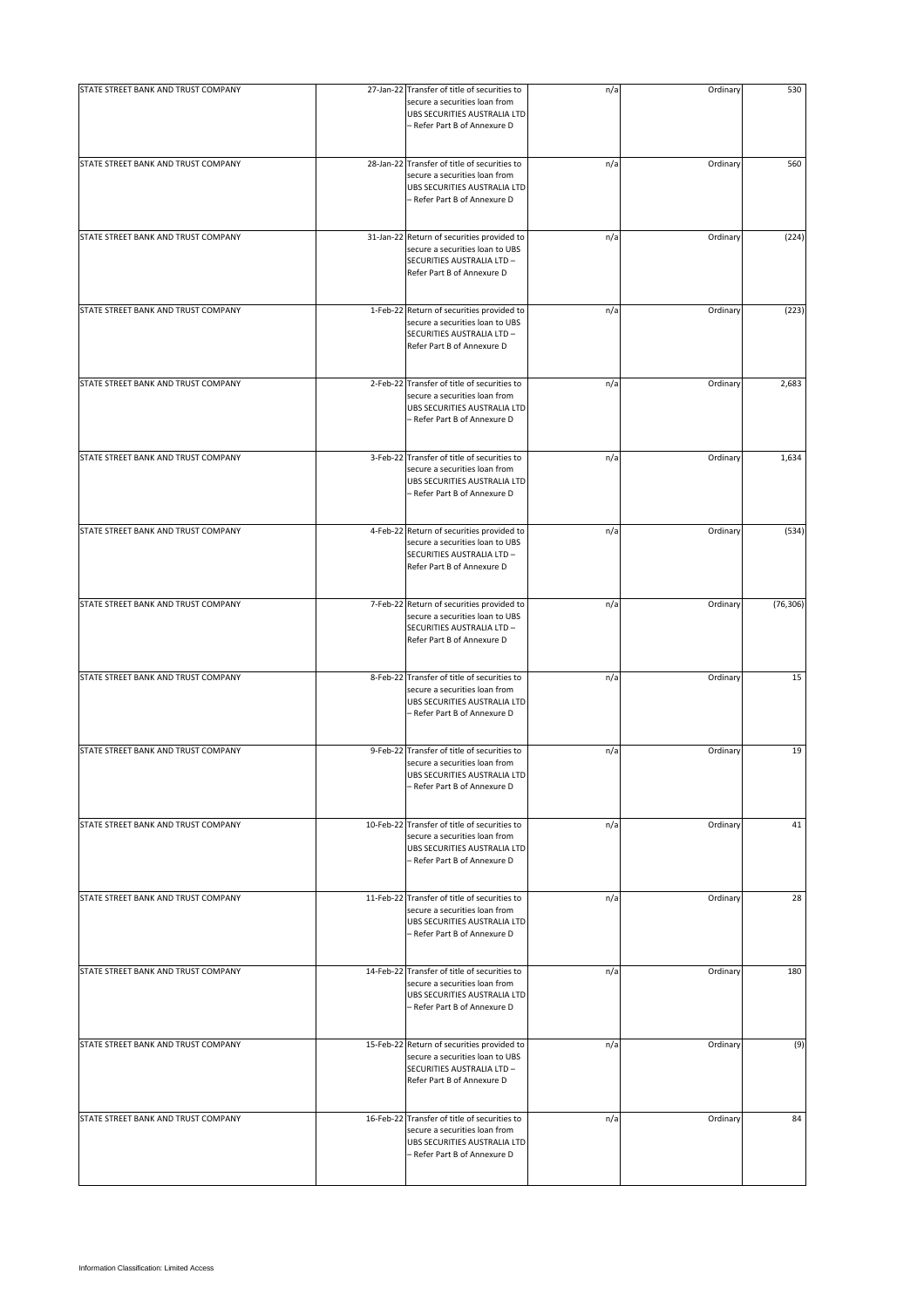| STATE STREET BANK AND TRUST COMPANY | 27-Jan-22 | Transfer of title of securities to secure a securities loan from UBS SECURITIES AUSTRALIA LTD – Refer Part B of Annexure D | n/a | Ordinary | 530 |
|---|---|---|---|---|---|
| STATE STREET BANK AND TRUST COMPANY | 28-Jan-22 | Transfer of title of securities to secure a securities loan from UBS SECURITIES AUSTRALIA LTD – Refer Part B of Annexure D | n/a | Ordinary | 560 |
| STATE STREET BANK AND TRUST COMPANY | 31-Jan-22 | Return of securities provided to secure a securities loan to UBS SECURITIES AUSTRALIA LTD – Refer Part B of Annexure D | n/a | Ordinary | (224) |
| STATE STREET BANK AND TRUST COMPANY | 1-Feb-22 | Return of securities provided to secure a securities loan to UBS SECURITIES AUSTRALIA LTD – Refer Part B of Annexure D | n/a | Ordinary | (223) |
| STATE STREET BANK AND TRUST COMPANY | 2-Feb-22 | Transfer of title of securities to secure a securities loan from UBS SECURITIES AUSTRALIA LTD – Refer Part B of Annexure D | n/a | Ordinary | 2,683 |
| STATE STREET BANK AND TRUST COMPANY | 3-Feb-22 | Transfer of title of securities to secure a securities loan from UBS SECURITIES AUSTRALIA LTD – Refer Part B of Annexure D | n/a | Ordinary | 1,634 |
| STATE STREET BANK AND TRUST COMPANY | 4-Feb-22 | Return of securities provided to secure a securities loan to UBS SECURITIES AUSTRALIA LTD – Refer Part B of Annexure D | n/a | Ordinary | (534) |
| STATE STREET BANK AND TRUST COMPANY | 7-Feb-22 | Return of securities provided to secure a securities loan to UBS SECURITIES AUSTRALIA LTD – Refer Part B of Annexure D | n/a | Ordinary | (76,306) |
| STATE STREET BANK AND TRUST COMPANY | 8-Feb-22 | Transfer of title of securities to secure a securities loan from UBS SECURITIES AUSTRALIA LTD – Refer Part B of Annexure D | n/a | Ordinary | 15 |
| STATE STREET BANK AND TRUST COMPANY | 9-Feb-22 | Transfer of title of securities to secure a securities loan from UBS SECURITIES AUSTRALIA LTD – Refer Part B of Annexure D | n/a | Ordinary | 19 |
| STATE STREET BANK AND TRUST COMPANY | 10-Feb-22 | Transfer of title of securities to secure a securities loan from UBS SECURITIES AUSTRALIA LTD – Refer Part B of Annexure D | n/a | Ordinary | 41 |
| STATE STREET BANK AND TRUST COMPANY | 11-Feb-22 | Transfer of title of securities to secure a securities loan from UBS SECURITIES AUSTRALIA LTD – Refer Part B of Annexure D | n/a | Ordinary | 28 |
| STATE STREET BANK AND TRUST COMPANY | 14-Feb-22 | Transfer of title of securities to secure a securities loan from UBS SECURITIES AUSTRALIA LTD – Refer Part B of Annexure D | n/a | Ordinary | 180 |
| STATE STREET BANK AND TRUST COMPANY | 15-Feb-22 | Return of securities provided to secure a securities loan to UBS SECURITIES AUSTRALIA LTD – Refer Part B of Annexure D | n/a | Ordinary | (9) |
| STATE STREET BANK AND TRUST COMPANY | 16-Feb-22 | Transfer of title of securities to secure a securities loan from UBS SECURITIES AUSTRALIA LTD – Refer Part B of Annexure D | n/a | Ordinary | 84 |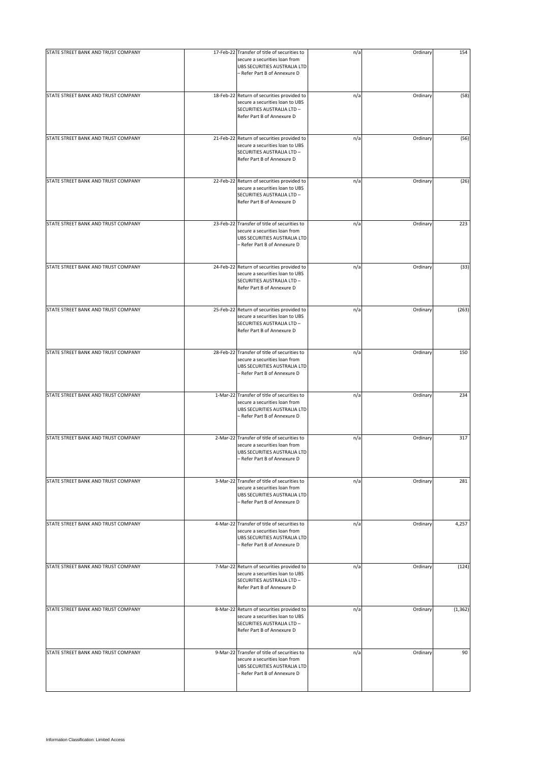| | | | | | |
|---|---|---|---|---|---|
| STATE STREET BANK AND TRUST COMPANY | 17-Feb-22 | Transfer of title of securities to secure a securities loan from UBS SECURITIES AUSTRALIA LTD – Refer Part B of Annexure D | n/a | Ordinary | 154 |
| STATE STREET BANK AND TRUST COMPANY | 18-Feb-22 | Return of securities provided to secure a securities loan to UBS SECURITIES AUSTRALIA LTD – Refer Part B of Annexure D | n/a | Ordinary | (58) |
| STATE STREET BANK AND TRUST COMPANY | 21-Feb-22 | Return of securities provided to secure a securities loan to UBS SECURITIES AUSTRALIA LTD – Refer Part B of Annexure D | n/a | Ordinary | (56) |
| STATE STREET BANK AND TRUST COMPANY | 22-Feb-22 | Return of securities provided to secure a securities loan to UBS SECURITIES AUSTRALIA LTD – Refer Part B of Annexure D | n/a | Ordinary | (26) |
| STATE STREET BANK AND TRUST COMPANY | 23-Feb-22 | Transfer of title of securities to secure a securities loan from UBS SECURITIES AUSTRALIA LTD – Refer Part B of Annexure D | n/a | Ordinary | 223 |
| STATE STREET BANK AND TRUST COMPANY | 24-Feb-22 | Return of securities provided to secure a securities loan to UBS SECURITIES AUSTRALIA LTD – Refer Part B of Annexure D | n/a | Ordinary | (33) |
| STATE STREET BANK AND TRUST COMPANY | 25-Feb-22 | Return of securities provided to secure a securities loan to UBS SECURITIES AUSTRALIA LTD – Refer Part B of Annexure D | n/a | Ordinary | (263) |
| STATE STREET BANK AND TRUST COMPANY | 28-Feb-22 | Transfer of title of securities to secure a securities loan from UBS SECURITIES AUSTRALIA LTD – Refer Part B of Annexure D | n/a | Ordinary | 150 |
| STATE STREET BANK AND TRUST COMPANY | 1-Mar-22 | Transfer of title of securities to secure a securities loan from UBS SECURITIES AUSTRALIA LTD – Refer Part B of Annexure D | n/a | Ordinary | 234 |
| STATE STREET BANK AND TRUST COMPANY | 2-Mar-22 | Transfer of title of securities to secure a securities loan from UBS SECURITIES AUSTRALIA LTD – Refer Part B of Annexure D | n/a | Ordinary | 317 |
| STATE STREET BANK AND TRUST COMPANY | 3-Mar-22 | Transfer of title of securities to secure a securities loan from UBS SECURITIES AUSTRALIA LTD – Refer Part B of Annexure D | n/a | Ordinary | 281 |
| STATE STREET BANK AND TRUST COMPANY | 4-Mar-22 | Transfer of title of securities to secure a securities loan from UBS SECURITIES AUSTRALIA LTD – Refer Part B of Annexure D | n/a | Ordinary | 4,257 |
| STATE STREET BANK AND TRUST COMPANY | 7-Mar-22 | Return of securities provided to secure a securities loan to UBS SECURITIES AUSTRALIA LTD – Refer Part B of Annexure D | n/a | Ordinary | (124) |
| STATE STREET BANK AND TRUST COMPANY | 8-Mar-22 | Return of securities provided to secure a securities loan to UBS SECURITIES AUSTRALIA LTD – Refer Part B of Annexure D | n/a | Ordinary | (1,362) |
| STATE STREET BANK AND TRUST COMPANY | 9-Mar-22 | Transfer of title of securities to secure a securities loan from UBS SECURITIES AUSTRALIA LTD – Refer Part B of Annexure D | n/a | Ordinary | 90 |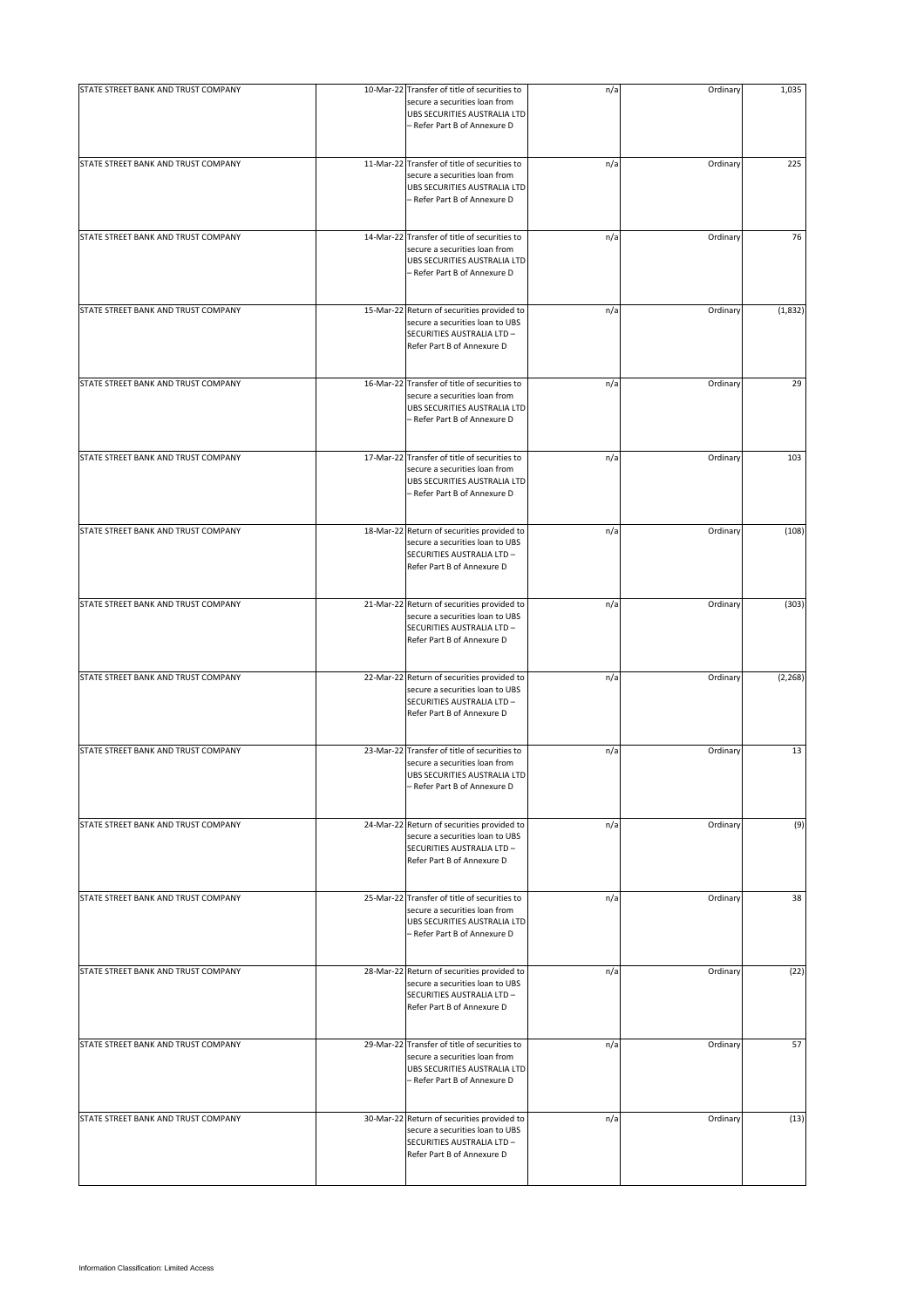| | | | | | |
|---|---|---|---|---|---|
| STATE STREET BANK AND TRUST COMPANY | 10-Mar-22 | Transfer of title of securities to secure a securities loan from UBS SECURITIES AUSTRALIA LTD – Refer Part B of Annexure D | n/a | Ordinary | 1,035 |
| STATE STREET BANK AND TRUST COMPANY | 11-Mar-22 | Transfer of title of securities to secure a securities loan from UBS SECURITIES AUSTRALIA LTD – Refer Part B of Annexure D | n/a | Ordinary | 225 |
| STATE STREET BANK AND TRUST COMPANY | 14-Mar-22 | Transfer of title of securities to secure a securities loan from UBS SECURITIES AUSTRALIA LTD – Refer Part B of Annexure D | n/a | Ordinary | 76 |
| STATE STREET BANK AND TRUST COMPANY | 15-Mar-22 | Return of securities provided to secure a securities loan to UBS SECURITIES AUSTRALIA LTD – Refer Part B of Annexure D | n/a | Ordinary | (1,832) |
| STATE STREET BANK AND TRUST COMPANY | 16-Mar-22 | Transfer of title of securities to secure a securities loan from UBS SECURITIES AUSTRALIA LTD – Refer Part B of Annexure D | n/a | Ordinary | 29 |
| STATE STREET BANK AND TRUST COMPANY | 17-Mar-22 | Transfer of title of securities to secure a securities loan from UBS SECURITIES AUSTRALIA LTD – Refer Part B of Annexure D | n/a | Ordinary | 103 |
| STATE STREET BANK AND TRUST COMPANY | 18-Mar-22 | Return of securities provided to secure a securities loan to UBS SECURITIES AUSTRALIA LTD – Refer Part B of Annexure D | n/a | Ordinary | (108) |
| STATE STREET BANK AND TRUST COMPANY | 21-Mar-22 | Return of securities provided to secure a securities loan to UBS SECURITIES AUSTRALIA LTD – Refer Part B of Annexure D | n/a | Ordinary | (303) |
| STATE STREET BANK AND TRUST COMPANY | 22-Mar-22 | Return of securities provided to secure a securities loan to UBS SECURITIES AUSTRALIA LTD – Refer Part B of Annexure D | n/a | Ordinary | (2,268) |
| STATE STREET BANK AND TRUST COMPANY | 23-Mar-22 | Transfer of title of securities to secure a securities loan from UBS SECURITIES AUSTRALIA LTD – Refer Part B of Annexure D | n/a | Ordinary | 13 |
| STATE STREET BANK AND TRUST COMPANY | 24-Mar-22 | Return of securities provided to secure a securities loan to UBS SECURITIES AUSTRALIA LTD – Refer Part B of Annexure D | n/a | Ordinary | (9) |
| STATE STREET BANK AND TRUST COMPANY | 25-Mar-22 | Transfer of title of securities to secure a securities loan from UBS SECURITIES AUSTRALIA LTD – Refer Part B of Annexure D | n/a | Ordinary | 38 |
| STATE STREET BANK AND TRUST COMPANY | 28-Mar-22 | Return of securities provided to secure a securities loan to UBS SECURITIES AUSTRALIA LTD – Refer Part B of Annexure D | n/a | Ordinary | (22) |
| STATE STREET BANK AND TRUST COMPANY | 29-Mar-22 | Transfer of title of securities to secure a securities loan from UBS SECURITIES AUSTRALIA LTD – Refer Part B of Annexure D | n/a | Ordinary | 57 |
| STATE STREET BANK AND TRUST COMPANY | 30-Mar-22 | Return of securities provided to secure a securities loan to UBS SECURITIES AUSTRALIA LTD – Refer Part B of Annexure D | n/a | Ordinary | (13) |

Information Classification: Limited Access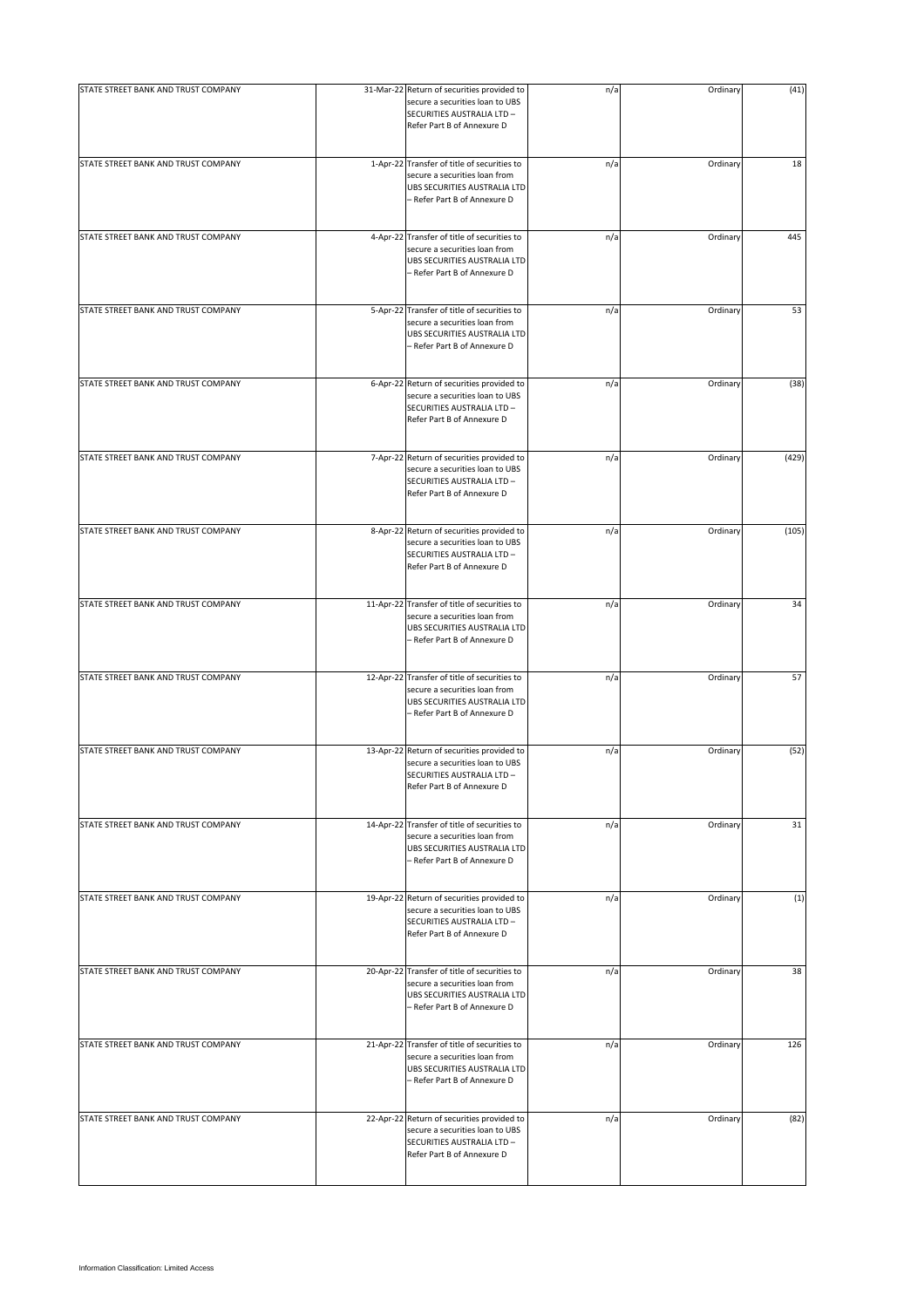| | | | | | |
|---|---|---|---|---|---|
| STATE STREET BANK AND TRUST COMPANY | 31-Mar-22 | Return of securities provided to secure a securities loan to UBS SECURITIES AUSTRALIA LTD – Refer Part B of Annexure D | n/a | Ordinary | (41) |
| STATE STREET BANK AND TRUST COMPANY | 1-Apr-22 | Transfer of title of securities to secure a securities loan from UBS SECURITIES AUSTRALIA LTD – Refer Part B of Annexure D | n/a | Ordinary | 18 |
| STATE STREET BANK AND TRUST COMPANY | 4-Apr-22 | Transfer of title of securities to secure a securities loan from UBS SECURITIES AUSTRALIA LTD – Refer Part B of Annexure D | n/a | Ordinary | 445 |
| STATE STREET BANK AND TRUST COMPANY | 5-Apr-22 | Transfer of title of securities to secure a securities loan from UBS SECURITIES AUSTRALIA LTD – Refer Part B of Annexure D | n/a | Ordinary | 53 |
| STATE STREET BANK AND TRUST COMPANY | 6-Apr-22 | Return of securities provided to secure a securities loan to UBS SECURITIES AUSTRALIA LTD – Refer Part B of Annexure D | n/a | Ordinary | (38) |
| STATE STREET BANK AND TRUST COMPANY | 7-Apr-22 | Return of securities provided to secure a securities loan to UBS SECURITIES AUSTRALIA LTD – Refer Part B of Annexure D | n/a | Ordinary | (429) |
| STATE STREET BANK AND TRUST COMPANY | 8-Apr-22 | Return of securities provided to secure a securities loan to UBS SECURITIES AUSTRALIA LTD – Refer Part B of Annexure D | n/a | Ordinary | (105) |
| STATE STREET BANK AND TRUST COMPANY | 11-Apr-22 | Transfer of title of securities to secure a securities loan from UBS SECURITIES AUSTRALIA LTD – Refer Part B of Annexure D | n/a | Ordinary | 34 |
| STATE STREET BANK AND TRUST COMPANY | 12-Apr-22 | Transfer of title of securities to secure a securities loan from UBS SECURITIES AUSTRALIA LTD – Refer Part B of Annexure D | n/a | Ordinary | 57 |
| STATE STREET BANK AND TRUST COMPANY | 13-Apr-22 | Return of securities provided to secure a securities loan to UBS SECURITIES AUSTRALIA LTD – Refer Part B of Annexure D | n/a | Ordinary | (52) |
| STATE STREET BANK AND TRUST COMPANY | 14-Apr-22 | Transfer of title of securities to secure a securities loan from UBS SECURITIES AUSTRALIA LTD – Refer Part B of Annexure D | n/a | Ordinary | 31 |
| STATE STREET BANK AND TRUST COMPANY | 19-Apr-22 | Return of securities provided to secure a securities loan to UBS SECURITIES AUSTRALIA LTD – Refer Part B of Annexure D | n/a | Ordinary | (1) |
| STATE STREET BANK AND TRUST COMPANY | 20-Apr-22 | Transfer of title of securities to secure a securities loan from UBS SECURITIES AUSTRALIA LTD – Refer Part B of Annexure D | n/a | Ordinary | 38 |
| STATE STREET BANK AND TRUST COMPANY | 21-Apr-22 | Transfer of title of securities to secure a securities loan from UBS SECURITIES AUSTRALIA LTD – Refer Part B of Annexure D | n/a | Ordinary | 126 |
| STATE STREET BANK AND TRUST COMPANY | 22-Apr-22 | Return of securities provided to secure a securities loan to UBS SECURITIES AUSTRALIA LTD – Refer Part B of Annexure D | n/a | Ordinary | (82) |

Information Classification: Limited Access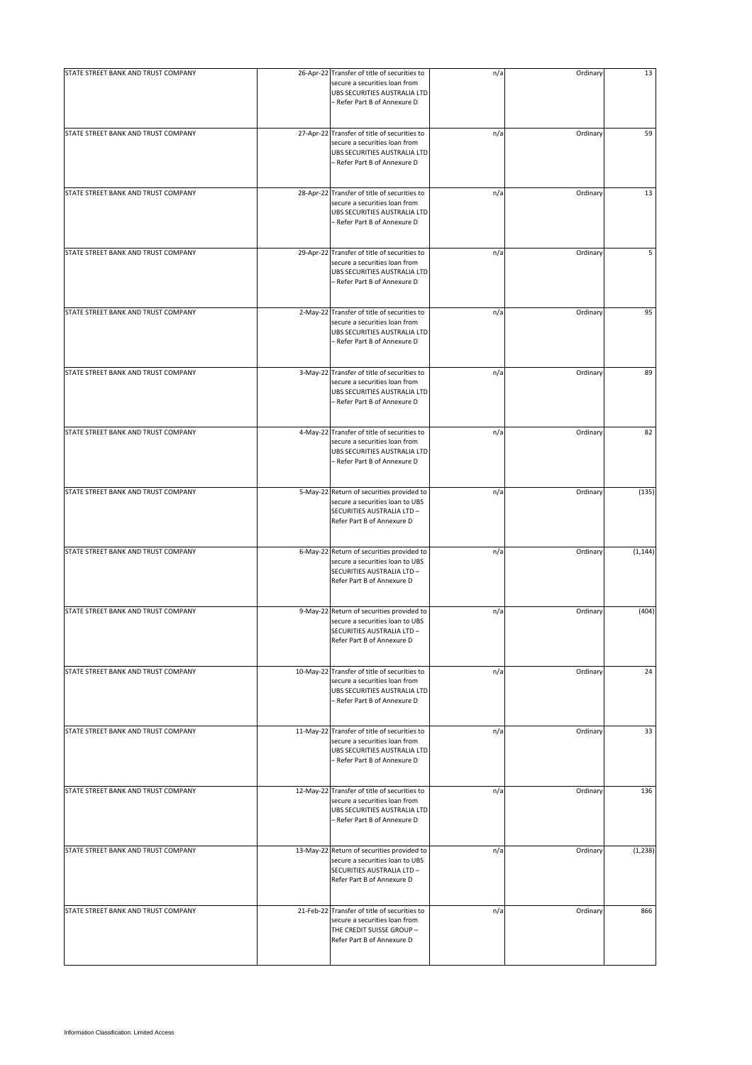| | | | | | |
|---|---|---|---|---|---|
| STATE STREET BANK AND TRUST COMPANY | 26-Apr-22 | Transfer of title of securities to secure a securities loan from UBS SECURITIES AUSTRALIA LTD – Refer Part B of Annexure D | n/a | Ordinary | 13 |
| STATE STREET BANK AND TRUST COMPANY | 27-Apr-22 | Transfer of title of securities to secure a securities loan from UBS SECURITIES AUSTRALIA LTD – Refer Part B of Annexure D | n/a | Ordinary | 59 |
| STATE STREET BANK AND TRUST COMPANY | 28-Apr-22 | Transfer of title of securities to secure a securities loan from UBS SECURITIES AUSTRALIA LTD – Refer Part B of Annexure D | n/a | Ordinary | 13 |
| STATE STREET BANK AND TRUST COMPANY | 29-Apr-22 | Transfer of title of securities to secure a securities loan from UBS SECURITIES AUSTRALIA LTD – Refer Part B of Annexure D | n/a | Ordinary | 5 |
| STATE STREET BANK AND TRUST COMPANY | 2-May-22 | Transfer of title of securities to secure a securities loan from UBS SECURITIES AUSTRALIA LTD – Refer Part B of Annexure D | n/a | Ordinary | 95 |
| STATE STREET BANK AND TRUST COMPANY | 3-May-22 | Transfer of title of securities to secure a securities loan from UBS SECURITIES AUSTRALIA LTD – Refer Part B of Annexure D | n/a | Ordinary | 89 |
| STATE STREET BANK AND TRUST COMPANY | 4-May-22 | Transfer of title of securities to secure a securities loan from UBS SECURITIES AUSTRALIA LTD – Refer Part B of Annexure D | n/a | Ordinary | 82 |
| STATE STREET BANK AND TRUST COMPANY | 5-May-22 | Return of securities provided to secure a securities loan to UBS SECURITIES AUSTRALIA LTD – Refer Part B of Annexure D | n/a | Ordinary | (135) |
| STATE STREET BANK AND TRUST COMPANY | 6-May-22 | Return of securities provided to secure a securities loan to UBS SECURITIES AUSTRALIA LTD – Refer Part B of Annexure D | n/a | Ordinary | (1,144) |
| STATE STREET BANK AND TRUST COMPANY | 9-May-22 | Return of securities provided to secure a securities loan to UBS SECURITIES AUSTRALIA LTD – Refer Part B of Annexure D | n/a | Ordinary | (404) |
| STATE STREET BANK AND TRUST COMPANY | 10-May-22 | Transfer of title of securities to secure a securities loan from UBS SECURITIES AUSTRALIA LTD – Refer Part B of Annexure D | n/a | Ordinary | 24 |
| STATE STREET BANK AND TRUST COMPANY | 11-May-22 | Transfer of title of securities to secure a securities loan from UBS SECURITIES AUSTRALIA LTD – Refer Part B of Annexure D | n/a | Ordinary | 33 |
| STATE STREET BANK AND TRUST COMPANY | 12-May-22 | Transfer of title of securities to secure a securities loan from UBS SECURITIES AUSTRALIA LTD – Refer Part B of Annexure D | n/a | Ordinary | 136 |
| STATE STREET BANK AND TRUST COMPANY | 13-May-22 | Return of securities provided to secure a securities loan to UBS SECURITIES AUSTRALIA LTD – Refer Part B of Annexure D | n/a | Ordinary | (1,238) |
| STATE STREET BANK AND TRUST COMPANY | 21-Feb-22 | Transfer of title of securities to secure a securities loan from THE CREDIT SUISSE GROUP – Refer Part B of Annexure D | n/a | Ordinary | 866 |

Information Classification: Limited Access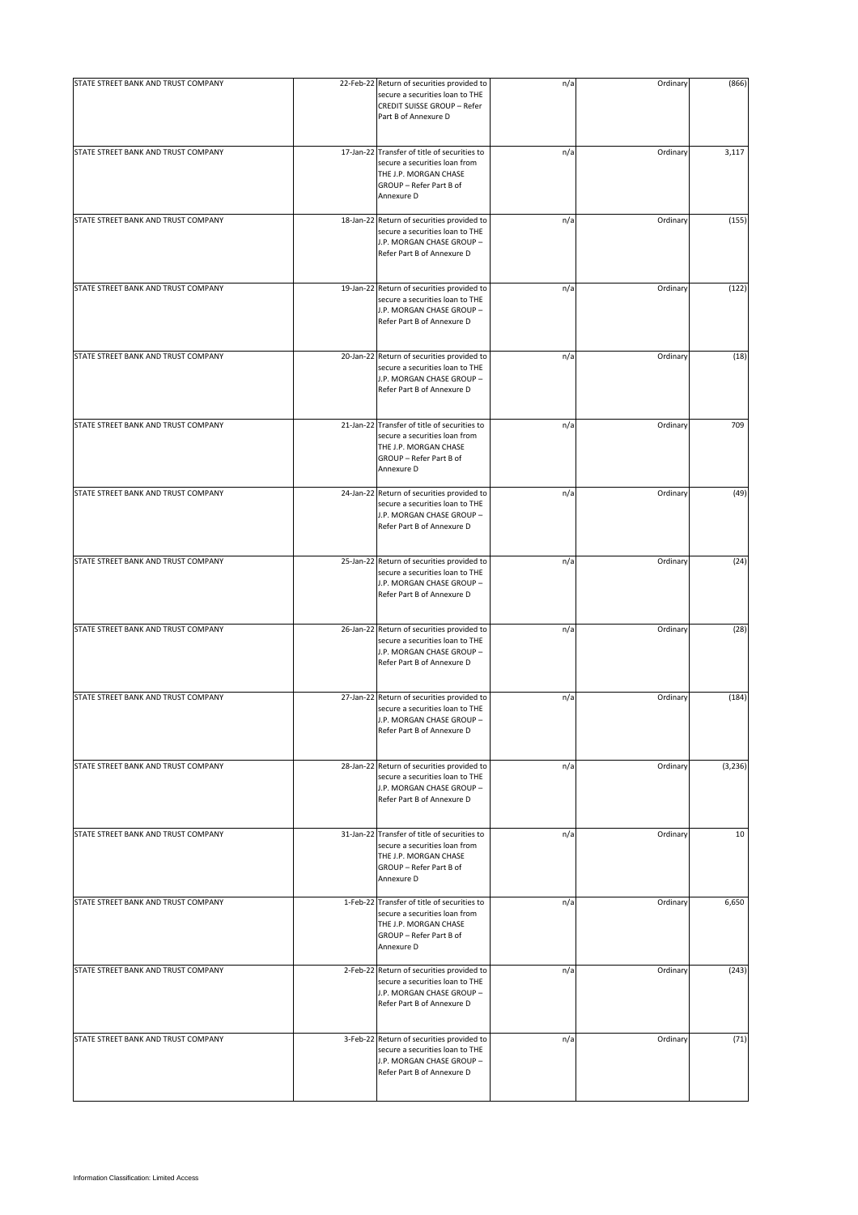| | | | | | |
|---|---|---|---|---|---|
| STATE STREET BANK AND TRUST COMPANY | 22-Feb-22 | Return of securities provided to secure a securities loan to THE CREDIT SUISSE GROUP – Refer Part B of Annexure D | n/a | Ordinary | (866) |
| STATE STREET BANK AND TRUST COMPANY | 17-Jan-22 | Transfer of title of securities to secure a securities loan from THE J.P. MORGAN CHASE GROUP – Refer Part B of Annexure D | n/a | Ordinary | 3,117 |
| STATE STREET BANK AND TRUST COMPANY | 18-Jan-22 | Return of securities provided to secure a securities loan to THE J.P. MORGAN CHASE GROUP – Refer Part B of Annexure D | n/a | Ordinary | (155) |
| STATE STREET BANK AND TRUST COMPANY | 19-Jan-22 | Return of securities provided to secure a securities loan to THE J.P. MORGAN CHASE GROUP – Refer Part B of Annexure D | n/a | Ordinary | (122) |
| STATE STREET BANK AND TRUST COMPANY | 20-Jan-22 | Return of securities provided to secure a securities loan to THE J.P. MORGAN CHASE GROUP – Refer Part B of Annexure D | n/a | Ordinary | (18) |
| STATE STREET BANK AND TRUST COMPANY | 21-Jan-22 | Transfer of title of securities to secure a securities loan from THE J.P. MORGAN CHASE GROUP – Refer Part B of Annexure D | n/a | Ordinary | 709 |
| STATE STREET BANK AND TRUST COMPANY | 24-Jan-22 | Return of securities provided to secure a securities loan to THE J.P. MORGAN CHASE GROUP – Refer Part B of Annexure D | n/a | Ordinary | (49) |
| STATE STREET BANK AND TRUST COMPANY | 25-Jan-22 | Return of securities provided to secure a securities loan to THE J.P. MORGAN CHASE GROUP – Refer Part B of Annexure D | n/a | Ordinary | (24) |
| STATE STREET BANK AND TRUST COMPANY | 26-Jan-22 | Return of securities provided to secure a securities loan to THE J.P. MORGAN CHASE GROUP – Refer Part B of Annexure D | n/a | Ordinary | (28) |
| STATE STREET BANK AND TRUST COMPANY | 27-Jan-22 | Return of securities provided to secure a securities loan to THE J.P. MORGAN CHASE GROUP – Refer Part B of Annexure D | n/a | Ordinary | (184) |
| STATE STREET BANK AND TRUST COMPANY | 28-Jan-22 | Return of securities provided to secure a securities loan to THE J.P. MORGAN CHASE GROUP – Refer Part B of Annexure D | n/a | Ordinary | (3,236) |
| STATE STREET BANK AND TRUST COMPANY | 31-Jan-22 | Transfer of title of securities to secure a securities loan from THE J.P. MORGAN CHASE GROUP – Refer Part B of Annexure D | n/a | Ordinary | 10 |
| STATE STREET BANK AND TRUST COMPANY | 1-Feb-22 | Transfer of title of securities to secure a securities loan from THE J.P. MORGAN CHASE GROUP – Refer Part B of Annexure D | n/a | Ordinary | 6,650 |
| STATE STREET BANK AND TRUST COMPANY | 2-Feb-22 | Return of securities provided to secure a securities loan to THE J.P. MORGAN CHASE GROUP – Refer Part B of Annexure D | n/a | Ordinary | (243) |
| STATE STREET BANK AND TRUST COMPANY | 3-Feb-22 | Return of securities provided to secure a securities loan to THE J.P. MORGAN CHASE GROUP – Refer Part B of Annexure D | n/a | Ordinary | (71) |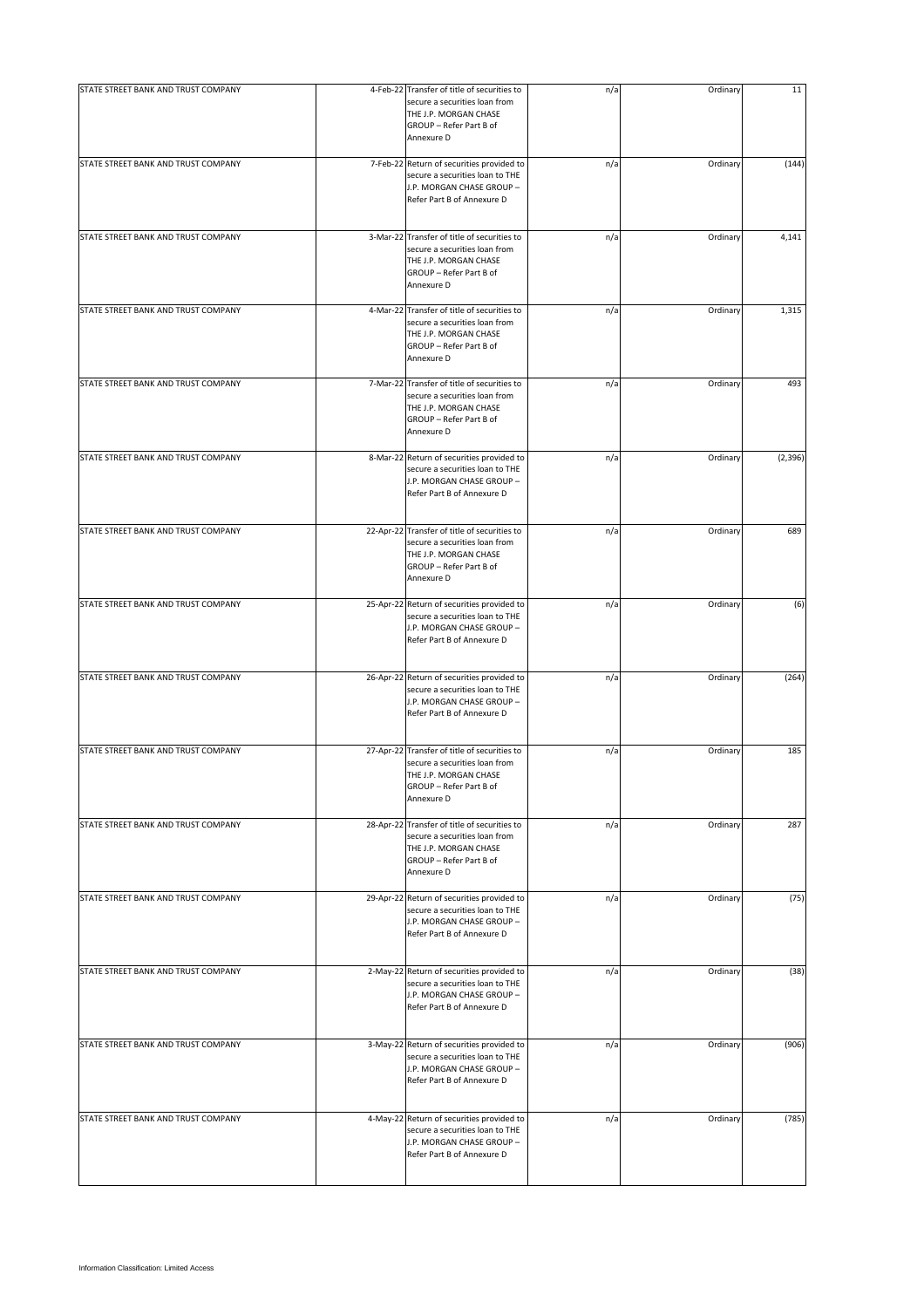| | | | | | |
|---|---|---|---|---|---|
| STATE STREET BANK AND TRUST COMPANY | 4-Feb-22 | Transfer of title of securities to secure a securities loan from THE J.P. MORGAN CHASE GROUP – Refer Part B of Annexure D | n/a | Ordinary | 11 |
| STATE STREET BANK AND TRUST COMPANY | 7-Feb-22 | Return of securities provided to secure a securities loan to THE J.P. MORGAN CHASE GROUP – Refer Part B of Annexure D | n/a | Ordinary | (144) |
| STATE STREET BANK AND TRUST COMPANY | 3-Mar-22 | Transfer of title of securities to secure a securities loan from THE J.P. MORGAN CHASE GROUP – Refer Part B of Annexure D | n/a | Ordinary | 4,141 |
| STATE STREET BANK AND TRUST COMPANY | 4-Mar-22 | Transfer of title of securities to secure a securities loan from THE J.P. MORGAN CHASE GROUP – Refer Part B of Annexure D | n/a | Ordinary | 1,315 |
| STATE STREET BANK AND TRUST COMPANY | 7-Mar-22 | Transfer of title of securities to secure a securities loan from THE J.P. MORGAN CHASE GROUP – Refer Part B of Annexure D | n/a | Ordinary | 493 |
| STATE STREET BANK AND TRUST COMPANY | 8-Mar-22 | Return of securities provided to secure a securities loan to THE J.P. MORGAN CHASE GROUP – Refer Part B of Annexure D | n/a | Ordinary | (2,396) |
| STATE STREET BANK AND TRUST COMPANY | 22-Apr-22 | Transfer of title of securities to secure a securities loan from THE J.P. MORGAN CHASE GROUP – Refer Part B of Annexure D | n/a | Ordinary | 689 |
| STATE STREET BANK AND TRUST COMPANY | 25-Apr-22 | Return of securities provided to secure a securities loan to THE J.P. MORGAN CHASE GROUP – Refer Part B of Annexure D | n/a | Ordinary | (6) |
| STATE STREET BANK AND TRUST COMPANY | 26-Apr-22 | Return of securities provided to secure a securities loan to THE J.P. MORGAN CHASE GROUP – Refer Part B of Annexure D | n/a | Ordinary | (264) |
| STATE STREET BANK AND TRUST COMPANY | 27-Apr-22 | Transfer of title of securities to secure a securities loan from THE J.P. MORGAN CHASE GROUP – Refer Part B of Annexure D | n/a | Ordinary | 185 |
| STATE STREET BANK AND TRUST COMPANY | 28-Apr-22 | Transfer of title of securities to secure a securities loan from THE J.P. MORGAN CHASE GROUP – Refer Part B of Annexure D | n/a | Ordinary | 287 |
| STATE STREET BANK AND TRUST COMPANY | 29-Apr-22 | Return of securities provided to secure a securities loan to THE J.P. MORGAN CHASE GROUP – Refer Part B of Annexure D | n/a | Ordinary | (75) |
| STATE STREET BANK AND TRUST COMPANY | 2-May-22 | Return of securities provided to secure a securities loan to THE J.P. MORGAN CHASE GROUP – Refer Part B of Annexure D | n/a | Ordinary | (38) |
| STATE STREET BANK AND TRUST COMPANY | 3-May-22 | Return of securities provided to secure a securities loan to THE J.P. MORGAN CHASE GROUP – Refer Part B of Annexure D | n/a | Ordinary | (906) |
| STATE STREET BANK AND TRUST COMPANY | 4-May-22 | Return of securities provided to secure a securities loan to THE J.P. MORGAN CHASE GROUP – Refer Part B of Annexure D | n/a | Ordinary | (785) |

Information Classification: Limited Access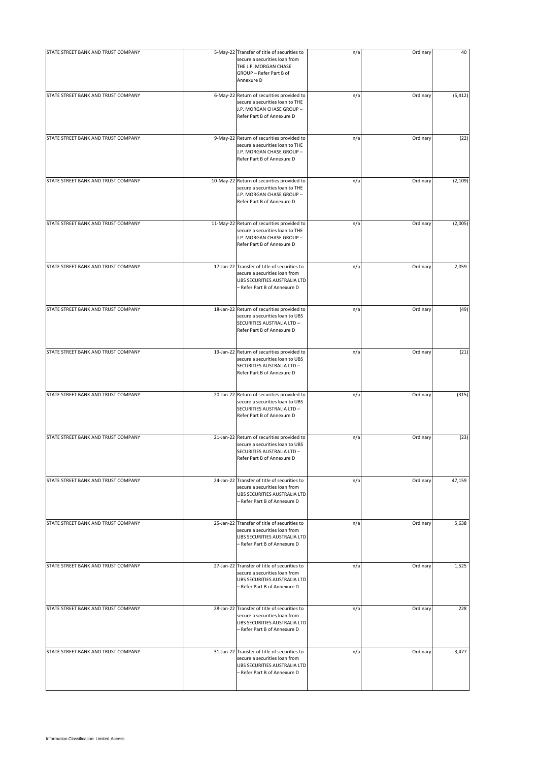| | | | | | |
|---|---|---|---|---|---|
| STATE STREET BANK AND TRUST COMPANY | 5-May-22 | Transfer of title of securities to secure a securities loan from THE J.P. MORGAN CHASE GROUP – Refer Part B of Annexure D | n/a | Ordinary | 40 |
| STATE STREET BANK AND TRUST COMPANY | 6-May-22 | Return of securities provided to secure a securities loan to THE J.P. MORGAN CHASE GROUP – Refer Part B of Annexure D | n/a | Ordinary | (5,412) |
| STATE STREET BANK AND TRUST COMPANY | 9-May-22 | Return of securities provided to secure a securities loan to THE J.P. MORGAN CHASE GROUP – Refer Part B of Annexure D | n/a | Ordinary | (22) |
| STATE STREET BANK AND TRUST COMPANY | 10-May-22 | Return of securities provided to secure a securities loan to THE J.P. MORGAN CHASE GROUP – Refer Part B of Annexure D | n/a | Ordinary | (2,109) |
| STATE STREET BANK AND TRUST COMPANY | 11-May-22 | Return of securities provided to secure a securities loan to THE J.P. MORGAN CHASE GROUP – Refer Part B of Annexure D | n/a | Ordinary | (2,005) |
| STATE STREET BANK AND TRUST COMPANY | 17-Jan-22 | Transfer of title of securities to secure a securities loan from UBS SECURITIES AUSTRALIA LTD – Refer Part B of Annexure D | n/a | Ordinary | 2,059 |
| STATE STREET BANK AND TRUST COMPANY | 18-Jan-22 | Return of securities provided to secure a securities loan to UBS SECURITIES AUSTRALIA LTD – Refer Part B of Annexure D | n/a | Ordinary | (49) |
| STATE STREET BANK AND TRUST COMPANY | 19-Jan-22 | Return of securities provided to secure a securities loan to UBS SECURITIES AUSTRALIA LTD – Refer Part B of Annexure D | n/a | Ordinary | (21) |
| STATE STREET BANK AND TRUST COMPANY | 20-Jan-22 | Return of securities provided to secure a securities loan to UBS SECURITIES AUSTRALIA LTD – Refer Part B of Annexure D | n/a | Ordinary | (315) |
| STATE STREET BANK AND TRUST COMPANY | 21-Jan-22 | Return of securities provided to secure a securities loan to UBS SECURITIES AUSTRALIA LTD – Refer Part B of Annexure D | n/a | Ordinary | (23) |
| STATE STREET BANK AND TRUST COMPANY | 24-Jan-22 | Transfer of title of securities to secure a securities loan from UBS SECURITIES AUSTRALIA LTD – Refer Part B of Annexure D | n/a | Ordinary | 47,159 |
| STATE STREET BANK AND TRUST COMPANY | 25-Jan-22 | Transfer of title of securities to secure a securities loan from UBS SECURITIES AUSTRALIA LTD – Refer Part B of Annexure D | n/a | Ordinary | 5,638 |
| STATE STREET BANK AND TRUST COMPANY | 27-Jan-22 | Transfer of title of securities to secure a securities loan from UBS SECURITIES AUSTRALIA LTD – Refer Part B of Annexure D | n/a | Ordinary | 1,525 |
| STATE STREET BANK AND TRUST COMPANY | 28-Jan-22 | Transfer of title of securities to secure a securities loan from UBS SECURITIES AUSTRALIA LTD – Refer Part B of Annexure D | n/a | Ordinary | 228 |
| STATE STREET BANK AND TRUST COMPANY | 31-Jan-22 | Transfer of title of securities to secure a securities loan from UBS SECURITIES AUSTRALIA LTD – Refer Part B of Annexure D | n/a | Ordinary | 3,477 |

Information Classification: Limited Access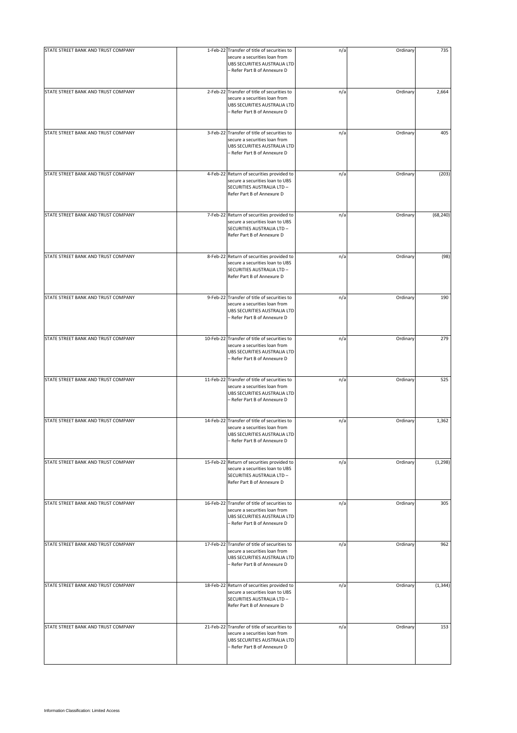| | | | | | |
|---|---|---|---|---|---|
| STATE STREET BANK AND TRUST COMPANY | 1-Feb-22 | Transfer of title of securities to secure a securities loan from UBS SECURITIES AUSTRALIA LTD – Refer Part B of Annexure D | n/a | Ordinary | 735 |
| STATE STREET BANK AND TRUST COMPANY | 2-Feb-22 | Transfer of title of securities to secure a securities loan from UBS SECURITIES AUSTRALIA LTD – Refer Part B of Annexure D | n/a | Ordinary | 2,664 |
| STATE STREET BANK AND TRUST COMPANY | 3-Feb-22 | Transfer of title of securities to secure a securities loan from UBS SECURITIES AUSTRALIA LTD – Refer Part B of Annexure D | n/a | Ordinary | 405 |
| STATE STREET BANK AND TRUST COMPANY | 4-Feb-22 | Return of securities provided to secure a securities loan to UBS SECURITIES AUSTRALIA LTD – Refer Part B of Annexure D | n/a | Ordinary | (203) |
| STATE STREET BANK AND TRUST COMPANY | 7-Feb-22 | Return of securities provided to secure a securities loan to UBS SECURITIES AUSTRALIA LTD – Refer Part B of Annexure D | n/a | Ordinary | (68,240) |
| STATE STREET BANK AND TRUST COMPANY | 8-Feb-22 | Return of securities provided to secure a securities loan to UBS SECURITIES AUSTRALIA LTD – Refer Part B of Annexure D | n/a | Ordinary | (98) |
| STATE STREET BANK AND TRUST COMPANY | 9-Feb-22 | Transfer of title of securities to secure a securities loan from UBS SECURITIES AUSTRALIA LTD – Refer Part B of Annexure D | n/a | Ordinary | 190 |
| STATE STREET BANK AND TRUST COMPANY | 10-Feb-22 | Transfer of title of securities to secure a securities loan from UBS SECURITIES AUSTRALIA LTD – Refer Part B of Annexure D | n/a | Ordinary | 279 |
| STATE STREET BANK AND TRUST COMPANY | 11-Feb-22 | Transfer of title of securities to secure a securities loan from UBS SECURITIES AUSTRALIA LTD – Refer Part B of Annexure D | n/a | Ordinary | 525 |
| STATE STREET BANK AND TRUST COMPANY | 14-Feb-22 | Transfer of title of securities to secure a securities loan from UBS SECURITIES AUSTRALIA LTD – Refer Part B of Annexure D | n/a | Ordinary | 1,362 |
| STATE STREET BANK AND TRUST COMPANY | 15-Feb-22 | Return of securities provided to secure a securities loan to UBS SECURITIES AUSTRALIA LTD – Refer Part B of Annexure D | n/a | Ordinary | (1,298) |
| STATE STREET BANK AND TRUST COMPANY | 16-Feb-22 | Transfer of title of securities to secure a securities loan from UBS SECURITIES AUSTRALIA LTD – Refer Part B of Annexure D | n/a | Ordinary | 305 |
| STATE STREET BANK AND TRUST COMPANY | 17-Feb-22 | Transfer of title of securities to secure a securities loan from UBS SECURITIES AUSTRALIA LTD – Refer Part B of Annexure D | n/a | Ordinary | 962 |
| STATE STREET BANK AND TRUST COMPANY | 18-Feb-22 | Return of securities provided to secure a securities loan to UBS SECURITIES AUSTRALIA LTD – Refer Part B of Annexure D | n/a | Ordinary | (1,344) |
| STATE STREET BANK AND TRUST COMPANY | 21-Feb-22 | Transfer of title of securities to secure a securities loan from UBS SECURITIES AUSTRALIA LTD – Refer Part B of Annexure D | n/a | Ordinary | 153 |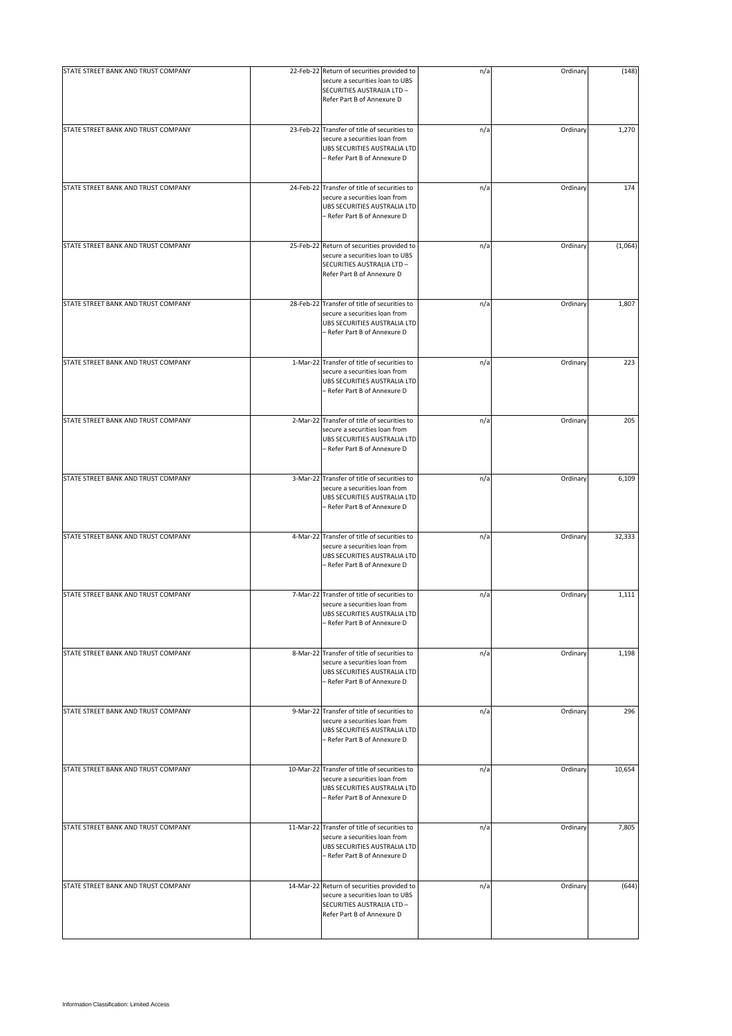| | | | | | |
|---|---|---|---|---|---|
| STATE STREET BANK AND TRUST COMPANY | 22-Feb-22 | Return of securities provided to secure a securities loan to UBS SECURITIES AUSTRALIA LTD – Refer Part B of Annexure D | n/a | Ordinary | (148) |
| STATE STREET BANK AND TRUST COMPANY | 23-Feb-22 | Transfer of title of securities to secure a securities loan from UBS SECURITIES AUSTRALIA LTD – Refer Part B of Annexure D | n/a | Ordinary | 1,270 |
| STATE STREET BANK AND TRUST COMPANY | 24-Feb-22 | Transfer of title of securities to secure a securities loan from UBS SECURITIES AUSTRALIA LTD – Refer Part B of Annexure D | n/a | Ordinary | 174 |
| STATE STREET BANK AND TRUST COMPANY | 25-Feb-22 | Return of securities provided to secure a securities loan to UBS SECURITIES AUSTRALIA LTD – Refer Part B of Annexure D | n/a | Ordinary | (1,064) |
| STATE STREET BANK AND TRUST COMPANY | 28-Feb-22 | Transfer of title of securities to secure a securities loan from UBS SECURITIES AUSTRALIA LTD – Refer Part B of Annexure D | n/a | Ordinary | 1,807 |
| STATE STREET BANK AND TRUST COMPANY | 1-Mar-22 | Transfer of title of securities to secure a securities loan from UBS SECURITIES AUSTRALIA LTD – Refer Part B of Annexure D | n/a | Ordinary | 223 |
| STATE STREET BANK AND TRUST COMPANY | 2-Mar-22 | Transfer of title of securities to secure a securities loan from UBS SECURITIES AUSTRALIA LTD – Refer Part B of Annexure D | n/a | Ordinary | 205 |
| STATE STREET BANK AND TRUST COMPANY | 3-Mar-22 | Transfer of title of securities to secure a securities loan from UBS SECURITIES AUSTRALIA LTD – Refer Part B of Annexure D | n/a | Ordinary | 6,109 |
| STATE STREET BANK AND TRUST COMPANY | 4-Mar-22 | Transfer of title of securities to secure a securities loan from UBS SECURITIES AUSTRALIA LTD – Refer Part B of Annexure D | n/a | Ordinary | 32,333 |
| STATE STREET BANK AND TRUST COMPANY | 7-Mar-22 | Transfer of title of securities to secure a securities loan from UBS SECURITIES AUSTRALIA LTD – Refer Part B of Annexure D | n/a | Ordinary | 1,111 |
| STATE STREET BANK AND TRUST COMPANY | 8-Mar-22 | Transfer of title of securities to secure a securities loan from UBS SECURITIES AUSTRALIA LTD – Refer Part B of Annexure D | n/a | Ordinary | 1,198 |
| STATE STREET BANK AND TRUST COMPANY | 9-Mar-22 | Transfer of title of securities to secure a securities loan from UBS SECURITIES AUSTRALIA LTD – Refer Part B of Annexure D | n/a | Ordinary | 296 |
| STATE STREET BANK AND TRUST COMPANY | 10-Mar-22 | Transfer of title of securities to secure a securities loan from UBS SECURITIES AUSTRALIA LTD – Refer Part B of Annexure D | n/a | Ordinary | 10,654 |
| STATE STREET BANK AND TRUST COMPANY | 11-Mar-22 | Transfer of title of securities to secure a securities loan from UBS SECURITIES AUSTRALIA LTD – Refer Part B of Annexure D | n/a | Ordinary | 7,805 |
| STATE STREET BANK AND TRUST COMPANY | 14-Mar-22 | Return of securities provided to secure a securities loan to UBS SECURITIES AUSTRALIA LTD – Refer Part B of Annexure D | n/a | Ordinary | (644) |

Information Classification: Limited Access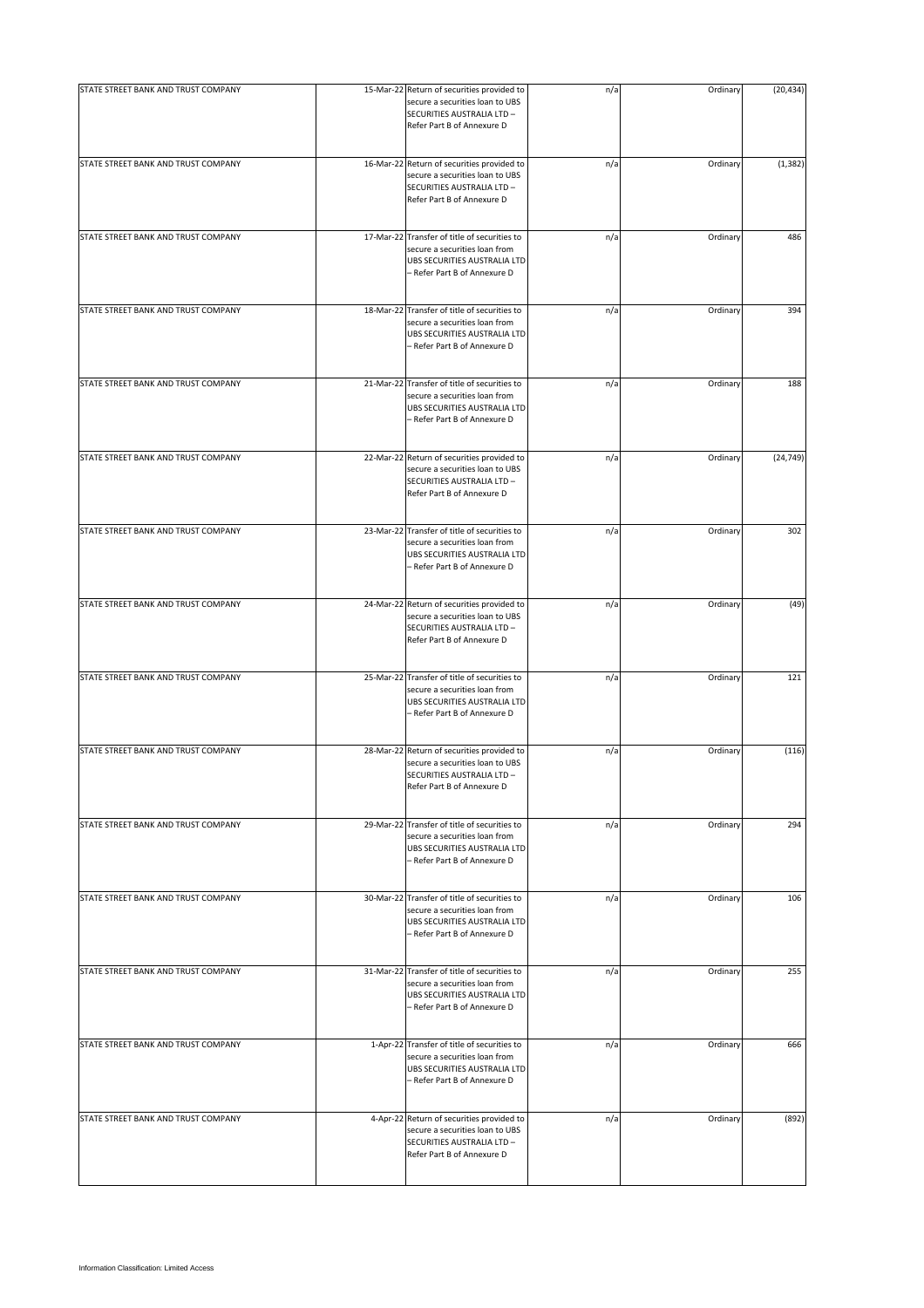| | | | | | |
|---|---|---|---|---|---|
| STATE STREET BANK AND TRUST COMPANY | 15-Mar-22 | Return of securities provided to secure a securities loan to UBS SECURITIES AUSTRALIA LTD – Refer Part B of Annexure D | n/a | Ordinary | (20,434) |
| STATE STREET BANK AND TRUST COMPANY | 16-Mar-22 | Return of securities provided to secure a securities loan to UBS SECURITIES AUSTRALIA LTD – Refer Part B of Annexure D | n/a | Ordinary | (1,382) |
| STATE STREET BANK AND TRUST COMPANY | 17-Mar-22 | Transfer of title of securities to secure a securities loan from UBS SECURITIES AUSTRALIA LTD – Refer Part B of Annexure D | n/a | Ordinary | 486 |
| STATE STREET BANK AND TRUST COMPANY | 18-Mar-22 | Transfer of title of securities to secure a securities loan from UBS SECURITIES AUSTRALIA LTD – Refer Part B of Annexure D | n/a | Ordinary | 394 |
| STATE STREET BANK AND TRUST COMPANY | 21-Mar-22 | Transfer of title of securities to secure a securities loan from UBS SECURITIES AUSTRALIA LTD – Refer Part B of Annexure D | n/a | Ordinary | 188 |
| STATE STREET BANK AND TRUST COMPANY | 22-Mar-22 | Return of securities provided to secure a securities loan to UBS SECURITIES AUSTRALIA LTD – Refer Part B of Annexure D | n/a | Ordinary | (24,749) |
| STATE STREET BANK AND TRUST COMPANY | 23-Mar-22 | Transfer of title of securities to secure a securities loan from UBS SECURITIES AUSTRALIA LTD – Refer Part B of Annexure D | n/a | Ordinary | 302 |
| STATE STREET BANK AND TRUST COMPANY | 24-Mar-22 | Return of securities provided to secure a securities loan to UBS SECURITIES AUSTRALIA LTD – Refer Part B of Annexure D | n/a | Ordinary | (49) |
| STATE STREET BANK AND TRUST COMPANY | 25-Mar-22 | Transfer of title of securities to secure a securities loan from UBS SECURITIES AUSTRALIA LTD – Refer Part B of Annexure D | n/a | Ordinary | 121 |
| STATE STREET BANK AND TRUST COMPANY | 28-Mar-22 | Return of securities provided to secure a securities loan to UBS SECURITIES AUSTRALIA LTD – Refer Part B of Annexure D | n/a | Ordinary | (116) |
| STATE STREET BANK AND TRUST COMPANY | 29-Mar-22 | Transfer of title of securities to secure a securities loan from UBS SECURITIES AUSTRALIA LTD – Refer Part B of Annexure D | n/a | Ordinary | 294 |
| STATE STREET BANK AND TRUST COMPANY | 30-Mar-22 | Transfer of title of securities to secure a securities loan from UBS SECURITIES AUSTRALIA LTD – Refer Part B of Annexure D | n/a | Ordinary | 106 |
| STATE STREET BANK AND TRUST COMPANY | 31-Mar-22 | Transfer of title of securities to secure a securities loan from UBS SECURITIES AUSTRALIA LTD – Refer Part B of Annexure D | n/a | Ordinary | 255 |
| STATE STREET BANK AND TRUST COMPANY | 1-Apr-22 | Transfer of title of securities to secure a securities loan from UBS SECURITIES AUSTRALIA LTD – Refer Part B of Annexure D | n/a | Ordinary | 666 |
| STATE STREET BANK AND TRUST COMPANY | 4-Apr-22 | Return of securities provided to secure a securities loan to UBS SECURITIES AUSTRALIA LTD – Refer Part B of Annexure D | n/a | Ordinary | (892) |

Information Classification: Limited Access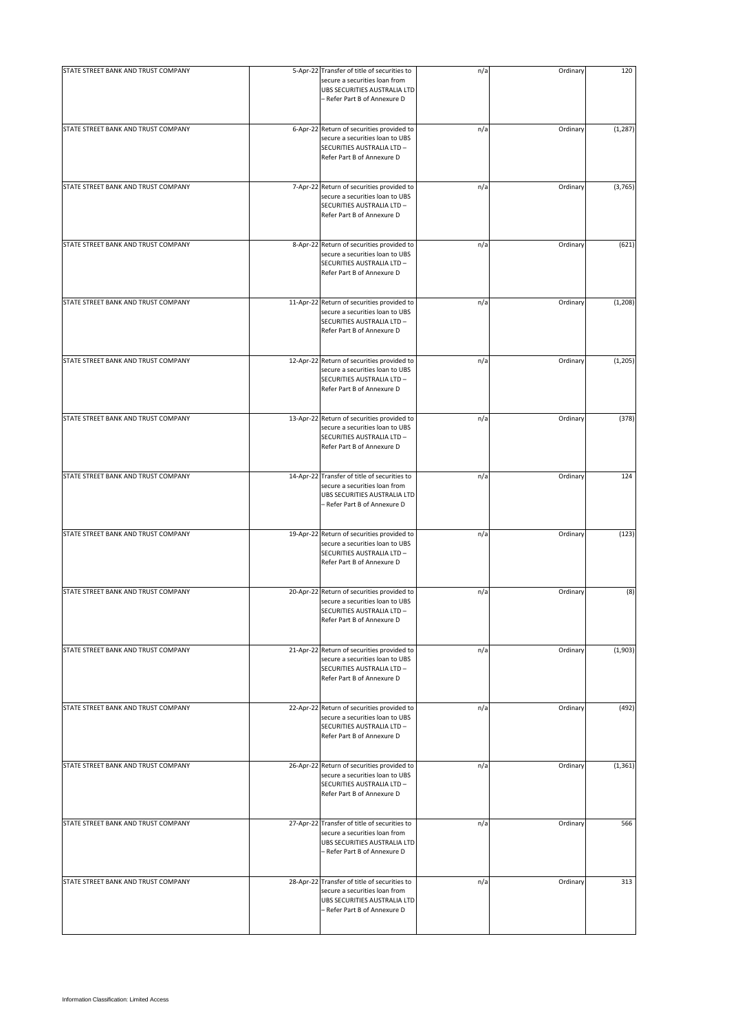| | | | | | |
|---|---|---|---|---|---|
| STATE STREET BANK AND TRUST COMPANY | 5-Apr-22 | Transfer of title of securities to secure a securities loan from UBS SECURITIES AUSTRALIA LTD – Refer Part B of Annexure D | n/a | Ordinary | 120 |
| STATE STREET BANK AND TRUST COMPANY | 6-Apr-22 | Return of securities provided to secure a securities loan to UBS SECURITIES AUSTRALIA LTD – Refer Part B of Annexure D | n/a | Ordinary | (1,287) |
| STATE STREET BANK AND TRUST COMPANY | 7-Apr-22 | Return of securities provided to secure a securities loan to UBS SECURITIES AUSTRALIA LTD – Refer Part B of Annexure D | n/a | Ordinary | (3,765) |
| STATE STREET BANK AND TRUST COMPANY | 8-Apr-22 | Return of securities provided to secure a securities loan to UBS SECURITIES AUSTRALIA LTD – Refer Part B of Annexure D | n/a | Ordinary | (621) |
| STATE STREET BANK AND TRUST COMPANY | 11-Apr-22 | Return of securities provided to secure a securities loan to UBS SECURITIES AUSTRALIA LTD – Refer Part B of Annexure D | n/a | Ordinary | (1,208) |
| STATE STREET BANK AND TRUST COMPANY | 12-Apr-22 | Return of securities provided to secure a securities loan to UBS SECURITIES AUSTRALIA LTD – Refer Part B of Annexure D | n/a | Ordinary | (1,205) |
| STATE STREET BANK AND TRUST COMPANY | 13-Apr-22 | Return of securities provided to secure a securities loan to UBS SECURITIES AUSTRALIA LTD – Refer Part B of Annexure D | n/a | Ordinary | (378) |
| STATE STREET BANK AND TRUST COMPANY | 14-Apr-22 | Transfer of title of securities to secure a securities loan from UBS SECURITIES AUSTRALIA LTD – Refer Part B of Annexure D | n/a | Ordinary | 124 |
| STATE STREET BANK AND TRUST COMPANY | 19-Apr-22 | Return of securities provided to secure a securities loan to UBS SECURITIES AUSTRALIA LTD – Refer Part B of Annexure D | n/a | Ordinary | (123) |
| STATE STREET BANK AND TRUST COMPANY | 20-Apr-22 | Return of securities provided to secure a securities loan to UBS SECURITIES AUSTRALIA LTD – Refer Part B of Annexure D | n/a | Ordinary | (8) |
| STATE STREET BANK AND TRUST COMPANY | 21-Apr-22 | Return of securities provided to secure a securities loan to UBS SECURITIES AUSTRALIA LTD – Refer Part B of Annexure D | n/a | Ordinary | (1,903) |
| STATE STREET BANK AND TRUST COMPANY | 22-Apr-22 | Return of securities provided to secure a securities loan to UBS SECURITIES AUSTRALIA LTD – Refer Part B of Annexure D | n/a | Ordinary | (492) |
| STATE STREET BANK AND TRUST COMPANY | 26-Apr-22 | Return of securities provided to secure a securities loan to UBS SECURITIES AUSTRALIA LTD – Refer Part B of Annexure D | n/a | Ordinary | (1,361) |
| STATE STREET BANK AND TRUST COMPANY | 27-Apr-22 | Transfer of title of securities to secure a securities loan from UBS SECURITIES AUSTRALIA LTD – Refer Part B of Annexure D | n/a | Ordinary | 566 |
| STATE STREET BANK AND TRUST COMPANY | 28-Apr-22 | Transfer of title of securities to secure a securities loan from UBS SECURITIES AUSTRALIA LTD – Refer Part B of Annexure D | n/a | Ordinary | 313 |

Information Classification: Limited Access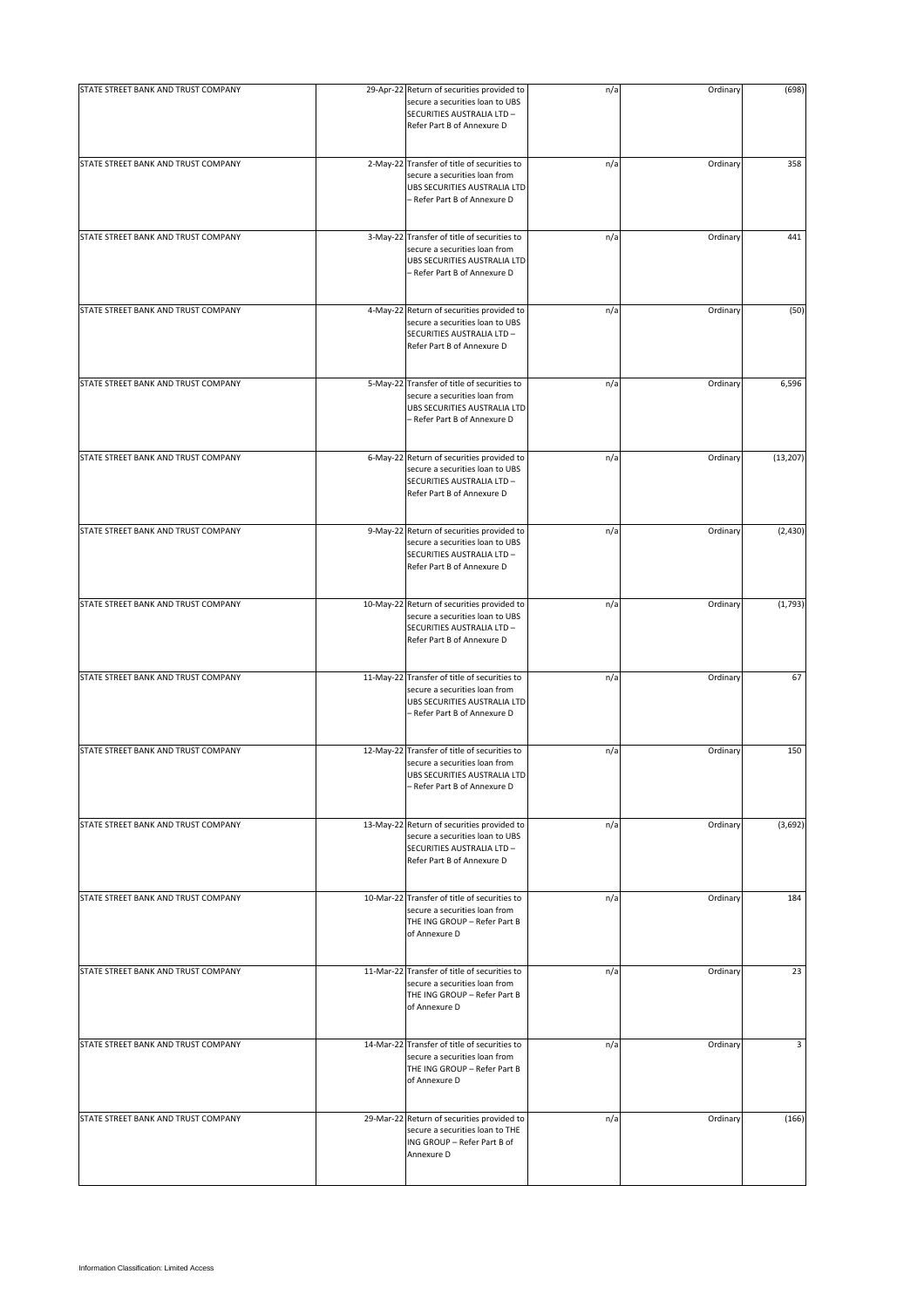| | | | | | |
|---|---|---|---|---|---|
| STATE STREET BANK AND TRUST COMPANY | 29-Apr-22 | Return of securities provided to secure a securities loan to UBS SECURITIES AUSTRALIA LTD – Refer Part B of Annexure D | n/a | Ordinary | (698) |
| STATE STREET BANK AND TRUST COMPANY | 2-May-22 | Transfer of title of securities to secure a securities loan from UBS SECURITIES AUSTRALIA LTD – Refer Part B of Annexure D | n/a | Ordinary | 358 |
| STATE STREET BANK AND TRUST COMPANY | 3-May-22 | Transfer of title of securities to secure a securities loan from UBS SECURITIES AUSTRALIA LTD – Refer Part B of Annexure D | n/a | Ordinary | 441 |
| STATE STREET BANK AND TRUST COMPANY | 4-May-22 | Return of securities provided to secure a securities loan to UBS SECURITIES AUSTRALIA LTD – Refer Part B of Annexure D | n/a | Ordinary | (50) |
| STATE STREET BANK AND TRUST COMPANY | 5-May-22 | Transfer of title of securities to secure a securities loan from UBS SECURITIES AUSTRALIA LTD – Refer Part B of Annexure D | n/a | Ordinary | 6,596 |
| STATE STREET BANK AND TRUST COMPANY | 6-May-22 | Return of securities provided to secure a securities loan to UBS SECURITIES AUSTRALIA LTD – Refer Part B of Annexure D | n/a | Ordinary | (13,207) |
| STATE STREET BANK AND TRUST COMPANY | 9-May-22 | Return of securities provided to secure a securities loan to UBS SECURITIES AUSTRALIA LTD – Refer Part B of Annexure D | n/a | Ordinary | (2,430) |
| STATE STREET BANK AND TRUST COMPANY | 10-May-22 | Return of securities provided to secure a securities loan to UBS SECURITIES AUSTRALIA LTD – Refer Part B of Annexure D | n/a | Ordinary | (1,793) |
| STATE STREET BANK AND TRUST COMPANY | 11-May-22 | Transfer of title of securities to secure a securities loan from UBS SECURITIES AUSTRALIA LTD – Refer Part B of Annexure D | n/a | Ordinary | 67 |
| STATE STREET BANK AND TRUST COMPANY | 12-May-22 | Transfer of title of securities to secure a securities loan from UBS SECURITIES AUSTRALIA LTD – Refer Part B of Annexure D | n/a | Ordinary | 150 |
| STATE STREET BANK AND TRUST COMPANY | 13-May-22 | Return of securities provided to secure a securities loan to UBS SECURITIES AUSTRALIA LTD – Refer Part B of Annexure D | n/a | Ordinary | (3,692) |
| STATE STREET BANK AND TRUST COMPANY | 10-Mar-22 | Transfer of title of securities to secure a securities loan from THE ING GROUP – Refer Part B of Annexure D | n/a | Ordinary | 184 |
| STATE STREET BANK AND TRUST COMPANY | 11-Mar-22 | Transfer of title of securities to secure a securities loan from THE ING GROUP – Refer Part B of Annexure D | n/a | Ordinary | 23 |
| STATE STREET BANK AND TRUST COMPANY | 14-Mar-22 | Transfer of title of securities to secure a securities loan from THE ING GROUP – Refer Part B of Annexure D | n/a | Ordinary | 3 |
| STATE STREET BANK AND TRUST COMPANY | 29-Mar-22 | Return of securities provided to secure a securities loan to THE ING GROUP – Refer Part B of Annexure D | n/a | Ordinary | (166) |

Information Classification: Limited Access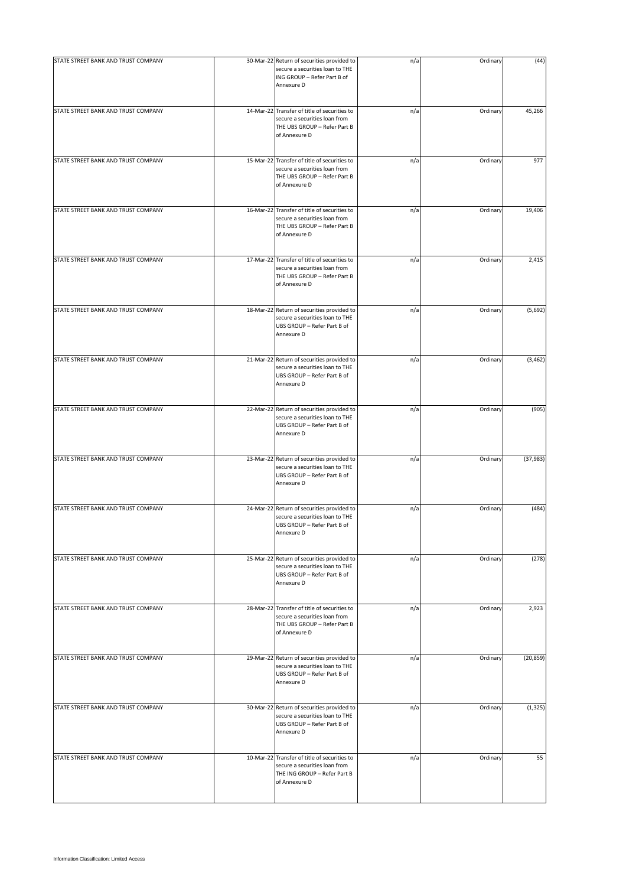| | | | | | |
|---|---|---|---|---|---|
| STATE STREET BANK AND TRUST COMPANY | 30-Mar-22 | Return of securities provided to secure a securities loan to THE ING GROUP – Refer Part B of Annexure D | n/a | Ordinary | (44) |
| STATE STREET BANK AND TRUST COMPANY | 14-Mar-22 | Transfer of title of securities to secure a securities loan from THE UBS GROUP – Refer Part B of Annexure D | n/a | Ordinary | 45,266 |
| STATE STREET BANK AND TRUST COMPANY | 15-Mar-22 | Transfer of title of securities to secure a securities loan from THE UBS GROUP – Refer Part B of Annexure D | n/a | Ordinary | 977 |
| STATE STREET BANK AND TRUST COMPANY | 16-Mar-22 | Transfer of title of securities to secure a securities loan from THE UBS GROUP – Refer Part B of Annexure D | n/a | Ordinary | 19,406 |
| STATE STREET BANK AND TRUST COMPANY | 17-Mar-22 | Transfer of title of securities to secure a securities loan from THE UBS GROUP – Refer Part B of Annexure D | n/a | Ordinary | 2,415 |
| STATE STREET BANK AND TRUST COMPANY | 18-Mar-22 | Return of securities provided to secure a securities loan to THE UBS GROUP – Refer Part B of Annexure D | n/a | Ordinary | (5,692) |
| STATE STREET BANK AND TRUST COMPANY | 21-Mar-22 | Return of securities provided to secure a securities loan to THE UBS GROUP – Refer Part B of Annexure D | n/a | Ordinary | (3,462) |
| STATE STREET BANK AND TRUST COMPANY | 22-Mar-22 | Return of securities provided to secure a securities loan to THE UBS GROUP – Refer Part B of Annexure D | n/a | Ordinary | (905) |
| STATE STREET BANK AND TRUST COMPANY | 23-Mar-22 | Return of securities provided to secure a securities loan to THE UBS GROUP – Refer Part B of Annexure D | n/a | Ordinary | (37,983) |
| STATE STREET BANK AND TRUST COMPANY | 24-Mar-22 | Return of securities provided to secure a securities loan to THE UBS GROUP – Refer Part B of Annexure D | n/a | Ordinary | (484) |
| STATE STREET BANK AND TRUST COMPANY | 25-Mar-22 | Return of securities provided to secure a securities loan to THE UBS GROUP – Refer Part B of Annexure D | n/a | Ordinary | (278) |
| STATE STREET BANK AND TRUST COMPANY | 28-Mar-22 | Transfer of title of securities to secure a securities loan from THE UBS GROUP – Refer Part B of Annexure D | n/a | Ordinary | 2,923 |
| STATE STREET BANK AND TRUST COMPANY | 29-Mar-22 | Return of securities provided to secure a securities loan to THE UBS GROUP – Refer Part B of Annexure D | n/a | Ordinary | (20,859) |
| STATE STREET BANK AND TRUST COMPANY | 30-Mar-22 | Return of securities provided to secure a securities loan to THE UBS GROUP – Refer Part B of Annexure D | n/a | Ordinary | (1,325) |
| STATE STREET BANK AND TRUST COMPANY | 10-Mar-22 | Transfer of title of securities to secure a securities loan from THE ING GROUP – Refer Part B of Annexure D | n/a | Ordinary | 55 |

Information Classification: Limited Access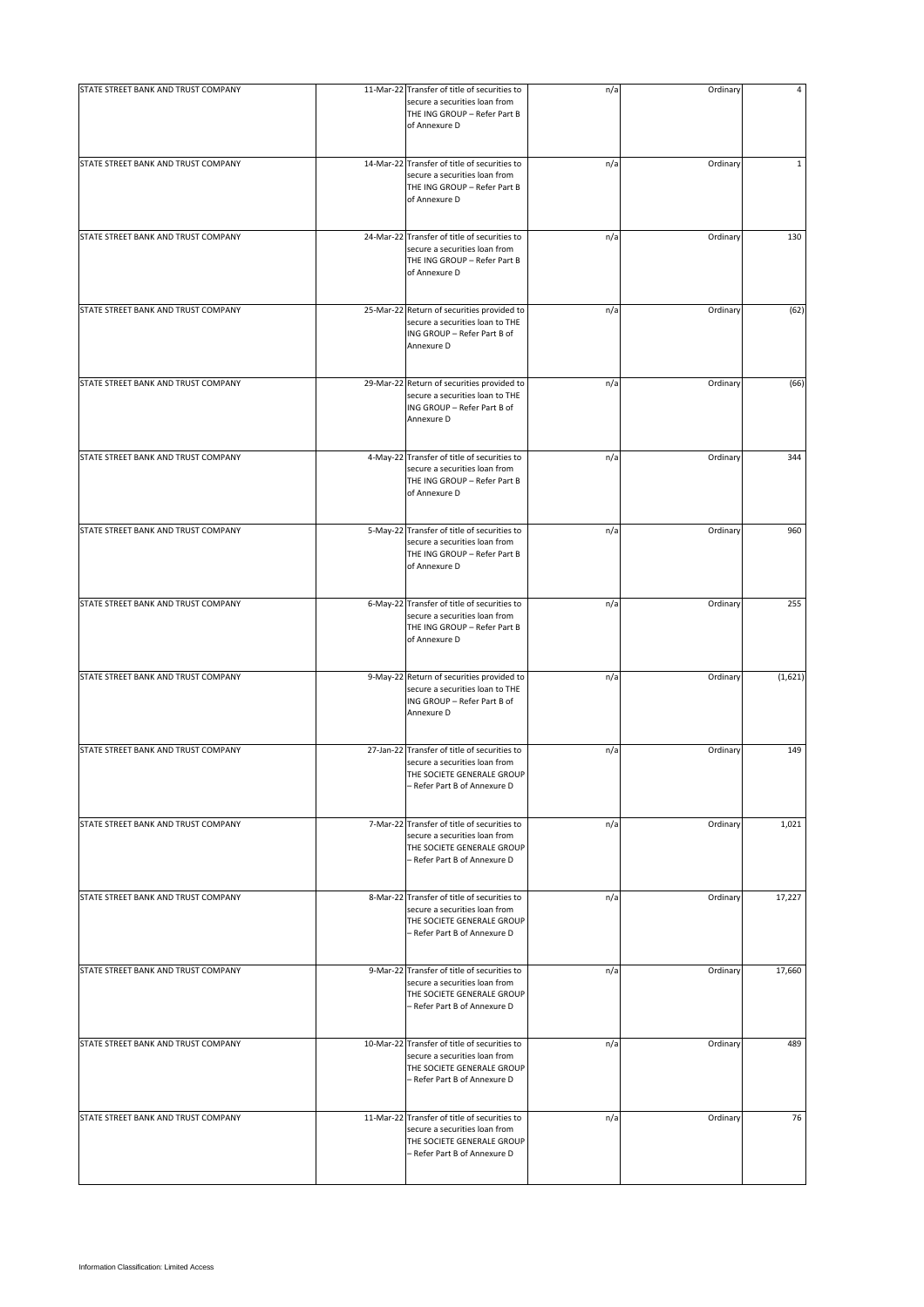| | | | | | |
|---|---|---|---|---|---|
| STATE STREET BANK AND TRUST COMPANY | 11-Mar-22 | Transfer of title of securities to secure a securities loan from THE ING GROUP – Refer Part B of Annexure D | n/a | Ordinary | 4 |
| STATE STREET BANK AND TRUST COMPANY | 14-Mar-22 | Transfer of title of securities to secure a securities loan from THE ING GROUP – Refer Part B of Annexure D | n/a | Ordinary | 1 |
| STATE STREET BANK AND TRUST COMPANY | 24-Mar-22 | Transfer of title of securities to secure a securities loan from THE ING GROUP – Refer Part B of Annexure D | n/a | Ordinary | 130 |
| STATE STREET BANK AND TRUST COMPANY | 25-Mar-22 | Return of securities provided to secure a securities loan to THE ING GROUP – Refer Part B of Annexure D | n/a | Ordinary | (62) |
| STATE STREET BANK AND TRUST COMPANY | 29-Mar-22 | Return of securities provided to secure a securities loan to THE ING GROUP – Refer Part B of Annexure D | n/a | Ordinary | (66) |
| STATE STREET BANK AND TRUST COMPANY | 4-May-22 | Transfer of title of securities to secure a securities loan from THE ING GROUP – Refer Part B of Annexure D | n/a | Ordinary | 344 |
| STATE STREET BANK AND TRUST COMPANY | 5-May-22 | Transfer of title of securities to secure a securities loan from THE ING GROUP – Refer Part B of Annexure D | n/a | Ordinary | 960 |
| STATE STREET BANK AND TRUST COMPANY | 6-May-22 | Transfer of title of securities to secure a securities loan from THE ING GROUP – Refer Part B of Annexure D | n/a | Ordinary | 255 |
| STATE STREET BANK AND TRUST COMPANY | 9-May-22 | Return of securities provided to secure a securities loan to THE ING GROUP – Refer Part B of Annexure D | n/a | Ordinary | (1,621) |
| STATE STREET BANK AND TRUST COMPANY | 27-Jan-22 | Transfer of title of securities to secure a securities loan from THE SOCIETE GENERALE GROUP – Refer Part B of Annexure D | n/a | Ordinary | 149 |
| STATE STREET BANK AND TRUST COMPANY | 7-Mar-22 | Transfer of title of securities to secure a securities loan from THE SOCIETE GENERALE GROUP – Refer Part B of Annexure D | n/a | Ordinary | 1,021 |
| STATE STREET BANK AND TRUST COMPANY | 8-Mar-22 | Transfer of title of securities to secure a securities loan from THE SOCIETE GENERALE GROUP – Refer Part B of Annexure D | n/a | Ordinary | 17,227 |
| STATE STREET BANK AND TRUST COMPANY | 9-Mar-22 | Transfer of title of securities to secure a securities loan from THE SOCIETE GENERALE GROUP – Refer Part B of Annexure D | n/a | Ordinary | 17,660 |
| STATE STREET BANK AND TRUST COMPANY | 10-Mar-22 | Transfer of title of securities to secure a securities loan from THE SOCIETE GENERALE GROUP – Refer Part B of Annexure D | n/a | Ordinary | 489 |
| STATE STREET BANK AND TRUST COMPANY | 11-Mar-22 | Transfer of title of securities to secure a securities loan from THE SOCIETE GENERALE GROUP – Refer Part B of Annexure D | n/a | Ordinary | 76 |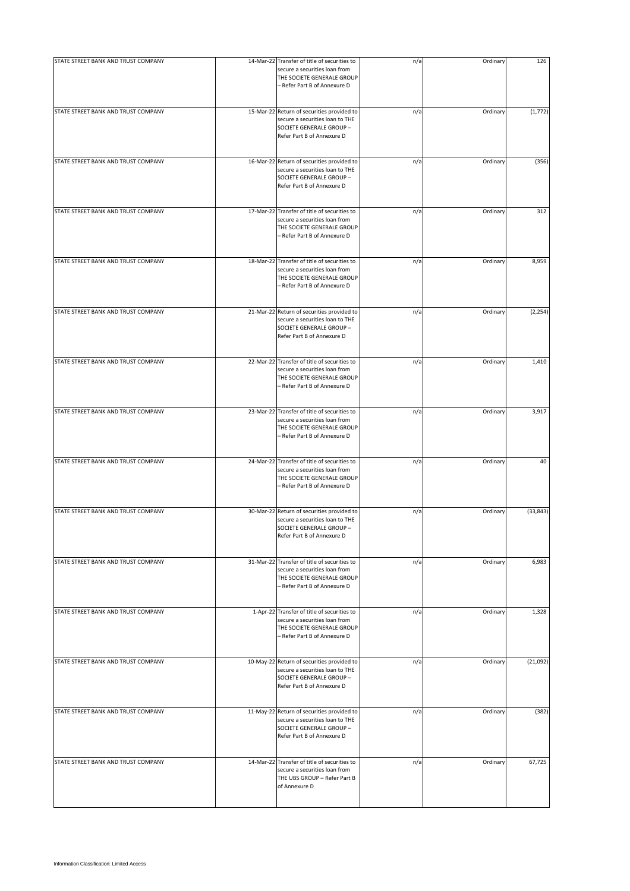| | | | | | |
|---|---|---|---|---|---|
| STATE STREET BANK AND TRUST COMPANY | 14-Mar-22 | Transfer of title of securities to secure a securities loan from THE SOCIETE GENERALE GROUP – Refer Part B of Annexure D | n/a | Ordinary | 126 |
| STATE STREET BANK AND TRUST COMPANY | 15-Mar-22 | Return of securities provided to secure a securities loan to THE SOCIETE GENERALE GROUP – Refer Part B of Annexure D | n/a | Ordinary | (1,772) |
| STATE STREET BANK AND TRUST COMPANY | 16-Mar-22 | Return of securities provided to secure a securities loan to THE SOCIETE GENERALE GROUP – Refer Part B of Annexure D | n/a | Ordinary | (356) |
| STATE STREET BANK AND TRUST COMPANY | 17-Mar-22 | Transfer of title of securities to secure a securities loan from THE SOCIETE GENERALE GROUP – Refer Part B of Annexure D | n/a | Ordinary | 312 |
| STATE STREET BANK AND TRUST COMPANY | 18-Mar-22 | Transfer of title of securities to secure a securities loan from THE SOCIETE GENERALE GROUP – Refer Part B of Annexure D | n/a | Ordinary | 8,959 |
| STATE STREET BANK AND TRUST COMPANY | 21-Mar-22 | Return of securities provided to secure a securities loan to THE SOCIETE GENERALE GROUP – Refer Part B of Annexure D | n/a | Ordinary | (2,254) |
| STATE STREET BANK AND TRUST COMPANY | 22-Mar-22 | Transfer of title of securities to secure a securities loan from THE SOCIETE GENERALE GROUP – Refer Part B of Annexure D | n/a | Ordinary | 1,410 |
| STATE STREET BANK AND TRUST COMPANY | 23-Mar-22 | Transfer of title of securities to secure a securities loan from THE SOCIETE GENERALE GROUP – Refer Part B of Annexure D | n/a | Ordinary | 3,917 |
| STATE STREET BANK AND TRUST COMPANY | 24-Mar-22 | Transfer of title of securities to secure a securities loan from THE SOCIETE GENERALE GROUP – Refer Part B of Annexure D | n/a | Ordinary | 40 |
| STATE STREET BANK AND TRUST COMPANY | 30-Mar-22 | Return of securities provided to secure a securities loan to THE SOCIETE GENERALE GROUP – Refer Part B of Annexure D | n/a | Ordinary | (33,843) |
| STATE STREET BANK AND TRUST COMPANY | 31-Mar-22 | Transfer of title of securities to secure a securities loan from THE SOCIETE GENERALE GROUP – Refer Part B of Annexure D | n/a | Ordinary | 6,983 |
| STATE STREET BANK AND TRUST COMPANY | 1-Apr-22 | Transfer of title of securities to secure a securities loan from THE SOCIETE GENERALE GROUP – Refer Part B of Annexure D | n/a | Ordinary | 1,328 |
| STATE STREET BANK AND TRUST COMPANY | 10-May-22 | Return of securities provided to secure a securities loan to THE SOCIETE GENERALE GROUP – Refer Part B of Annexure D | n/a | Ordinary | (21,092) |
| STATE STREET BANK AND TRUST COMPANY | 11-May-22 | Return of securities provided to secure a securities loan to THE SOCIETE GENERALE GROUP – Refer Part B of Annexure D | n/a | Ordinary | (382) |
| STATE STREET BANK AND TRUST COMPANY | 14-Mar-22 | Transfer of title of securities to secure a securities loan from THE UBS GROUP – Refer Part B of Annexure D | n/a | Ordinary | 67,725 |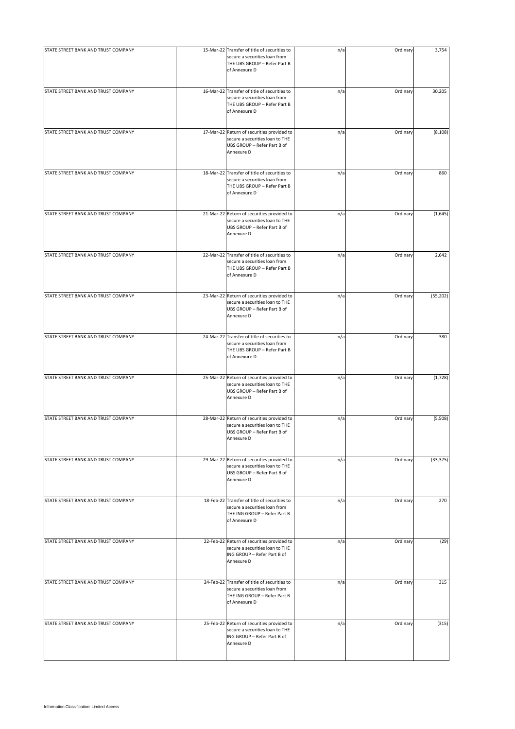| STATE STREET BANK AND TRUST COMPANY | 15-Mar-22 | Transfer of title of securities to secure a securities loan from THE UBS GROUP – Refer Part B of Annexure D | n/a | Ordinary | 3,754 |
|---|---|---|---|---|---|
| STATE STREET BANK AND TRUST COMPANY | 16-Mar-22 | Transfer of title of securities to secure a securities loan from THE UBS GROUP – Refer Part B of Annexure D | n/a | Ordinary | 30,205 |
| STATE STREET BANK AND TRUST COMPANY | 17-Mar-22 | Return of securities provided to secure a securities loan to THE UBS GROUP – Refer Part B of Annexure D | n/a | Ordinary | (8,108) |
| STATE STREET BANK AND TRUST COMPANY | 18-Mar-22 | Transfer of title of securities to secure a securities loan from THE UBS GROUP – Refer Part B of Annexure D | n/a | Ordinary | 860 |
| STATE STREET BANK AND TRUST COMPANY | 21-Mar-22 | Return of securities provided to secure a securities loan to THE UBS GROUP – Refer Part B of Annexure D | n/a | Ordinary | (1,645) |
| STATE STREET BANK AND TRUST COMPANY | 22-Mar-22 | Transfer of title of securities to secure a securities loan from THE UBS GROUP – Refer Part B of Annexure D | n/a | Ordinary | 2,642 |
| STATE STREET BANK AND TRUST COMPANY | 23-Mar-22 | Return of securities provided to secure a securities loan to THE UBS GROUP – Refer Part B of Annexure D | n/a | Ordinary | (55,202) |
| STATE STREET BANK AND TRUST COMPANY | 24-Mar-22 | Transfer of title of securities to secure a securities loan from THE UBS GROUP – Refer Part B of Annexure D | n/a | Ordinary | 380 |
| STATE STREET BANK AND TRUST COMPANY | 25-Mar-22 | Return of securities provided to secure a securities loan to THE UBS GROUP – Refer Part B of Annexure D | n/a | Ordinary | (1,728) |
| STATE STREET BANK AND TRUST COMPANY | 28-Mar-22 | Return of securities provided to secure a securities loan to THE UBS GROUP – Refer Part B of Annexure D | n/a | Ordinary | (5,508) |
| STATE STREET BANK AND TRUST COMPANY | 29-Mar-22 | Return of securities provided to secure a securities loan to THE UBS GROUP – Refer Part B of Annexure D | n/a | Ordinary | (33,375) |
| STATE STREET BANK AND TRUST COMPANY | 18-Feb-22 | Transfer of title of securities to secure a securities loan from THE ING GROUP – Refer Part B of Annexure D | n/a | Ordinary | 270 |
| STATE STREET BANK AND TRUST COMPANY | 22-Feb-22 | Return of securities provided to secure a securities loan to THE ING GROUP – Refer Part B of Annexure D | n/a | Ordinary | (29) |
| STATE STREET BANK AND TRUST COMPANY | 24-Feb-22 | Transfer of title of securities to secure a securities loan from THE ING GROUP – Refer Part B of Annexure D | n/a | Ordinary | 315 |
| STATE STREET BANK AND TRUST COMPANY | 25-Feb-22 | Return of securities provided to secure a securities loan to THE ING GROUP – Refer Part B of Annexure D | n/a | Ordinary | (315) |

Information Classification: Limited Access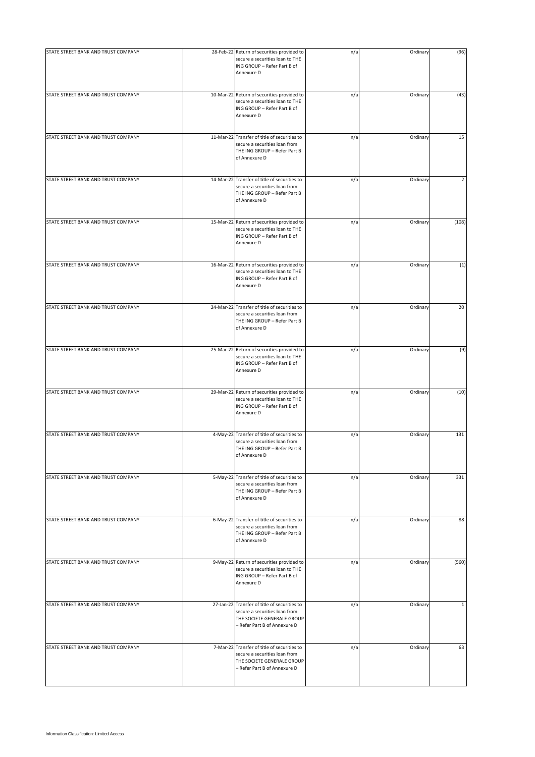| | | | | | |
|---|---|---|---|---|---|
| STATE STREET BANK AND TRUST COMPANY | 28-Feb-22 | Return of securities provided to secure a securities loan to THE ING GROUP – Refer Part B of Annexure D | n/a | Ordinary | (96) |
| STATE STREET BANK AND TRUST COMPANY | 10-Mar-22 | Return of securities provided to secure a securities loan to THE ING GROUP – Refer Part B of Annexure D | n/a | Ordinary | (43) |
| STATE STREET BANK AND TRUST COMPANY | 11-Mar-22 | Transfer of title of securities to secure a securities loan from THE ING GROUP – Refer Part B of Annexure D | n/a | Ordinary | 15 |
| STATE STREET BANK AND TRUST COMPANY | 14-Mar-22 | Transfer of title of securities to secure a securities loan from THE ING GROUP – Refer Part B of Annexure D | n/a | Ordinary | 2 |
| STATE STREET BANK AND TRUST COMPANY | 15-Mar-22 | Return of securities provided to secure a securities loan to THE ING GROUP – Refer Part B of Annexure D | n/a | Ordinary | (108) |
| STATE STREET BANK AND TRUST COMPANY | 16-Mar-22 | Return of securities provided to secure a securities loan to THE ING GROUP – Refer Part B of Annexure D | n/a | Ordinary | (1) |
| STATE STREET BANK AND TRUST COMPANY | 24-Mar-22 | Transfer of title of securities to secure a securities loan from THE ING GROUP – Refer Part B of Annexure D | n/a | Ordinary | 20 |
| STATE STREET BANK AND TRUST COMPANY | 25-Mar-22 | Return of securities provided to secure a securities loan to THE ING GROUP – Refer Part B of Annexure D | n/a | Ordinary | (9) |
| STATE STREET BANK AND TRUST COMPANY | 29-Mar-22 | Return of securities provided to secure a securities loan to THE ING GROUP – Refer Part B of Annexure D | n/a | Ordinary | (10) |
| STATE STREET BANK AND TRUST COMPANY | 4-May-22 | Transfer of title of securities to secure a securities loan from THE ING GROUP – Refer Part B of Annexure D | n/a | Ordinary | 131 |
| STATE STREET BANK AND TRUST COMPANY | 5-May-22 | Transfer of title of securities to secure a securities loan from THE ING GROUP – Refer Part B of Annexure D | n/a | Ordinary | 331 |
| STATE STREET BANK AND TRUST COMPANY | 6-May-22 | Transfer of title of securities to secure a securities loan from THE ING GROUP – Refer Part B of Annexure D | n/a | Ordinary | 88 |
| STATE STREET BANK AND TRUST COMPANY | 9-May-22 | Return of securities provided to secure a securities loan to THE ING GROUP – Refer Part B of Annexure D | n/a | Ordinary | (560) |
| STATE STREET BANK AND TRUST COMPANY | 27-Jan-22 | Transfer of title of securities to secure a securities loan from THE SOCIETE GENERALE GROUP – Refer Part B of Annexure D | n/a | Ordinary | 1 |
| STATE STREET BANK AND TRUST COMPANY | 7-Mar-22 | Transfer of title of securities to secure a securities loan from THE SOCIETE GENERALE GROUP – Refer Part B of Annexure D | n/a | Ordinary | 63 |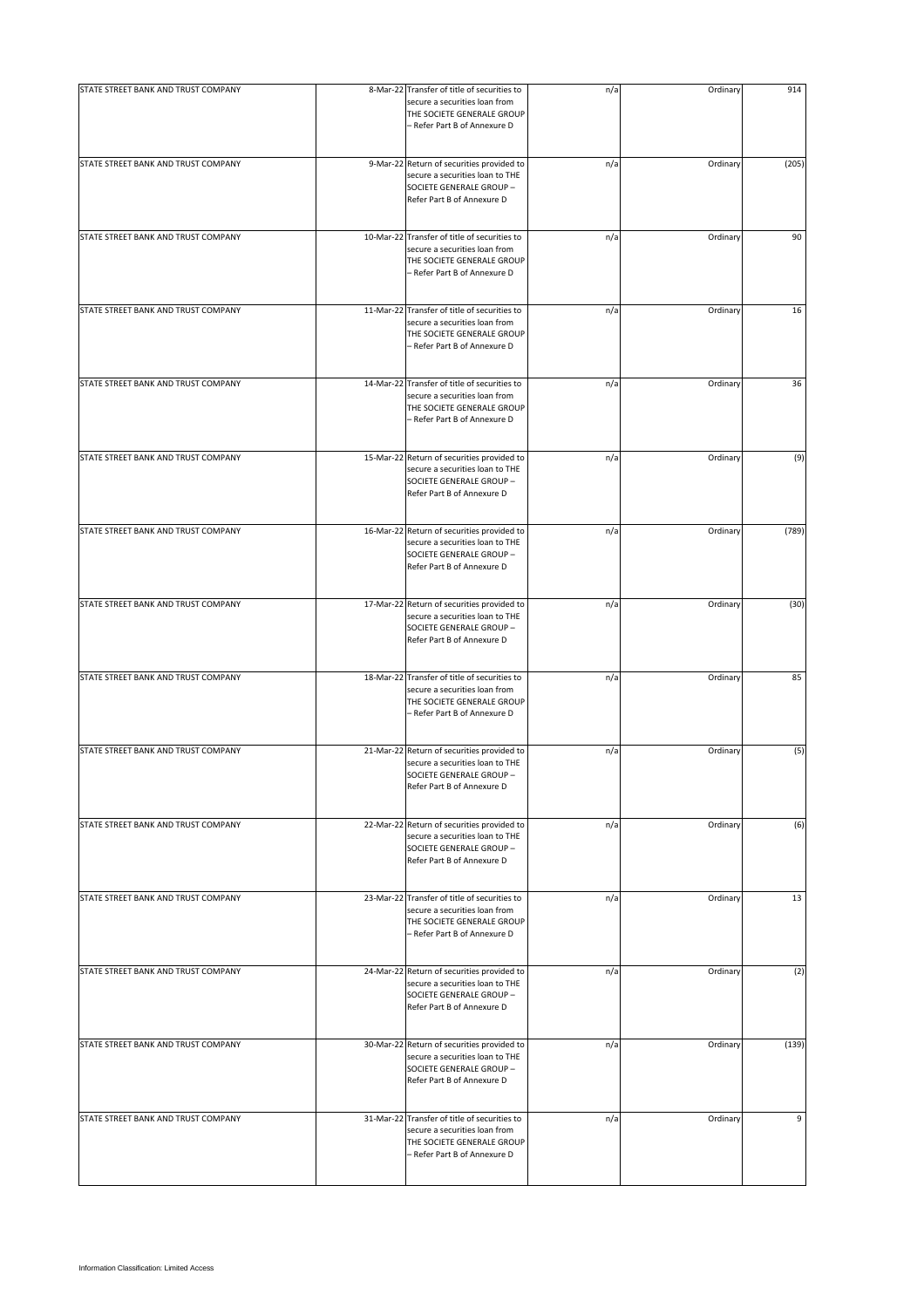| | | | | | |
|---|---|---|---|---|---|
| STATE STREET BANK AND TRUST COMPANY | 8-Mar-22 | Transfer of title of securities to secure a securities loan from THE SOCIETE GENERALE GROUP – Refer Part B of Annexure D | n/a | Ordinary | 914 |
| STATE STREET BANK AND TRUST COMPANY | 9-Mar-22 | Return of securities provided to secure a securities loan to THE SOCIETE GENERALE GROUP – Refer Part B of Annexure D | n/a | Ordinary | (205) |
| STATE STREET BANK AND TRUST COMPANY | 10-Mar-22 | Transfer of title of securities to secure a securities loan from THE SOCIETE GENERALE GROUP – Refer Part B of Annexure D | n/a | Ordinary | 90 |
| STATE STREET BANK AND TRUST COMPANY | 11-Mar-22 | Transfer of title of securities to secure a securities loan from THE SOCIETE GENERALE GROUP – Refer Part B of Annexure D | n/a | Ordinary | 16 |
| STATE STREET BANK AND TRUST COMPANY | 14-Mar-22 | Transfer of title of securities to secure a securities loan from THE SOCIETE GENERALE GROUP – Refer Part B of Annexure D | n/a | Ordinary | 36 |
| STATE STREET BANK AND TRUST COMPANY | 15-Mar-22 | Return of securities provided to secure a securities loan to THE SOCIETE GENERALE GROUP – Refer Part B of Annexure D | n/a | Ordinary | (9) |
| STATE STREET BANK AND TRUST COMPANY | 16-Mar-22 | Return of securities provided to secure a securities loan to THE SOCIETE GENERALE GROUP – Refer Part B of Annexure D | n/a | Ordinary | (789) |
| STATE STREET BANK AND TRUST COMPANY | 17-Mar-22 | Return of securities provided to secure a securities loan to THE SOCIETE GENERALE GROUP – Refer Part B of Annexure D | n/a | Ordinary | (30) |
| STATE STREET BANK AND TRUST COMPANY | 18-Mar-22 | Transfer of title of securities to secure a securities loan from THE SOCIETE GENERALE GROUP – Refer Part B of Annexure D | n/a | Ordinary | 85 |
| STATE STREET BANK AND TRUST COMPANY | 21-Mar-22 | Return of securities provided to secure a securities loan to THE SOCIETE GENERALE GROUP – Refer Part B of Annexure D | n/a | Ordinary | (5) |
| STATE STREET BANK AND TRUST COMPANY | 22-Mar-22 | Return of securities provided to secure a securities loan to THE SOCIETE GENERALE GROUP – Refer Part B of Annexure D | n/a | Ordinary | (6) |
| STATE STREET BANK AND TRUST COMPANY | 23-Mar-22 | Transfer of title of securities to secure a securities loan from THE SOCIETE GENERALE GROUP – Refer Part B of Annexure D | n/a | Ordinary | 13 |
| STATE STREET BANK AND TRUST COMPANY | 24-Mar-22 | Return of securities provided to secure a securities loan to THE SOCIETE GENERALE GROUP – Refer Part B of Annexure D | n/a | Ordinary | (2) |
| STATE STREET BANK AND TRUST COMPANY | 30-Mar-22 | Return of securities provided to secure a securities loan to THE SOCIETE GENERALE GROUP – Refer Part B of Annexure D | n/a | Ordinary | (139) |
| STATE STREET BANK AND TRUST COMPANY | 31-Mar-22 | Transfer of title of securities to secure a securities loan from THE SOCIETE GENERALE GROUP – Refer Part B of Annexure D | n/a | Ordinary | 9 |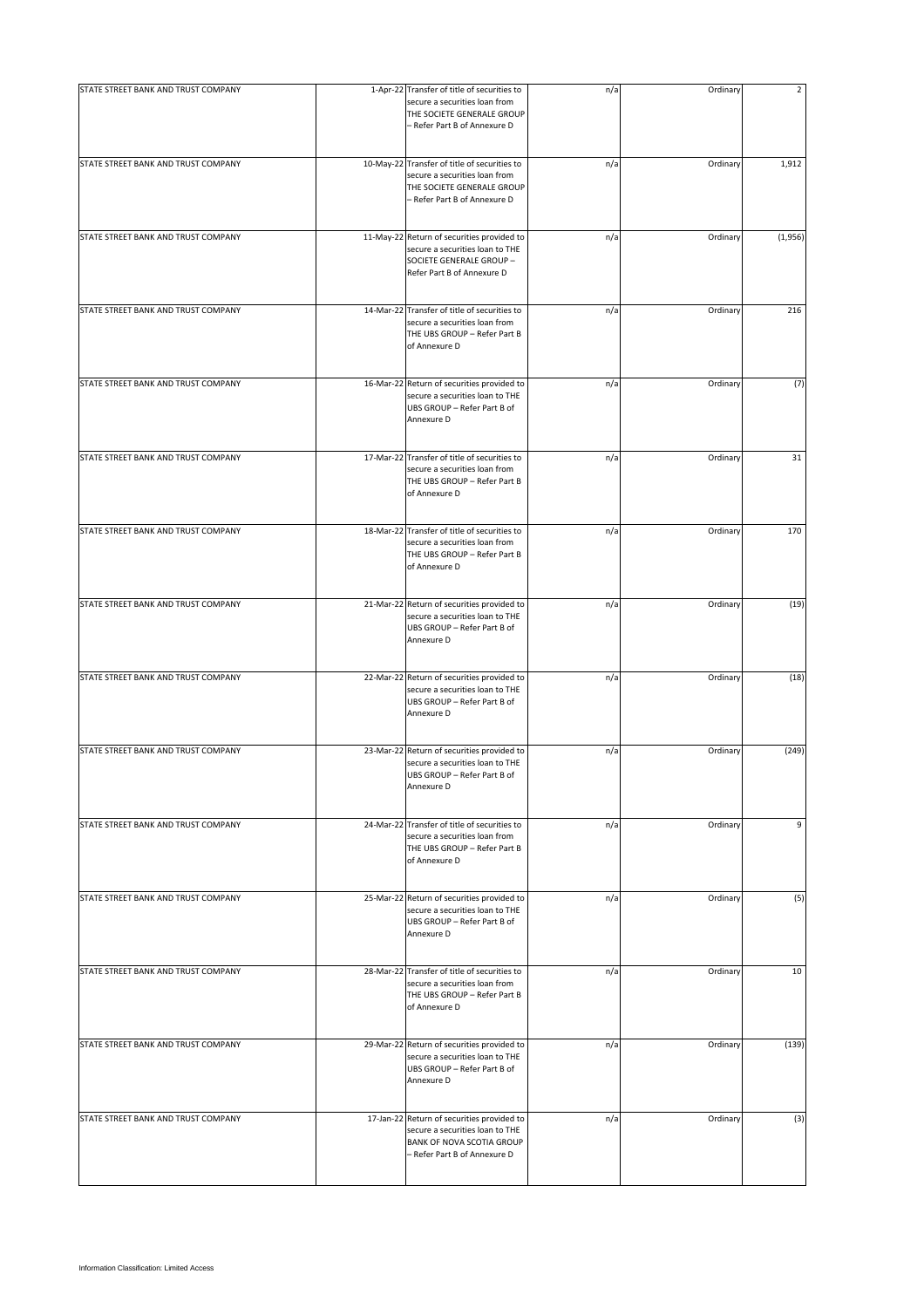| | | | | | |
|---|---|---|---|---|---|
| STATE STREET BANK AND TRUST COMPANY | 1-Apr-22 | Transfer of title of securities to secure a securities loan from THE SOCIETE GENERALE GROUP – Refer Part B of Annexure D | n/a | Ordinary | 2 |
| STATE STREET BANK AND TRUST COMPANY | 10-May-22 | Transfer of title of securities to secure a securities loan from THE SOCIETE GENERALE GROUP – Refer Part B of Annexure D | n/a | Ordinary | 1,912 |
| STATE STREET BANK AND TRUST COMPANY | 11-May-22 | Return of securities provided to secure a securities loan to THE SOCIETE GENERALE GROUP – Refer Part B of Annexure D | n/a | Ordinary | (1,956) |
| STATE STREET BANK AND TRUST COMPANY | 14-Mar-22 | Transfer of title of securities to secure a securities loan from THE UBS GROUP – Refer Part B of Annexure D | n/a | Ordinary | 216 |
| STATE STREET BANK AND TRUST COMPANY | 16-Mar-22 | Return of securities provided to secure a securities loan to THE UBS GROUP – Refer Part B of Annexure D | n/a | Ordinary | (7) |
| STATE STREET BANK AND TRUST COMPANY | 17-Mar-22 | Transfer of title of securities to secure a securities loan from THE UBS GROUP – Refer Part B of Annexure D | n/a | Ordinary | 31 |
| STATE STREET BANK AND TRUST COMPANY | 18-Mar-22 | Transfer of title of securities to secure a securities loan from THE UBS GROUP – Refer Part B of Annexure D | n/a | Ordinary | 170 |
| STATE STREET BANK AND TRUST COMPANY | 21-Mar-22 | Return of securities provided to secure a securities loan to THE UBS GROUP – Refer Part B of Annexure D | n/a | Ordinary | (19) |
| STATE STREET BANK AND TRUST COMPANY | 22-Mar-22 | Return of securities provided to secure a securities loan to THE UBS GROUP – Refer Part B of Annexure D | n/a | Ordinary | (18) |
| STATE STREET BANK AND TRUST COMPANY | 23-Mar-22 | Return of securities provided to secure a securities loan to THE UBS GROUP – Refer Part B of Annexure D | n/a | Ordinary | (249) |
| STATE STREET BANK AND TRUST COMPANY | 24-Mar-22 | Transfer of title of securities to secure a securities loan from THE UBS GROUP – Refer Part B of Annexure D | n/a | Ordinary | 9 |
| STATE STREET BANK AND TRUST COMPANY | 25-Mar-22 | Return of securities provided to secure a securities loan to THE UBS GROUP – Refer Part B of Annexure D | n/a | Ordinary | (5) |
| STATE STREET BANK AND TRUST COMPANY | 28-Mar-22 | Transfer of title of securities to secure a securities loan from THE UBS GROUP – Refer Part B of Annexure D | n/a | Ordinary | 10 |
| STATE STREET BANK AND TRUST COMPANY | 29-Mar-22 | Return of securities provided to secure a securities loan to THE UBS GROUP – Refer Part B of Annexure D | n/a | Ordinary | (139) |
| STATE STREET BANK AND TRUST COMPANY | 17-Jan-22 | Return of securities provided to secure a securities loan to THE BANK OF NOVA SCOTIA GROUP – Refer Part B of Annexure D | n/a | Ordinary | (3) |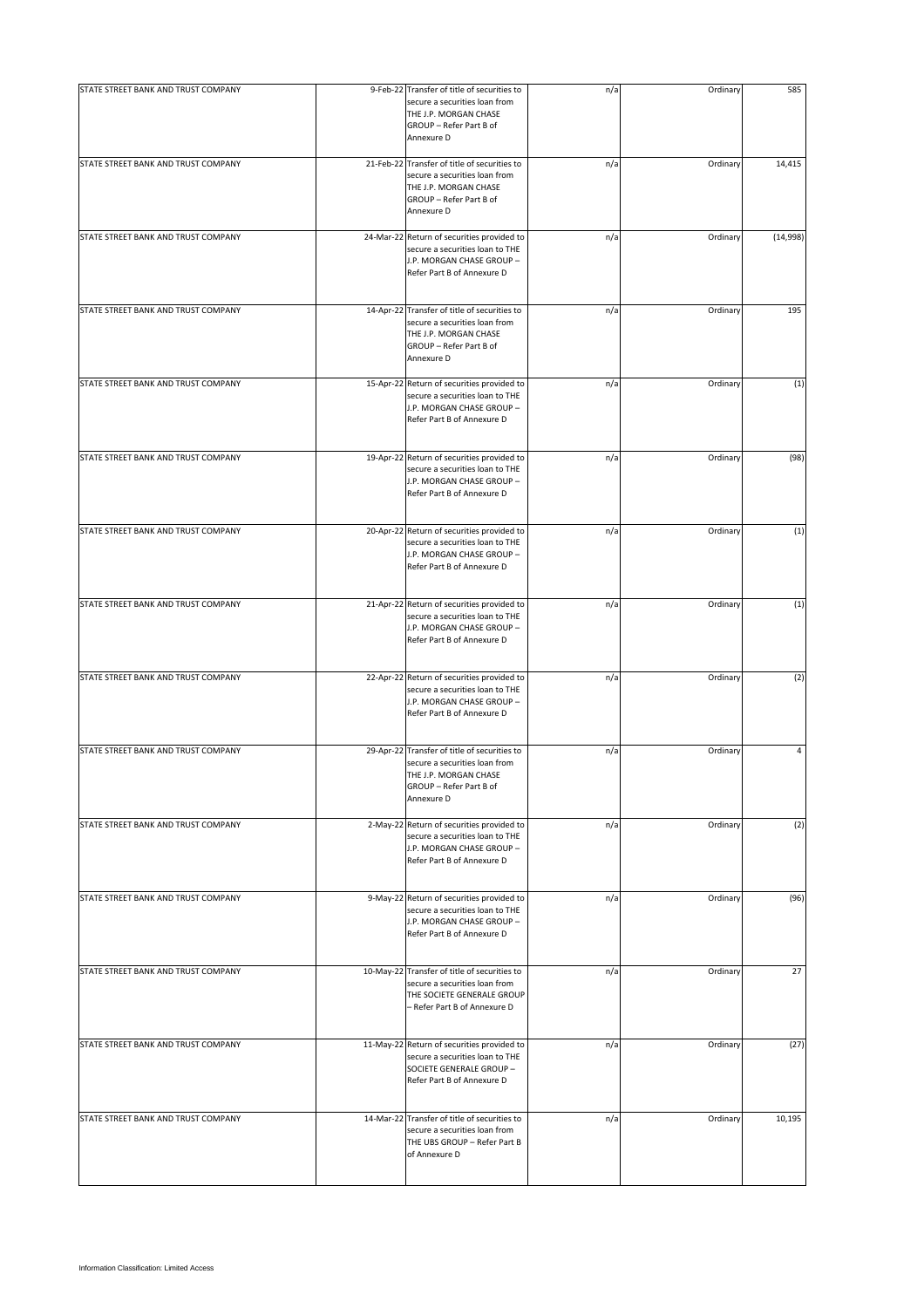| | | | | | |
|---|---|---|---|---|---|
| STATE STREET BANK AND TRUST COMPANY | 9-Feb-22 | Transfer of title of securities to secure a securities loan from THE J.P. MORGAN CHASE GROUP – Refer Part B of Annexure D | n/a | Ordinary | 585 |
| STATE STREET BANK AND TRUST COMPANY | 21-Feb-22 | Transfer of title of securities to secure a securities loan from THE J.P. MORGAN CHASE GROUP – Refer Part B of Annexure D | n/a | Ordinary | 14,415 |
| STATE STREET BANK AND TRUST COMPANY | 24-Mar-22 | Return of securities provided to secure a securities loan to THE J.P. MORGAN CHASE GROUP – Refer Part B of Annexure D | n/a | Ordinary | (14,998) |
| STATE STREET BANK AND TRUST COMPANY | 14-Apr-22 | Transfer of title of securities to secure a securities loan from THE J.P. MORGAN CHASE GROUP – Refer Part B of Annexure D | n/a | Ordinary | 195 |
| STATE STREET BANK AND TRUST COMPANY | 15-Apr-22 | Return of securities provided to secure a securities loan to THE J.P. MORGAN CHASE GROUP – Refer Part B of Annexure D | n/a | Ordinary | (1) |
| STATE STREET BANK AND TRUST COMPANY | 19-Apr-22 | Return of securities provided to secure a securities loan to THE J.P. MORGAN CHASE GROUP – Refer Part B of Annexure D | n/a | Ordinary | (98) |
| STATE STREET BANK AND TRUST COMPANY | 20-Apr-22 | Return of securities provided to secure a securities loan to THE J.P. MORGAN CHASE GROUP – Refer Part B of Annexure D | n/a | Ordinary | (1) |
| STATE STREET BANK AND TRUST COMPANY | 21-Apr-22 | Return of securities provided to secure a securities loan to THE J.P. MORGAN CHASE GROUP – Refer Part B of Annexure D | n/a | Ordinary | (1) |
| STATE STREET BANK AND TRUST COMPANY | 22-Apr-22 | Return of securities provided to secure a securities loan to THE J.P. MORGAN CHASE GROUP – Refer Part B of Annexure D | n/a | Ordinary | (2) |
| STATE STREET BANK AND TRUST COMPANY | 29-Apr-22 | Transfer of title of securities to secure a securities loan from THE J.P. MORGAN CHASE GROUP – Refer Part B of Annexure D | n/a | Ordinary | 4 |
| STATE STREET BANK AND TRUST COMPANY | 2-May-22 | Return of securities provided to secure a securities loan to THE J.P. MORGAN CHASE GROUP – Refer Part B of Annexure D | n/a | Ordinary | (2) |
| STATE STREET BANK AND TRUST COMPANY | 9-May-22 | Return of securities provided to secure a securities loan to THE J.P. MORGAN CHASE GROUP – Refer Part B of Annexure D | n/a | Ordinary | (96) |
| STATE STREET BANK AND TRUST COMPANY | 10-May-22 | Transfer of title of securities to secure a securities loan from THE SOCIETE GENERALE GROUP – Refer Part B of Annexure D | n/a | Ordinary | 27 |
| STATE STREET BANK AND TRUST COMPANY | 11-May-22 | Return of securities provided to secure a securities loan to THE SOCIETE GENERALE GROUP – Refer Part B of Annexure D | n/a | Ordinary | (27) |
| STATE STREET BANK AND TRUST COMPANY | 14-Mar-22 | Transfer of title of securities to secure a securities loan from THE UBS GROUP – Refer Part B of Annexure D | n/a | Ordinary | 10,195 |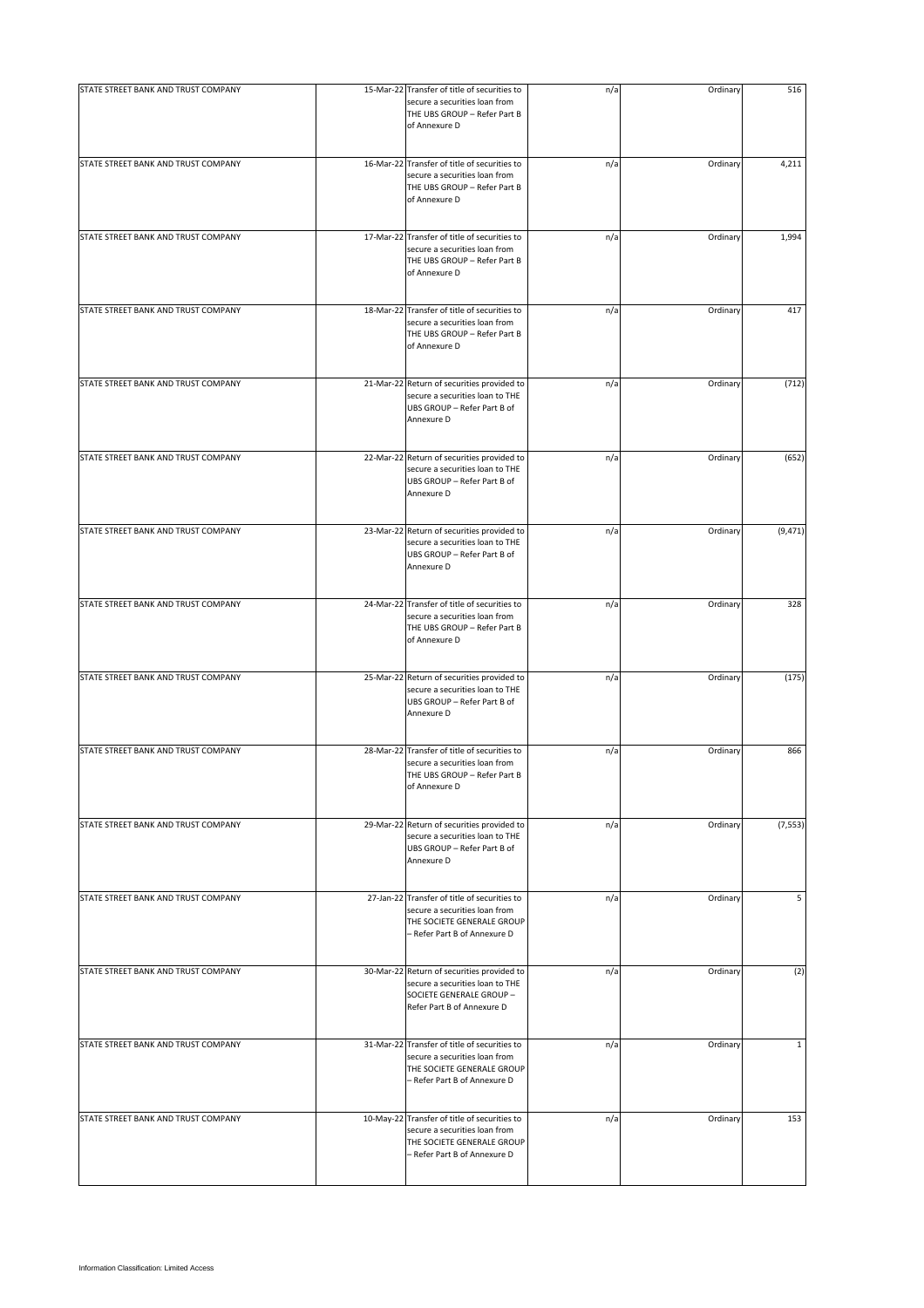| | | | | | |
|---|---|---|---|---|---|
| STATE STREET BANK AND TRUST COMPANY | 15-Mar-22 | Transfer of title of securities to secure a securities loan from THE UBS GROUP – Refer Part B of Annexure D | n/a | Ordinary | 516 |
| STATE STREET BANK AND TRUST COMPANY | 16-Mar-22 | Transfer of title of securities to secure a securities loan from THE UBS GROUP – Refer Part B of Annexure D | n/a | Ordinary | 4,211 |
| STATE STREET BANK AND TRUST COMPANY | 17-Mar-22 | Transfer of title of securities to secure a securities loan from THE UBS GROUP – Refer Part B of Annexure D | n/a | Ordinary | 1,994 |
| STATE STREET BANK AND TRUST COMPANY | 18-Mar-22 | Transfer of title of securities to secure a securities loan from THE UBS GROUP – Refer Part B of Annexure D | n/a | Ordinary | 417 |
| STATE STREET BANK AND TRUST COMPANY | 21-Mar-22 | Return of securities provided to secure a securities loan to THE UBS GROUP – Refer Part B of Annexure D | n/a | Ordinary | (712) |
| STATE STREET BANK AND TRUST COMPANY | 22-Mar-22 | Return of securities provided to secure a securities loan to THE UBS GROUP – Refer Part B of Annexure D | n/a | Ordinary | (652) |
| STATE STREET BANK AND TRUST COMPANY | 23-Mar-22 | Return of securities provided to secure a securities loan to THE UBS GROUP – Refer Part B of Annexure D | n/a | Ordinary | (9,471) |
| STATE STREET BANK AND TRUST COMPANY | 24-Mar-22 | Transfer of title of securities to secure a securities loan from THE UBS GROUP – Refer Part B of Annexure D | n/a | Ordinary | 328 |
| STATE STREET BANK AND TRUST COMPANY | 25-Mar-22 | Return of securities provided to secure a securities loan to THE UBS GROUP – Refer Part B of Annexure D | n/a | Ordinary | (175) |
| STATE STREET BANK AND TRUST COMPANY | 28-Mar-22 | Transfer of title of securities to secure a securities loan from THE UBS GROUP – Refer Part B of Annexure D | n/a | Ordinary | 866 |
| STATE STREET BANK AND TRUST COMPANY | 29-Mar-22 | Return of securities provided to secure a securities loan to THE UBS GROUP – Refer Part B of Annexure D | n/a | Ordinary | (7,553) |
| STATE STREET BANK AND TRUST COMPANY | 27-Jan-22 | Transfer of title of securities to secure a securities loan from THE SOCIETE GENERALE GROUP – Refer Part B of Annexure D | n/a | Ordinary | 5 |
| STATE STREET BANK AND TRUST COMPANY | 30-Mar-22 | Return of securities provided to secure a securities loan to THE SOCIETE GENERALE GROUP – Refer Part B of Annexure D | n/a | Ordinary | (2) |
| STATE STREET BANK AND TRUST COMPANY | 31-Mar-22 | Transfer of title of securities to secure a securities loan from THE SOCIETE GENERALE GROUP – Refer Part B of Annexure D | n/a | Ordinary | 1 |
| STATE STREET BANK AND TRUST COMPANY | 10-May-22 | Transfer of title of securities to secure a securities loan from THE SOCIETE GENERALE GROUP – Refer Part B of Annexure D | n/a | Ordinary | 153 |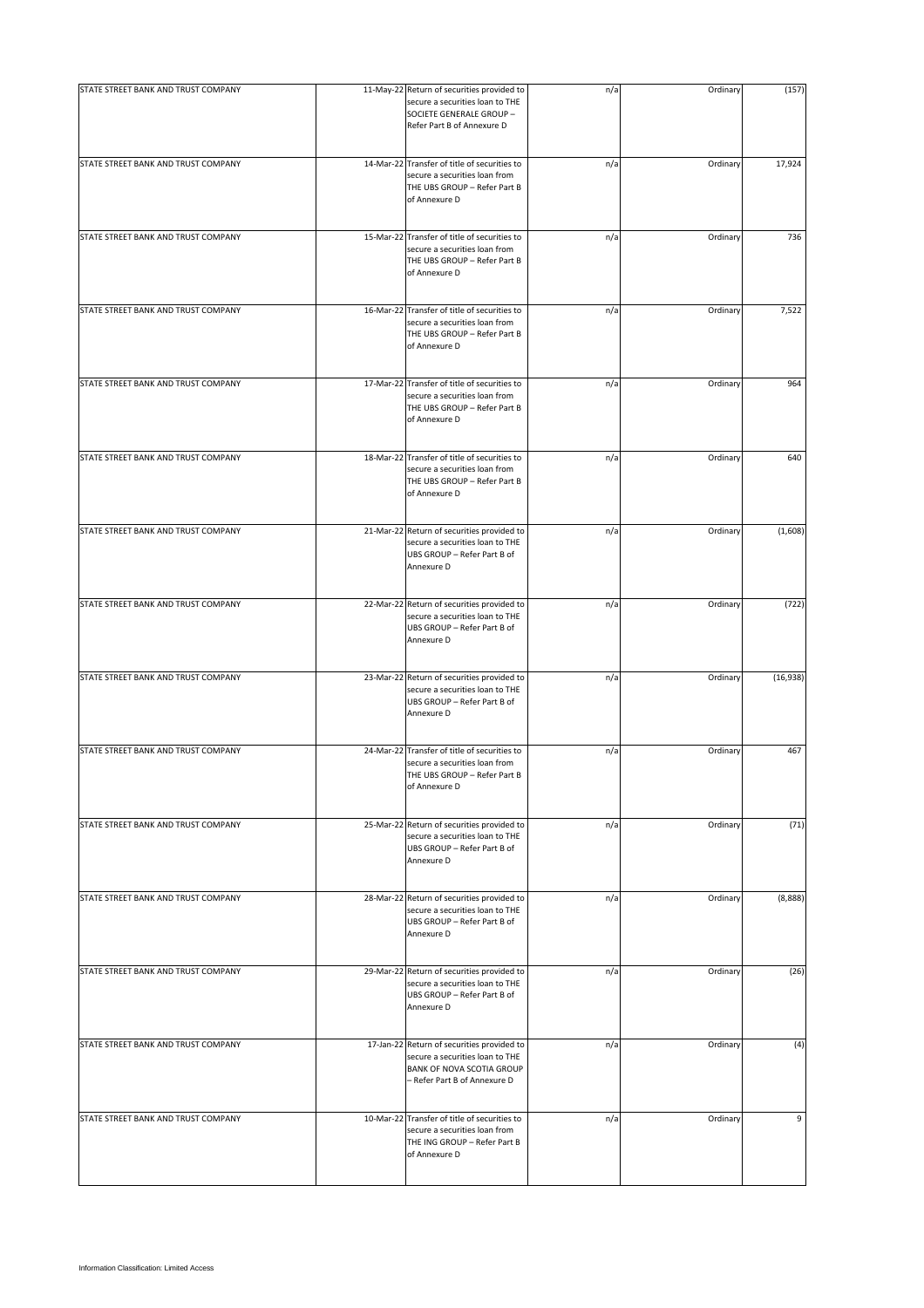| | | | | | |
|---|---|---|---|---|---|
| STATE STREET BANK AND TRUST COMPANY | 11-May-22 | Return of securities provided to secure a securities loan to THE SOCIETE GENERALE GROUP – Refer Part B of Annexure D | n/a | Ordinary | (157) |
| STATE STREET BANK AND TRUST COMPANY | 14-Mar-22 | Transfer of title of securities to secure a securities loan from THE UBS GROUP – Refer Part B of Annexure D | n/a | Ordinary | 17,924 |
| STATE STREET BANK AND TRUST COMPANY | 15-Mar-22 | Transfer of title of securities to secure a securities loan from THE UBS GROUP – Refer Part B of Annexure D | n/a | Ordinary | 736 |
| STATE STREET BANK AND TRUST COMPANY | 16-Mar-22 | Transfer of title of securities to secure a securities loan from THE UBS GROUP – Refer Part B of Annexure D | n/a | Ordinary | 7,522 |
| STATE STREET BANK AND TRUST COMPANY | 17-Mar-22 | Transfer of title of securities to secure a securities loan from THE UBS GROUP – Refer Part B of Annexure D | n/a | Ordinary | 964 |
| STATE STREET BANK AND TRUST COMPANY | 18-Mar-22 | Transfer of title of securities to secure a securities loan from THE UBS GROUP – Refer Part B of Annexure D | n/a | Ordinary | 640 |
| STATE STREET BANK AND TRUST COMPANY | 21-Mar-22 | Return of securities provided to secure a securities loan to THE UBS GROUP – Refer Part B of Annexure D | n/a | Ordinary | (1,608) |
| STATE STREET BANK AND TRUST COMPANY | 22-Mar-22 | Return of securities provided to secure a securities loan to THE UBS GROUP – Refer Part B of Annexure D | n/a | Ordinary | (722) |
| STATE STREET BANK AND TRUST COMPANY | 23-Mar-22 | Return of securities provided to secure a securities loan to THE UBS GROUP – Refer Part B of Annexure D | n/a | Ordinary | (16,938) |
| STATE STREET BANK AND TRUST COMPANY | 24-Mar-22 | Transfer of title of securities to secure a securities loan from THE UBS GROUP – Refer Part B of Annexure D | n/a | Ordinary | 467 |
| STATE STREET BANK AND TRUST COMPANY | 25-Mar-22 | Return of securities provided to secure a securities loan to THE UBS GROUP – Refer Part B of Annexure D | n/a | Ordinary | (71) |
| STATE STREET BANK AND TRUST COMPANY | 28-Mar-22 | Return of securities provided to secure a securities loan to THE UBS GROUP – Refer Part B of Annexure D | n/a | Ordinary | (8,888) |
| STATE STREET BANK AND TRUST COMPANY | 29-Mar-22 | Return of securities provided to secure a securities loan to THE UBS GROUP – Refer Part B of Annexure D | n/a | Ordinary | (26) |
| STATE STREET BANK AND TRUST COMPANY | 17-Jan-22 | Return of securities provided to secure a securities loan to THE BANK OF NOVA SCOTIA GROUP – Refer Part B of Annexure D | n/a | Ordinary | (4) |
| STATE STREET BANK AND TRUST COMPANY | 10-Mar-22 | Transfer of title of securities to secure a securities loan from THE ING GROUP – Refer Part B of Annexure D | n/a | Ordinary | 9 |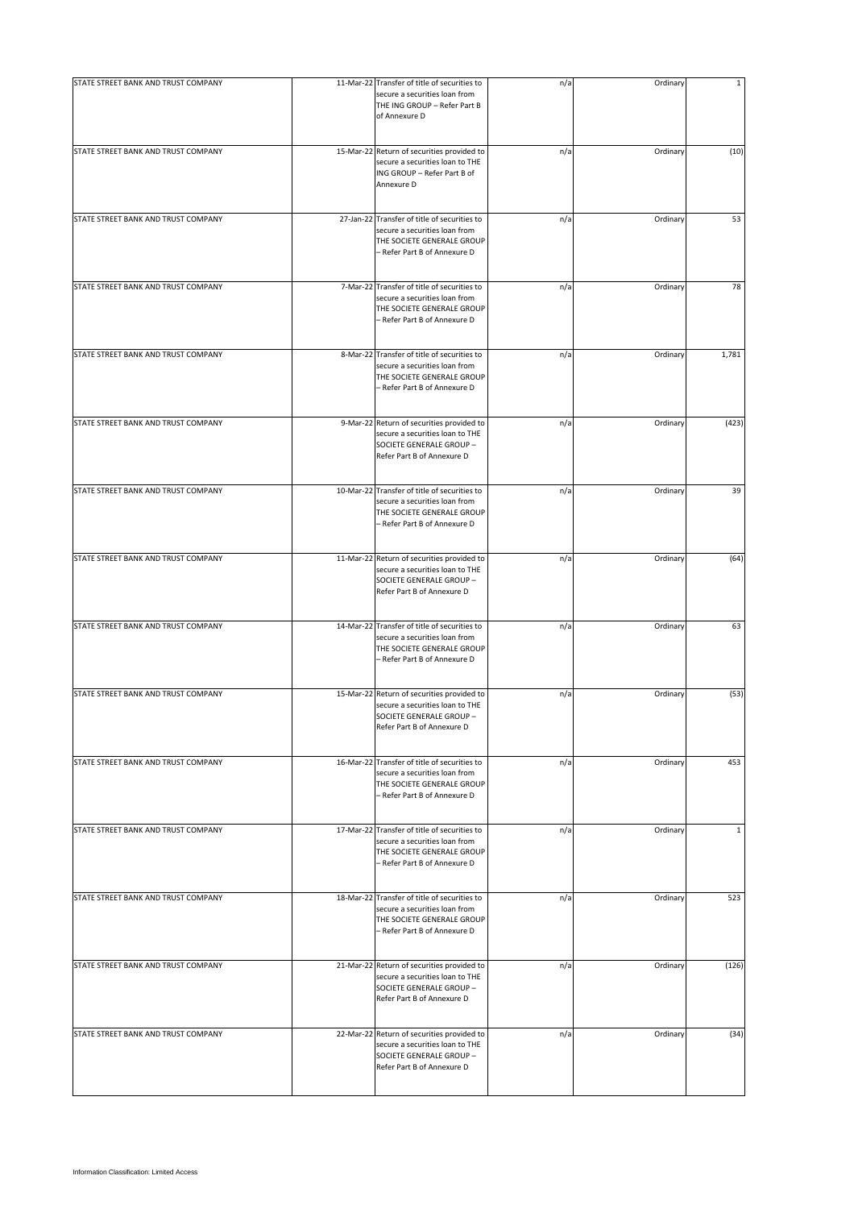| | | | | | |
|---|---|---|---|---|---|
| STATE STREET BANK AND TRUST COMPANY | 11-Mar-22 | Transfer of title of securities to secure a securities loan from THE ING GROUP – Refer Part B of Annexure D | n/a | Ordinary | 1 |
| STATE STREET BANK AND TRUST COMPANY | 15-Mar-22 | Return of securities provided to secure a securities loan to THE ING GROUP – Refer Part B of Annexure D | n/a | Ordinary | (10) |
| STATE STREET BANK AND TRUST COMPANY | 27-Jan-22 | Transfer of title of securities to secure a securities loan from THE SOCIETE GENERALE GROUP – Refer Part B of Annexure D | n/a | Ordinary | 53 |
| STATE STREET BANK AND TRUST COMPANY | 7-Mar-22 | Transfer of title of securities to secure a securities loan from THE SOCIETE GENERALE GROUP – Refer Part B of Annexure D | n/a | Ordinary | 78 |
| STATE STREET BANK AND TRUST COMPANY | 8-Mar-22 | Transfer of title of securities to secure a securities loan from THE SOCIETE GENERALE GROUP – Refer Part B of Annexure D | n/a | Ordinary | 1,781 |
| STATE STREET BANK AND TRUST COMPANY | 9-Mar-22 | Return of securities provided to secure a securities loan to THE SOCIETE GENERALE GROUP – Refer Part B of Annexure D | n/a | Ordinary | (423) |
| STATE STREET BANK AND TRUST COMPANY | 10-Mar-22 | Transfer of title of securities to secure a securities loan from THE SOCIETE GENERALE GROUP – Refer Part B of Annexure D | n/a | Ordinary | 39 |
| STATE STREET BANK AND TRUST COMPANY | 11-Mar-22 | Return of securities provided to secure a securities loan to THE SOCIETE GENERALE GROUP – Refer Part B of Annexure D | n/a | Ordinary | (64) |
| STATE STREET BANK AND TRUST COMPANY | 14-Mar-22 | Transfer of title of securities to secure a securities loan from THE SOCIETE GENERALE GROUP – Refer Part B of Annexure D | n/a | Ordinary | 63 |
| STATE STREET BANK AND TRUST COMPANY | 15-Mar-22 | Return of securities provided to secure a securities loan to THE SOCIETE GENERALE GROUP – Refer Part B of Annexure D | n/a | Ordinary | (53) |
| STATE STREET BANK AND TRUST COMPANY | 16-Mar-22 | Transfer of title of securities to secure a securities loan from THE SOCIETE GENERALE GROUP – Refer Part B of Annexure D | n/a | Ordinary | 453 |
| STATE STREET BANK AND TRUST COMPANY | 17-Mar-22 | Transfer of title of securities to secure a securities loan from THE SOCIETE GENERALE GROUP – Refer Part B of Annexure D | n/a | Ordinary | 1 |
| STATE STREET BANK AND TRUST COMPANY | 18-Mar-22 | Transfer of title of securities to secure a securities loan from THE SOCIETE GENERALE GROUP – Refer Part B of Annexure D | n/a | Ordinary | 523 |
| STATE STREET BANK AND TRUST COMPANY | 21-Mar-22 | Return of securities provided to secure a securities loan to THE SOCIETE GENERALE GROUP – Refer Part B of Annexure D | n/a | Ordinary | (126) |
| STATE STREET BANK AND TRUST COMPANY | 22-Mar-22 | Return of securities provided to secure a securities loan to THE SOCIETE GENERALE GROUP – Refer Part B of Annexure D | n/a | Ordinary | (34) |

Information Classification: Limited Access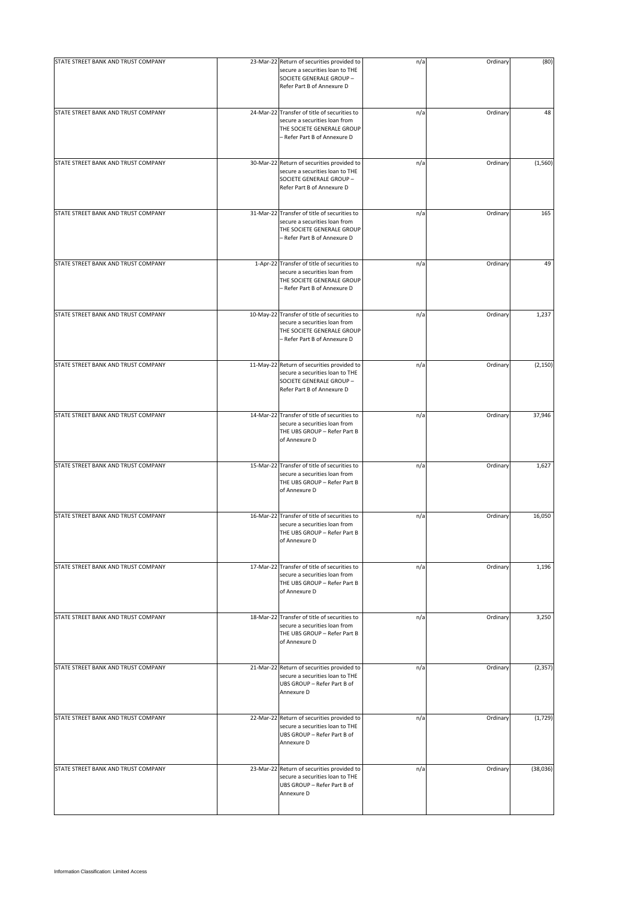| | | | | | |
|---|---|---|---|---|---|
| STATE STREET BANK AND TRUST COMPANY | 23-Mar-22 | Return of securities provided to secure a securities loan to THE SOCIETE GENERALE GROUP – Refer Part B of Annexure D | n/a | Ordinary | (80) |
| STATE STREET BANK AND TRUST COMPANY | 24-Mar-22 | Transfer of title of securities to secure a securities loan from THE SOCIETE GENERALE GROUP – Refer Part B of Annexure D | n/a | Ordinary | 48 |
| STATE STREET BANK AND TRUST COMPANY | 30-Mar-22 | Return of securities provided to secure a securities loan to THE SOCIETE GENERALE GROUP – Refer Part B of Annexure D | n/a | Ordinary | (1,560) |
| STATE STREET BANK AND TRUST COMPANY | 31-Mar-22 | Transfer of title of securities to secure a securities loan from THE SOCIETE GENERALE GROUP – Refer Part B of Annexure D | n/a | Ordinary | 165 |
| STATE STREET BANK AND TRUST COMPANY | 1-Apr-22 | Transfer of title of securities to secure a securities loan from THE SOCIETE GENERALE GROUP – Refer Part B of Annexure D | n/a | Ordinary | 49 |
| STATE STREET BANK AND TRUST COMPANY | 10-May-22 | Transfer of title of securities to secure a securities loan from THE SOCIETE GENERALE GROUP – Refer Part B of Annexure D | n/a | Ordinary | 1,237 |
| STATE STREET BANK AND TRUST COMPANY | 11-May-22 | Return of securities provided to secure a securities loan to THE SOCIETE GENERALE GROUP – Refer Part B of Annexure D | n/a | Ordinary | (2,150) |
| STATE STREET BANK AND TRUST COMPANY | 14-Mar-22 | Transfer of title of securities to secure a securities loan from THE UBS GROUP – Refer Part B of Annexure D | n/a | Ordinary | 37,946 |
| STATE STREET BANK AND TRUST COMPANY | 15-Mar-22 | Transfer of title of securities to secure a securities loan from THE UBS GROUP – Refer Part B of Annexure D | n/a | Ordinary | 1,627 |
| STATE STREET BANK AND TRUST COMPANY | 16-Mar-22 | Transfer of title of securities to secure a securities loan from THE UBS GROUP – Refer Part B of Annexure D | n/a | Ordinary | 16,050 |
| STATE STREET BANK AND TRUST COMPANY | 17-Mar-22 | Transfer of title of securities to secure a securities loan from THE UBS GROUP – Refer Part B of Annexure D | n/a | Ordinary | 1,196 |
| STATE STREET BANK AND TRUST COMPANY | 18-Mar-22 | Transfer of title of securities to secure a securities loan from THE UBS GROUP – Refer Part B of Annexure D | n/a | Ordinary | 3,250 |
| STATE STREET BANK AND TRUST COMPANY | 21-Mar-22 | Return of securities provided to secure a securities loan to THE UBS GROUP – Refer Part B of Annexure D | n/a | Ordinary | (2,357) |
| STATE STREET BANK AND TRUST COMPANY | 22-Mar-22 | Return of securities provided to secure a securities loan to THE UBS GROUP – Refer Part B of Annexure D | n/a | Ordinary | (1,729) |
| STATE STREET BANK AND TRUST COMPANY | 23-Mar-22 | Return of securities provided to secure a securities loan to THE UBS GROUP – Refer Part B of Annexure D | n/a | Ordinary | (38,036) |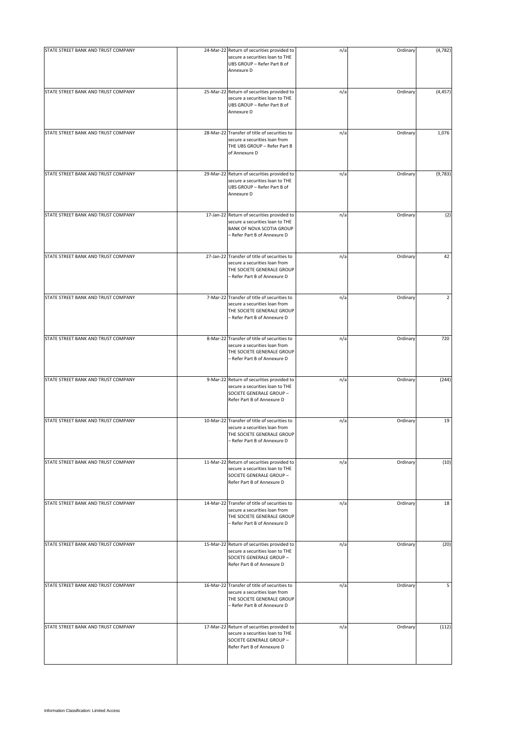| | | | | | |
|---|---|---|---|---|---|
| STATE STREET BANK AND TRUST COMPANY | 24-Mar-22 | Return of securities provided to secure a securities loan to THE UBS GROUP – Refer Part B of Annexure D | n/a | Ordinary | (4,782) |
| STATE STREET BANK AND TRUST COMPANY | 25-Mar-22 | Return of securities provided to secure a securities loan to THE UBS GROUP – Refer Part B of Annexure D | n/a | Ordinary | (4,457) |
| STATE STREET BANK AND TRUST COMPANY | 28-Mar-22 | Transfer of title of securities to secure a securities loan from THE UBS GROUP – Refer Part B of Annexure D | n/a | Ordinary | 1,076 |
| STATE STREET BANK AND TRUST COMPANY | 29-Mar-22 | Return of securities provided to secure a securities loan to THE UBS GROUP – Refer Part B of Annexure D | n/a | Ordinary | (9,783) |
| STATE STREET BANK AND TRUST COMPANY | 17-Jan-22 | Return of securities provided to secure a securities loan to THE BANK OF NOVA SCOTIA GROUP – Refer Part B of Annexure D | n/a | Ordinary | (2) |
| STATE STREET BANK AND TRUST COMPANY | 27-Jan-22 | Transfer of title of securities to secure a securities loan from THE SOCIETE GENERALE GROUP – Refer Part B of Annexure D | n/a | Ordinary | 42 |
| STATE STREET BANK AND TRUST COMPANY | 7-Mar-22 | Transfer of title of securities to secure a securities loan from THE SOCIETE GENERALE GROUP – Refer Part B of Annexure D | n/a | Ordinary | 2 |
| STATE STREET BANK AND TRUST COMPANY | 8-Mar-22 | Transfer of title of securities to secure a securities loan from THE SOCIETE GENERALE GROUP – Refer Part B of Annexure D | n/a | Ordinary | 720 |
| STATE STREET BANK AND TRUST COMPANY | 9-Mar-22 | Return of securities provided to secure a securities loan to THE SOCIETE GENERALE GROUP – Refer Part B of Annexure D | n/a | Ordinary | (244) |
| STATE STREET BANK AND TRUST COMPANY | 10-Mar-22 | Transfer of title of securities to secure a securities loan from THE SOCIETE GENERALE GROUP – Refer Part B of Annexure D | n/a | Ordinary | 19 |
| STATE STREET BANK AND TRUST COMPANY | 11-Mar-22 | Return of securities provided to secure a securities loan to THE SOCIETE GENERALE GROUP – Refer Part B of Annexure D | n/a | Ordinary | (10) |
| STATE STREET BANK AND TRUST COMPANY | 14-Mar-22 | Transfer of title of securities to secure a securities loan from THE SOCIETE GENERALE GROUP – Refer Part B of Annexure D | n/a | Ordinary | 18 |
| STATE STREET BANK AND TRUST COMPANY | 15-Mar-22 | Return of securities provided to secure a securities loan to THE SOCIETE GENERALE GROUP – Refer Part B of Annexure D | n/a | Ordinary | (20) |
| STATE STREET BANK AND TRUST COMPANY | 16-Mar-22 | Transfer of title of securities to secure a securities loan from THE SOCIETE GENERALE GROUP – Refer Part B of Annexure D | n/a | Ordinary | 5 |
| STATE STREET BANK AND TRUST COMPANY | 17-Mar-22 | Return of securities provided to secure a securities loan to THE SOCIETE GENERALE GROUP – Refer Part B of Annexure D | n/a | Ordinary | (112) |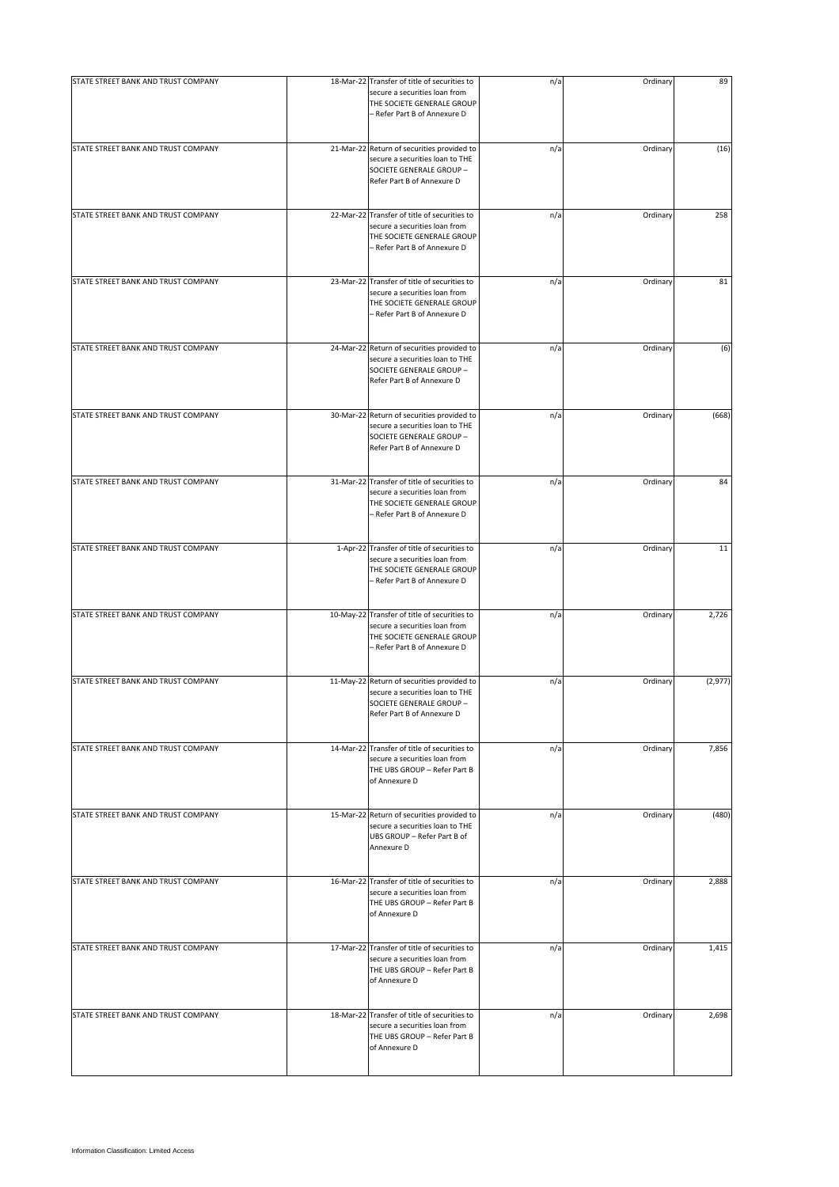| | | | | | |
|---|---|---|---|---|---|
| STATE STREET BANK AND TRUST COMPANY | 18-Mar-22 | Transfer of title of securities to secure a securities loan from THE SOCIETE GENERALE GROUP – Refer Part B of Annexure D | n/a | Ordinary | 89 |
| STATE STREET BANK AND TRUST COMPANY | 21-Mar-22 | Return of securities provided to secure a securities loan to THE SOCIETE GENERALE GROUP – Refer Part B of Annexure D | n/a | Ordinary | (16) |
| STATE STREET BANK AND TRUST COMPANY | 22-Mar-22 | Transfer of title of securities to secure a securities loan from THE SOCIETE GENERALE GROUP – Refer Part B of Annexure D | n/a | Ordinary | 258 |
| STATE STREET BANK AND TRUST COMPANY | 23-Mar-22 | Transfer of title of securities to secure a securities loan from THE SOCIETE GENERALE GROUP – Refer Part B of Annexure D | n/a | Ordinary | 81 |
| STATE STREET BANK AND TRUST COMPANY | 24-Mar-22 | Return of securities provided to secure a securities loan to THE SOCIETE GENERALE GROUP – Refer Part B of Annexure D | n/a | Ordinary | (6) |
| STATE STREET BANK AND TRUST COMPANY | 30-Mar-22 | Return of securities provided to secure a securities loan to THE SOCIETE GENERALE GROUP – Refer Part B of Annexure D | n/a | Ordinary | (668) |
| STATE STREET BANK AND TRUST COMPANY | 31-Mar-22 | Transfer of title of securities to secure a securities loan from THE SOCIETE GENERALE GROUP – Refer Part B of Annexure D | n/a | Ordinary | 84 |
| STATE STREET BANK AND TRUST COMPANY | 1-Apr-22 | Transfer of title of securities to secure a securities loan from THE SOCIETE GENERALE GROUP – Refer Part B of Annexure D | n/a | Ordinary | 11 |
| STATE STREET BANK AND TRUST COMPANY | 10-May-22 | Transfer of title of securities to secure a securities loan from THE SOCIETE GENERALE GROUP – Refer Part B of Annexure D | n/a | Ordinary | 2,726 |
| STATE STREET BANK AND TRUST COMPANY | 11-May-22 | Return of securities provided to secure a securities loan to THE SOCIETE GENERALE GROUP – Refer Part B of Annexure D | n/a | Ordinary | (2,977) |
| STATE STREET BANK AND TRUST COMPANY | 14-Mar-22 | Transfer of title of securities to secure a securities loan from THE UBS GROUP – Refer Part B of Annexure D | n/a | Ordinary | 7,856 |
| STATE STREET BANK AND TRUST COMPANY | 15-Mar-22 | Return of securities provided to secure a securities loan to THE UBS GROUP – Refer Part B of Annexure D | n/a | Ordinary | (480) |
| STATE STREET BANK AND TRUST COMPANY | 16-Mar-22 | Transfer of title of securities to secure a securities loan from THE UBS GROUP – Refer Part B of Annexure D | n/a | Ordinary | 2,888 |
| STATE STREET BANK AND TRUST COMPANY | 17-Mar-22 | Transfer of title of securities to secure a securities loan from THE UBS GROUP – Refer Part B of Annexure D | n/a | Ordinary | 1,415 |
| STATE STREET BANK AND TRUST COMPANY | 18-Mar-22 | Transfer of title of securities to secure a securities loan from THE UBS GROUP – Refer Part B of Annexure D | n/a | Ordinary | 2,698 |

Information Classification: Limited Access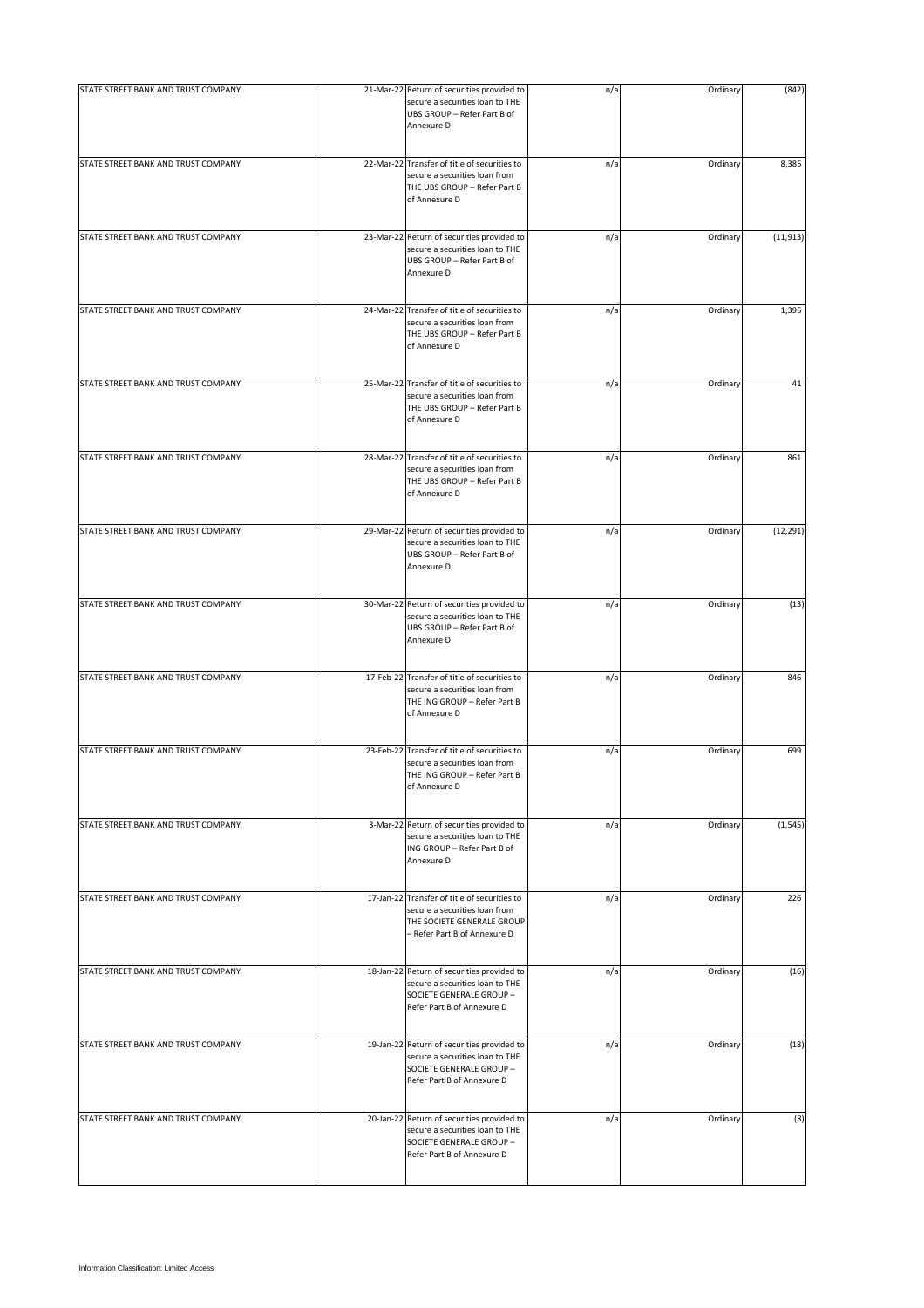| | | | | | |
|---|---|---|---|---|---|
| STATE STREET BANK AND TRUST COMPANY | 21-Mar-22 | Return of securities provided to secure a securities loan to THE UBS GROUP – Refer Part B of Annexure D | n/a | Ordinary | (842) |
| STATE STREET BANK AND TRUST COMPANY | 22-Mar-22 | Transfer of title of securities to secure a securities loan from THE UBS GROUP – Refer Part B of Annexure D | n/a | Ordinary | 8,385 |
| STATE STREET BANK AND TRUST COMPANY | 23-Mar-22 | Return of securities provided to secure a securities loan to THE UBS GROUP – Refer Part B of Annexure D | n/a | Ordinary | (11,913) |
| STATE STREET BANK AND TRUST COMPANY | 24-Mar-22 | Transfer of title of securities to secure a securities loan from THE UBS GROUP – Refer Part B of Annexure D | n/a | Ordinary | 1,395 |
| STATE STREET BANK AND TRUST COMPANY | 25-Mar-22 | Transfer of title of securities to secure a securities loan from THE UBS GROUP – Refer Part B of Annexure D | n/a | Ordinary | 41 |
| STATE STREET BANK AND TRUST COMPANY | 28-Mar-22 | Transfer of title of securities to secure a securities loan from THE UBS GROUP – Refer Part B of Annexure D | n/a | Ordinary | 861 |
| STATE STREET BANK AND TRUST COMPANY | 29-Mar-22 | Return of securities provided to secure a securities loan to THE UBS GROUP – Refer Part B of Annexure D | n/a | Ordinary | (12,291) |
| STATE STREET BANK AND TRUST COMPANY | 30-Mar-22 | Return of securities provided to secure a securities loan to THE UBS GROUP – Refer Part B of Annexure D | n/a | Ordinary | (13) |
| STATE STREET BANK AND TRUST COMPANY | 17-Feb-22 | Transfer of title of securities to secure a securities loan from THE ING GROUP – Refer Part B of Annexure D | n/a | Ordinary | 846 |
| STATE STREET BANK AND TRUST COMPANY | 23-Feb-22 | Transfer of title of securities to secure a securities loan from THE ING GROUP – Refer Part B of Annexure D | n/a | Ordinary | 699 |
| STATE STREET BANK AND TRUST COMPANY | 3-Mar-22 | Return of securities provided to secure a securities loan to THE ING GROUP – Refer Part B of Annexure D | n/a | Ordinary | (1,545) |
| STATE STREET BANK AND TRUST COMPANY | 17-Jan-22 | Transfer of title of securities to secure a securities loan from THE SOCIETE GENERALE GROUP – Refer Part B of Annexure D | n/a | Ordinary | 226 |
| STATE STREET BANK AND TRUST COMPANY | 18-Jan-22 | Return of securities provided to secure a securities loan to THE SOCIETE GENERALE GROUP – Refer Part B of Annexure D | n/a | Ordinary | (16) |
| STATE STREET BANK AND TRUST COMPANY | 19-Jan-22 | Return of securities provided to secure a securities loan to THE SOCIETE GENERALE GROUP – Refer Part B of Annexure D | n/a | Ordinary | (18) |
| STATE STREET BANK AND TRUST COMPANY | 20-Jan-22 | Return of securities provided to secure a securities loan to THE SOCIETE GENERALE GROUP – Refer Part B of Annexure D | n/a | Ordinary | (8) |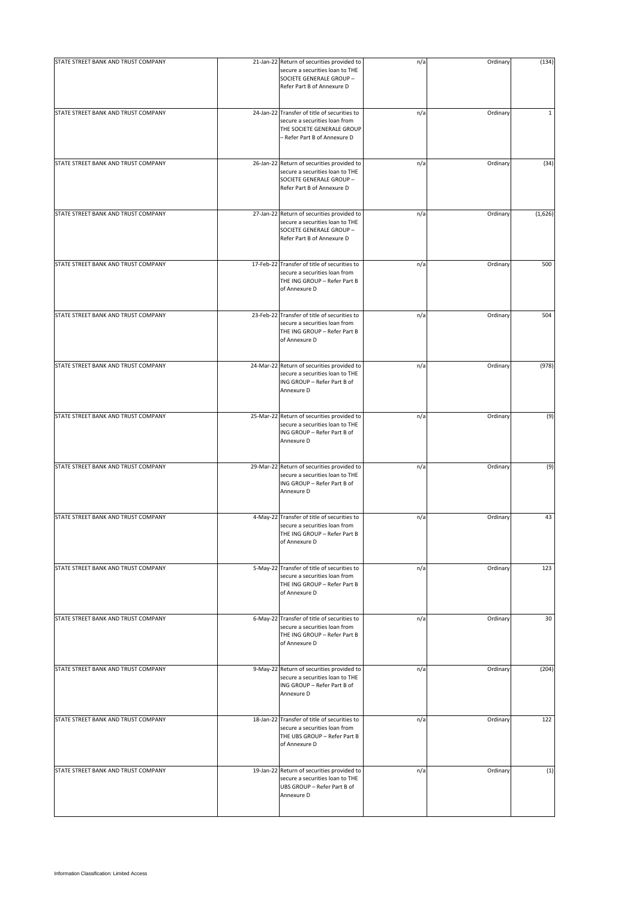| | | | | | |
|---|---|---|---|---|---|
| STATE STREET BANK AND TRUST COMPANY | 21-Jan-22 | Return of securities provided to secure a securities loan to THE SOCIETE GENERALE GROUP – Refer Part B of Annexure D | n/a | Ordinary | (134) |
| STATE STREET BANK AND TRUST COMPANY | 24-Jan-22 | Transfer of title of securities to secure a securities loan from THE SOCIETE GENERALE GROUP – Refer Part B of Annexure D | n/a | Ordinary | 1 |
| STATE STREET BANK AND TRUST COMPANY | 26-Jan-22 | Return of securities provided to secure a securities loan to THE SOCIETE GENERALE GROUP – Refer Part B of Annexure D | n/a | Ordinary | (34) |
| STATE STREET BANK AND TRUST COMPANY | 27-Jan-22 | Return of securities provided to secure a securities loan to THE SOCIETE GENERALE GROUP – Refer Part B of Annexure D | n/a | Ordinary | (1,626) |
| STATE STREET BANK AND TRUST COMPANY | 17-Feb-22 | Transfer of title of securities to secure a securities loan from THE ING GROUP – Refer Part B of Annexure D | n/a | Ordinary | 500 |
| STATE STREET BANK AND TRUST COMPANY | 23-Feb-22 | Transfer of title of securities to secure a securities loan from THE ING GROUP – Refer Part B of Annexure D | n/a | Ordinary | 504 |
| STATE STREET BANK AND TRUST COMPANY | 24-Mar-22 | Return of securities provided to secure a securities loan to THE ING GROUP – Refer Part B of Annexure D | n/a | Ordinary | (978) |
| STATE STREET BANK AND TRUST COMPANY | 25-Mar-22 | Return of securities provided to secure a securities loan to THE ING GROUP – Refer Part B of Annexure D | n/a | Ordinary | (9) |
| STATE STREET BANK AND TRUST COMPANY | 29-Mar-22 | Return of securities provided to secure a securities loan to THE ING GROUP – Refer Part B of Annexure D | n/a | Ordinary | (9) |
| STATE STREET BANK AND TRUST COMPANY | 4-May-22 | Transfer of title of securities to secure a securities loan from THE ING GROUP – Refer Part B of Annexure D | n/a | Ordinary | 43 |
| STATE STREET BANK AND TRUST COMPANY | 5-May-22 | Transfer of title of securities to secure a securities loan from THE ING GROUP – Refer Part B of Annexure D | n/a | Ordinary | 123 |
| STATE STREET BANK AND TRUST COMPANY | 6-May-22 | Transfer of title of securities to secure a securities loan from THE ING GROUP – Refer Part B of Annexure D | n/a | Ordinary | 30 |
| STATE STREET BANK AND TRUST COMPANY | 9-May-22 | Return of securities provided to secure a securities loan to THE ING GROUP – Refer Part B of Annexure D | n/a | Ordinary | (204) |
| STATE STREET BANK AND TRUST COMPANY | 18-Jan-22 | Transfer of title of securities to secure a securities loan from THE UBS GROUP – Refer Part B of Annexure D | n/a | Ordinary | 122 |
| STATE STREET BANK AND TRUST COMPANY | 19-Jan-22 | Return of securities provided to secure a securities loan to THE UBS GROUP – Refer Part B of Annexure D | n/a | Ordinary | (1) |

Information Classification: Limited Access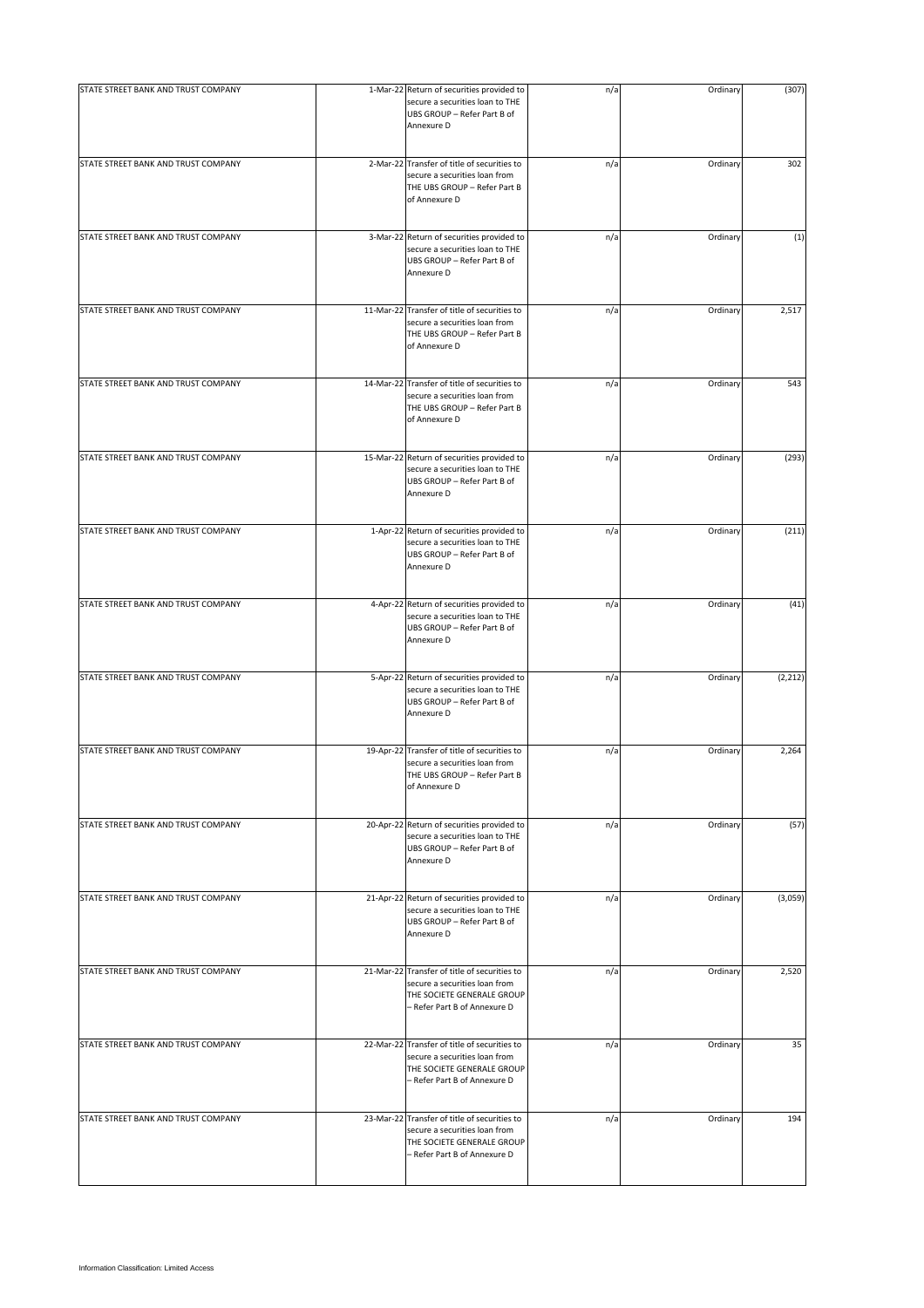| | | | | | |
|---|---|---|---|---|---|
| STATE STREET BANK AND TRUST COMPANY | 1-Mar-22 | Return of securities provided to secure a securities loan to THE UBS GROUP – Refer Part B of Annexure D | n/a | Ordinary | (307) |
| STATE STREET BANK AND TRUST COMPANY | 2-Mar-22 | Transfer of title of securities to secure a securities loan from THE UBS GROUP – Refer Part B of Annexure D | n/a | Ordinary | 302 |
| STATE STREET BANK AND TRUST COMPANY | 3-Mar-22 | Return of securities provided to secure a securities loan to THE UBS GROUP – Refer Part B of Annexure D | n/a | Ordinary | (1) |
| STATE STREET BANK AND TRUST COMPANY | 11-Mar-22 | Transfer of title of securities to secure a securities loan from THE UBS GROUP – Refer Part B of Annexure D | n/a | Ordinary | 2,517 |
| STATE STREET BANK AND TRUST COMPANY | 14-Mar-22 | Transfer of title of securities to secure a securities loan from THE UBS GROUP – Refer Part B of Annexure D | n/a | Ordinary | 543 |
| STATE STREET BANK AND TRUST COMPANY | 15-Mar-22 | Return of securities provided to secure a securities loan to THE UBS GROUP – Refer Part B of Annexure D | n/a | Ordinary | (293) |
| STATE STREET BANK AND TRUST COMPANY | 1-Apr-22 | Return of securities provided to secure a securities loan to THE UBS GROUP – Refer Part B of Annexure D | n/a | Ordinary | (211) |
| STATE STREET BANK AND TRUST COMPANY | 4-Apr-22 | Return of securities provided to secure a securities loan to THE UBS GROUP – Refer Part B of Annexure D | n/a | Ordinary | (41) |
| STATE STREET BANK AND TRUST COMPANY | 5-Apr-22 | Return of securities provided to secure a securities loan to THE UBS GROUP – Refer Part B of Annexure D | n/a | Ordinary | (2,212) |
| STATE STREET BANK AND TRUST COMPANY | 19-Apr-22 | Transfer of title of securities to secure a securities loan from THE UBS GROUP – Refer Part B of Annexure D | n/a | Ordinary | 2,264 |
| STATE STREET BANK AND TRUST COMPANY | 20-Apr-22 | Return of securities provided to secure a securities loan to THE UBS GROUP – Refer Part B of Annexure D | n/a | Ordinary | (57) |
| STATE STREET BANK AND TRUST COMPANY | 21-Apr-22 | Return of securities provided to secure a securities loan to THE UBS GROUP – Refer Part B of Annexure D | n/a | Ordinary | (3,059) |
| STATE STREET BANK AND TRUST COMPANY | 21-Mar-22 | Transfer of title of securities to secure a securities loan from THE SOCIETE GENERALE GROUP – Refer Part B of Annexure D | n/a | Ordinary | 2,520 |
| STATE STREET BANK AND TRUST COMPANY | 22-Mar-22 | Transfer of title of securities to secure a securities loan from THE SOCIETE GENERALE GROUP – Refer Part B of Annexure D | n/a | Ordinary | 35 |
| STATE STREET BANK AND TRUST COMPANY | 23-Mar-22 | Transfer of title of securities to secure a securities loan from THE SOCIETE GENERALE GROUP – Refer Part B of Annexure D | n/a | Ordinary | 194 |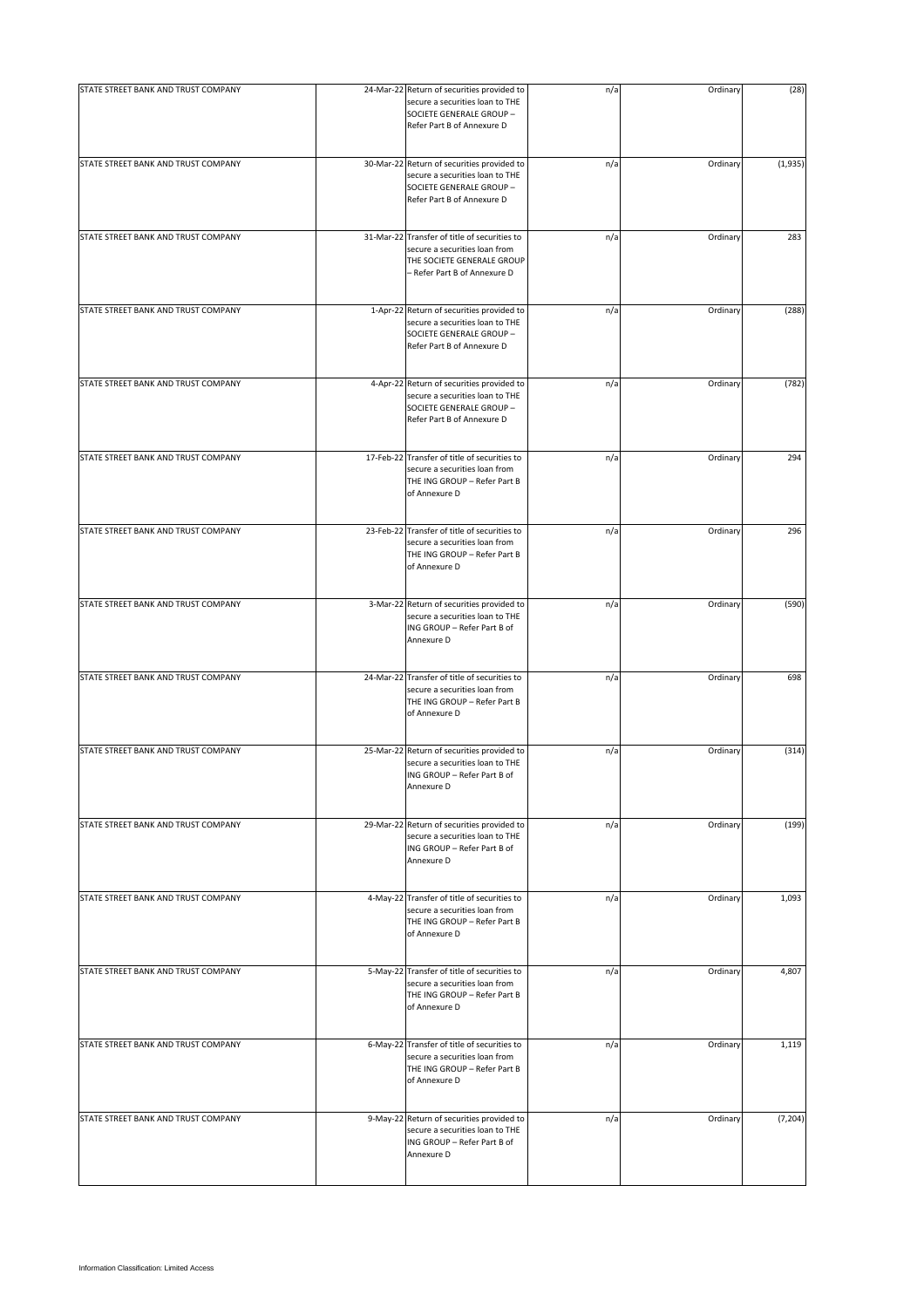| | | | | | |
|---|---|---|---|---|---|
| STATE STREET BANK AND TRUST COMPANY | 24-Mar-22 | Return of securities provided to secure a securities loan to THE SOCIETE GENERALE GROUP – Refer Part B of Annexure D | n/a | Ordinary | (28) |
| STATE STREET BANK AND TRUST COMPANY | 30-Mar-22 | Return of securities provided to secure a securities loan to THE SOCIETE GENERALE GROUP – Refer Part B of Annexure D | n/a | Ordinary | (1,935) |
| STATE STREET BANK AND TRUST COMPANY | 31-Mar-22 | Transfer of title of securities to secure a securities loan from THE SOCIETE GENERALE GROUP – Refer Part B of Annexure D | n/a | Ordinary | 283 |
| STATE STREET BANK AND TRUST COMPANY | 1-Apr-22 | Return of securities provided to secure a securities loan to THE SOCIETE GENERALE GROUP – Refer Part B of Annexure D | n/a | Ordinary | (288) |
| STATE STREET BANK AND TRUST COMPANY | 4-Apr-22 | Return of securities provided to secure a securities loan to THE SOCIETE GENERALE GROUP – Refer Part B of Annexure D | n/a | Ordinary | (782) |
| STATE STREET BANK AND TRUST COMPANY | 17-Feb-22 | Transfer of title of securities to secure a securities loan from THE ING GROUP – Refer Part B of Annexure D | n/a | Ordinary | 294 |
| STATE STREET BANK AND TRUST COMPANY | 23-Feb-22 | Transfer of title of securities to secure a securities loan from THE ING GROUP – Refer Part B of Annexure D | n/a | Ordinary | 296 |
| STATE STREET BANK AND TRUST COMPANY | 3-Mar-22 | Return of securities provided to secure a securities loan to THE ING GROUP – Refer Part B of Annexure D | n/a | Ordinary | (590) |
| STATE STREET BANK AND TRUST COMPANY | 24-Mar-22 | Transfer of title of securities to secure a securities loan from THE ING GROUP – Refer Part B of Annexure D | n/a | Ordinary | 698 |
| STATE STREET BANK AND TRUST COMPANY | 25-Mar-22 | Return of securities provided to secure a securities loan to THE ING GROUP – Refer Part B of Annexure D | n/a | Ordinary | (314) |
| STATE STREET BANK AND TRUST COMPANY | 29-Mar-22 | Return of securities provided to secure a securities loan to THE ING GROUP – Refer Part B of Annexure D | n/a | Ordinary | (199) |
| STATE STREET BANK AND TRUST COMPANY | 4-May-22 | Transfer of title of securities to secure a securities loan from THE ING GROUP – Refer Part B of Annexure D | n/a | Ordinary | 1,093 |
| STATE STREET BANK AND TRUST COMPANY | 5-May-22 | Transfer of title of securities to secure a securities loan from THE ING GROUP – Refer Part B of Annexure D | n/a | Ordinary | 4,807 |
| STATE STREET BANK AND TRUST COMPANY | 6-May-22 | Transfer of title of securities to secure a securities loan from THE ING GROUP – Refer Part B of Annexure D | n/a | Ordinary | 1,119 |
| STATE STREET BANK AND TRUST COMPANY | 9-May-22 | Return of securities provided to secure a securities loan to THE ING GROUP – Refer Part B of Annexure D | n/a | Ordinary | (7,204) |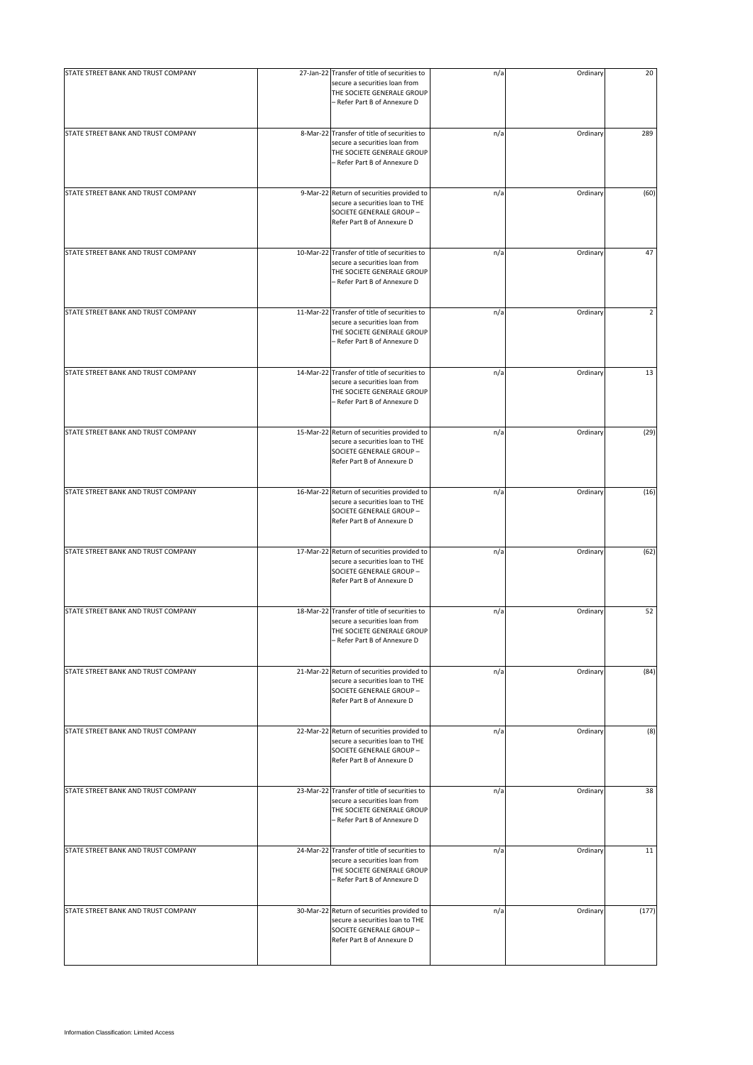| | | | | | |
|---|---|---|---|---|---|
| STATE STREET BANK AND TRUST COMPANY | 27-Jan-22 | Transfer of title of securities to secure a securities loan from THE SOCIETE GENERALE GROUP – Refer Part B of Annexure D | n/a | Ordinary | 20 |
| STATE STREET BANK AND TRUST COMPANY | 8-Mar-22 | Transfer of title of securities to secure a securities loan from THE SOCIETE GENERALE GROUP – Refer Part B of Annexure D | n/a | Ordinary | 289 |
| STATE STREET BANK AND TRUST COMPANY | 9-Mar-22 | Return of securities provided to secure a securities loan to THE SOCIETE GENERALE GROUP – Refer Part B of Annexure D | n/a | Ordinary | (60) |
| STATE STREET BANK AND TRUST COMPANY | 10-Mar-22 | Transfer of title of securities to secure a securities loan from THE SOCIETE GENERALE GROUP – Refer Part B of Annexure D | n/a | Ordinary | 47 |
| STATE STREET BANK AND TRUST COMPANY | 11-Mar-22 | Transfer of title of securities to secure a securities loan from THE SOCIETE GENERALE GROUP – Refer Part B of Annexure D | n/a | Ordinary | 2 |
| STATE STREET BANK AND TRUST COMPANY | 14-Mar-22 | Transfer of title of securities to secure a securities loan from THE SOCIETE GENERALE GROUP – Refer Part B of Annexure D | n/a | Ordinary | 13 |
| STATE STREET BANK AND TRUST COMPANY | 15-Mar-22 | Return of securities provided to secure a securities loan to THE SOCIETE GENERALE GROUP – Refer Part B of Annexure D | n/a | Ordinary | (29) |
| STATE STREET BANK AND TRUST COMPANY | 16-Mar-22 | Return of securities provided to secure a securities loan to THE SOCIETE GENERALE GROUP – Refer Part B of Annexure D | n/a | Ordinary | (16) |
| STATE STREET BANK AND TRUST COMPANY | 17-Mar-22 | Return of securities provided to secure a securities loan to THE SOCIETE GENERALE GROUP – Refer Part B of Annexure D | n/a | Ordinary | (62) |
| STATE STREET BANK AND TRUST COMPANY | 18-Mar-22 | Transfer of title of securities to secure a securities loan from THE SOCIETE GENERALE GROUP – Refer Part B of Annexure D | n/a | Ordinary | 52 |
| STATE STREET BANK AND TRUST COMPANY | 21-Mar-22 | Return of securities provided to secure a securities loan to THE SOCIETE GENERALE GROUP – Refer Part B of Annexure D | n/a | Ordinary | (84) |
| STATE STREET BANK AND TRUST COMPANY | 22-Mar-22 | Return of securities provided to secure a securities loan to THE SOCIETE GENERALE GROUP – Refer Part B of Annexure D | n/a | Ordinary | (8) |
| STATE STREET BANK AND TRUST COMPANY | 23-Mar-22 | Transfer of title of securities to secure a securities loan from THE SOCIETE GENERALE GROUP – Refer Part B of Annexure D | n/a | Ordinary | 38 |
| STATE STREET BANK AND TRUST COMPANY | 24-Mar-22 | Transfer of title of securities to secure a securities loan from THE SOCIETE GENERALE GROUP – Refer Part B of Annexure D | n/a | Ordinary | 11 |
| STATE STREET BANK AND TRUST COMPANY | 30-Mar-22 | Return of securities provided to secure a securities loan to THE SOCIETE GENERALE GROUP – Refer Part B of Annexure D | n/a | Ordinary | (177) |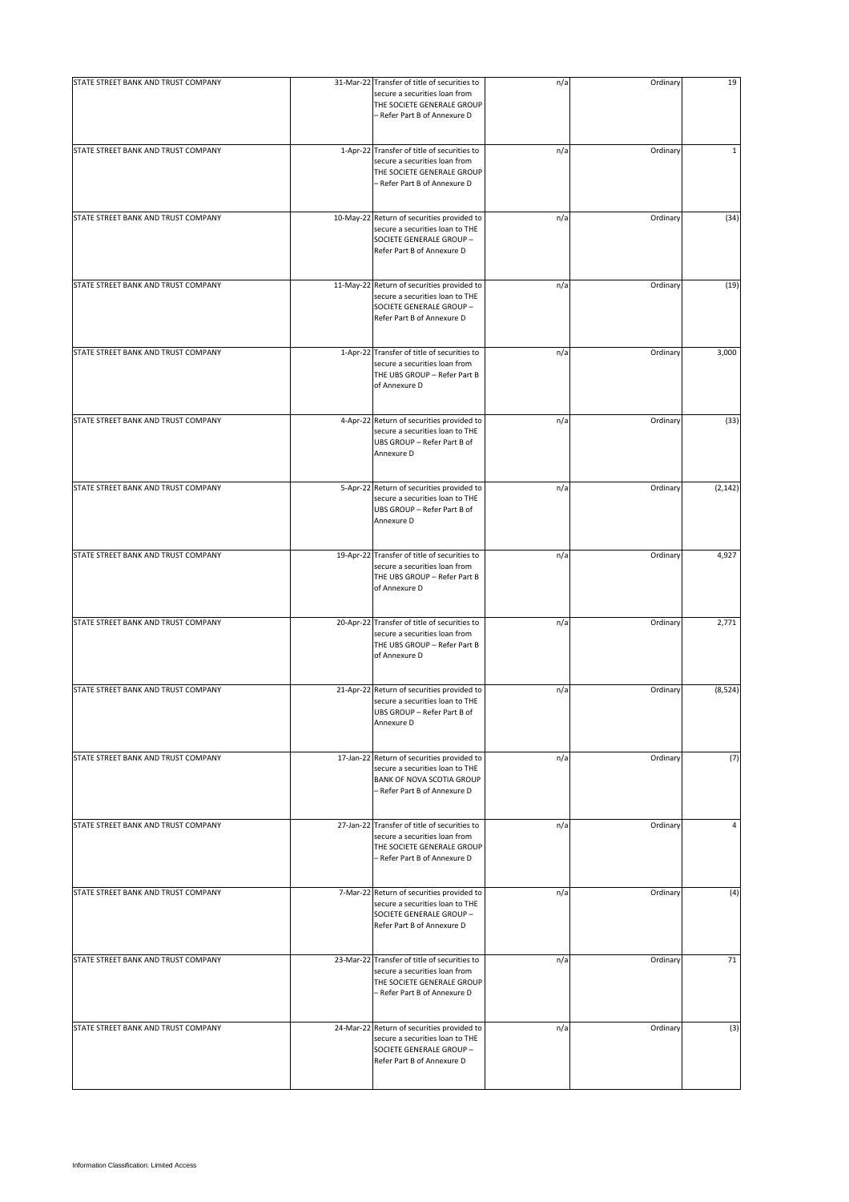| | | | | | |
|---|---|---|---|---|---|
| STATE STREET BANK AND TRUST COMPANY | 31-Mar-22 | Transfer of title of securities to secure a securities loan from THE SOCIETE GENERALE GROUP – Refer Part B of Annexure D | n/a | Ordinary | 19 |
| STATE STREET BANK AND TRUST COMPANY | 1-Apr-22 | Transfer of title of securities to secure a securities loan from THE SOCIETE GENERALE GROUP – Refer Part B of Annexure D | n/a | Ordinary | 1 |
| STATE STREET BANK AND TRUST COMPANY | 10-May-22 | Return of securities provided to secure a securities loan to THE SOCIETE GENERALE GROUP – Refer Part B of Annexure D | n/a | Ordinary | (34) |
| STATE STREET BANK AND TRUST COMPANY | 11-May-22 | Return of securities provided to secure a securities loan to THE SOCIETE GENERALE GROUP – Refer Part B of Annexure D | n/a | Ordinary | (19) |
| STATE STREET BANK AND TRUST COMPANY | 1-Apr-22 | Transfer of title of securities to secure a securities loan from THE UBS GROUP – Refer Part B of Annexure D | n/a | Ordinary | 3,000 |
| STATE STREET BANK AND TRUST COMPANY | 4-Apr-22 | Return of securities provided to secure a securities loan to THE UBS GROUP – Refer Part B of Annexure D | n/a | Ordinary | (33) |
| STATE STREET BANK AND TRUST COMPANY | 5-Apr-22 | Return of securities provided to secure a securities loan to THE UBS GROUP – Refer Part B of Annexure D | n/a | Ordinary | (2,142) |
| STATE STREET BANK AND TRUST COMPANY | 19-Apr-22 | Transfer of title of securities to secure a securities loan from THE UBS GROUP – Refer Part B of Annexure D | n/a | Ordinary | 4,927 |
| STATE STREET BANK AND TRUST COMPANY | 20-Apr-22 | Transfer of title of securities to secure a securities loan from THE UBS GROUP – Refer Part B of Annexure D | n/a | Ordinary | 2,771 |
| STATE STREET BANK AND TRUST COMPANY | 21-Apr-22 | Return of securities provided to secure a securities loan to THE UBS GROUP – Refer Part B of Annexure D | n/a | Ordinary | (8,524) |
| STATE STREET BANK AND TRUST COMPANY | 17-Jan-22 | Return of securities provided to secure a securities loan to THE BANK OF NOVA SCOTIA GROUP – Refer Part B of Annexure D | n/a | Ordinary | (7) |
| STATE STREET BANK AND TRUST COMPANY | 27-Jan-22 | Transfer of title of securities to secure a securities loan from THE SOCIETE GENERALE GROUP – Refer Part B of Annexure D | n/a | Ordinary | 4 |
| STATE STREET BANK AND TRUST COMPANY | 7-Mar-22 | Return of securities provided to secure a securities loan to THE SOCIETE GENERALE GROUP – Refer Part B of Annexure D | n/a | Ordinary | (4) |
| STATE STREET BANK AND TRUST COMPANY | 23-Mar-22 | Transfer of title of securities to secure a securities loan from THE SOCIETE GENERALE GROUP – Refer Part B of Annexure D | n/a | Ordinary | 71 |
| STATE STREET BANK AND TRUST COMPANY | 24-Mar-22 | Return of securities provided to secure a securities loan to THE SOCIETE GENERALE GROUP – Refer Part B of Annexure D | n/a | Ordinary | (3) |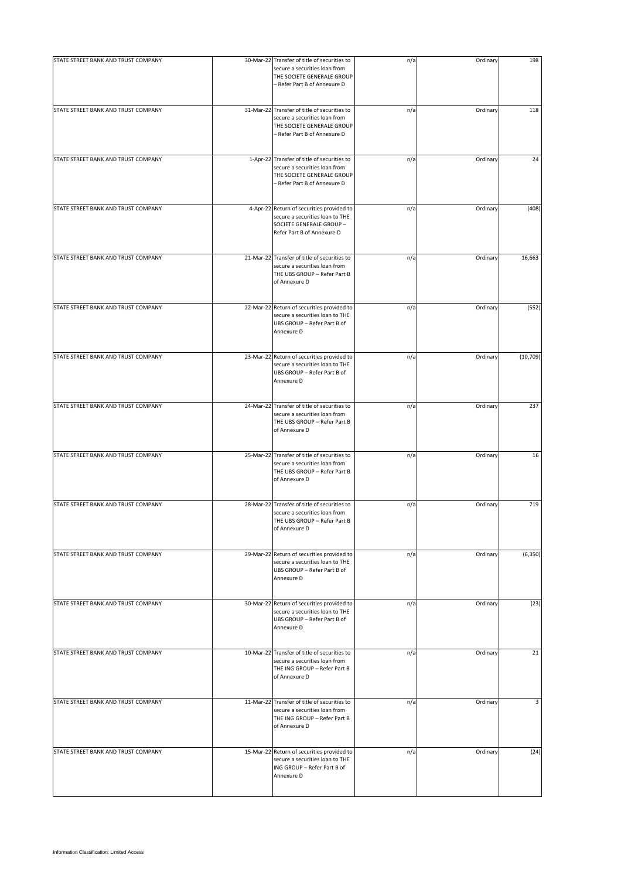| | | | | | |
|---|---|---|---|---|---|
| STATE STREET BANK AND TRUST COMPANY | 30-Mar-22 | Transfer of title of securities to secure a securities loan from THE SOCIETE GENERALE GROUP – Refer Part B of Annexure D | n/a | Ordinary | 198 |
| STATE STREET BANK AND TRUST COMPANY | 31-Mar-22 | Transfer of title of securities to secure a securities loan from THE SOCIETE GENERALE GROUP – Refer Part B of Annexure D | n/a | Ordinary | 118 |
| STATE STREET BANK AND TRUST COMPANY | 1-Apr-22 | Transfer of title of securities to secure a securities loan from THE SOCIETE GENERALE GROUP – Refer Part B of Annexure D | n/a | Ordinary | 24 |
| STATE STREET BANK AND TRUST COMPANY | 4-Apr-22 | Return of securities provided to secure a securities loan to THE SOCIETE GENERALE GROUP – Refer Part B of Annexure D | n/a | Ordinary | (408) |
| STATE STREET BANK AND TRUST COMPANY | 21-Mar-22 | Transfer of title of securities to secure a securities loan from THE UBS GROUP – Refer Part B of Annexure D | n/a | Ordinary | 16,663 |
| STATE STREET BANK AND TRUST COMPANY | 22-Mar-22 | Return of securities provided to secure a securities loan to THE UBS GROUP – Refer Part B of Annexure D | n/a | Ordinary | (552) |
| STATE STREET BANK AND TRUST COMPANY | 23-Mar-22 | Return of securities provided to secure a securities loan to THE UBS GROUP – Refer Part B of Annexure D | n/a | Ordinary | (10,709) |
| STATE STREET BANK AND TRUST COMPANY | 24-Mar-22 | Transfer of title of securities to secure a securities loan from THE UBS GROUP – Refer Part B of Annexure D | n/a | Ordinary | 237 |
| STATE STREET BANK AND TRUST COMPANY | 25-Mar-22 | Transfer of title of securities to secure a securities loan from THE UBS GROUP – Refer Part B of Annexure D | n/a | Ordinary | 16 |
| STATE STREET BANK AND TRUST COMPANY | 28-Mar-22 | Transfer of title of securities to secure a securities loan from THE UBS GROUP – Refer Part B of Annexure D | n/a | Ordinary | 719 |
| STATE STREET BANK AND TRUST COMPANY | 29-Mar-22 | Return of securities provided to secure a securities loan to THE UBS GROUP – Refer Part B of Annexure D | n/a | Ordinary | (6,350) |
| STATE STREET BANK AND TRUST COMPANY | 30-Mar-22 | Return of securities provided to secure a securities loan to THE UBS GROUP – Refer Part B of Annexure D | n/a | Ordinary | (23) |
| STATE STREET BANK AND TRUST COMPANY | 10-Mar-22 | Transfer of title of securities to secure a securities loan from THE ING GROUP – Refer Part B of Annexure D | n/a | Ordinary | 21 |
| STATE STREET BANK AND TRUST COMPANY | 11-Mar-22 | Transfer of title of securities to secure a securities loan from THE ING GROUP – Refer Part B of Annexure D | n/a | Ordinary | 3 |
| STATE STREET BANK AND TRUST COMPANY | 15-Mar-22 | Return of securities provided to secure a securities loan to THE ING GROUP – Refer Part B of Annexure D | n/a | Ordinary | (24) |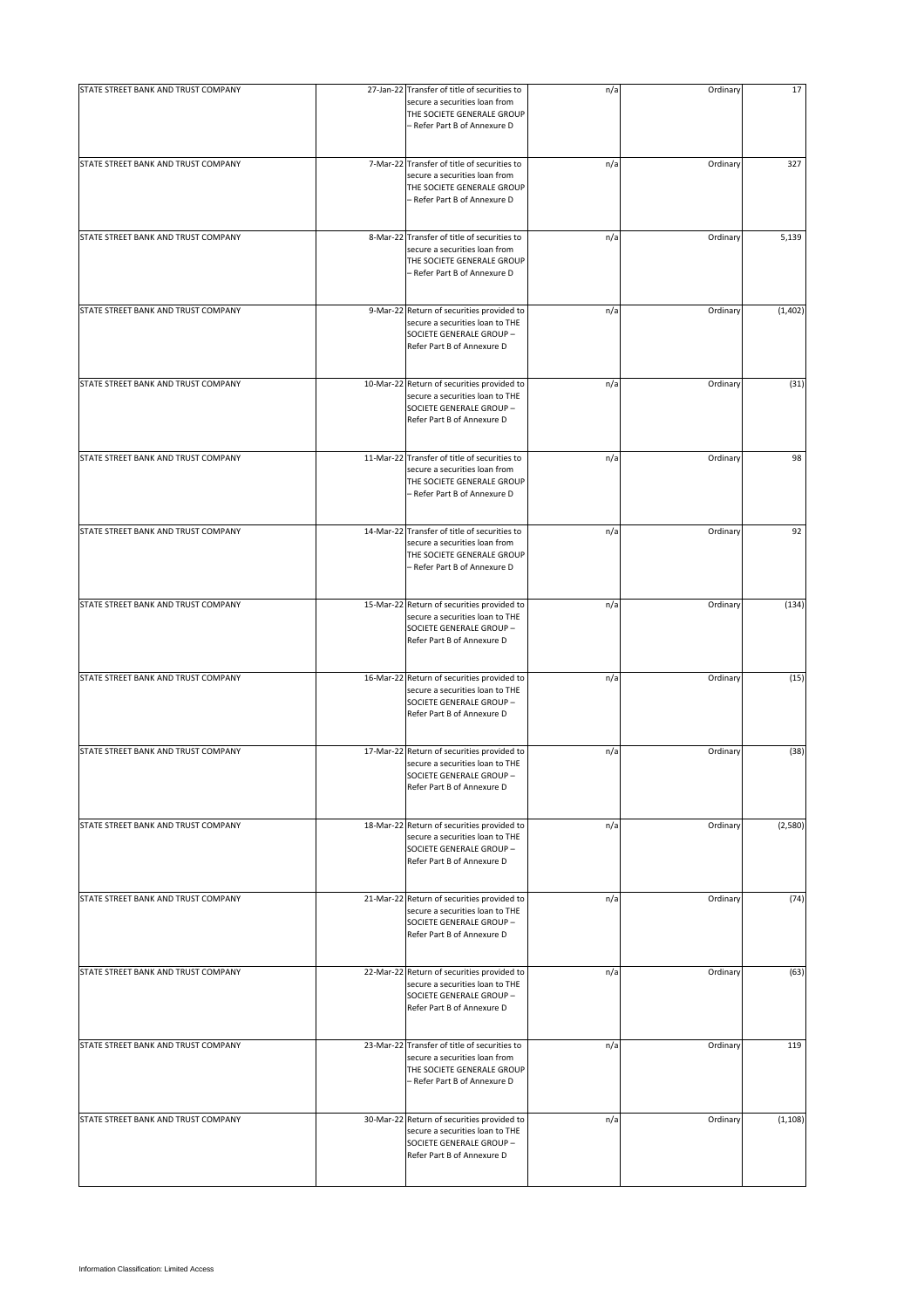| | | | | | |
|---|---|---|---|---|---|
| STATE STREET BANK AND TRUST COMPANY | 27-Jan-22 | Transfer of title of securities to secure a securities loan from THE SOCIETE GENERALE GROUP – Refer Part B of Annexure D | n/a | Ordinary | 17 |
| STATE STREET BANK AND TRUST COMPANY | 7-Mar-22 | Transfer of title of securities to secure a securities loan from THE SOCIETE GENERALE GROUP – Refer Part B of Annexure D | n/a | Ordinary | 327 |
| STATE STREET BANK AND TRUST COMPANY | 8-Mar-22 | Transfer of title of securities to secure a securities loan from THE SOCIETE GENERALE GROUP – Refer Part B of Annexure D | n/a | Ordinary | 5,139 |
| STATE STREET BANK AND TRUST COMPANY | 9-Mar-22 | Return of securities provided to secure a securities loan to THE SOCIETE GENERALE GROUP – Refer Part B of Annexure D | n/a | Ordinary | (1,402) |
| STATE STREET BANK AND TRUST COMPANY | 10-Mar-22 | Return of securities provided to secure a securities loan to THE SOCIETE GENERALE GROUP – Refer Part B of Annexure D | n/a | Ordinary | (31) |
| STATE STREET BANK AND TRUST COMPANY | 11-Mar-22 | Transfer of title of securities to secure a securities loan from THE SOCIETE GENERALE GROUP – Refer Part B of Annexure D | n/a | Ordinary | 98 |
| STATE STREET BANK AND TRUST COMPANY | 14-Mar-22 | Transfer of title of securities to secure a securities loan from THE SOCIETE GENERALE GROUP – Refer Part B of Annexure D | n/a | Ordinary | 92 |
| STATE STREET BANK AND TRUST COMPANY | 15-Mar-22 | Return of securities provided to secure a securities loan to THE SOCIETE GENERALE GROUP – Refer Part B of Annexure D | n/a | Ordinary | (134) |
| STATE STREET BANK AND TRUST COMPANY | 16-Mar-22 | Return of securities provided to secure a securities loan to THE SOCIETE GENERALE GROUP – Refer Part B of Annexure D | n/a | Ordinary | (15) |
| STATE STREET BANK AND TRUST COMPANY | 17-Mar-22 | Return of securities provided to secure a securities loan to THE SOCIETE GENERALE GROUP – Refer Part B of Annexure D | n/a | Ordinary | (38) |
| STATE STREET BANK AND TRUST COMPANY | 18-Mar-22 | Return of securities provided to secure a securities loan to THE SOCIETE GENERALE GROUP – Refer Part B of Annexure D | n/a | Ordinary | (2,580) |
| STATE STREET BANK AND TRUST COMPANY | 21-Mar-22 | Return of securities provided to secure a securities loan to THE SOCIETE GENERALE GROUP – Refer Part B of Annexure D | n/a | Ordinary | (74) |
| STATE STREET BANK AND TRUST COMPANY | 22-Mar-22 | Return of securities provided to secure a securities loan to THE SOCIETE GENERALE GROUP – Refer Part B of Annexure D | n/a | Ordinary | (63) |
| STATE STREET BANK AND TRUST COMPANY | 23-Mar-22 | Transfer of title of securities to secure a securities loan from THE SOCIETE GENERALE GROUP – Refer Part B of Annexure D | n/a | Ordinary | 119 |
| STATE STREET BANK AND TRUST COMPANY | 30-Mar-22 | Return of securities provided to secure a securities loan to THE SOCIETE GENERALE GROUP – Refer Part B of Annexure D | n/a | Ordinary | (1,108) |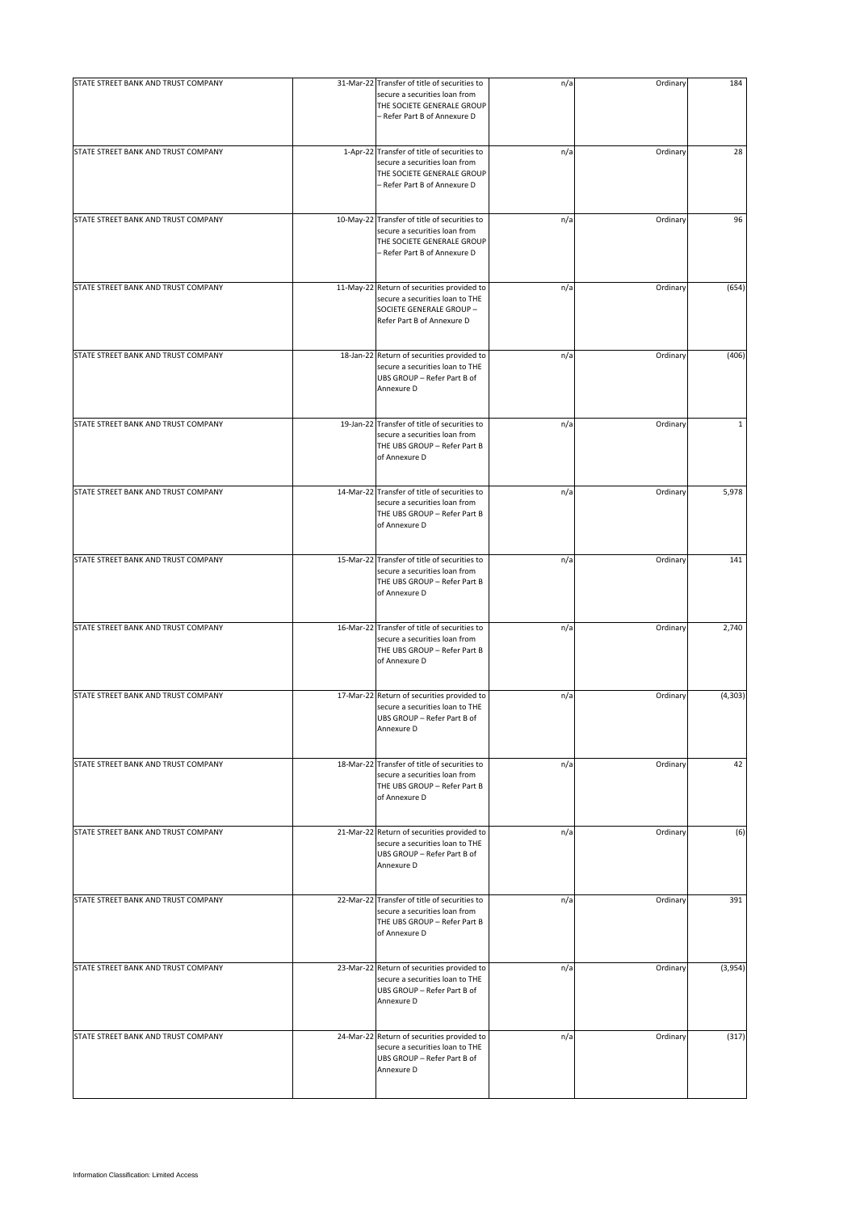| | | | | | |
|---|---|---|---|---|---|
| STATE STREET BANK AND TRUST COMPANY | 31-Mar-22 | Transfer of title of securities to secure a securities loan from THE SOCIETE GENERALE GROUP – Refer Part B of Annexure D | n/a | Ordinary | 184 |
| STATE STREET BANK AND TRUST COMPANY | 1-Apr-22 | Transfer of title of securities to secure a securities loan from THE SOCIETE GENERALE GROUP – Refer Part B of Annexure D | n/a | Ordinary | 28 |
| STATE STREET BANK AND TRUST COMPANY | 10-May-22 | Transfer of title of securities to secure a securities loan from THE SOCIETE GENERALE GROUP – Refer Part B of Annexure D | n/a | Ordinary | 96 |
| STATE STREET BANK AND TRUST COMPANY | 11-May-22 | Return of securities provided to secure a securities loan to THE SOCIETE GENERALE GROUP – Refer Part B of Annexure D | n/a | Ordinary | (654) |
| STATE STREET BANK AND TRUST COMPANY | 18-Jan-22 | Return of securities provided to secure a securities loan to THE UBS GROUP – Refer Part B of Annexure D | n/a | Ordinary | (406) |
| STATE STREET BANK AND TRUST COMPANY | 19-Jan-22 | Transfer of title of securities to secure a securities loan from THE UBS GROUP – Refer Part B of Annexure D | n/a | Ordinary | 1 |
| STATE STREET BANK AND TRUST COMPANY | 14-Mar-22 | Transfer of title of securities to secure a securities loan from THE UBS GROUP – Refer Part B of Annexure D | n/a | Ordinary | 5,978 |
| STATE STREET BANK AND TRUST COMPANY | 15-Mar-22 | Transfer of title of securities to secure a securities loan from THE UBS GROUP – Refer Part B of Annexure D | n/a | Ordinary | 141 |
| STATE STREET BANK AND TRUST COMPANY | 16-Mar-22 | Transfer of title of securities to secure a securities loan from THE UBS GROUP – Refer Part B of Annexure D | n/a | Ordinary | 2,740 |
| STATE STREET BANK AND TRUST COMPANY | 17-Mar-22 | Return of securities provided to secure a securities loan to THE UBS GROUP – Refer Part B of Annexure D | n/a | Ordinary | (4,303) |
| STATE STREET BANK AND TRUST COMPANY | 18-Mar-22 | Transfer of title of securities to secure a securities loan from THE UBS GROUP – Refer Part B of Annexure D | n/a | Ordinary | 42 |
| STATE STREET BANK AND TRUST COMPANY | 21-Mar-22 | Return of securities provided to secure a securities loan to THE UBS GROUP – Refer Part B of Annexure D | n/a | Ordinary | (6) |
| STATE STREET BANK AND TRUST COMPANY | 22-Mar-22 | Transfer of title of securities to secure a securities loan from THE UBS GROUP – Refer Part B of Annexure D | n/a | Ordinary | 391 |
| STATE STREET BANK AND TRUST COMPANY | 23-Mar-22 | Return of securities provided to secure a securities loan to THE UBS GROUP – Refer Part B of Annexure D | n/a | Ordinary | (3,954) |
| STATE STREET BANK AND TRUST COMPANY | 24-Mar-22 | Return of securities provided to secure a securities loan to THE UBS GROUP – Refer Part B of Annexure D | n/a | Ordinary | (317) |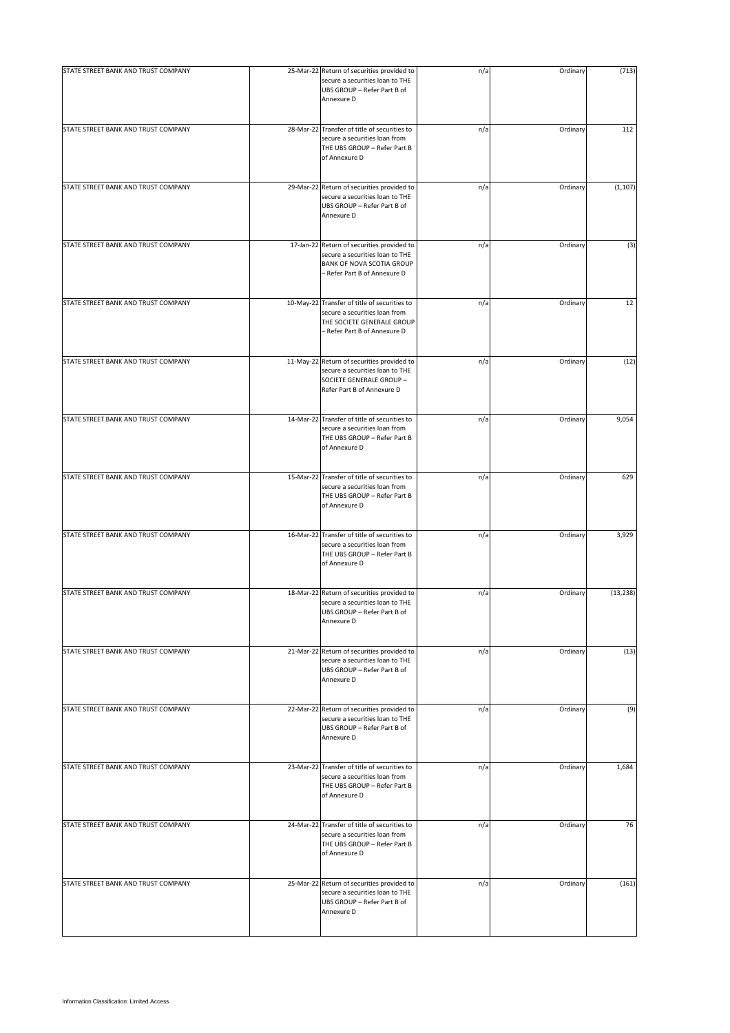| | | | | | |
|---|---|---|---|---|---|
| STATE STREET BANK AND TRUST COMPANY | 25-Mar-22 | Return of securities provided to secure a securities loan to THE UBS GROUP – Refer Part B of Annexure D | n/a | Ordinary | (713) |
| STATE STREET BANK AND TRUST COMPANY | 28-Mar-22 | Transfer of title of securities to secure a securities loan from THE UBS GROUP – Refer Part B of Annexure D | n/a | Ordinary | 112 |
| STATE STREET BANK AND TRUST COMPANY | 29-Mar-22 | Return of securities provided to secure a securities loan to THE UBS GROUP – Refer Part B of Annexure D | n/a | Ordinary | (1,107) |
| STATE STREET BANK AND TRUST COMPANY | 17-Jan-22 | Return of securities provided to secure a securities loan to THE BANK OF NOVA SCOTIA GROUP – Refer Part B of Annexure D | n/a | Ordinary | (3) |
| STATE STREET BANK AND TRUST COMPANY | 10-May-22 | Transfer of title of securities to secure a securities loan from THE SOCIETE GENERALE GROUP – Refer Part B of Annexure D | n/a | Ordinary | 12 |
| STATE STREET BANK AND TRUST COMPANY | 11-May-22 | Return of securities provided to secure a securities loan to THE SOCIETE GENERALE GROUP – Refer Part B of Annexure D | n/a | Ordinary | (12) |
| STATE STREET BANK AND TRUST COMPANY | 14-Mar-22 | Transfer of title of securities to secure a securities loan from THE UBS GROUP – Refer Part B of Annexure D | n/a | Ordinary | 9,054 |
| STATE STREET BANK AND TRUST COMPANY | 15-Mar-22 | Transfer of title of securities to secure a securities loan from THE UBS GROUP – Refer Part B of Annexure D | n/a | Ordinary | 629 |
| STATE STREET BANK AND TRUST COMPANY | 16-Mar-22 | Transfer of title of securities to secure a securities loan from THE UBS GROUP – Refer Part B of Annexure D | n/a | Ordinary | 3,929 |
| STATE STREET BANK AND TRUST COMPANY | 18-Mar-22 | Return of securities provided to secure a securities loan to THE UBS GROUP – Refer Part B of Annexure D | n/a | Ordinary | (13,238) |
| STATE STREET BANK AND TRUST COMPANY | 21-Mar-22 | Return of securities provided to secure a securities loan to THE UBS GROUP – Refer Part B of Annexure D | n/a | Ordinary | (13) |
| STATE STREET BANK AND TRUST COMPANY | 22-Mar-22 | Return of securities provided to secure a securities loan to THE UBS GROUP – Refer Part B of Annexure D | n/a | Ordinary | (9) |
| STATE STREET BANK AND TRUST COMPANY | 23-Mar-22 | Transfer of title of securities to secure a securities loan from THE UBS GROUP – Refer Part B of Annexure D | n/a | Ordinary | 1,684 |
| STATE STREET BANK AND TRUST COMPANY | 24-Mar-22 | Transfer of title of securities to secure a securities loan from THE UBS GROUP – Refer Part B of Annexure D | n/a | Ordinary | 76 |
| STATE STREET BANK AND TRUST COMPANY | 25-Mar-22 | Return of securities provided to secure a securities loan to THE UBS GROUP – Refer Part B of Annexure D | n/a | Ordinary | (161) |

Information Classification: Limited Access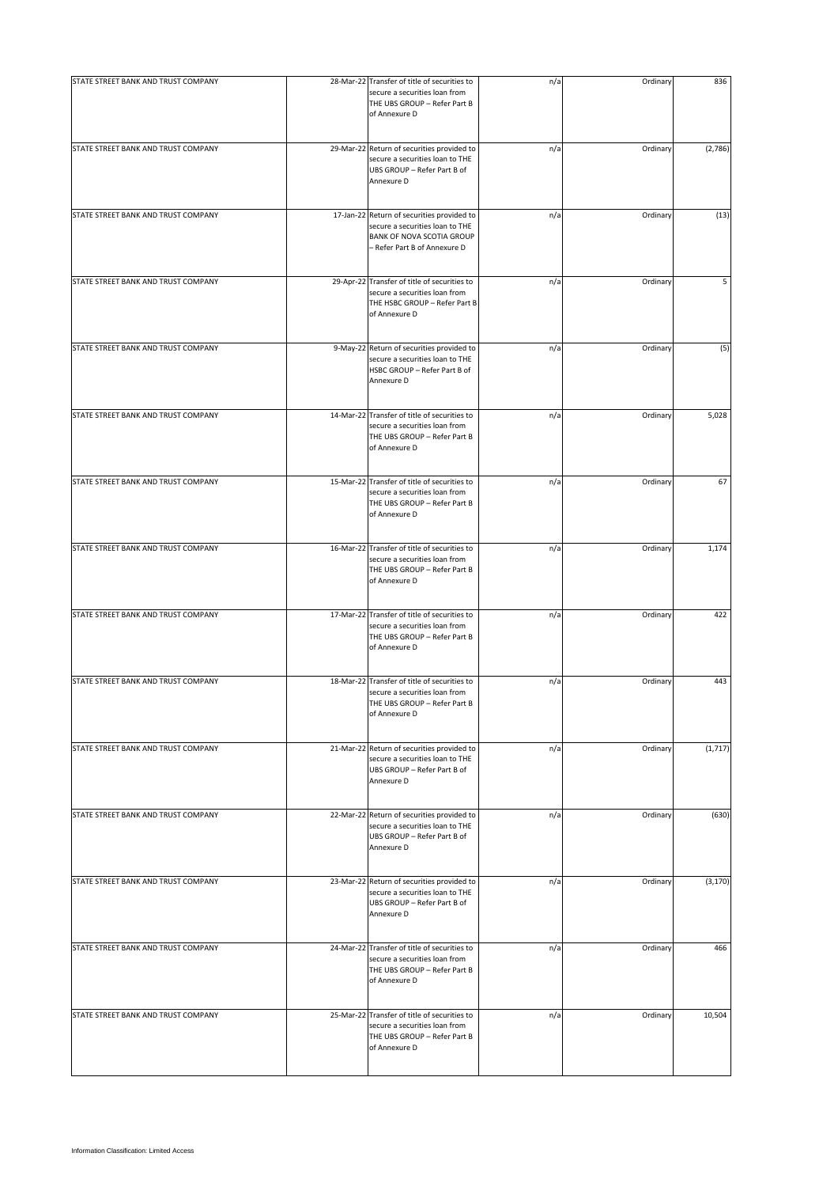| | | | | | |
|---|---|---|---|---|---|
| STATE STREET BANK AND TRUST COMPANY | 28-Mar-22 | Transfer of title of securities to secure a securities loan from THE UBS GROUP – Refer Part B of Annexure D | n/a | Ordinary | 836 |
| STATE STREET BANK AND TRUST COMPANY | 29-Mar-22 | Return of securities provided to secure a securities loan to THE UBS GROUP – Refer Part B of Annexure D | n/a | Ordinary | (2,786) |
| STATE STREET BANK AND TRUST COMPANY | 17-Jan-22 | Return of securities provided to secure a securities loan to THE BANK OF NOVA SCOTIA GROUP – Refer Part B of Annexure D | n/a | Ordinary | (13) |
| STATE STREET BANK AND TRUST COMPANY | 29-Apr-22 | Transfer of title of securities to secure a securities loan from THE HSBC GROUP – Refer Part B of Annexure D | n/a | Ordinary | 5 |
| STATE STREET BANK AND TRUST COMPANY | 9-May-22 | Return of securities provided to secure a securities loan to THE HSBC GROUP – Refer Part B of Annexure D | n/a | Ordinary | (5) |
| STATE STREET BANK AND TRUST COMPANY | 14-Mar-22 | Transfer of title of securities to secure a securities loan from THE UBS GROUP – Refer Part B of Annexure D | n/a | Ordinary | 5,028 |
| STATE STREET BANK AND TRUST COMPANY | 15-Mar-22 | Transfer of title of securities to secure a securities loan from THE UBS GROUP – Refer Part B of Annexure D | n/a | Ordinary | 67 |
| STATE STREET BANK AND TRUST COMPANY | 16-Mar-22 | Transfer of title of securities to secure a securities loan from THE UBS GROUP – Refer Part B of Annexure D | n/a | Ordinary | 1,174 |
| STATE STREET BANK AND TRUST COMPANY | 17-Mar-22 | Transfer of title of securities to secure a securities loan from THE UBS GROUP – Refer Part B of Annexure D | n/a | Ordinary | 422 |
| STATE STREET BANK AND TRUST COMPANY | 18-Mar-22 | Transfer of title of securities to secure a securities loan from THE UBS GROUP – Refer Part B of Annexure D | n/a | Ordinary | 443 |
| STATE STREET BANK AND TRUST COMPANY | 21-Mar-22 | Return of securities provided to secure a securities loan to THE UBS GROUP – Refer Part B of Annexure D | n/a | Ordinary | (1,717) |
| STATE STREET BANK AND TRUST COMPANY | 22-Mar-22 | Return of securities provided to secure a securities loan to THE UBS GROUP – Refer Part B of Annexure D | n/a | Ordinary | (630) |
| STATE STREET BANK AND TRUST COMPANY | 23-Mar-22 | Return of securities provided to secure a securities loan to THE UBS GROUP – Refer Part B of Annexure D | n/a | Ordinary | (3,170) |
| STATE STREET BANK AND TRUST COMPANY | 24-Mar-22 | Transfer of title of securities to secure a securities loan from THE UBS GROUP – Refer Part B of Annexure D | n/a | Ordinary | 466 |
| STATE STREET BANK AND TRUST COMPANY | 25-Mar-22 | Transfer of title of securities to secure a securities loan from THE UBS GROUP – Refer Part B of Annexure D | n/a | Ordinary | 10,504 |

Information Classification: Limited Access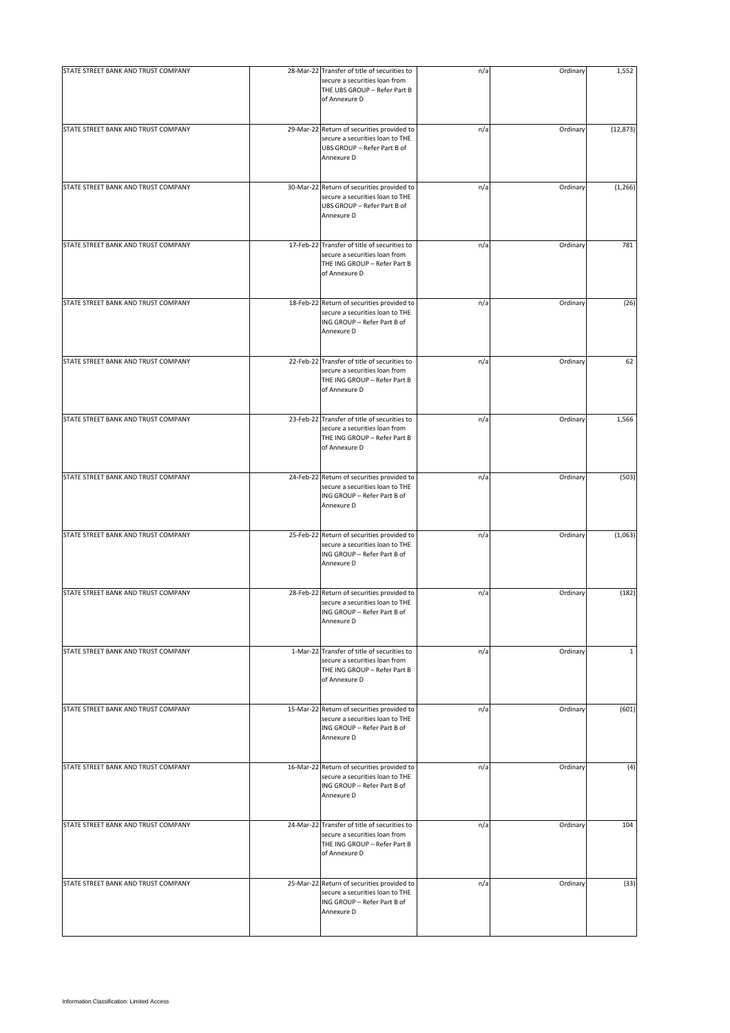| | | | | | |
|---|---|---|---|---|---|
| STATE STREET BANK AND TRUST COMPANY | 28-Mar-22 | Transfer of title of securities to secure a securities loan from THE UBS GROUP – Refer Part B of Annexure D | n/a | Ordinary | 1,552 |
| STATE STREET BANK AND TRUST COMPANY | 29-Mar-22 | Return of securities provided to secure a securities loan to THE UBS GROUP – Refer Part B of Annexure D | n/a | Ordinary | (12,873) |
| STATE STREET BANK AND TRUST COMPANY | 30-Mar-22 | Return of securities provided to secure a securities loan to THE UBS GROUP – Refer Part B of Annexure D | n/a | Ordinary | (1,266) |
| STATE STREET BANK AND TRUST COMPANY | 17-Feb-22 | Transfer of title of securities to secure a securities loan from THE ING GROUP – Refer Part B of Annexure D | n/a | Ordinary | 781 |
| STATE STREET BANK AND TRUST COMPANY | 18-Feb-22 | Return of securities provided to secure a securities loan to THE ING GROUP – Refer Part B of Annexure D | n/a | Ordinary | (26) |
| STATE STREET BANK AND TRUST COMPANY | 22-Feb-22 | Transfer of title of securities to secure a securities loan from THE ING GROUP – Refer Part B of Annexure D | n/a | Ordinary | 62 |
| STATE STREET BANK AND TRUST COMPANY | 23-Feb-22 | Transfer of title of securities to secure a securities loan from THE ING GROUP – Refer Part B of Annexure D | n/a | Ordinary | 1,566 |
| STATE STREET BANK AND TRUST COMPANY | 24-Feb-22 | Return of securities provided to secure a securities loan to THE ING GROUP – Refer Part B of Annexure D | n/a | Ordinary | (503) |
| STATE STREET BANK AND TRUST COMPANY | 25-Feb-22 | Return of securities provided to secure a securities loan to THE ING GROUP – Refer Part B of Annexure D | n/a | Ordinary | (1,063) |
| STATE STREET BANK AND TRUST COMPANY | 28-Feb-22 | Return of securities provided to secure a securities loan to THE ING GROUP – Refer Part B of Annexure D | n/a | Ordinary | (182) |
| STATE STREET BANK AND TRUST COMPANY | 1-Mar-22 | Transfer of title of securities to secure a securities loan from THE ING GROUP – Refer Part B of Annexure D | n/a | Ordinary | 1 |
| STATE STREET BANK AND TRUST COMPANY | 15-Mar-22 | Return of securities provided to secure a securities loan to THE ING GROUP – Refer Part B of Annexure D | n/a | Ordinary | (601) |
| STATE STREET BANK AND TRUST COMPANY | 16-Mar-22 | Return of securities provided to secure a securities loan to THE ING GROUP – Refer Part B of Annexure D | n/a | Ordinary | (4) |
| STATE STREET BANK AND TRUST COMPANY | 24-Mar-22 | Transfer of title of securities to secure a securities loan from THE ING GROUP – Refer Part B of Annexure D | n/a | Ordinary | 104 |
| STATE STREET BANK AND TRUST COMPANY | 25-Mar-22 | Return of securities provided to secure a securities loan to THE ING GROUP – Refer Part B of Annexure D | n/a | Ordinary | (33) |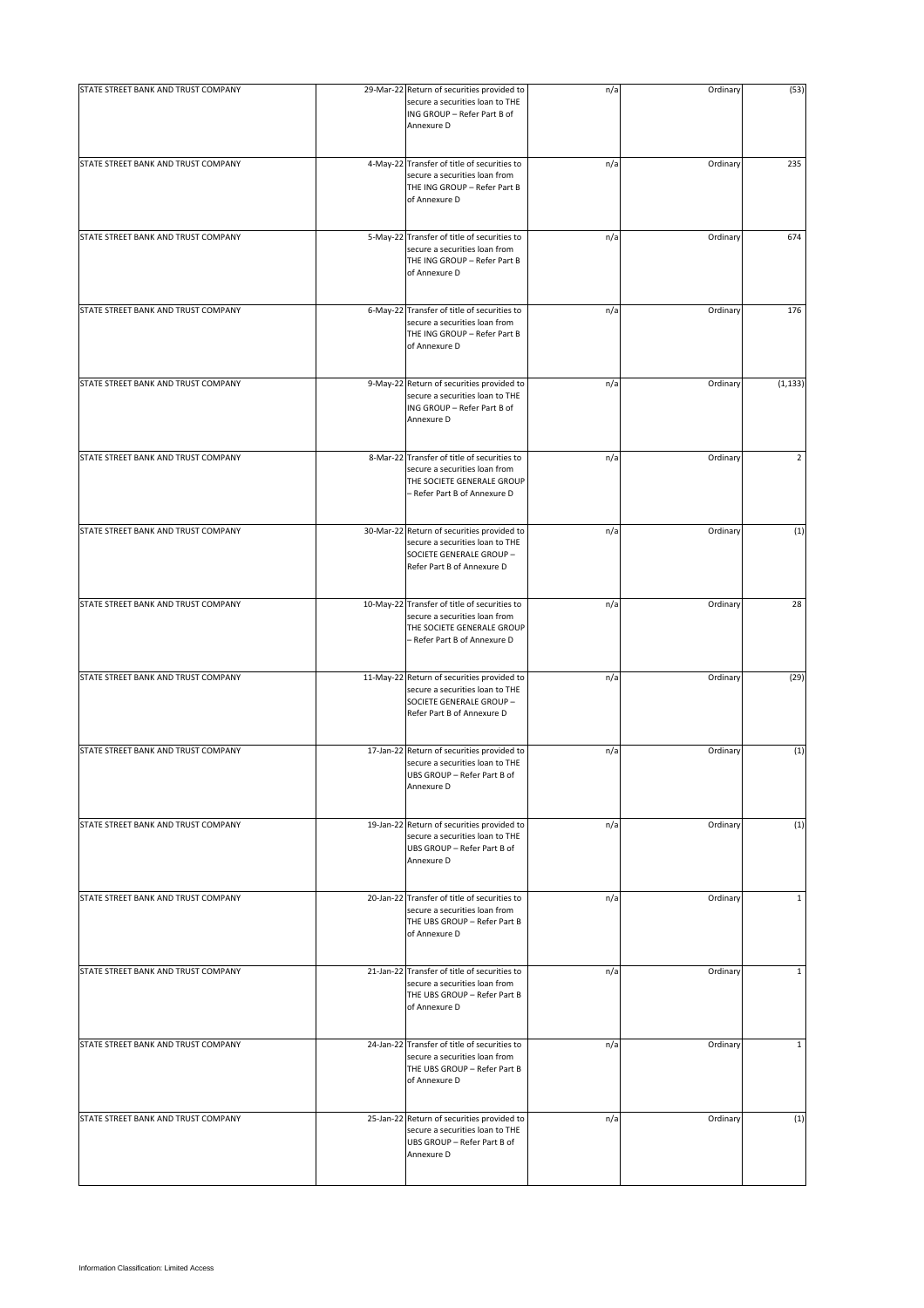| STATE STREET BANK AND TRUST COMPANY | 29-Mar-22 | Return of securities provided to secure a securities loan to THE ING GROUP – Refer Part B of Annexure D | n/a | Ordinary | (53) |
|---|---|---|---|---|---|
| STATE STREET BANK AND TRUST COMPANY | 4-May-22 | Transfer of title of securities to secure a securities loan from THE ING GROUP – Refer Part B of Annexure D | n/a | Ordinary | 235 |
| STATE STREET BANK AND TRUST COMPANY | 5-May-22 | Transfer of title of securities to secure a securities loan from THE ING GROUP – Refer Part B of Annexure D | n/a | Ordinary | 674 |
| STATE STREET BANK AND TRUST COMPANY | 6-May-22 | Transfer of title of securities to secure a securities loan from THE ING GROUP – Refer Part B of Annexure D | n/a | Ordinary | 176 |
| STATE STREET BANK AND TRUST COMPANY | 9-May-22 | Return of securities provided to secure a securities loan to THE ING GROUP – Refer Part B of Annexure D | n/a | Ordinary | (1,133) |
| STATE STREET BANK AND TRUST COMPANY | 8-Mar-22 | Transfer of title of securities to secure a securities loan from THE SOCIETE GENERALE GROUP – Refer Part B of Annexure D | n/a | Ordinary | 2 |
| STATE STREET BANK AND TRUST COMPANY | 30-Mar-22 | Return of securities provided to secure a securities loan to THE SOCIETE GENERALE GROUP – Refer Part B of Annexure D | n/a | Ordinary | (1) |
| STATE STREET BANK AND TRUST COMPANY | 10-May-22 | Transfer of title of securities to secure a securities loan from THE SOCIETE GENERALE GROUP – Refer Part B of Annexure D | n/a | Ordinary | 28 |
| STATE STREET BANK AND TRUST COMPANY | 11-May-22 | Return of securities provided to secure a securities loan to THE SOCIETE GENERALE GROUP – Refer Part B of Annexure D | n/a | Ordinary | (29) |
| STATE STREET BANK AND TRUST COMPANY | 17-Jan-22 | Return of securities provided to secure a securities loan to THE UBS GROUP – Refer Part B of Annexure D | n/a | Ordinary | (1) |
| STATE STREET BANK AND TRUST COMPANY | 19-Jan-22 | Return of securities provided to secure a securities loan to THE UBS GROUP – Refer Part B of Annexure D | n/a | Ordinary | (1) |
| STATE STREET BANK AND TRUST COMPANY | 20-Jan-22 | Transfer of title of securities to secure a securities loan from THE UBS GROUP – Refer Part B of Annexure D | n/a | Ordinary | 1 |
| STATE STREET BANK AND TRUST COMPANY | 21-Jan-22 | Transfer of title of securities to secure a securities loan from THE UBS GROUP – Refer Part B of Annexure D | n/a | Ordinary | 1 |
| STATE STREET BANK AND TRUST COMPANY | 24-Jan-22 | Transfer of title of securities to secure a securities loan from THE UBS GROUP – Refer Part B of Annexure D | n/a | Ordinary | 1 |
| STATE STREET BANK AND TRUST COMPANY | 25-Jan-22 | Return of securities provided to secure a securities loan to THE UBS GROUP – Refer Part B of Annexure D | n/a | Ordinary | (1) |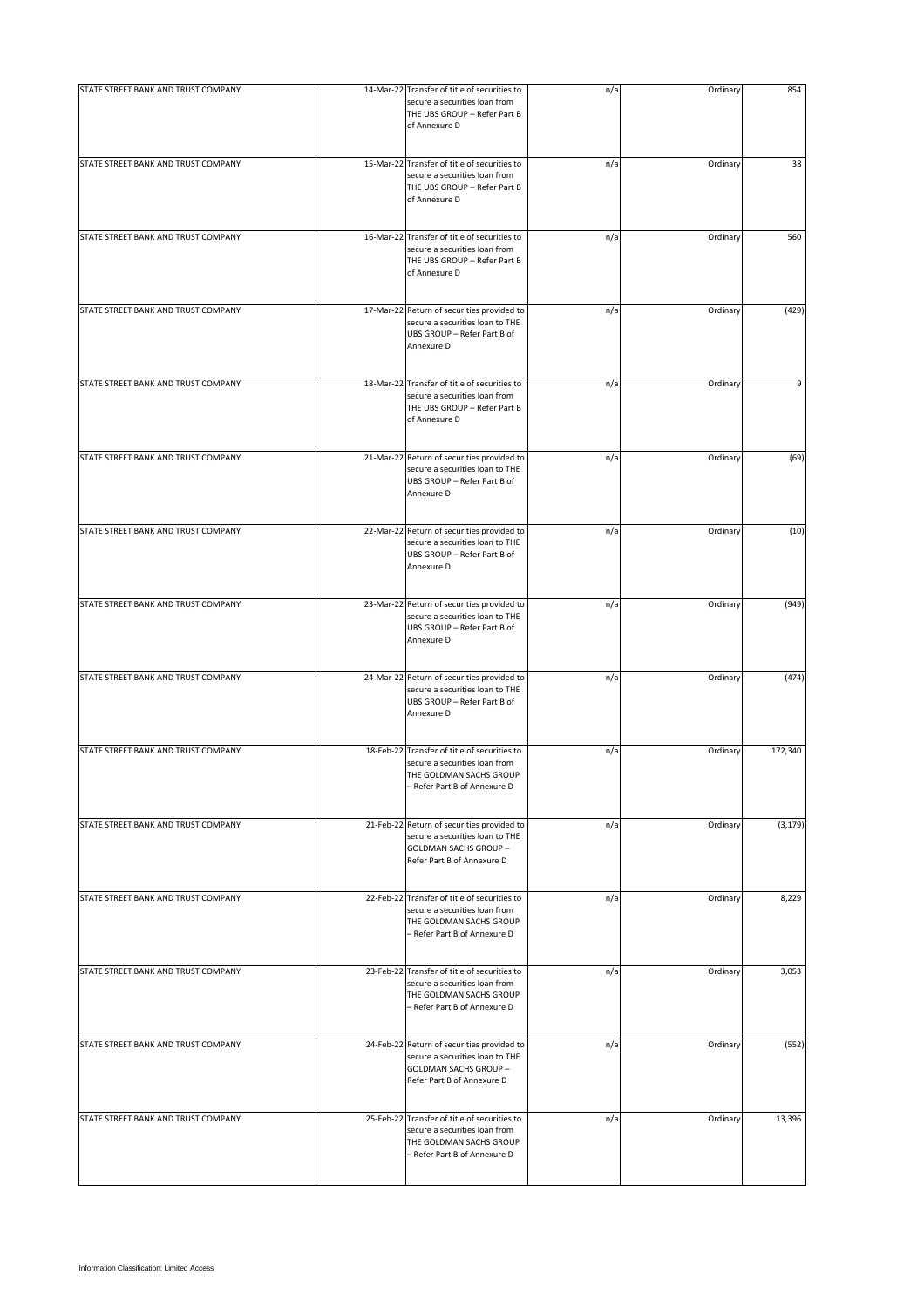| | | | | | |
|---|---|---|---|---|---|
| STATE STREET BANK AND TRUST COMPANY | 14-Mar-22 | Transfer of title of securities to secure a securities loan from THE UBS GROUP – Refer Part B of Annexure D | n/a | Ordinary | 854 |
| STATE STREET BANK AND TRUST COMPANY | 15-Mar-22 | Transfer of title of securities to secure a securities loan from THE UBS GROUP – Refer Part B of Annexure D | n/a | Ordinary | 38 |
| STATE STREET BANK AND TRUST COMPANY | 16-Mar-22 | Transfer of title of securities to secure a securities loan from THE UBS GROUP – Refer Part B of Annexure D | n/a | Ordinary | 560 |
| STATE STREET BANK AND TRUST COMPANY | 17-Mar-22 | Return of securities provided to secure a securities loan to THE UBS GROUP – Refer Part B of Annexure D | n/a | Ordinary | (429) |
| STATE STREET BANK AND TRUST COMPANY | 18-Mar-22 | Transfer of title of securities to secure a securities loan from THE UBS GROUP – Refer Part B of Annexure D | n/a | Ordinary | 9 |
| STATE STREET BANK AND TRUST COMPANY | 21-Mar-22 | Return of securities provided to secure a securities loan to THE UBS GROUP – Refer Part B of Annexure D | n/a | Ordinary | (69) |
| STATE STREET BANK AND TRUST COMPANY | 22-Mar-22 | Return of securities provided to secure a securities loan to THE UBS GROUP – Refer Part B of Annexure D | n/a | Ordinary | (10) |
| STATE STREET BANK AND TRUST COMPANY | 23-Mar-22 | Return of securities provided to secure a securities loan to THE UBS GROUP – Refer Part B of Annexure D | n/a | Ordinary | (949) |
| STATE STREET BANK AND TRUST COMPANY | 24-Mar-22 | Return of securities provided to secure a securities loan to THE UBS GROUP – Refer Part B of Annexure D | n/a | Ordinary | (474) |
| STATE STREET BANK AND TRUST COMPANY | 18-Feb-22 | Transfer of title of securities to secure a securities loan from THE GOLDMAN SACHS GROUP – Refer Part B of Annexure D | n/a | Ordinary | 172,340 |
| STATE STREET BANK AND TRUST COMPANY | 21-Feb-22 | Return of securities provided to secure a securities loan to THE GOLDMAN SACHS GROUP – Refer Part B of Annexure D | n/a | Ordinary | (3,179) |
| STATE STREET BANK AND TRUST COMPANY | 22-Feb-22 | Transfer of title of securities to secure a securities loan from THE GOLDMAN SACHS GROUP – Refer Part B of Annexure D | n/a | Ordinary | 8,229 |
| STATE STREET BANK AND TRUST COMPANY | 23-Feb-22 | Transfer of title of securities to secure a securities loan from THE GOLDMAN SACHS GROUP – Refer Part B of Annexure D | n/a | Ordinary | 3,053 |
| STATE STREET BANK AND TRUST COMPANY | 24-Feb-22 | Return of securities provided to secure a securities loan to THE GOLDMAN SACHS GROUP – Refer Part B of Annexure D | n/a | Ordinary | (552) |
| STATE STREET BANK AND TRUST COMPANY | 25-Feb-22 | Transfer of title of securities to secure a securities loan from THE GOLDMAN SACHS GROUP – Refer Part B of Annexure D | n/a | Ordinary | 13,396 |

Information Classification: Limited Access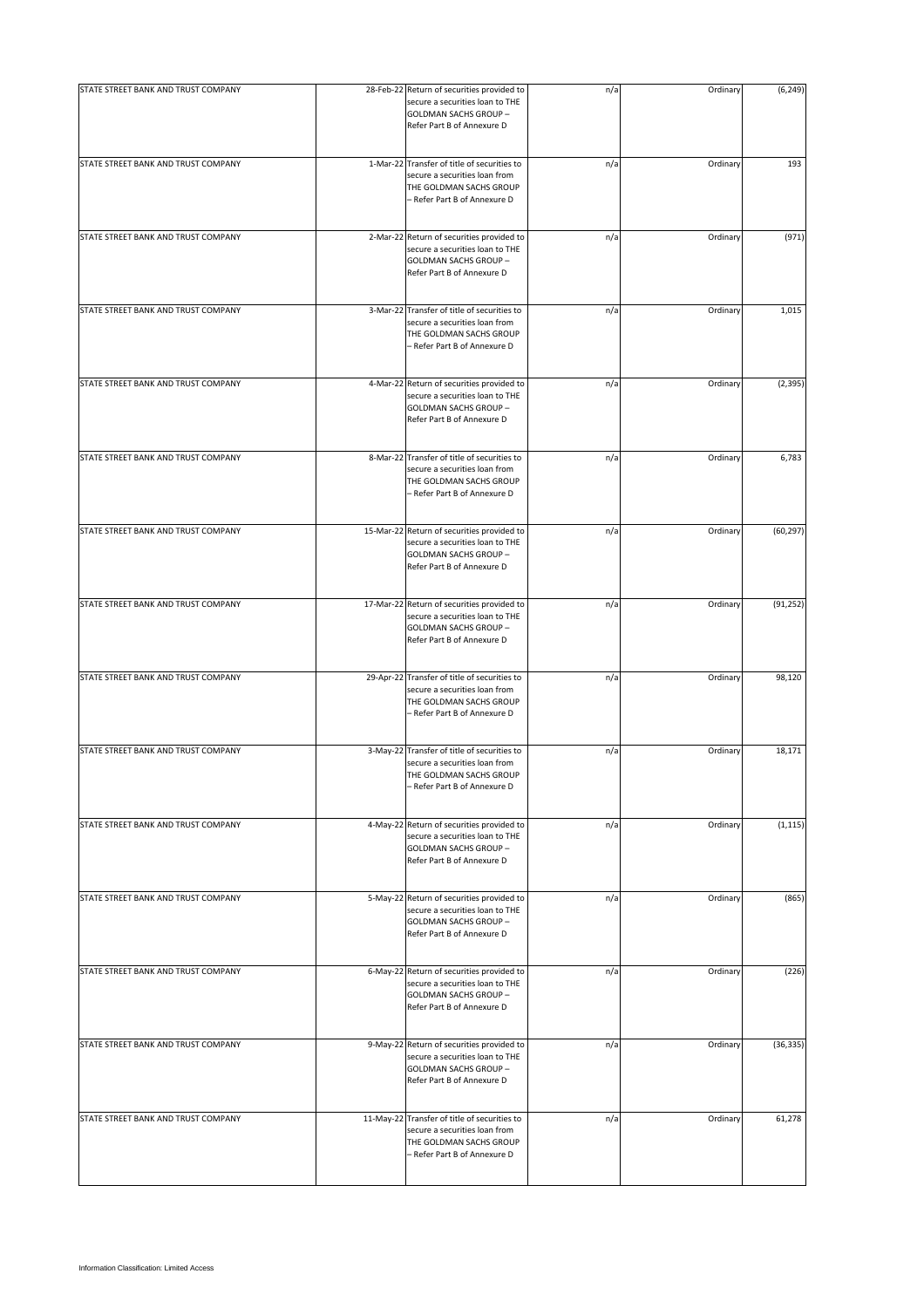| | | | | | |
|---|---|---|---|---|---|
| STATE STREET BANK AND TRUST COMPANY | 28-Feb-22 | Return of securities provided to secure a securities loan to THE GOLDMAN SACHS GROUP – Refer Part B of Annexure D | n/a | Ordinary | (6,249) |
| STATE STREET BANK AND TRUST COMPANY | 1-Mar-22 | Transfer of title of securities to secure a securities loan from THE GOLDMAN SACHS GROUP – Refer Part B of Annexure D | n/a | Ordinary | 193 |
| STATE STREET BANK AND TRUST COMPANY | 2-Mar-22 | Return of securities provided to secure a securities loan to THE GOLDMAN SACHS GROUP – Refer Part B of Annexure D | n/a | Ordinary | (971) |
| STATE STREET BANK AND TRUST COMPANY | 3-Mar-22 | Transfer of title of securities to secure a securities loan from THE GOLDMAN SACHS GROUP – Refer Part B of Annexure D | n/a | Ordinary | 1,015 |
| STATE STREET BANK AND TRUST COMPANY | 4-Mar-22 | Return of securities provided to secure a securities loan to THE GOLDMAN SACHS GROUP – Refer Part B of Annexure D | n/a | Ordinary | (2,395) |
| STATE STREET BANK AND TRUST COMPANY | 8-Mar-22 | Transfer of title of securities to secure a securities loan from THE GOLDMAN SACHS GROUP – Refer Part B of Annexure D | n/a | Ordinary | 6,783 |
| STATE STREET BANK AND TRUST COMPANY | 15-Mar-22 | Return of securities provided to secure a securities loan to THE GOLDMAN SACHS GROUP – Refer Part B of Annexure D | n/a | Ordinary | (60,297) |
| STATE STREET BANK AND TRUST COMPANY | 17-Mar-22 | Return of securities provided to secure a securities loan to THE GOLDMAN SACHS GROUP – Refer Part B of Annexure D | n/a | Ordinary | (91,252) |
| STATE STREET BANK AND TRUST COMPANY | 29-Apr-22 | Transfer of title of securities to secure a securities loan from THE GOLDMAN SACHS GROUP – Refer Part B of Annexure D | n/a | Ordinary | 98,120 |
| STATE STREET BANK AND TRUST COMPANY | 3-May-22 | Transfer of title of securities to secure a securities loan from THE GOLDMAN SACHS GROUP – Refer Part B of Annexure D | n/a | Ordinary | 18,171 |
| STATE STREET BANK AND TRUST COMPANY | 4-May-22 | Return of securities provided to secure a securities loan to THE GOLDMAN SACHS GROUP – Refer Part B of Annexure D | n/a | Ordinary | (1,115) |
| STATE STREET BANK AND TRUST COMPANY | 5-May-22 | Return of securities provided to secure a securities loan to THE GOLDMAN SACHS GROUP – Refer Part B of Annexure D | n/a | Ordinary | (865) |
| STATE STREET BANK AND TRUST COMPANY | 6-May-22 | Return of securities provided to secure a securities loan to THE GOLDMAN SACHS GROUP – Refer Part B of Annexure D | n/a | Ordinary | (226) |
| STATE STREET BANK AND TRUST COMPANY | 9-May-22 | Return of securities provided to secure a securities loan to THE GOLDMAN SACHS GROUP – Refer Part B of Annexure D | n/a | Ordinary | (36,335) |
| STATE STREET BANK AND TRUST COMPANY | 11-May-22 | Transfer of title of securities to secure a securities loan from THE GOLDMAN SACHS GROUP – Refer Part B of Annexure D | n/a | Ordinary | 61,278 |

Information Classification: Limited Access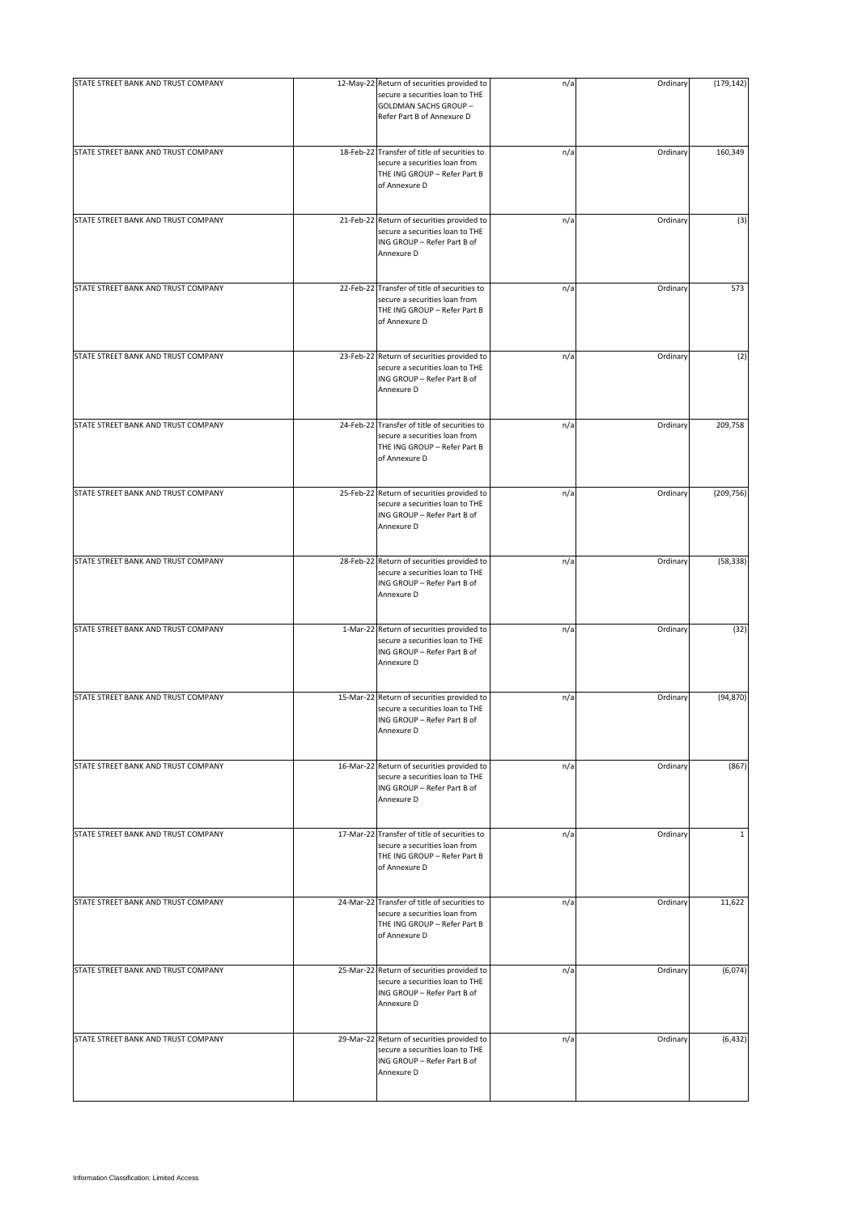| | | | | | |
|---|---|---|---|---|---|
| STATE STREET BANK AND TRUST COMPANY | 12-May-22 | Return of securities provided to secure a securities loan to THE GOLDMAN SACHS GROUP – Refer Part B of Annexure D | n/a | Ordinary | (179,142) |
| STATE STREET BANK AND TRUST COMPANY | 18-Feb-22 | Transfer of title of securities to secure a securities loan from THE ING GROUP – Refer Part B of Annexure D | n/a | Ordinary | 160,349 |
| STATE STREET BANK AND TRUST COMPANY | 21-Feb-22 | Return of securities provided to secure a securities loan to THE ING GROUP – Refer Part B of Annexure D | n/a | Ordinary | (3) |
| STATE STREET BANK AND TRUST COMPANY | 22-Feb-22 | Transfer of title of securities to secure a securities loan from THE ING GROUP – Refer Part B of Annexure D | n/a | Ordinary | 573 |
| STATE STREET BANK AND TRUST COMPANY | 23-Feb-22 | Return of securities provided to secure a securities loan to THE ING GROUP – Refer Part B of Annexure D | n/a | Ordinary | (2) |
| STATE STREET BANK AND TRUST COMPANY | 24-Feb-22 | Transfer of title of securities to secure a securities loan from THE ING GROUP – Refer Part B of Annexure D | n/a | Ordinary | 209,758 |
| STATE STREET BANK AND TRUST COMPANY | 25-Feb-22 | Return of securities provided to secure a securities loan to THE ING GROUP – Refer Part B of Annexure D | n/a | Ordinary | (209,756) |
| STATE STREET BANK AND TRUST COMPANY | 28-Feb-22 | Return of securities provided to secure a securities loan to THE ING GROUP – Refer Part B of Annexure D | n/a | Ordinary | (58,338) |
| STATE STREET BANK AND TRUST COMPANY | 1-Mar-22 | Return of securities provided to secure a securities loan to THE ING GROUP – Refer Part B of Annexure D | n/a | Ordinary | (32) |
| STATE STREET BANK AND TRUST COMPANY | 15-Mar-22 | Return of securities provided to secure a securities loan to THE ING GROUP – Refer Part B of Annexure D | n/a | Ordinary | (94,870) |
| STATE STREET BANK AND TRUST COMPANY | 16-Mar-22 | Return of securities provided to secure a securities loan to THE ING GROUP – Refer Part B of Annexure D | n/a | Ordinary | (867) |
| STATE STREET BANK AND TRUST COMPANY | 17-Mar-22 | Transfer of title of securities to secure a securities loan from THE ING GROUP – Refer Part B of Annexure D | n/a | Ordinary | 1 |
| STATE STREET BANK AND TRUST COMPANY | 24-Mar-22 | Transfer of title of securities to secure a securities loan from THE ING GROUP – Refer Part B of Annexure D | n/a | Ordinary | 11,622 |
| STATE STREET BANK AND TRUST COMPANY | 25-Mar-22 | Return of securities provided to secure a securities loan to THE ING GROUP – Refer Part B of Annexure D | n/a | Ordinary | (6,074) |
| STATE STREET BANK AND TRUST COMPANY | 29-Mar-22 | Return of securities provided to secure a securities loan to THE ING GROUP – Refer Part B of Annexure D | n/a | Ordinary | (6,432) |

Information Classification: Limited Access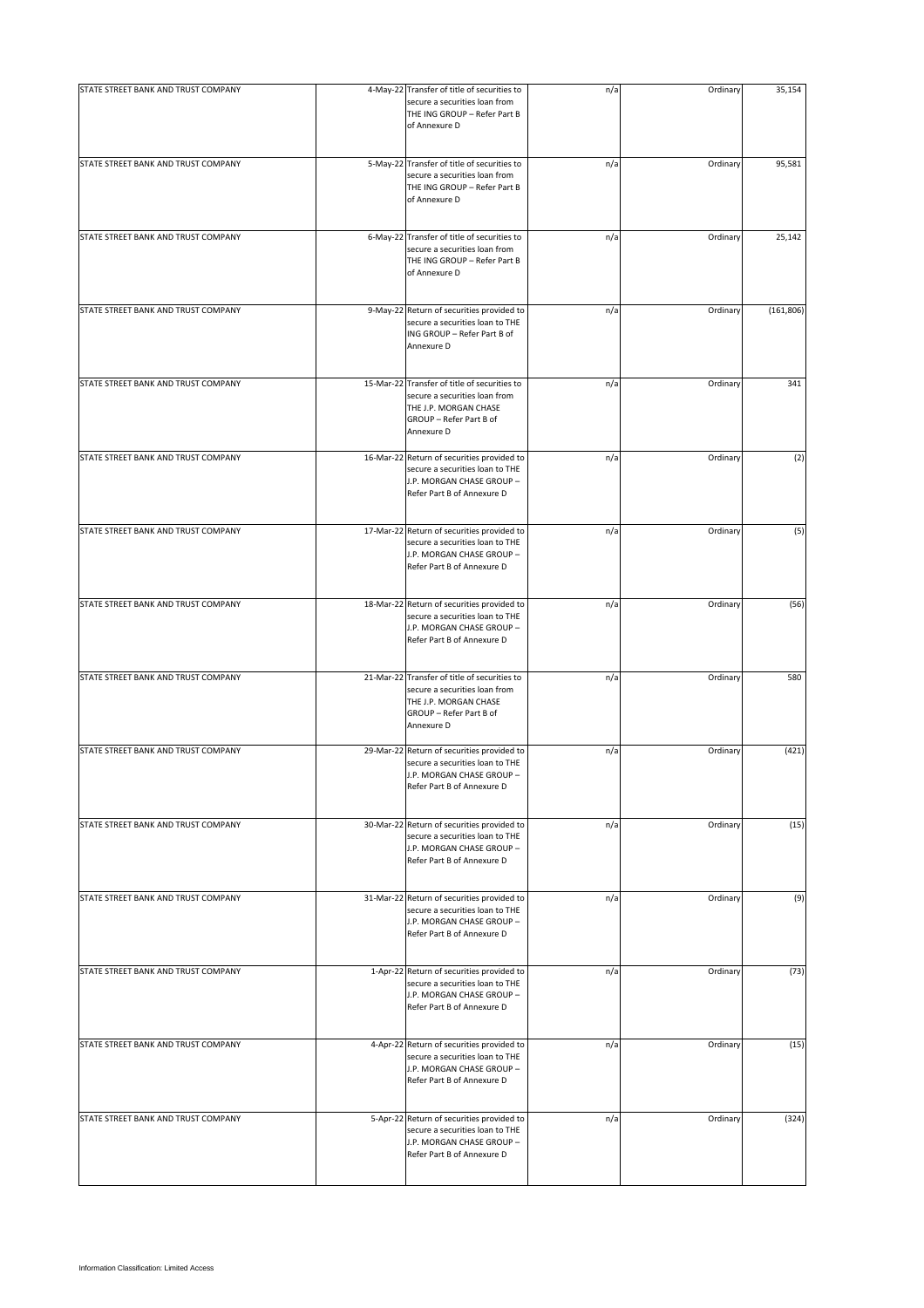| | | | | | |
|---|---|---|---|---|---|
| STATE STREET BANK AND TRUST COMPANY | 4-May-22 | Transfer of title of securities to secure a securities loan from THE ING GROUP – Refer Part B of Annexure D | n/a | Ordinary | 35,154 |
| STATE STREET BANK AND TRUST COMPANY | 5-May-22 | Transfer of title of securities to secure a securities loan from THE ING GROUP – Refer Part B of Annexure D | n/a | Ordinary | 95,581 |
| STATE STREET BANK AND TRUST COMPANY | 6-May-22 | Transfer of title of securities to secure a securities loan from THE ING GROUP – Refer Part B of Annexure D | n/a | Ordinary | 25,142 |
| STATE STREET BANK AND TRUST COMPANY | 9-May-22 | Return of securities provided to secure a securities loan to THE ING GROUP – Refer Part B of Annexure D | n/a | Ordinary | (161,806) |
| STATE STREET BANK AND TRUST COMPANY | 15-Mar-22 | Transfer of title of securities to secure a securities loan from THE J.P. MORGAN CHASE GROUP – Refer Part B of Annexure D | n/a | Ordinary | 341 |
| STATE STREET BANK AND TRUST COMPANY | 16-Mar-22 | Return of securities provided to secure a securities loan to THE J.P. MORGAN CHASE GROUP – Refer Part B of Annexure D | n/a | Ordinary | (2) |
| STATE STREET BANK AND TRUST COMPANY | 17-Mar-22 | Return of securities provided to secure a securities loan to THE J.P. MORGAN CHASE GROUP – Refer Part B of Annexure D | n/a | Ordinary | (5) |
| STATE STREET BANK AND TRUST COMPANY | 18-Mar-22 | Return of securities provided to secure a securities loan to THE J.P. MORGAN CHASE GROUP – Refer Part B of Annexure D | n/a | Ordinary | (56) |
| STATE STREET BANK AND TRUST COMPANY | 21-Mar-22 | Transfer of title of securities to secure a securities loan from THE J.P. MORGAN CHASE GROUP – Refer Part B of Annexure D | n/a | Ordinary | 580 |
| STATE STREET BANK AND TRUST COMPANY | 29-Mar-22 | Return of securities provided to secure a securities loan to THE J.P. MORGAN CHASE GROUP – Refer Part B of Annexure D | n/a | Ordinary | (421) |
| STATE STREET BANK AND TRUST COMPANY | 30-Mar-22 | Return of securities provided to secure a securities loan to THE J.P. MORGAN CHASE GROUP – Refer Part B of Annexure D | n/a | Ordinary | (15) |
| STATE STREET BANK AND TRUST COMPANY | 31-Mar-22 | Return of securities provided to secure a securities loan to THE J.P. MORGAN CHASE GROUP – Refer Part B of Annexure D | n/a | Ordinary | (9) |
| STATE STREET BANK AND TRUST COMPANY | 1-Apr-22 | Return of securities provided to secure a securities loan to THE J.P. MORGAN CHASE GROUP – Refer Part B of Annexure D | n/a | Ordinary | (73) |
| STATE STREET BANK AND TRUST COMPANY | 4-Apr-22 | Return of securities provided to secure a securities loan to THE J.P. MORGAN CHASE GROUP – Refer Part B of Annexure D | n/a | Ordinary | (15) |
| STATE STREET BANK AND TRUST COMPANY | 5-Apr-22 | Return of securities provided to secure a securities loan to THE J.P. MORGAN CHASE GROUP – Refer Part B of Annexure D | n/a | Ordinary | (324) |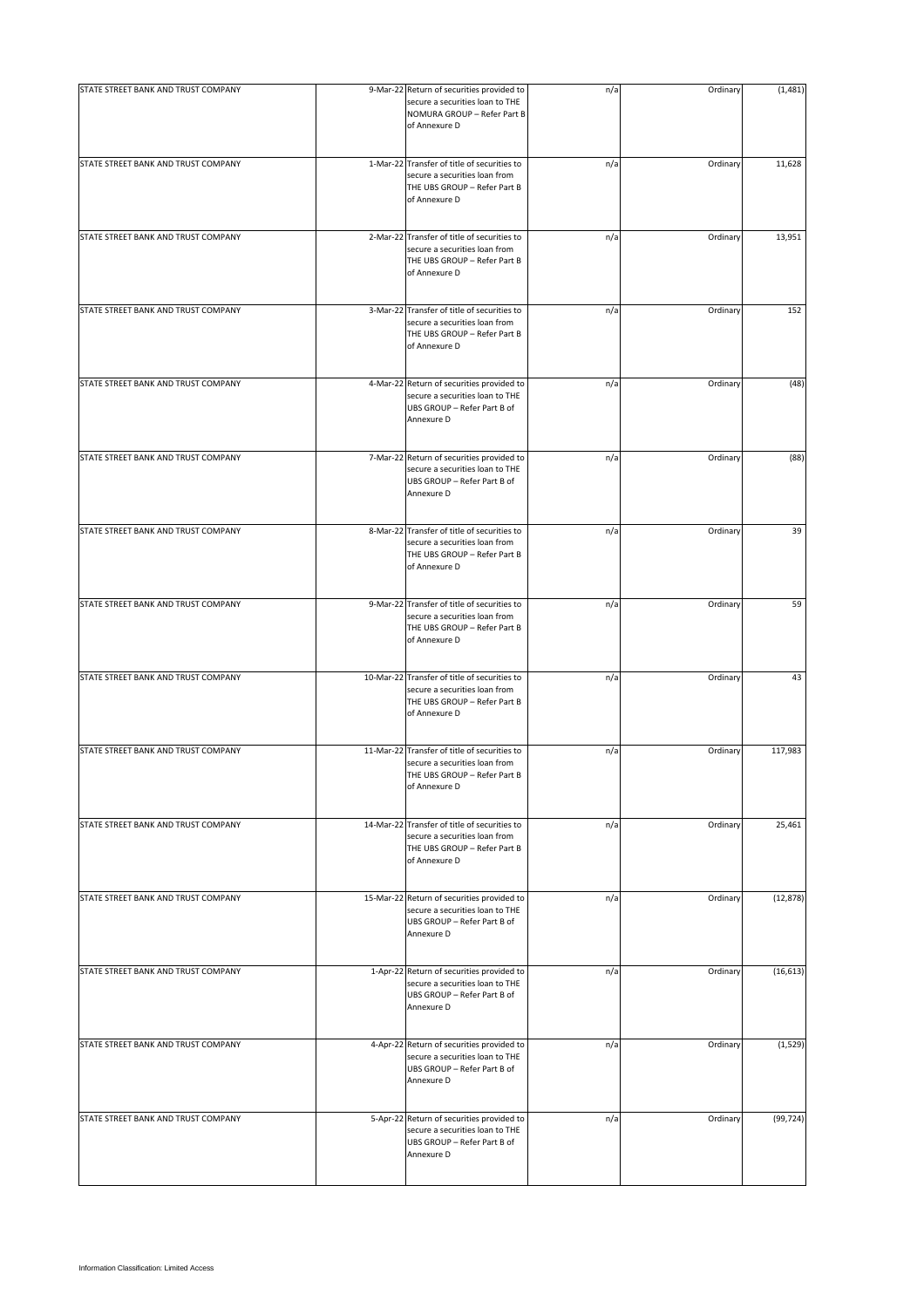| | | | | | |
|---|---|---|---|---|---|
| STATE STREET BANK AND TRUST COMPANY | 9-Mar-22 | Return of securities provided to secure a securities loan to THE NOMURA GROUP – Refer Part B of Annexure D | n/a | Ordinary | (1,481) |
| STATE STREET BANK AND TRUST COMPANY | 1-Mar-22 | Transfer of title of securities to secure a securities loan from THE UBS GROUP – Refer Part B of Annexure D | n/a | Ordinary | 11,628 |
| STATE STREET BANK AND TRUST COMPANY | 2-Mar-22 | Transfer of title of securities to secure a securities loan from THE UBS GROUP – Refer Part B of Annexure D | n/a | Ordinary | 13,951 |
| STATE STREET BANK AND TRUST COMPANY | 3-Mar-22 | Transfer of title of securities to secure a securities loan from THE UBS GROUP – Refer Part B of Annexure D | n/a | Ordinary | 152 |
| STATE STREET BANK AND TRUST COMPANY | 4-Mar-22 | Return of securities provided to secure a securities loan to THE UBS GROUP – Refer Part B of Annexure D | n/a | Ordinary | (48) |
| STATE STREET BANK AND TRUST COMPANY | 7-Mar-22 | Return of securities provided to secure a securities loan to THE UBS GROUP – Refer Part B of Annexure D | n/a | Ordinary | (88) |
| STATE STREET BANK AND TRUST COMPANY | 8-Mar-22 | Transfer of title of securities to secure a securities loan from THE UBS GROUP – Refer Part B of Annexure D | n/a | Ordinary | 39 |
| STATE STREET BANK AND TRUST COMPANY | 9-Mar-22 | Transfer of title of securities to secure a securities loan from THE UBS GROUP – Refer Part B of Annexure D | n/a | Ordinary | 59 |
| STATE STREET BANK AND TRUST COMPANY | 10-Mar-22 | Transfer of title of securities to secure a securities loan from THE UBS GROUP – Refer Part B of Annexure D | n/a | Ordinary | 43 |
| STATE STREET BANK AND TRUST COMPANY | 11-Mar-22 | Transfer of title of securities to secure a securities loan from THE UBS GROUP – Refer Part B of Annexure D | n/a | Ordinary | 117,983 |
| STATE STREET BANK AND TRUST COMPANY | 14-Mar-22 | Transfer of title of securities to secure a securities loan from THE UBS GROUP – Refer Part B of Annexure D | n/a | Ordinary | 25,461 |
| STATE STREET BANK AND TRUST COMPANY | 15-Mar-22 | Return of securities provided to secure a securities loan to THE UBS GROUP – Refer Part B of Annexure D | n/a | Ordinary | (12,878) |
| STATE STREET BANK AND TRUST COMPANY | 1-Apr-22 | Return of securities provided to secure a securities loan to THE UBS GROUP – Refer Part B of Annexure D | n/a | Ordinary | (16,613) |
| STATE STREET BANK AND TRUST COMPANY | 4-Apr-22 | Return of securities provided to secure a securities loan to THE UBS GROUP – Refer Part B of Annexure D | n/a | Ordinary | (1,529) |
| STATE STREET BANK AND TRUST COMPANY | 5-Apr-22 | Return of securities provided to secure a securities loan to THE UBS GROUP – Refer Part B of Annexure D | n/a | Ordinary | (99,724) |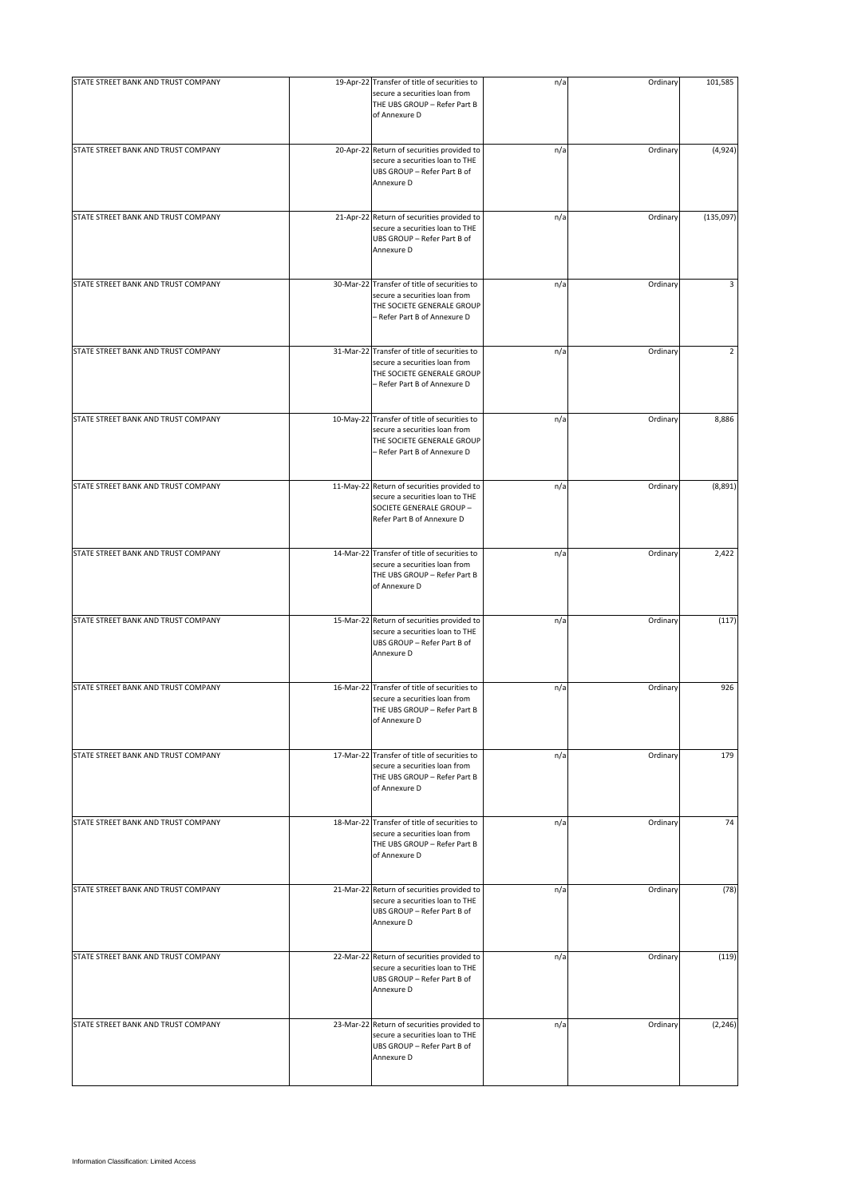| | | | | | |
|---|---|---|---|---|---|
| STATE STREET BANK AND TRUST COMPANY | 19-Apr-22 | Transfer of title of securities to secure a securities loan from THE UBS GROUP – Refer Part B of Annexure D | n/a | Ordinary | 101,585 |
| STATE STREET BANK AND TRUST COMPANY | 20-Apr-22 | Return of securities provided to secure a securities loan to THE UBS GROUP – Refer Part B of Annexure D | n/a | Ordinary | (4,924) |
| STATE STREET BANK AND TRUST COMPANY | 21-Apr-22 | Return of securities provided to secure a securities loan to THE UBS GROUP – Refer Part B of Annexure D | n/a | Ordinary | (135,097) |
| STATE STREET BANK AND TRUST COMPANY | 30-Mar-22 | Transfer of title of securities to secure a securities loan from THE SOCIETE GENERALE GROUP – Refer Part B of Annexure D | n/a | Ordinary | 3 |
| STATE STREET BANK AND TRUST COMPANY | 31-Mar-22 | Transfer of title of securities to secure a securities loan from THE SOCIETE GENERALE GROUP – Refer Part B of Annexure D | n/a | Ordinary | 2 |
| STATE STREET BANK AND TRUST COMPANY | 10-May-22 | Transfer of title of securities to secure a securities loan from THE SOCIETE GENERALE GROUP – Refer Part B of Annexure D | n/a | Ordinary | 8,886 |
| STATE STREET BANK AND TRUST COMPANY | 11-May-22 | Return of securities provided to secure a securities loan to THE SOCIETE GENERALE GROUP – Refer Part B of Annexure D | n/a | Ordinary | (8,891) |
| STATE STREET BANK AND TRUST COMPANY | 14-Mar-22 | Transfer of title of securities to secure a securities loan from THE UBS GROUP – Refer Part B of Annexure D | n/a | Ordinary | 2,422 |
| STATE STREET BANK AND TRUST COMPANY | 15-Mar-22 | Return of securities provided to secure a securities loan to THE UBS GROUP – Refer Part B of Annexure D | n/a | Ordinary | (117) |
| STATE STREET BANK AND TRUST COMPANY | 16-Mar-22 | Transfer of title of securities to secure a securities loan from THE UBS GROUP – Refer Part B of Annexure D | n/a | Ordinary | 926 |
| STATE STREET BANK AND TRUST COMPANY | 17-Mar-22 | Transfer of title of securities to secure a securities loan from THE UBS GROUP – Refer Part B of Annexure D | n/a | Ordinary | 179 |
| STATE STREET BANK AND TRUST COMPANY | 18-Mar-22 | Transfer of title of securities to secure a securities loan from THE UBS GROUP – Refer Part B of Annexure D | n/a | Ordinary | 74 |
| STATE STREET BANK AND TRUST COMPANY | 21-Mar-22 | Return of securities provided to secure a securities loan to THE UBS GROUP – Refer Part B of Annexure D | n/a | Ordinary | (78) |
| STATE STREET BANK AND TRUST COMPANY | 22-Mar-22 | Return of securities provided to secure a securities loan to THE UBS GROUP – Refer Part B of Annexure D | n/a | Ordinary | (119) |
| STATE STREET BANK AND TRUST COMPANY | 23-Mar-22 | Return of securities provided to secure a securities loan to THE UBS GROUP – Refer Part B of Annexure D | n/a | Ordinary | (2,246) |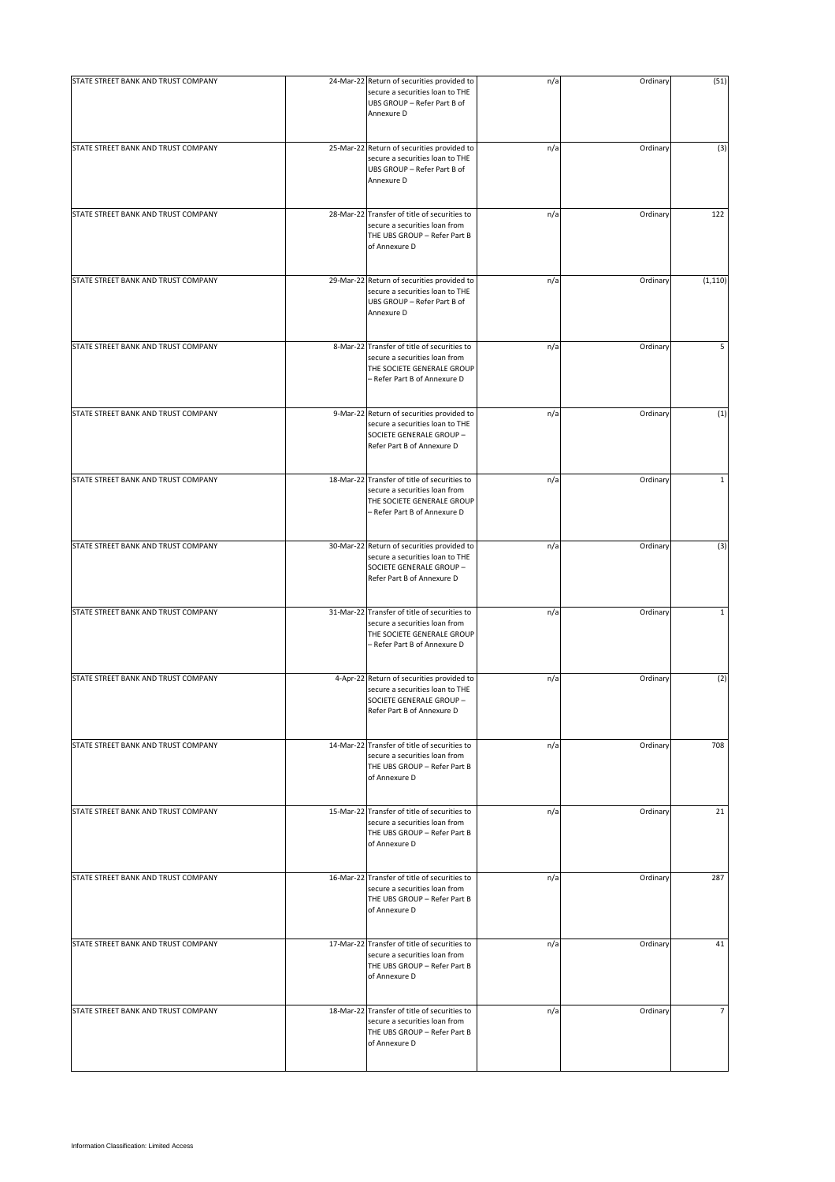| | | | | | |
|---|---|---|---|---|---|
| STATE STREET BANK AND TRUST COMPANY | 24-Mar-22 | Return of securities provided to secure a securities loan to THE UBS GROUP – Refer Part B of Annexure D | n/a | Ordinary | (51) |
| STATE STREET BANK AND TRUST COMPANY | 25-Mar-22 | Return of securities provided to secure a securities loan to THE UBS GROUP – Refer Part B of Annexure D | n/a | Ordinary | (3) |
| STATE STREET BANK AND TRUST COMPANY | 28-Mar-22 | Transfer of title of securities to secure a securities loan from THE UBS GROUP – Refer Part B of Annexure D | n/a | Ordinary | 122 |
| STATE STREET BANK AND TRUST COMPANY | 29-Mar-22 | Return of securities provided to secure a securities loan to THE UBS GROUP – Refer Part B of Annexure D | n/a | Ordinary | (1,110) |
| STATE STREET BANK AND TRUST COMPANY | 8-Mar-22 | Transfer of title of securities to secure a securities loan from THE SOCIETE GENERALE GROUP – Refer Part B of Annexure D | n/a | Ordinary | 5 |
| STATE STREET BANK AND TRUST COMPANY | 9-Mar-22 | Return of securities provided to secure a securities loan to THE SOCIETE GENERALE GROUP – Refer Part B of Annexure D | n/a | Ordinary | (1) |
| STATE STREET BANK AND TRUST COMPANY | 18-Mar-22 | Transfer of title of securities to secure a securities loan from THE SOCIETE GENERALE GROUP – Refer Part B of Annexure D | n/a | Ordinary | 1 |
| STATE STREET BANK AND TRUST COMPANY | 30-Mar-22 | Return of securities provided to secure a securities loan to THE SOCIETE GENERALE GROUP – Refer Part B of Annexure D | n/a | Ordinary | (3) |
| STATE STREET BANK AND TRUST COMPANY | 31-Mar-22 | Transfer of title of securities to secure a securities loan from THE SOCIETE GENERALE GROUP – Refer Part B of Annexure D | n/a | Ordinary | 1 |
| STATE STREET BANK AND TRUST COMPANY | 4-Apr-22 | Return of securities provided to secure a securities loan to THE SOCIETE GENERALE GROUP – Refer Part B of Annexure D | n/a | Ordinary | (2) |
| STATE STREET BANK AND TRUST COMPANY | 14-Mar-22 | Transfer of title of securities to secure a securities loan from THE UBS GROUP – Refer Part B of Annexure D | n/a | Ordinary | 708 |
| STATE STREET BANK AND TRUST COMPANY | 15-Mar-22 | Transfer of title of securities to secure a securities loan from THE UBS GROUP – Refer Part B of Annexure D | n/a | Ordinary | 21 |
| STATE STREET BANK AND TRUST COMPANY | 16-Mar-22 | Transfer of title of securities to secure a securities loan from THE UBS GROUP – Refer Part B of Annexure D | n/a | Ordinary | 287 |
| STATE STREET BANK AND TRUST COMPANY | 17-Mar-22 | Transfer of title of securities to secure a securities loan from THE UBS GROUP – Refer Part B of Annexure D | n/a | Ordinary | 41 |
| STATE STREET BANK AND TRUST COMPANY | 18-Mar-22 | Transfer of title of securities to secure a securities loan from THE UBS GROUP – Refer Part B of Annexure D | n/a | Ordinary | 7 |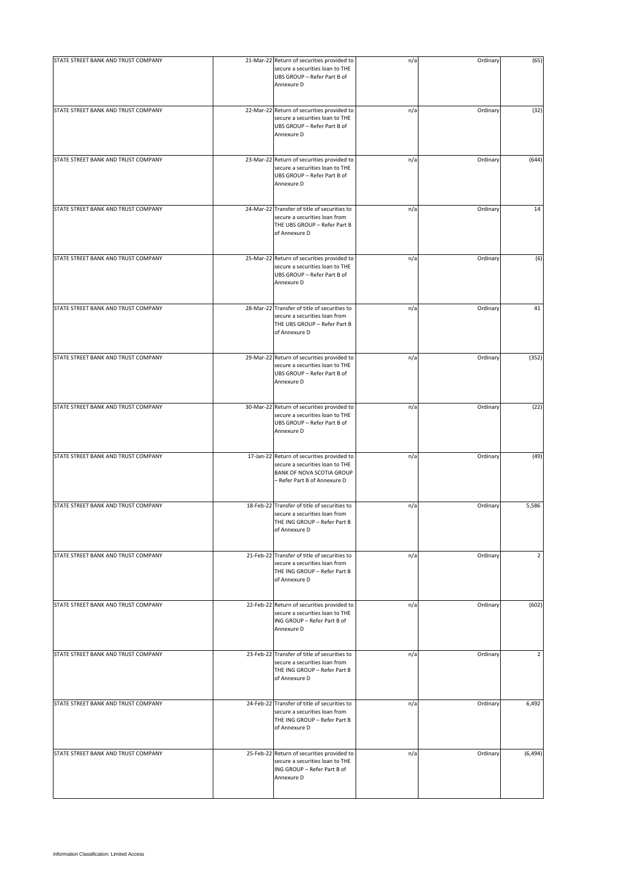| | | | | | |
|---|---|---|---|---|---|
| STATE STREET BANK AND TRUST COMPANY | 21-Mar-22 | Return of securities provided to secure a securities loan to THE UBS GROUP – Refer Part B of Annexure D | n/a | Ordinary | (65) |
| STATE STREET BANK AND TRUST COMPANY | 22-Mar-22 | Return of securities provided to secure a securities loan to THE UBS GROUP – Refer Part B of Annexure D | n/a | Ordinary | (32) |
| STATE STREET BANK AND TRUST COMPANY | 23-Mar-22 | Return of securities provided to secure a securities loan to THE UBS GROUP – Refer Part B of Annexure D | n/a | Ordinary | (644) |
| STATE STREET BANK AND TRUST COMPANY | 24-Mar-22 | Transfer of title of securities to secure a securities loan from THE UBS GROUP – Refer Part B of Annexure D | n/a | Ordinary | 14 |
| STATE STREET BANK AND TRUST COMPANY | 25-Mar-22 | Return of securities provided to secure a securities loan to THE UBS GROUP – Refer Part B of Annexure D | n/a | Ordinary | (6) |
| STATE STREET BANK AND TRUST COMPANY | 28-Mar-22 | Transfer of title of securities to secure a securities loan from THE UBS GROUP – Refer Part B of Annexure D | n/a | Ordinary | 41 |
| STATE STREET BANK AND TRUST COMPANY | 29-Mar-22 | Return of securities provided to secure a securities loan to THE UBS GROUP – Refer Part B of Annexure D | n/a | Ordinary | (352) |
| STATE STREET BANK AND TRUST COMPANY | 30-Mar-22 | Return of securities provided to secure a securities loan to THE UBS GROUP – Refer Part B of Annexure D | n/a | Ordinary | (22) |
| STATE STREET BANK AND TRUST COMPANY | 17-Jan-22 | Return of securities provided to secure a securities loan to THE BANK OF NOVA SCOTIA GROUP – Refer Part B of Annexure D | n/a | Ordinary | (49) |
| STATE STREET BANK AND TRUST COMPANY | 18-Feb-22 | Transfer of title of securities to secure a securities loan from THE ING GROUP – Refer Part B of Annexure D | n/a | Ordinary | 5,586 |
| STATE STREET BANK AND TRUST COMPANY | 21-Feb-22 | Transfer of title of securities to secure a securities loan from THE ING GROUP – Refer Part B of Annexure D | n/a | Ordinary | 2 |
| STATE STREET BANK AND TRUST COMPANY | 22-Feb-22 | Return of securities provided to secure a securities loan to THE ING GROUP – Refer Part B of Annexure D | n/a | Ordinary | (602) |
| STATE STREET BANK AND TRUST COMPANY | 23-Feb-22 | Transfer of title of securities to secure a securities loan from THE ING GROUP – Refer Part B of Annexure D | n/a | Ordinary | 2 |
| STATE STREET BANK AND TRUST COMPANY | 24-Feb-22 | Transfer of title of securities to secure a securities loan from THE ING GROUP – Refer Part B of Annexure D | n/a | Ordinary | 6,492 |
| STATE STREET BANK AND TRUST COMPANY | 25-Feb-22 | Return of securities provided to secure a securities loan to THE ING GROUP – Refer Part B of Annexure D | n/a | Ordinary | (6,494) |

Information Classification: Limited Access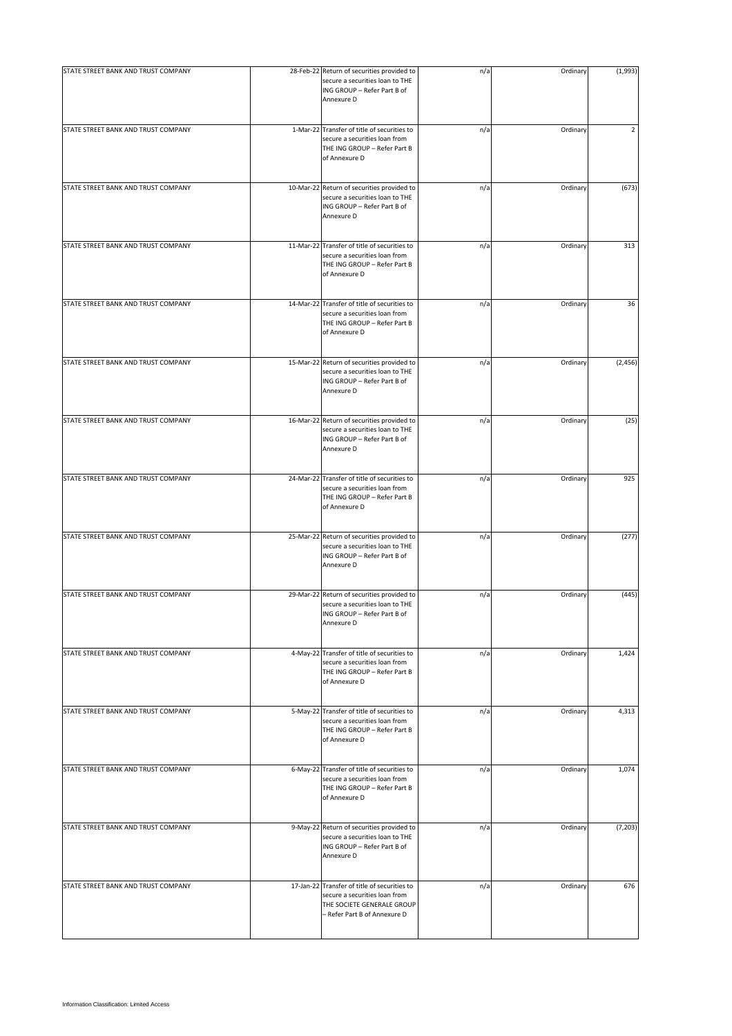| | | | | | |
|---|---|---|---|---|---|
| STATE STREET BANK AND TRUST COMPANY | 28-Feb-22 | Return of securities provided to secure a securities loan to THE ING GROUP – Refer Part B of Annexure D | n/a | Ordinary | (1,993) |
| STATE STREET BANK AND TRUST COMPANY | 1-Mar-22 | Transfer of title of securities to secure a securities loan from THE ING GROUP – Refer Part B of Annexure D | n/a | Ordinary | 2 |
| STATE STREET BANK AND TRUST COMPANY | 10-Mar-22 | Return of securities provided to secure a securities loan to THE ING GROUP – Refer Part B of Annexure D | n/a | Ordinary | (673) |
| STATE STREET BANK AND TRUST COMPANY | 11-Mar-22 | Transfer of title of securities to secure a securities loan from THE ING GROUP – Refer Part B of Annexure D | n/a | Ordinary | 313 |
| STATE STREET BANK AND TRUST COMPANY | 14-Mar-22 | Transfer of title of securities to secure a securities loan from THE ING GROUP – Refer Part B of Annexure D | n/a | Ordinary | 36 |
| STATE STREET BANK AND TRUST COMPANY | 15-Mar-22 | Return of securities provided to secure a securities loan to THE ING GROUP – Refer Part B of Annexure D | n/a | Ordinary | (2,456) |
| STATE STREET BANK AND TRUST COMPANY | 16-Mar-22 | Return of securities provided to secure a securities loan to THE ING GROUP – Refer Part B of Annexure D | n/a | Ordinary | (25) |
| STATE STREET BANK AND TRUST COMPANY | 24-Mar-22 | Transfer of title of securities to secure a securities loan from THE ING GROUP – Refer Part B of Annexure D | n/a | Ordinary | 925 |
| STATE STREET BANK AND TRUST COMPANY | 25-Mar-22 | Return of securities provided to secure a securities loan to THE ING GROUP – Refer Part B of Annexure D | n/a | Ordinary | (277) |
| STATE STREET BANK AND TRUST COMPANY | 29-Mar-22 | Return of securities provided to secure a securities loan to THE ING GROUP – Refer Part B of Annexure D | n/a | Ordinary | (445) |
| STATE STREET BANK AND TRUST COMPANY | 4-May-22 | Transfer of title of securities to secure a securities loan from THE ING GROUP – Refer Part B of Annexure D | n/a | Ordinary | 1,424 |
| STATE STREET BANK AND TRUST COMPANY | 5-May-22 | Transfer of title of securities to secure a securities loan from THE ING GROUP – Refer Part B of Annexure D | n/a | Ordinary | 4,313 |
| STATE STREET BANK AND TRUST COMPANY | 6-May-22 | Transfer of title of securities to secure a securities loan from THE ING GROUP – Refer Part B of Annexure D | n/a | Ordinary | 1,074 |
| STATE STREET BANK AND TRUST COMPANY | 9-May-22 | Return of securities provided to secure a securities loan to THE ING GROUP – Refer Part B of Annexure D | n/a | Ordinary | (7,203) |
| STATE STREET BANK AND TRUST COMPANY | 17-Jan-22 | Transfer of title of securities to secure a securities loan from THE SOCIETE GENERALE GROUP – Refer Part B of Annexure D | n/a | Ordinary | 676 |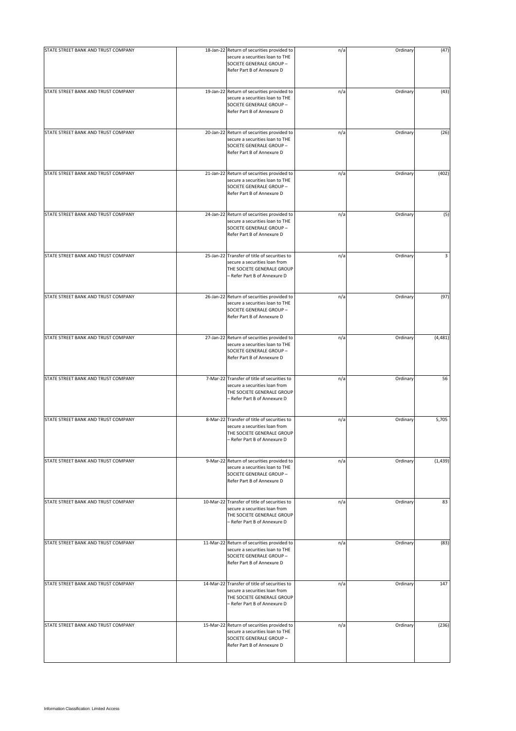| | | | | | |
|---|---|---|---|---|---|
| STATE STREET BANK AND TRUST COMPANY | 18-Jan-22 | Return of securities provided to secure a securities loan to THE SOCIETE GENERALE GROUP – Refer Part B of Annexure D | n/a | Ordinary | (47) |
| STATE STREET BANK AND TRUST COMPANY | 19-Jan-22 | Return of securities provided to secure a securities loan to THE SOCIETE GENERALE GROUP – Refer Part B of Annexure D | n/a | Ordinary | (43) |
| STATE STREET BANK AND TRUST COMPANY | 20-Jan-22 | Return of securities provided to secure a securities loan to THE SOCIETE GENERALE GROUP – Refer Part B of Annexure D | n/a | Ordinary | (26) |
| STATE STREET BANK AND TRUST COMPANY | 21-Jan-22 | Return of securities provided to secure a securities loan to THE SOCIETE GENERALE GROUP – Refer Part B of Annexure D | n/a | Ordinary | (402) |
| STATE STREET BANK AND TRUST COMPANY | 24-Jan-22 | Return of securities provided to secure a securities loan to THE SOCIETE GENERALE GROUP – Refer Part B of Annexure D | n/a | Ordinary | (5) |
| STATE STREET BANK AND TRUST COMPANY | 25-Jan-22 | Transfer of title of securities to secure a securities loan from THE SOCIETE GENERALE GROUP – Refer Part B of Annexure D | n/a | Ordinary | 3 |
| STATE STREET BANK AND TRUST COMPANY | 26-Jan-22 | Return of securities provided to secure a securities loan to THE SOCIETE GENERALE GROUP – Refer Part B of Annexure D | n/a | Ordinary | (97) |
| STATE STREET BANK AND TRUST COMPANY | 27-Jan-22 | Return of securities provided to secure a securities loan to THE SOCIETE GENERALE GROUP – Refer Part B of Annexure D | n/a | Ordinary | (4,481) |
| STATE STREET BANK AND TRUST COMPANY | 7-Mar-22 | Transfer of title of securities to secure a securities loan from THE SOCIETE GENERALE GROUP – Refer Part B of Annexure D | n/a | Ordinary | 56 |
| STATE STREET BANK AND TRUST COMPANY | 8-Mar-22 | Transfer of title of securities to secure a securities loan from THE SOCIETE GENERALE GROUP – Refer Part B of Annexure D | n/a | Ordinary | 5,705 |
| STATE STREET BANK AND TRUST COMPANY | 9-Mar-22 | Return of securities provided to secure a securities loan to THE SOCIETE GENERALE GROUP – Refer Part B of Annexure D | n/a | Ordinary | (1,439) |
| STATE STREET BANK AND TRUST COMPANY | 10-Mar-22 | Transfer of title of securities to secure a securities loan from THE SOCIETE GENERALE GROUP – Refer Part B of Annexure D | n/a | Ordinary | 83 |
| STATE STREET BANK AND TRUST COMPANY | 11-Mar-22 | Return of securities provided to secure a securities loan to THE SOCIETE GENERALE GROUP – Refer Part B of Annexure D | n/a | Ordinary | (83) |
| STATE STREET BANK AND TRUST COMPANY | 14-Mar-22 | Transfer of title of securities to secure a securities loan from THE SOCIETE GENERALE GROUP – Refer Part B of Annexure D | n/a | Ordinary | 147 |
| STATE STREET BANK AND TRUST COMPANY | 15-Mar-22 | Return of securities provided to secure a securities loan to THE SOCIETE GENERALE GROUP – Refer Part B of Annexure D | n/a | Ordinary | (236) |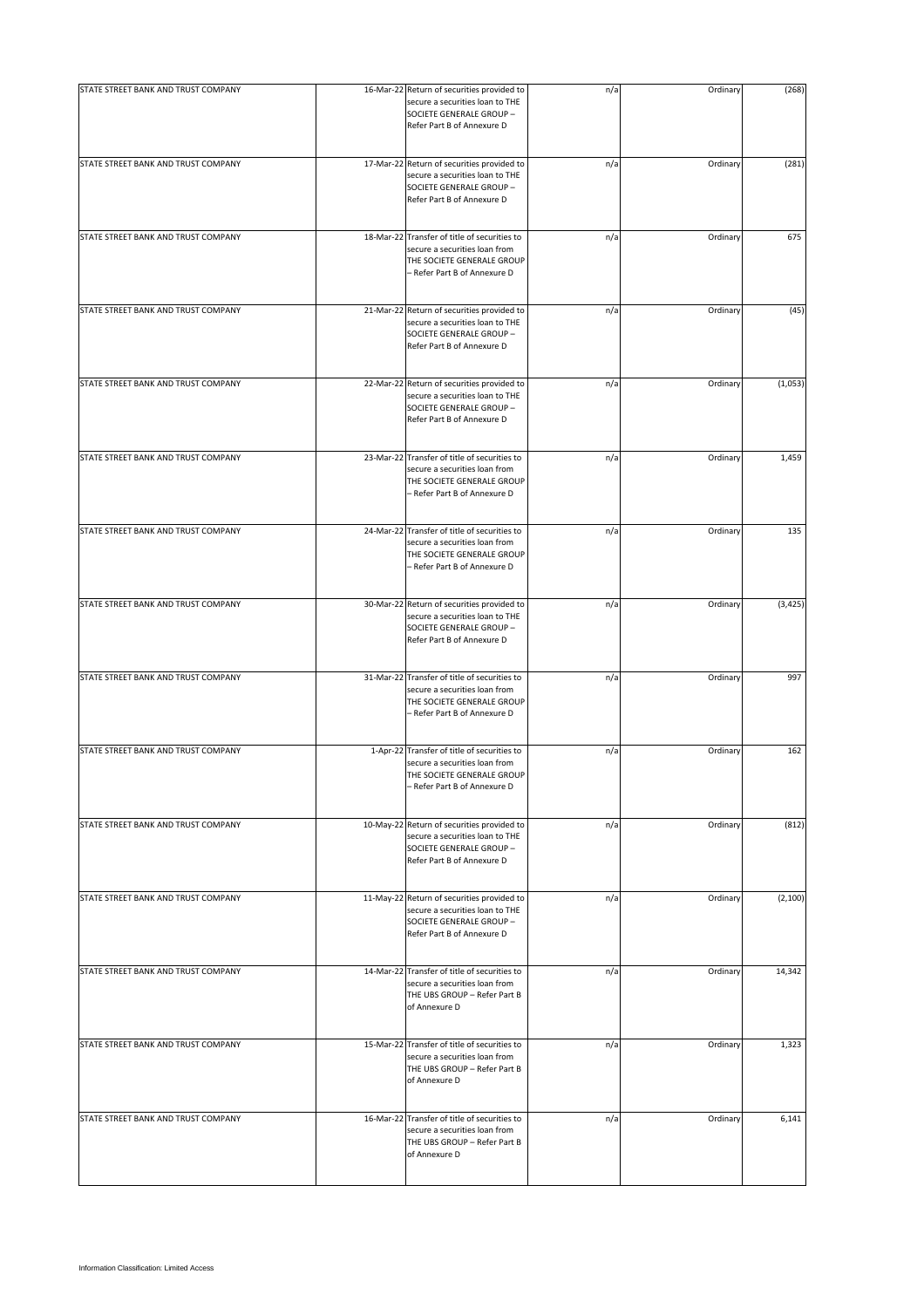| | | | | | |
|---|---|---|---|---|---|
| STATE STREET BANK AND TRUST COMPANY | 16-Mar-22 | Return of securities provided to secure a securities loan to THE SOCIETE GENERALE GROUP – Refer Part B of Annexure D | n/a | Ordinary | (268) |
| STATE STREET BANK AND TRUST COMPANY | 17-Mar-22 | Return of securities provided to secure a securities loan to THE SOCIETE GENERALE GROUP – Refer Part B of Annexure D | n/a | Ordinary | (281) |
| STATE STREET BANK AND TRUST COMPANY | 18-Mar-22 | Transfer of title of securities to secure a securities loan from THE SOCIETE GENERALE GROUP – Refer Part B of Annexure D | n/a | Ordinary | 675 |
| STATE STREET BANK AND TRUST COMPANY | 21-Mar-22 | Return of securities provided to secure a securities loan to THE SOCIETE GENERALE GROUP – Refer Part B of Annexure D | n/a | Ordinary | (45) |
| STATE STREET BANK AND TRUST COMPANY | 22-Mar-22 | Return of securities provided to secure a securities loan to THE SOCIETE GENERALE GROUP – Refer Part B of Annexure D | n/a | Ordinary | (1,053) |
| STATE STREET BANK AND TRUST COMPANY | 23-Mar-22 | Transfer of title of securities to secure a securities loan from THE SOCIETE GENERALE GROUP – Refer Part B of Annexure D | n/a | Ordinary | 1,459 |
| STATE STREET BANK AND TRUST COMPANY | 24-Mar-22 | Transfer of title of securities to secure a securities loan from THE SOCIETE GENERALE GROUP – Refer Part B of Annexure D | n/a | Ordinary | 135 |
| STATE STREET BANK AND TRUST COMPANY | 30-Mar-22 | Return of securities provided to secure a securities loan to THE SOCIETE GENERALE GROUP – Refer Part B of Annexure D | n/a | Ordinary | (3,425) |
| STATE STREET BANK AND TRUST COMPANY | 31-Mar-22 | Transfer of title of securities to secure a securities loan from THE SOCIETE GENERALE GROUP – Refer Part B of Annexure D | n/a | Ordinary | 997 |
| STATE STREET BANK AND TRUST COMPANY | 1-Apr-22 | Transfer of title of securities to secure a securities loan from THE SOCIETE GENERALE GROUP – Refer Part B of Annexure D | n/a | Ordinary | 162 |
| STATE STREET BANK AND TRUST COMPANY | 10-May-22 | Return of securities provided to secure a securities loan to THE SOCIETE GENERALE GROUP – Refer Part B of Annexure D | n/a | Ordinary | (812) |
| STATE STREET BANK AND TRUST COMPANY | 11-May-22 | Return of securities provided to secure a securities loan to THE SOCIETE GENERALE GROUP – Refer Part B of Annexure D | n/a | Ordinary | (2,100) |
| STATE STREET BANK AND TRUST COMPANY | 14-Mar-22 | Transfer of title of securities to secure a securities loan from THE UBS GROUP – Refer Part B of Annexure D | n/a | Ordinary | 14,342 |
| STATE STREET BANK AND TRUST COMPANY | 15-Mar-22 | Transfer of title of securities to secure a securities loan from THE UBS GROUP – Refer Part B of Annexure D | n/a | Ordinary | 1,323 |
| STATE STREET BANK AND TRUST COMPANY | 16-Mar-22 | Transfer of title of securities to secure a securities loan from THE UBS GROUP – Refer Part B of Annexure D | n/a | Ordinary | 6,141 |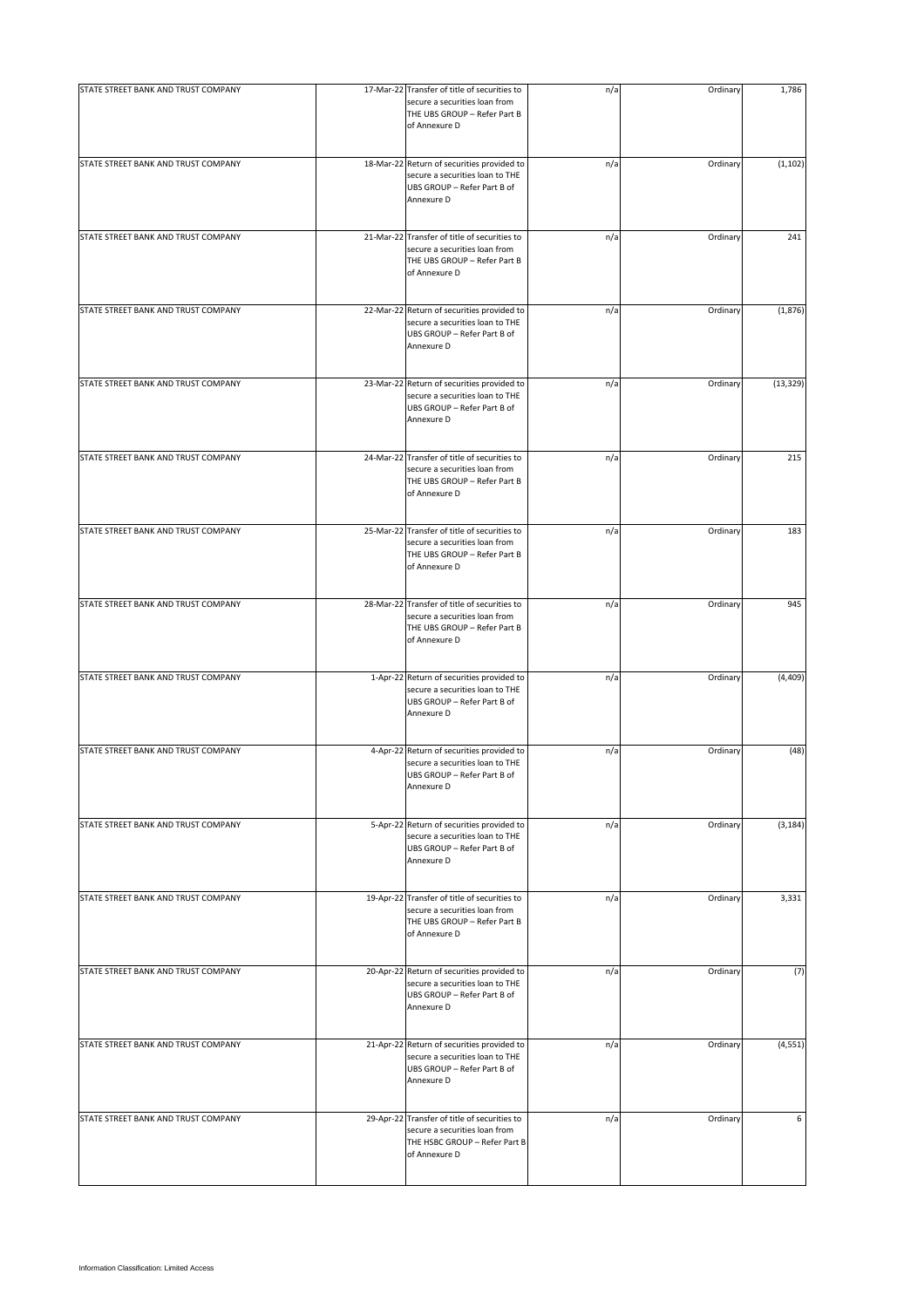| | | | | | |
|---|---|---|---|---|---|
| STATE STREET BANK AND TRUST COMPANY | 17-Mar-22 | Transfer of title of securities to secure a securities loan from THE UBS GROUP – Refer Part B of Annexure D | n/a | Ordinary | 1,786 |
| STATE STREET BANK AND TRUST COMPANY | 18-Mar-22 | Return of securities provided to secure a securities loan to THE UBS GROUP – Refer Part B of Annexure D | n/a | Ordinary | (1,102) |
| STATE STREET BANK AND TRUST COMPANY | 21-Mar-22 | Transfer of title of securities to secure a securities loan from THE UBS GROUP – Refer Part B of Annexure D | n/a | Ordinary | 241 |
| STATE STREET BANK AND TRUST COMPANY | 22-Mar-22 | Return of securities provided to secure a securities loan to THE UBS GROUP – Refer Part B of Annexure D | n/a | Ordinary | (1,876) |
| STATE STREET BANK AND TRUST COMPANY | 23-Mar-22 | Return of securities provided to secure a securities loan to THE UBS GROUP – Refer Part B of Annexure D | n/a | Ordinary | (13,329) |
| STATE STREET BANK AND TRUST COMPANY | 24-Mar-22 | Transfer of title of securities to secure a securities loan from THE UBS GROUP – Refer Part B of Annexure D | n/a | Ordinary | 215 |
| STATE STREET BANK AND TRUST COMPANY | 25-Mar-22 | Transfer of title of securities to secure a securities loan from THE UBS GROUP – Refer Part B of Annexure D | n/a | Ordinary | 183 |
| STATE STREET BANK AND TRUST COMPANY | 28-Mar-22 | Transfer of title of securities to secure a securities loan from THE UBS GROUP – Refer Part B of Annexure D | n/a | Ordinary | 945 |
| STATE STREET BANK AND TRUST COMPANY | 1-Apr-22 | Return of securities provided to secure a securities loan to THE UBS GROUP – Refer Part B of Annexure D | n/a | Ordinary | (4,409) |
| STATE STREET BANK AND TRUST COMPANY | 4-Apr-22 | Return of securities provided to secure a securities loan to THE UBS GROUP – Refer Part B of Annexure D | n/a | Ordinary | (48) |
| STATE STREET BANK AND TRUST COMPANY | 5-Apr-22 | Return of securities provided to secure a securities loan to THE UBS GROUP – Refer Part B of Annexure D | n/a | Ordinary | (3,184) |
| STATE STREET BANK AND TRUST COMPANY | 19-Apr-22 | Transfer of title of securities to secure a securities loan from THE UBS GROUP – Refer Part B of Annexure D | n/a | Ordinary | 3,331 |
| STATE STREET BANK AND TRUST COMPANY | 20-Apr-22 | Return of securities provided to secure a securities loan to THE UBS GROUP – Refer Part B of Annexure D | n/a | Ordinary | (7) |
| STATE STREET BANK AND TRUST COMPANY | 21-Apr-22 | Return of securities provided to secure a securities loan to THE UBS GROUP – Refer Part B of Annexure D | n/a | Ordinary | (4,551) |
| STATE STREET BANK AND TRUST COMPANY | 29-Apr-22 | Transfer of title of securities to secure a securities loan from THE HSBC GROUP – Refer Part B of Annexure D | n/a | Ordinary | 6 |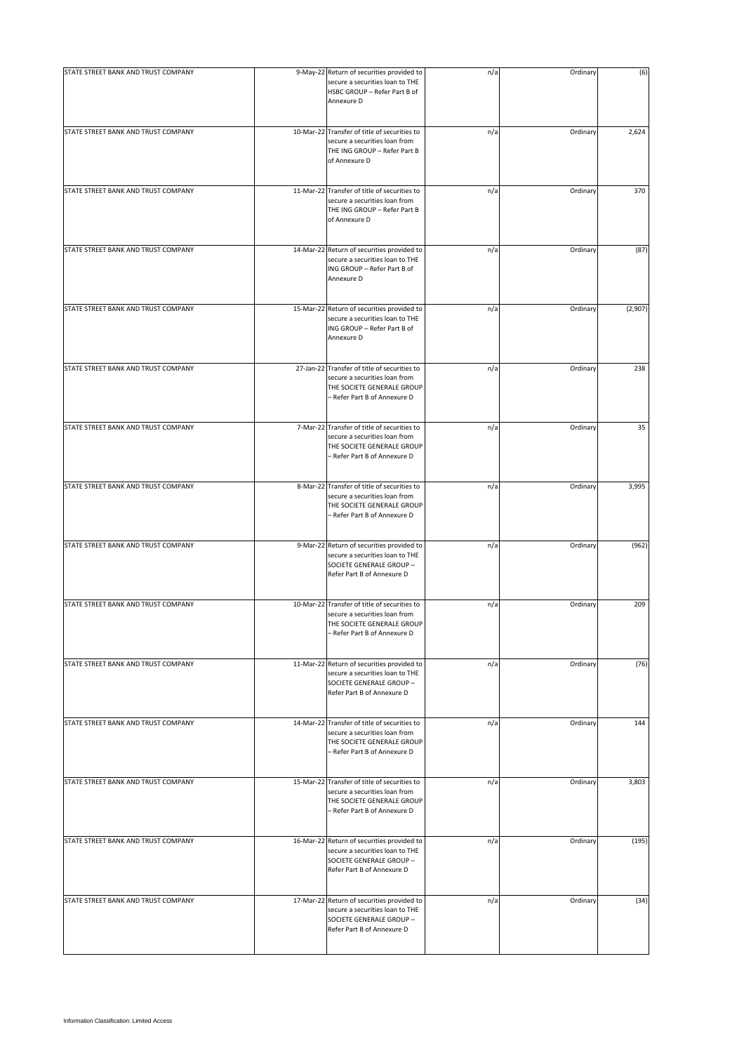| | | | | | |
|---|---|---|---|---|---|
| STATE STREET BANK AND TRUST COMPANY | 9-May-22 | Return of securities provided to secure a securities loan to THE HSBC GROUP – Refer Part B of Annexure D | n/a | Ordinary | (6) |
| STATE STREET BANK AND TRUST COMPANY | 10-Mar-22 | Transfer of title of securities to secure a securities loan from THE ING GROUP – Refer Part B of Annexure D | n/a | Ordinary | 2,624 |
| STATE STREET BANK AND TRUST COMPANY | 11-Mar-22 | Transfer of title of securities to secure a securities loan from THE ING GROUP – Refer Part B of Annexure D | n/a | Ordinary | 370 |
| STATE STREET BANK AND TRUST COMPANY | 14-Mar-22 | Return of securities provided to secure a securities loan to THE ING GROUP – Refer Part B of Annexure D | n/a | Ordinary | (87) |
| STATE STREET BANK AND TRUST COMPANY | 15-Mar-22 | Return of securities provided to secure a securities loan to THE ING GROUP – Refer Part B of Annexure D | n/a | Ordinary | (2,907) |
| STATE STREET BANK AND TRUST COMPANY | 27-Jan-22 | Transfer of title of securities to secure a securities loan from THE SOCIETE GENERALE GROUP – Refer Part B of Annexure D | n/a | Ordinary | 238 |
| STATE STREET BANK AND TRUST COMPANY | 7-Mar-22 | Transfer of title of securities to secure a securities loan from THE SOCIETE GENERALE GROUP – Refer Part B of Annexure D | n/a | Ordinary | 35 |
| STATE STREET BANK AND TRUST COMPANY | 8-Mar-22 | Transfer of title of securities to secure a securities loan from THE SOCIETE GENERALE GROUP – Refer Part B of Annexure D | n/a | Ordinary | 3,995 |
| STATE STREET BANK AND TRUST COMPANY | 9-Mar-22 | Return of securities provided to secure a securities loan to THE SOCIETE GENERALE GROUP – Refer Part B of Annexure D | n/a | Ordinary | (962) |
| STATE STREET BANK AND TRUST COMPANY | 10-Mar-22 | Transfer of title of securities to secure a securities loan from THE SOCIETE GENERALE GROUP – Refer Part B of Annexure D | n/a | Ordinary | 209 |
| STATE STREET BANK AND TRUST COMPANY | 11-Mar-22 | Return of securities provided to secure a securities loan to THE SOCIETE GENERALE GROUP – Refer Part B of Annexure D | n/a | Ordinary | (76) |
| STATE STREET BANK AND TRUST COMPANY | 14-Mar-22 | Transfer of title of securities to secure a securities loan from THE SOCIETE GENERALE GROUP – Refer Part B of Annexure D | n/a | Ordinary | 144 |
| STATE STREET BANK AND TRUST COMPANY | 15-Mar-22 | Transfer of title of securities to secure a securities loan from THE SOCIETE GENERALE GROUP – Refer Part B of Annexure D | n/a | Ordinary | 3,803 |
| STATE STREET BANK AND TRUST COMPANY | 16-Mar-22 | Return of securities provided to secure a securities loan to THE SOCIETE GENERALE GROUP – Refer Part B of Annexure D | n/a | Ordinary | (195) |
| STATE STREET BANK AND TRUST COMPANY | 17-Mar-22 | Return of securities provided to secure a securities loan to THE SOCIETE GENERALE GROUP – Refer Part B of Annexure D | n/a | Ordinary | (34) |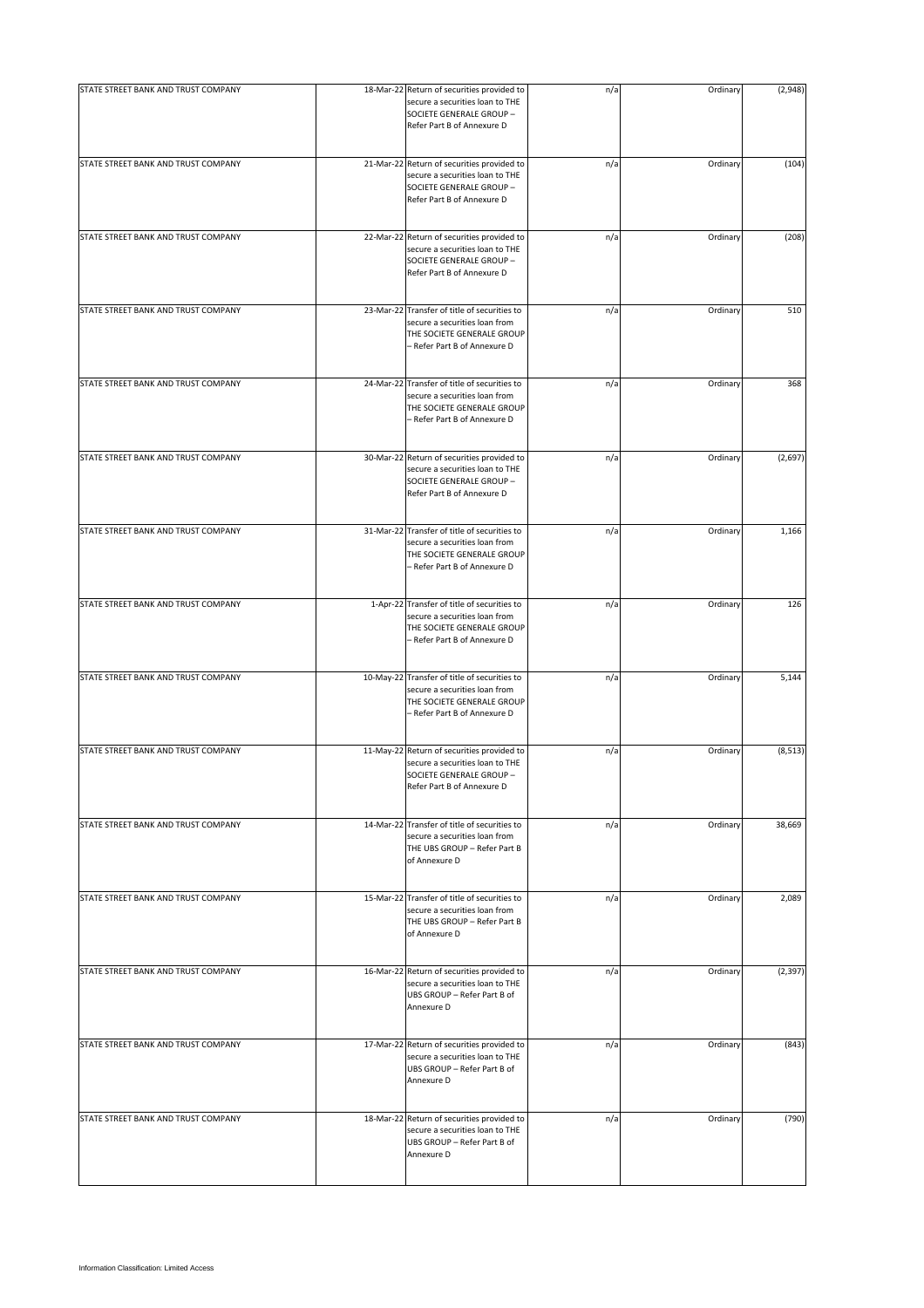| | | | | | |
|---|---|---|---|---|---|
| STATE STREET BANK AND TRUST COMPANY | 18-Mar-22 | Return of securities provided to secure a securities loan to THE SOCIETE GENERALE GROUP – Refer Part B of Annexure D | n/a | Ordinary | (2,948) |
| STATE STREET BANK AND TRUST COMPANY | 21-Mar-22 | Return of securities provided to secure a securities loan to THE SOCIETE GENERALE GROUP – Refer Part B of Annexure D | n/a | Ordinary | (104) |
| STATE STREET BANK AND TRUST COMPANY | 22-Mar-22 | Return of securities provided to secure a securities loan to THE SOCIETE GENERALE GROUP – Refer Part B of Annexure D | n/a | Ordinary | (208) |
| STATE STREET BANK AND TRUST COMPANY | 23-Mar-22 | Transfer of title of securities to secure a securities loan from THE SOCIETE GENERALE GROUP – Refer Part B of Annexure D | n/a | Ordinary | 510 |
| STATE STREET BANK AND TRUST COMPANY | 24-Mar-22 | Transfer of title of securities to secure a securities loan from THE SOCIETE GENERALE GROUP – Refer Part B of Annexure D | n/a | Ordinary | 368 |
| STATE STREET BANK AND TRUST COMPANY | 30-Mar-22 | Return of securities provided to secure a securities loan to THE SOCIETE GENERALE GROUP – Refer Part B of Annexure D | n/a | Ordinary | (2,697) |
| STATE STREET BANK AND TRUST COMPANY | 31-Mar-22 | Transfer of title of securities to secure a securities loan from THE SOCIETE GENERALE GROUP – Refer Part B of Annexure D | n/a | Ordinary | 1,166 |
| STATE STREET BANK AND TRUST COMPANY | 1-Apr-22 | Transfer of title of securities to secure a securities loan from THE SOCIETE GENERALE GROUP – Refer Part B of Annexure D | n/a | Ordinary | 126 |
| STATE STREET BANK AND TRUST COMPANY | 10-May-22 | Transfer of title of securities to secure a securities loan from THE SOCIETE GENERALE GROUP – Refer Part B of Annexure D | n/a | Ordinary | 5,144 |
| STATE STREET BANK AND TRUST COMPANY | 11-May-22 | Return of securities provided to secure a securities loan to THE SOCIETE GENERALE GROUP – Refer Part B of Annexure D | n/a | Ordinary | (8,513) |
| STATE STREET BANK AND TRUST COMPANY | 14-Mar-22 | Transfer of title of securities to secure a securities loan from THE UBS GROUP – Refer Part B of Annexure D | n/a | Ordinary | 38,669 |
| STATE STREET BANK AND TRUST COMPANY | 15-Mar-22 | Transfer of title of securities to secure a securities loan from THE UBS GROUP – Refer Part B of Annexure D | n/a | Ordinary | 2,089 |
| STATE STREET BANK AND TRUST COMPANY | 16-Mar-22 | Return of securities provided to secure a securities loan to THE UBS GROUP – Refer Part B of Annexure D | n/a | Ordinary | (2,397) |
| STATE STREET BANK AND TRUST COMPANY | 17-Mar-22 | Return of securities provided to secure a securities loan to THE UBS GROUP – Refer Part B of Annexure D | n/a | Ordinary | (843) |
| STATE STREET BANK AND TRUST COMPANY | 18-Mar-22 | Return of securities provided to secure a securities loan to THE UBS GROUP – Refer Part B of Annexure D | n/a | Ordinary | (790) |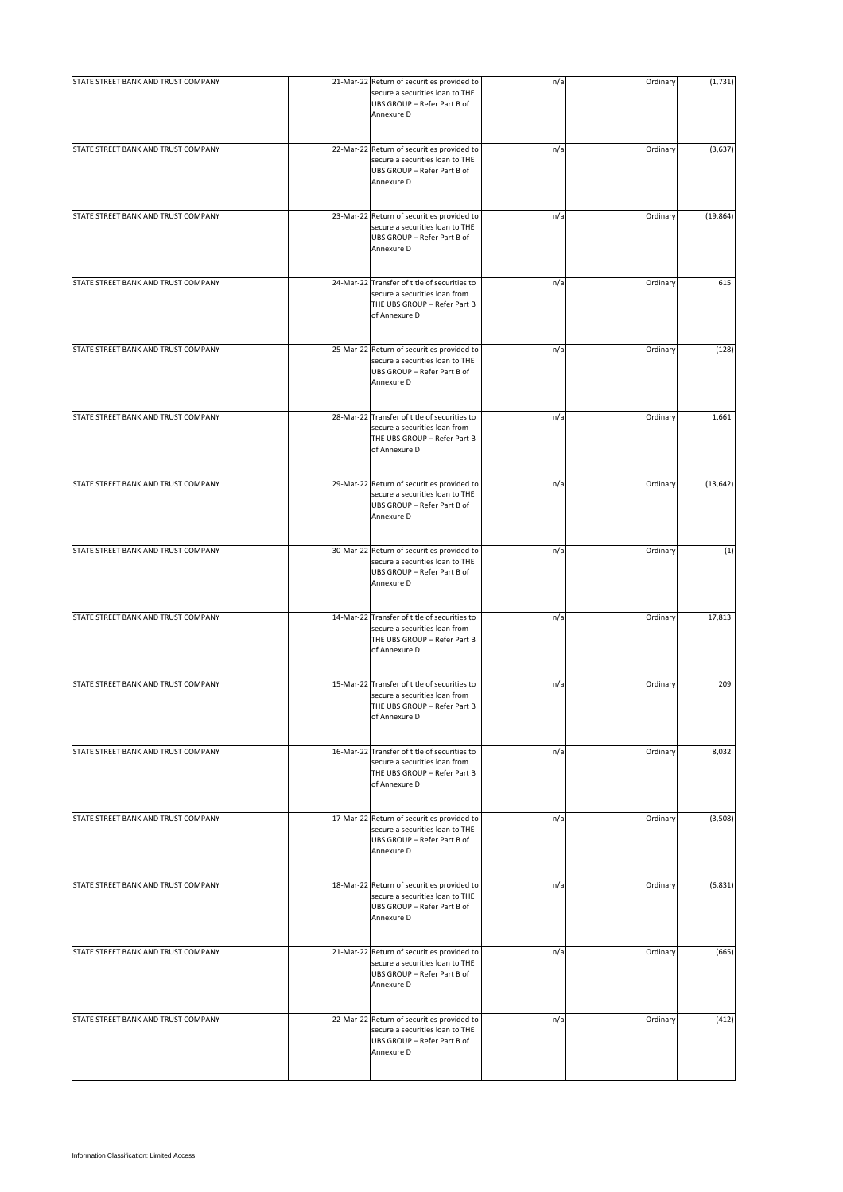| | | | | | |
|---|---|---|---|---|---|
| STATE STREET BANK AND TRUST COMPANY | 21-Mar-22 | Return of securities provided to secure a securities loan to THE UBS GROUP – Refer Part B of Annexure D | n/a | Ordinary | (1,731) |
| STATE STREET BANK AND TRUST COMPANY | 22-Mar-22 | Return of securities provided to secure a securities loan to THE UBS GROUP – Refer Part B of Annexure D | n/a | Ordinary | (3,637) |
| STATE STREET BANK AND TRUST COMPANY | 23-Mar-22 | Return of securities provided to secure a securities loan to THE UBS GROUP – Refer Part B of Annexure D | n/a | Ordinary | (19,864) |
| STATE STREET BANK AND TRUST COMPANY | 24-Mar-22 | Transfer of title of securities to secure a securities loan from THE UBS GROUP – Refer Part B of Annexure D | n/a | Ordinary | 615 |
| STATE STREET BANK AND TRUST COMPANY | 25-Mar-22 | Return of securities provided to secure a securities loan to THE UBS GROUP – Refer Part B of Annexure D | n/a | Ordinary | (128) |
| STATE STREET BANK AND TRUST COMPANY | 28-Mar-22 | Transfer of title of securities to secure a securities loan from THE UBS GROUP – Refer Part B of Annexure D | n/a | Ordinary | 1,661 |
| STATE STREET BANK AND TRUST COMPANY | 29-Mar-22 | Return of securities provided to secure a securities loan to THE UBS GROUP – Refer Part B of Annexure D | n/a | Ordinary | (13,642) |
| STATE STREET BANK AND TRUST COMPANY | 30-Mar-22 | Return of securities provided to secure a securities loan to THE UBS GROUP – Refer Part B of Annexure D | n/a | Ordinary | (1) |
| STATE STREET BANK AND TRUST COMPANY | 14-Mar-22 | Transfer of title of securities to secure a securities loan from THE UBS GROUP – Refer Part B of Annexure D | n/a | Ordinary | 17,813 |
| STATE STREET BANK AND TRUST COMPANY | 15-Mar-22 | Transfer of title of securities to secure a securities loan from THE UBS GROUP – Refer Part B of Annexure D | n/a | Ordinary | 209 |
| STATE STREET BANK AND TRUST COMPANY | 16-Mar-22 | Transfer of title of securities to secure a securities loan from THE UBS GROUP – Refer Part B of Annexure D | n/a | Ordinary | 8,032 |
| STATE STREET BANK AND TRUST COMPANY | 17-Mar-22 | Return of securities provided to secure a securities loan to THE UBS GROUP – Refer Part B of Annexure D | n/a | Ordinary | (3,508) |
| STATE STREET BANK AND TRUST COMPANY | 18-Mar-22 | Return of securities provided to secure a securities loan to THE UBS GROUP – Refer Part B of Annexure D | n/a | Ordinary | (6,831) |
| STATE STREET BANK AND TRUST COMPANY | 21-Mar-22 | Return of securities provided to secure a securities loan to THE UBS GROUP – Refer Part B of Annexure D | n/a | Ordinary | (665) |
| STATE STREET BANK AND TRUST COMPANY | 22-Mar-22 | Return of securities provided to secure a securities loan to THE UBS GROUP – Refer Part B of Annexure D | n/a | Ordinary | (412) |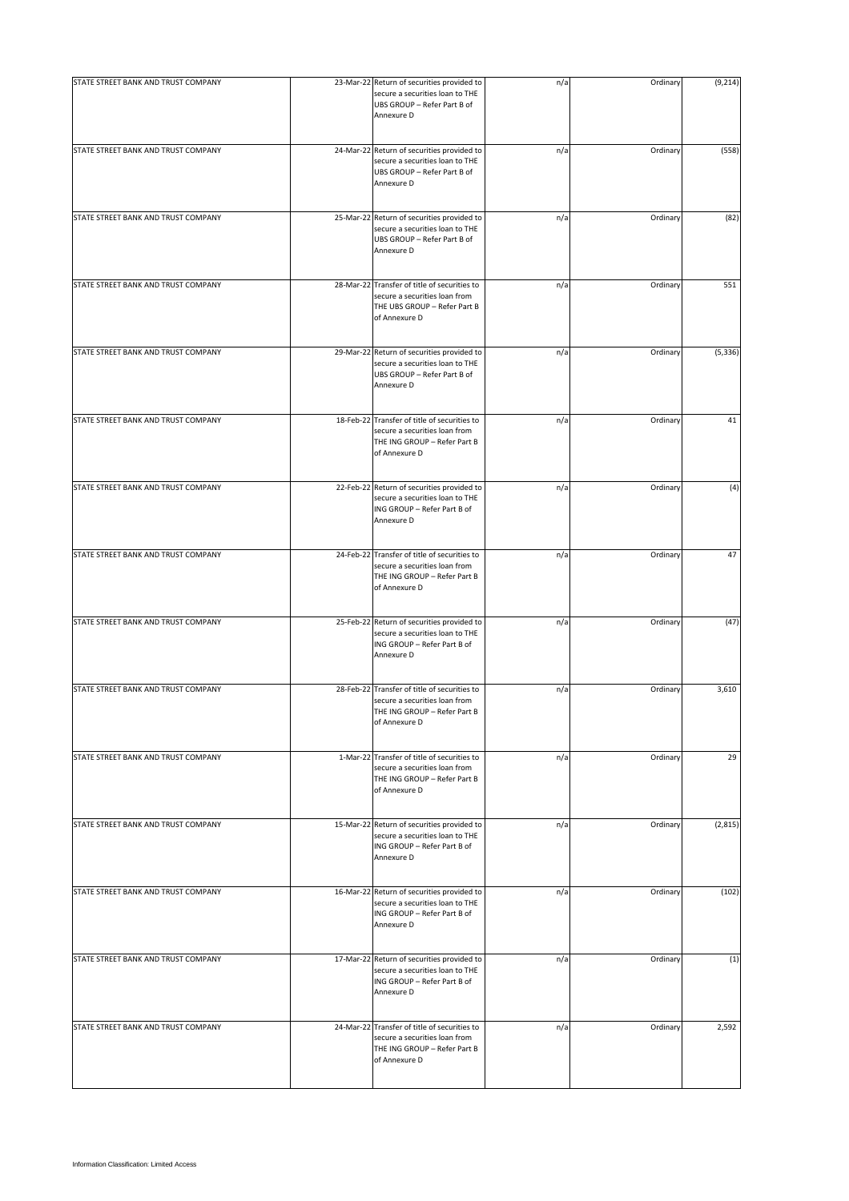| | | | | | |
|---|---|---|---|---|---|
| STATE STREET BANK AND TRUST COMPANY | 23-Mar-22 | Return of securities provided to secure a securities loan to THE UBS GROUP – Refer Part B of Annexure D | n/a | Ordinary | (9,214) |
| STATE STREET BANK AND TRUST COMPANY | 24-Mar-22 | Return of securities provided to secure a securities loan to THE UBS GROUP – Refer Part B of Annexure D | n/a | Ordinary | (558) |
| STATE STREET BANK AND TRUST COMPANY | 25-Mar-22 | Return of securities provided to secure a securities loan to THE UBS GROUP – Refer Part B of Annexure D | n/a | Ordinary | (82) |
| STATE STREET BANK AND TRUST COMPANY | 28-Mar-22 | Transfer of title of securities to secure a securities loan from THE UBS GROUP – Refer Part B of Annexure D | n/a | Ordinary | 551 |
| STATE STREET BANK AND TRUST COMPANY | 29-Mar-22 | Return of securities provided to secure a securities loan to THE UBS GROUP – Refer Part B of Annexure D | n/a | Ordinary | (5,336) |
| STATE STREET BANK AND TRUST COMPANY | 18-Feb-22 | Transfer of title of securities to secure a securities loan from THE ING GROUP – Refer Part B of Annexure D | n/a | Ordinary | 41 |
| STATE STREET BANK AND TRUST COMPANY | 22-Feb-22 | Return of securities provided to secure a securities loan to THE ING GROUP – Refer Part B of Annexure D | n/a | Ordinary | (4) |
| STATE STREET BANK AND TRUST COMPANY | 24-Feb-22 | Transfer of title of securities to secure a securities loan from THE ING GROUP – Refer Part B of Annexure D | n/a | Ordinary | 47 |
| STATE STREET BANK AND TRUST COMPANY | 25-Feb-22 | Return of securities provided to secure a securities loan to THE ING GROUP – Refer Part B of Annexure D | n/a | Ordinary | (47) |
| STATE STREET BANK AND TRUST COMPANY | 28-Feb-22 | Transfer of title of securities to secure a securities loan from THE ING GROUP – Refer Part B of Annexure D | n/a | Ordinary | 3,610 |
| STATE STREET BANK AND TRUST COMPANY | 1-Mar-22 | Transfer of title of securities to secure a securities loan from THE ING GROUP – Refer Part B of Annexure D | n/a | Ordinary | 29 |
| STATE STREET BANK AND TRUST COMPANY | 15-Mar-22 | Return of securities provided to secure a securities loan to THE ING GROUP – Refer Part B of Annexure D | n/a | Ordinary | (2,815) |
| STATE STREET BANK AND TRUST COMPANY | 16-Mar-22 | Return of securities provided to secure a securities loan to THE ING GROUP – Refer Part B of Annexure D | n/a | Ordinary | (102) |
| STATE STREET BANK AND TRUST COMPANY | 17-Mar-22 | Return of securities provided to secure a securities loan to THE ING GROUP – Refer Part B of Annexure D | n/a | Ordinary | (1) |
| STATE STREET BANK AND TRUST COMPANY | 24-Mar-22 | Transfer of title of securities to secure a securities loan from THE ING GROUP – Refer Part B of Annexure D | n/a | Ordinary | 2,592 |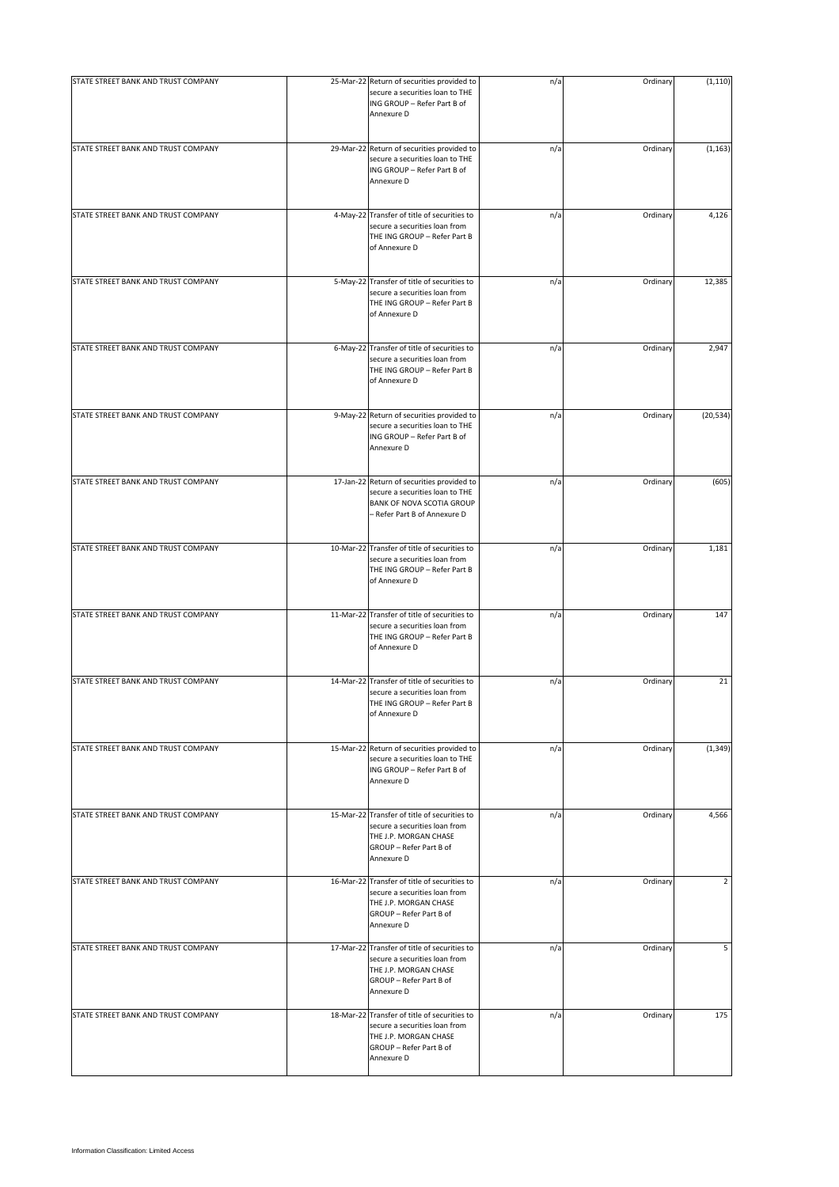| | | | | | |
|---|---|---|---|---|---|
| STATE STREET BANK AND TRUST COMPANY | 25-Mar-22 | Return of securities provided to secure a securities loan to THE ING GROUP – Refer Part B of Annexure D | n/a | Ordinary | (1,110) |
| STATE STREET BANK AND TRUST COMPANY | 29-Mar-22 | Return of securities provided to secure a securities loan to THE ING GROUP – Refer Part B of Annexure D | n/a | Ordinary | (1,163) |
| STATE STREET BANK AND TRUST COMPANY | 4-May-22 | Transfer of title of securities to secure a securities loan from THE ING GROUP – Refer Part B of Annexure D | n/a | Ordinary | 4,126 |
| STATE STREET BANK AND TRUST COMPANY | 5-May-22 | Transfer of title of securities to secure a securities loan from THE ING GROUP – Refer Part B of Annexure D | n/a | Ordinary | 12,385 |
| STATE STREET BANK AND TRUST COMPANY | 6-May-22 | Transfer of title of securities to secure a securities loan from THE ING GROUP – Refer Part B of Annexure D | n/a | Ordinary | 2,947 |
| STATE STREET BANK AND TRUST COMPANY | 9-May-22 | Return of securities provided to secure a securities loan to THE ING GROUP – Refer Part B of Annexure D | n/a | Ordinary | (20,534) |
| STATE STREET BANK AND TRUST COMPANY | 17-Jan-22 | Return of securities provided to secure a securities loan to THE BANK OF NOVA SCOTIA GROUP – Refer Part B of Annexure D | n/a | Ordinary | (605) |
| STATE STREET BANK AND TRUST COMPANY | 10-Mar-22 | Transfer of title of securities to secure a securities loan from THE ING GROUP – Refer Part B of Annexure D | n/a | Ordinary | 1,181 |
| STATE STREET BANK AND TRUST COMPANY | 11-Mar-22 | Transfer of title of securities to secure a securities loan from THE ING GROUP – Refer Part B of Annexure D | n/a | Ordinary | 147 |
| STATE STREET BANK AND TRUST COMPANY | 14-Mar-22 | Transfer of title of securities to secure a securities loan from THE ING GROUP – Refer Part B of Annexure D | n/a | Ordinary | 21 |
| STATE STREET BANK AND TRUST COMPANY | 15-Mar-22 | Return of securities provided to secure a securities loan to THE ING GROUP – Refer Part B of Annexure D | n/a | Ordinary | (1,349) |
| STATE STREET BANK AND TRUST COMPANY | 15-Mar-22 | Transfer of title of securities to secure a securities loan from THE J.P. MORGAN CHASE GROUP – Refer Part B of Annexure D | n/a | Ordinary | 4,566 |
| STATE STREET BANK AND TRUST COMPANY | 16-Mar-22 | Transfer of title of securities to secure a securities loan from THE J.P. MORGAN CHASE GROUP – Refer Part B of Annexure D | n/a | Ordinary | 2 |
| STATE STREET BANK AND TRUST COMPANY | 17-Mar-22 | Transfer of title of securities to secure a securities loan from THE J.P. MORGAN CHASE GROUP – Refer Part B of Annexure D | n/a | Ordinary | 5 |
| STATE STREET BANK AND TRUST COMPANY | 18-Mar-22 | Transfer of title of securities to secure a securities loan from THE J.P. MORGAN CHASE GROUP – Refer Part B of Annexure D | n/a | Ordinary | 175 |

Information Classification: Limited Access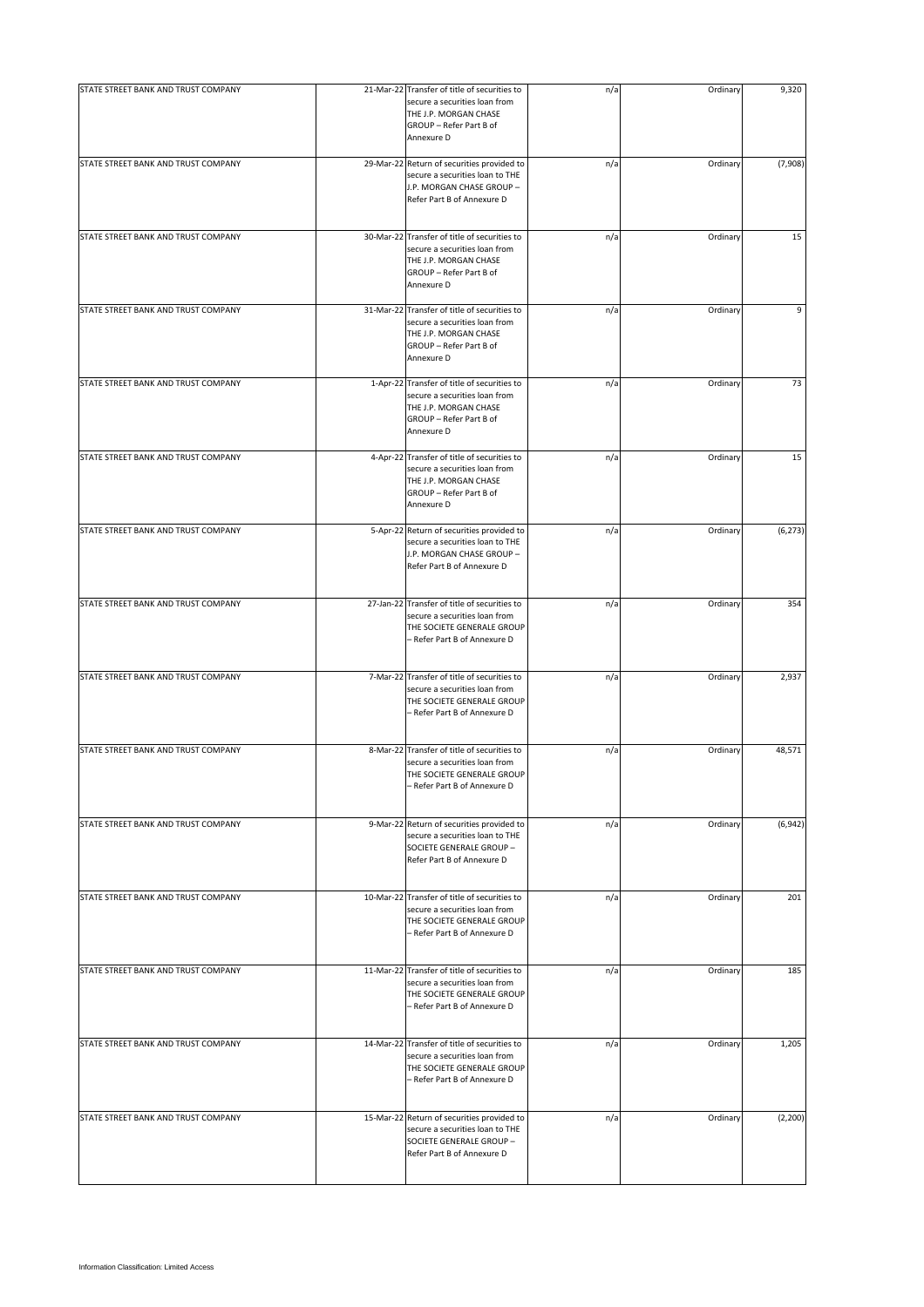| | | | | | |
|---|---|---|---|---|---|
| STATE STREET BANK AND TRUST COMPANY | 21-Mar-22 | Transfer of title of securities to secure a securities loan from THE J.P. MORGAN CHASE GROUP – Refer Part B of Annexure D | n/a | Ordinary | 9,320 |
| STATE STREET BANK AND TRUST COMPANY | 29-Mar-22 | Return of securities provided to secure a securities loan to THE J.P. MORGAN CHASE GROUP – Refer Part B of Annexure D | n/a | Ordinary | (7,908) |
| STATE STREET BANK AND TRUST COMPANY | 30-Mar-22 | Transfer of title of securities to secure a securities loan from THE J.P. MORGAN CHASE GROUP – Refer Part B of Annexure D | n/a | Ordinary | 15 |
| STATE STREET BANK AND TRUST COMPANY | 31-Mar-22 | Transfer of title of securities to secure a securities loan from THE J.P. MORGAN CHASE GROUP – Refer Part B of Annexure D | n/a | Ordinary | 9 |
| STATE STREET BANK AND TRUST COMPANY | 1-Apr-22 | Transfer of title of securities to secure a securities loan from THE J.P. MORGAN CHASE GROUP – Refer Part B of Annexure D | n/a | Ordinary | 73 |
| STATE STREET BANK AND TRUST COMPANY | 4-Apr-22 | Transfer of title of securities to secure a securities loan from THE J.P. MORGAN CHASE GROUP – Refer Part B of Annexure D | n/a | Ordinary | 15 |
| STATE STREET BANK AND TRUST COMPANY | 5-Apr-22 | Return of securities provided to secure a securities loan to THE J.P. MORGAN CHASE GROUP – Refer Part B of Annexure D | n/a | Ordinary | (6,273) |
| STATE STREET BANK AND TRUST COMPANY | 27-Jan-22 | Transfer of title of securities to secure a securities loan from THE SOCIETE GENERALE GROUP – Refer Part B of Annexure D | n/a | Ordinary | 354 |
| STATE STREET BANK AND TRUST COMPANY | 7-Mar-22 | Transfer of title of securities to secure a securities loan from THE SOCIETE GENERALE GROUP – Refer Part B of Annexure D | n/a | Ordinary | 2,937 |
| STATE STREET BANK AND TRUST COMPANY | 8-Mar-22 | Transfer of title of securities to secure a securities loan from THE SOCIETE GENERALE GROUP – Refer Part B of Annexure D | n/a | Ordinary | 48,571 |
| STATE STREET BANK AND TRUST COMPANY | 9-Mar-22 | Return of securities provided to secure a securities loan to THE SOCIETE GENERALE GROUP – Refer Part B of Annexure D | n/a | Ordinary | (6,942) |
| STATE STREET BANK AND TRUST COMPANY | 10-Mar-22 | Transfer of title of securities to secure a securities loan from THE SOCIETE GENERALE GROUP – Refer Part B of Annexure D | n/a | Ordinary | 201 |
| STATE STREET BANK AND TRUST COMPANY | 11-Mar-22 | Transfer of title of securities to secure a securities loan from THE SOCIETE GENERALE GROUP – Refer Part B of Annexure D | n/a | Ordinary | 185 |
| STATE STREET BANK AND TRUST COMPANY | 14-Mar-22 | Transfer of title of securities to secure a securities loan from THE SOCIETE GENERALE GROUP – Refer Part B of Annexure D | n/a | Ordinary | 1,205 |
| STATE STREET BANK AND TRUST COMPANY | 15-Mar-22 | Return of securities provided to secure a securities loan to THE SOCIETE GENERALE GROUP – Refer Part B of Annexure D | n/a | Ordinary | (2,200) |

Information Classification: Limited Access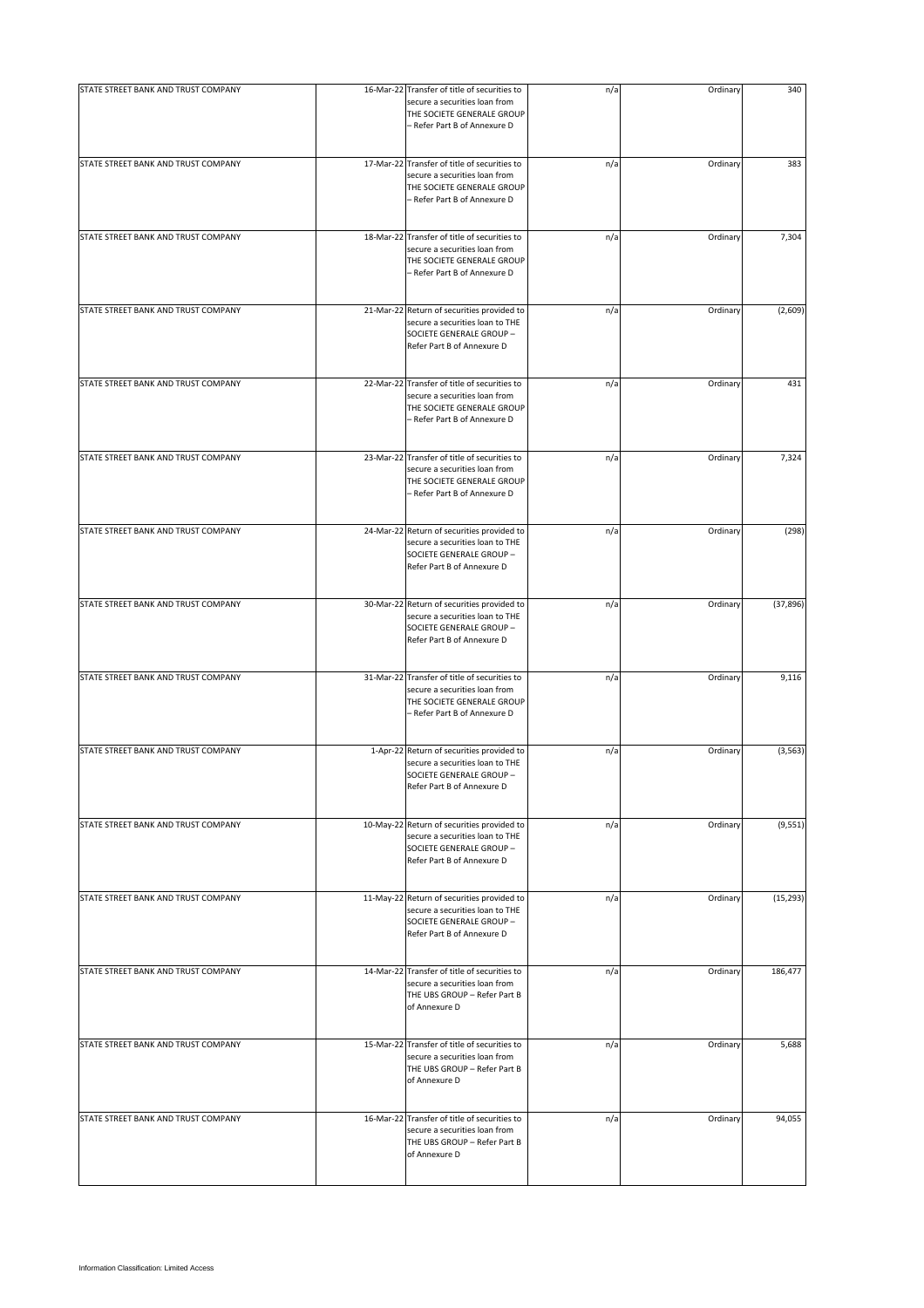| | | | | | |
|---|---|---|---|---|---|
| STATE STREET BANK AND TRUST COMPANY | 16-Mar-22 | Transfer of title of securities to secure a securities loan from THE SOCIETE GENERALE GROUP – Refer Part B of Annexure D | n/a | Ordinary | 340 |
| STATE STREET BANK AND TRUST COMPANY | 17-Mar-22 | Transfer of title of securities to secure a securities loan from THE SOCIETE GENERALE GROUP – Refer Part B of Annexure D | n/a | Ordinary | 383 |
| STATE STREET BANK AND TRUST COMPANY | 18-Mar-22 | Transfer of title of securities to secure a securities loan from THE SOCIETE GENERALE GROUP – Refer Part B of Annexure D | n/a | Ordinary | 7,304 |
| STATE STREET BANK AND TRUST COMPANY | 21-Mar-22 | Return of securities provided to secure a securities loan to THE SOCIETE GENERALE GROUP – Refer Part B of Annexure D | n/a | Ordinary | (2,609) |
| STATE STREET BANK AND TRUST COMPANY | 22-Mar-22 | Transfer of title of securities to secure a securities loan from THE SOCIETE GENERALE GROUP – Refer Part B of Annexure D | n/a | Ordinary | 431 |
| STATE STREET BANK AND TRUST COMPANY | 23-Mar-22 | Transfer of title of securities to secure a securities loan from THE SOCIETE GENERALE GROUP – Refer Part B of Annexure D | n/a | Ordinary | 7,324 |
| STATE STREET BANK AND TRUST COMPANY | 24-Mar-22 | Return of securities provided to secure a securities loan to THE SOCIETE GENERALE GROUP – Refer Part B of Annexure D | n/a | Ordinary | (298) |
| STATE STREET BANK AND TRUST COMPANY | 30-Mar-22 | Return of securities provided to secure a securities loan to THE SOCIETE GENERALE GROUP – Refer Part B of Annexure D | n/a | Ordinary | (37,896) |
| STATE STREET BANK AND TRUST COMPANY | 31-Mar-22 | Transfer of title of securities to secure a securities loan from THE SOCIETE GENERALE GROUP – Refer Part B of Annexure D | n/a | Ordinary | 9,116 |
| STATE STREET BANK AND TRUST COMPANY | 1-Apr-22 | Return of securities provided to secure a securities loan to THE SOCIETE GENERALE GROUP – Refer Part B of Annexure D | n/a | Ordinary | (3,563) |
| STATE STREET BANK AND TRUST COMPANY | 10-May-22 | Return of securities provided to secure a securities loan to THE SOCIETE GENERALE GROUP – Refer Part B of Annexure D | n/a | Ordinary | (9,551) |
| STATE STREET BANK AND TRUST COMPANY | 11-May-22 | Return of securities provided to secure a securities loan to THE SOCIETE GENERALE GROUP – Refer Part B of Annexure D | n/a | Ordinary | (15,293) |
| STATE STREET BANK AND TRUST COMPANY | 14-Mar-22 | Transfer of title of securities to secure a securities loan from THE UBS GROUP – Refer Part B of Annexure D | n/a | Ordinary | 186,477 |
| STATE STREET BANK AND TRUST COMPANY | 15-Mar-22 | Transfer of title of securities to secure a securities loan from THE UBS GROUP – Refer Part B of Annexure D | n/a | Ordinary | 5,688 |
| STATE STREET BANK AND TRUST COMPANY | 16-Mar-22 | Transfer of title of securities to secure a securities loan from THE UBS GROUP – Refer Part B of Annexure D | n/a | Ordinary | 94,055 |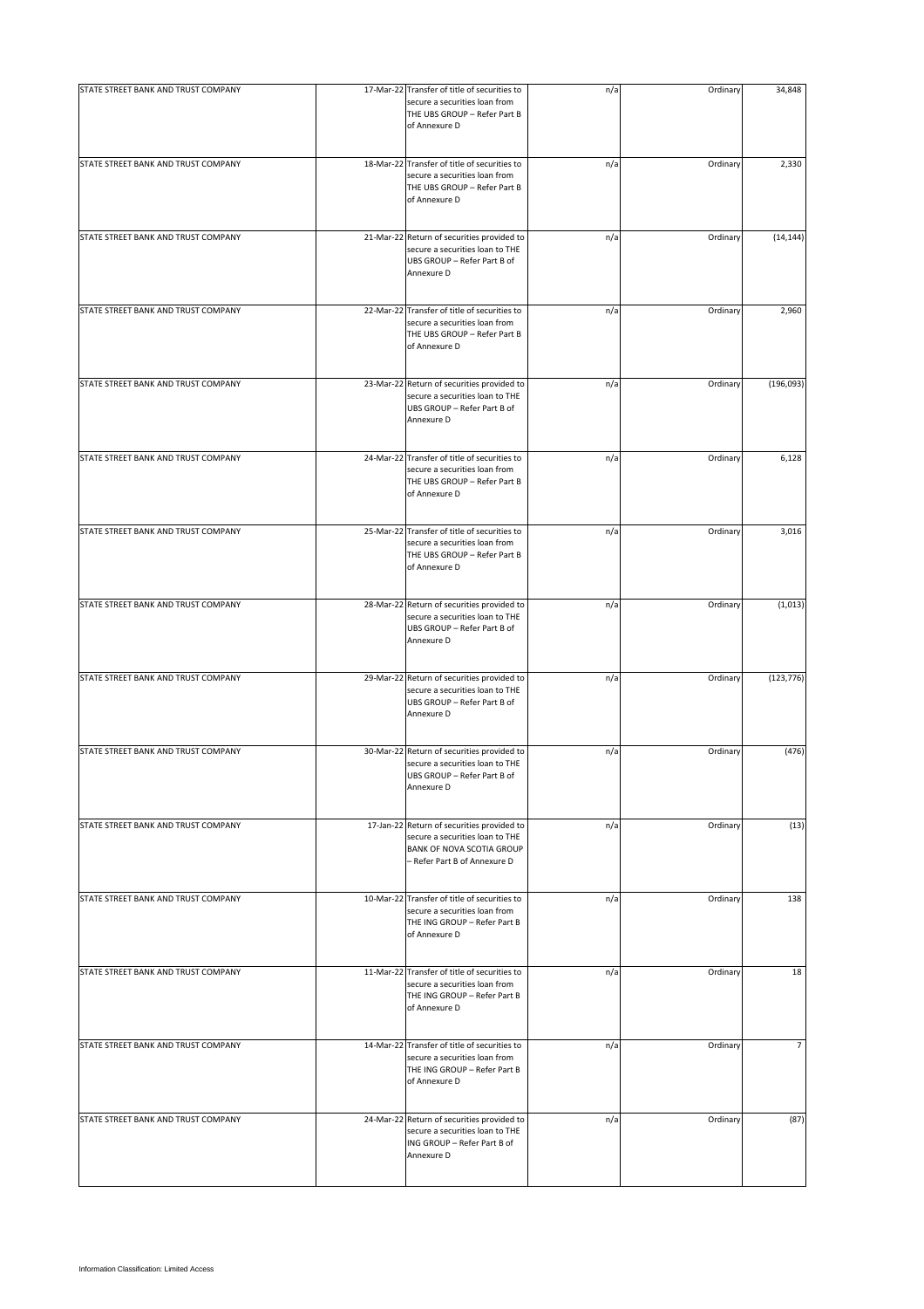| | | | | | |
|---|---|---|---|---|---|
| STATE STREET BANK AND TRUST COMPANY | 17-Mar-22 | Transfer of title of securities to secure a securities loan from THE UBS GROUP – Refer Part B of Annexure D | n/a | Ordinary | 34,848 |
| STATE STREET BANK AND TRUST COMPANY | 18-Mar-22 | Transfer of title of securities to secure a securities loan from THE UBS GROUP – Refer Part B of Annexure D | n/a | Ordinary | 2,330 |
| STATE STREET BANK AND TRUST COMPANY | 21-Mar-22 | Return of securities provided to secure a securities loan to THE UBS GROUP – Refer Part B of Annexure D | n/a | Ordinary | (14,144) |
| STATE STREET BANK AND TRUST COMPANY | 22-Mar-22 | Transfer of title of securities to secure a securities loan from THE UBS GROUP – Refer Part B of Annexure D | n/a | Ordinary | 2,960 |
| STATE STREET BANK AND TRUST COMPANY | 23-Mar-22 | Return of securities provided to secure a securities loan to THE UBS GROUP – Refer Part B of Annexure D | n/a | Ordinary | (196,093) |
| STATE STREET BANK AND TRUST COMPANY | 24-Mar-22 | Transfer of title of securities to secure a securities loan from THE UBS GROUP – Refer Part B of Annexure D | n/a | Ordinary | 6,128 |
| STATE STREET BANK AND TRUST COMPANY | 25-Mar-22 | Transfer of title of securities to secure a securities loan from THE UBS GROUP – Refer Part B of Annexure D | n/a | Ordinary | 3,016 |
| STATE STREET BANK AND TRUST COMPANY | 28-Mar-22 | Return of securities provided to secure a securities loan to THE UBS GROUP – Refer Part B of Annexure D | n/a | Ordinary | (1,013) |
| STATE STREET BANK AND TRUST COMPANY | 29-Mar-22 | Return of securities provided to secure a securities loan to THE UBS GROUP – Refer Part B of Annexure D | n/a | Ordinary | (123,776) |
| STATE STREET BANK AND TRUST COMPANY | 30-Mar-22 | Return of securities provided to secure a securities loan to THE UBS GROUP – Refer Part B of Annexure D | n/a | Ordinary | (476) |
| STATE STREET BANK AND TRUST COMPANY | 17-Jan-22 | Return of securities provided to secure a securities loan to THE BANK OF NOVA SCOTIA GROUP – Refer Part B of Annexure D | n/a | Ordinary | (13) |
| STATE STREET BANK AND TRUST COMPANY | 10-Mar-22 | Transfer of title of securities to secure a securities loan from THE ING GROUP – Refer Part B of Annexure D | n/a | Ordinary | 138 |
| STATE STREET BANK AND TRUST COMPANY | 11-Mar-22 | Transfer of title of securities to secure a securities loan from THE ING GROUP – Refer Part B of Annexure D | n/a | Ordinary | 18 |
| STATE STREET BANK AND TRUST COMPANY | 14-Mar-22 | Transfer of title of securities to secure a securities loan from THE ING GROUP – Refer Part B of Annexure D | n/a | Ordinary | 7 |
| STATE STREET BANK AND TRUST COMPANY | 24-Mar-22 | Return of securities provided to secure a securities loan to THE ING GROUP – Refer Part B of Annexure D | n/a | Ordinary | (87) |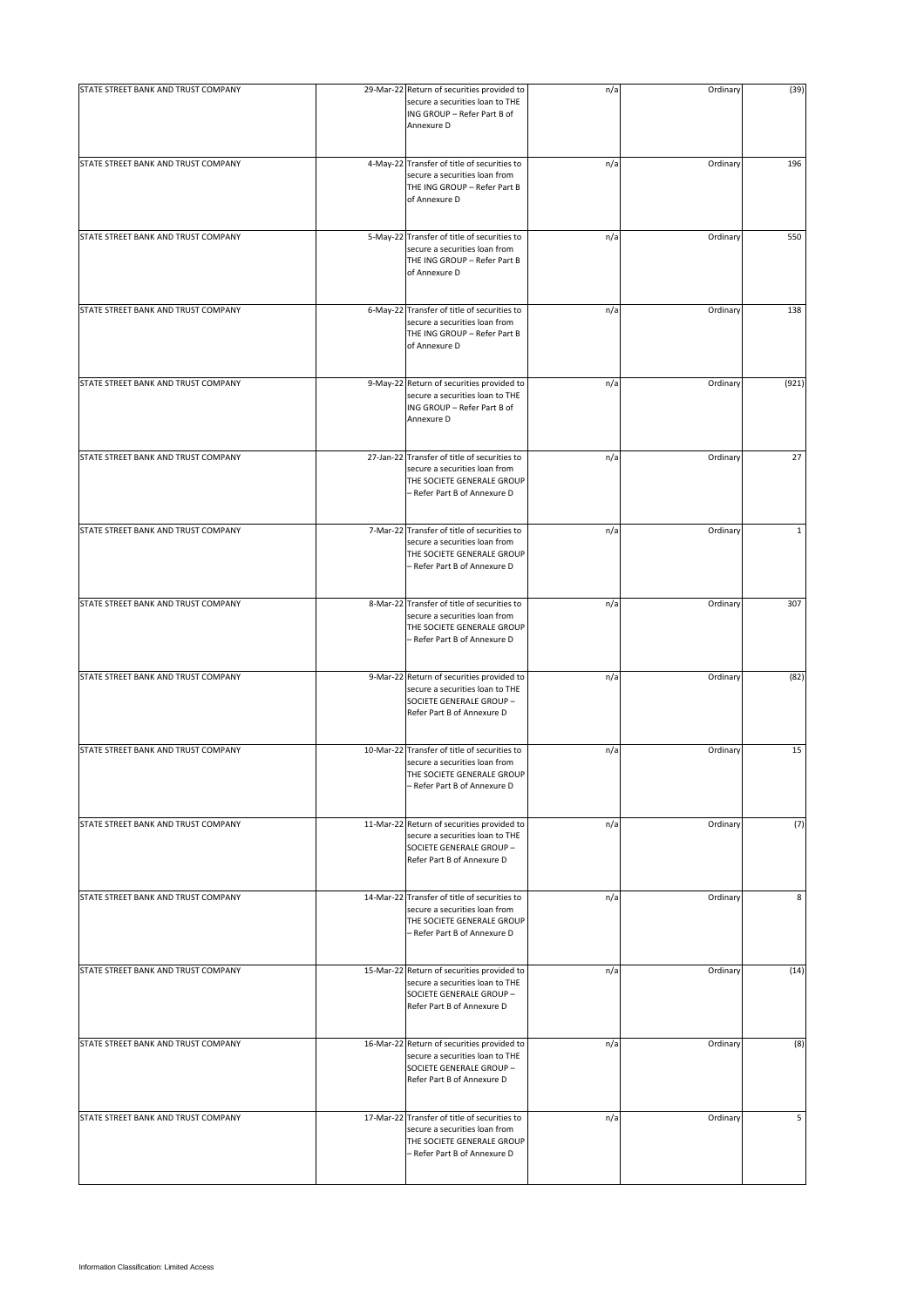| | | | | | |
|---|---|---|---|---|---|
| STATE STREET BANK AND TRUST COMPANY | 29-Mar-22 | Return of securities provided to secure a securities loan to THE ING GROUP – Refer Part B of Annexure D | n/a | Ordinary | (39) |
| STATE STREET BANK AND TRUST COMPANY | 4-May-22 | Transfer of title of securities to secure a securities loan from THE ING GROUP – Refer Part B of Annexure D | n/a | Ordinary | 196 |
| STATE STREET BANK AND TRUST COMPANY | 5-May-22 | Transfer of title of securities to secure a securities loan from THE ING GROUP – Refer Part B of Annexure D | n/a | Ordinary | 550 |
| STATE STREET BANK AND TRUST COMPANY | 6-May-22 | Transfer of title of securities to secure a securities loan from THE ING GROUP – Refer Part B of Annexure D | n/a | Ordinary | 138 |
| STATE STREET BANK AND TRUST COMPANY | 9-May-22 | Return of securities provided to secure a securities loan to THE ING GROUP – Refer Part B of Annexure D | n/a | Ordinary | (921) |
| STATE STREET BANK AND TRUST COMPANY | 27-Jan-22 | Transfer of title of securities to secure a securities loan from THE SOCIETE GENERALE GROUP – Refer Part B of Annexure D | n/a | Ordinary | 27 |
| STATE STREET BANK AND TRUST COMPANY | 7-Mar-22 | Transfer of title of securities to secure a securities loan from THE SOCIETE GENERALE GROUP – Refer Part B of Annexure D | n/a | Ordinary | 1 |
| STATE STREET BANK AND TRUST COMPANY | 8-Mar-22 | Transfer of title of securities to secure a securities loan from THE SOCIETE GENERALE GROUP – Refer Part B of Annexure D | n/a | Ordinary | 307 |
| STATE STREET BANK AND TRUST COMPANY | 9-Mar-22 | Return of securities provided to secure a securities loan to THE SOCIETE GENERALE GROUP – Refer Part B of Annexure D | n/a | Ordinary | (82) |
| STATE STREET BANK AND TRUST COMPANY | 10-Mar-22 | Transfer of title of securities to secure a securities loan from THE SOCIETE GENERALE GROUP – Refer Part B of Annexure D | n/a | Ordinary | 15 |
| STATE STREET BANK AND TRUST COMPANY | 11-Mar-22 | Return of securities provided to secure a securities loan to THE SOCIETE GENERALE GROUP – Refer Part B of Annexure D | n/a | Ordinary | (7) |
| STATE STREET BANK AND TRUST COMPANY | 14-Mar-22 | Transfer of title of securities to secure a securities loan from THE SOCIETE GENERALE GROUP – Refer Part B of Annexure D | n/a | Ordinary | 8 |
| STATE STREET BANK AND TRUST COMPANY | 15-Mar-22 | Return of securities provided to secure a securities loan to THE SOCIETE GENERALE GROUP – Refer Part B of Annexure D | n/a | Ordinary | (14) |
| STATE STREET BANK AND TRUST COMPANY | 16-Mar-22 | Return of securities provided to secure a securities loan to THE SOCIETE GENERALE GROUP – Refer Part B of Annexure D | n/a | Ordinary | (8) |
| STATE STREET BANK AND TRUST COMPANY | 17-Mar-22 | Transfer of title of securities to secure a securities loan from THE SOCIETE GENERALE GROUP – Refer Part B of Annexure D | n/a | Ordinary | 5 |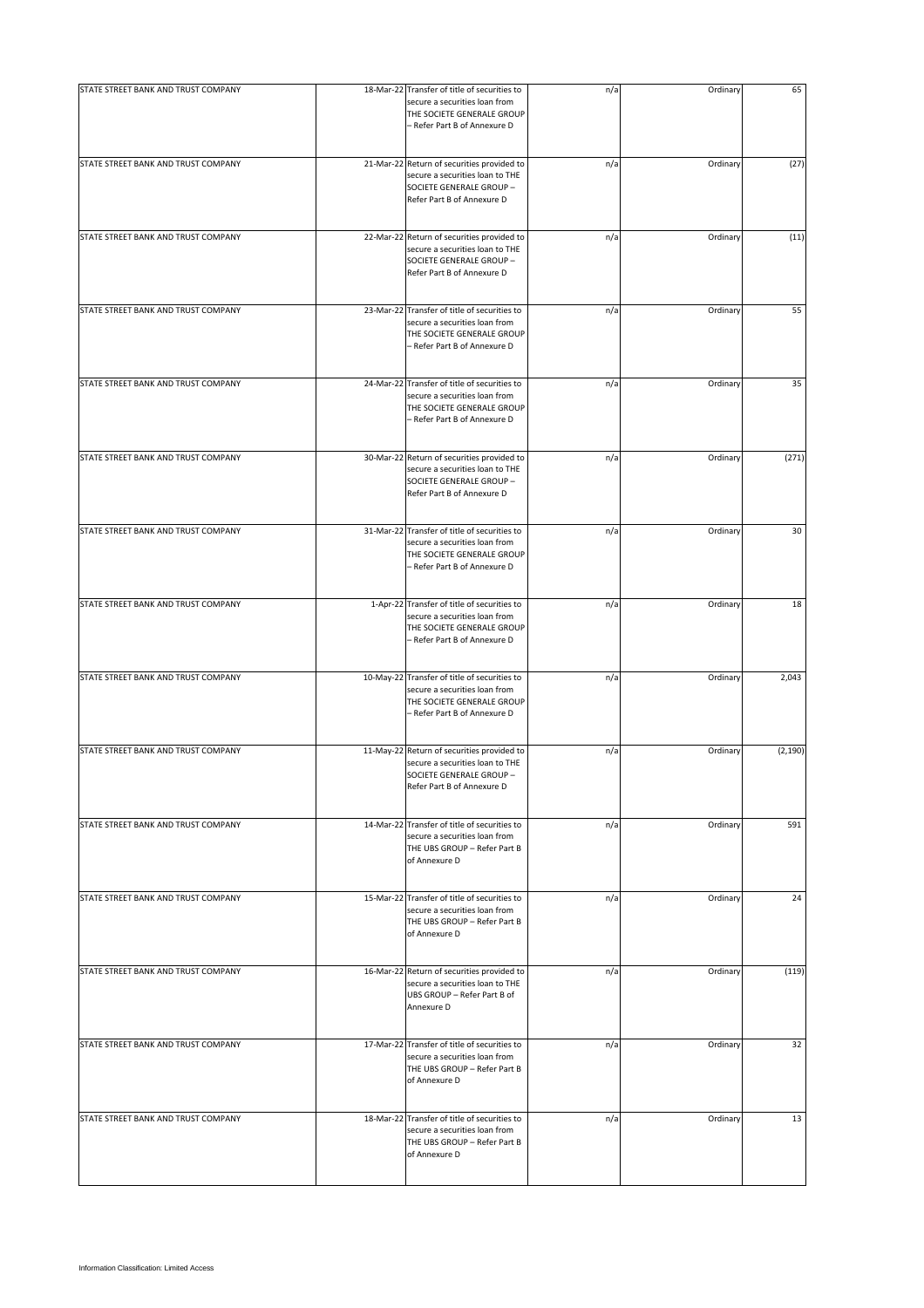| | | | | | |
|---|---|---|---|---|---|
| STATE STREET BANK AND TRUST COMPANY | 18-Mar-22 | Transfer of title of securities to secure a securities loan from THE SOCIETE GENERALE GROUP – Refer Part B of Annexure D | n/a | Ordinary | 65 |
| STATE STREET BANK AND TRUST COMPANY | 21-Mar-22 | Return of securities provided to secure a securities loan to THE SOCIETE GENERALE GROUP – Refer Part B of Annexure D | n/a | Ordinary | (27) |
| STATE STREET BANK AND TRUST COMPANY | 22-Mar-22 | Return of securities provided to secure a securities loan to THE SOCIETE GENERALE GROUP – Refer Part B of Annexure D | n/a | Ordinary | (11) |
| STATE STREET BANK AND TRUST COMPANY | 23-Mar-22 | Transfer of title of securities to secure a securities loan from THE SOCIETE GENERALE GROUP – Refer Part B of Annexure D | n/a | Ordinary | 55 |
| STATE STREET BANK AND TRUST COMPANY | 24-Mar-22 | Transfer of title of securities to secure a securities loan from THE SOCIETE GENERALE GROUP – Refer Part B of Annexure D | n/a | Ordinary | 35 |
| STATE STREET BANK AND TRUST COMPANY | 30-Mar-22 | Return of securities provided to secure a securities loan to THE SOCIETE GENERALE GROUP – Refer Part B of Annexure D | n/a | Ordinary | (271) |
| STATE STREET BANK AND TRUST COMPANY | 31-Mar-22 | Transfer of title of securities to secure a securities loan from THE SOCIETE GENERALE GROUP – Refer Part B of Annexure D | n/a | Ordinary | 30 |
| STATE STREET BANK AND TRUST COMPANY | 1-Apr-22 | Transfer of title of securities to secure a securities loan from THE SOCIETE GENERALE GROUP – Refer Part B of Annexure D | n/a | Ordinary | 18 |
| STATE STREET BANK AND TRUST COMPANY | 10-May-22 | Transfer of title of securities to secure a securities loan from THE SOCIETE GENERALE GROUP – Refer Part B of Annexure D | n/a | Ordinary | 2,043 |
| STATE STREET BANK AND TRUST COMPANY | 11-May-22 | Return of securities provided to secure a securities loan to THE SOCIETE GENERALE GROUP – Refer Part B of Annexure D | n/a | Ordinary | (2,190) |
| STATE STREET BANK AND TRUST COMPANY | 14-Mar-22 | Transfer of title of securities to secure a securities loan from THE UBS GROUP – Refer Part B of Annexure D | n/a | Ordinary | 591 |
| STATE STREET BANK AND TRUST COMPANY | 15-Mar-22 | Transfer of title of securities to secure a securities loan from THE UBS GROUP – Refer Part B of Annexure D | n/a | Ordinary | 24 |
| STATE STREET BANK AND TRUST COMPANY | 16-Mar-22 | Return of securities provided to secure a securities loan to THE UBS GROUP – Refer Part B of Annexure D | n/a | Ordinary | (119) |
| STATE STREET BANK AND TRUST COMPANY | 17-Mar-22 | Transfer of title of securities to secure a securities loan from THE UBS GROUP – Refer Part B of Annexure D | n/a | Ordinary | 32 |
| STATE STREET BANK AND TRUST COMPANY | 18-Mar-22 | Transfer of title of securities to secure a securities loan from THE UBS GROUP – Refer Part B of Annexure D | n/a | Ordinary | 13 |

Information Classification: Limited Access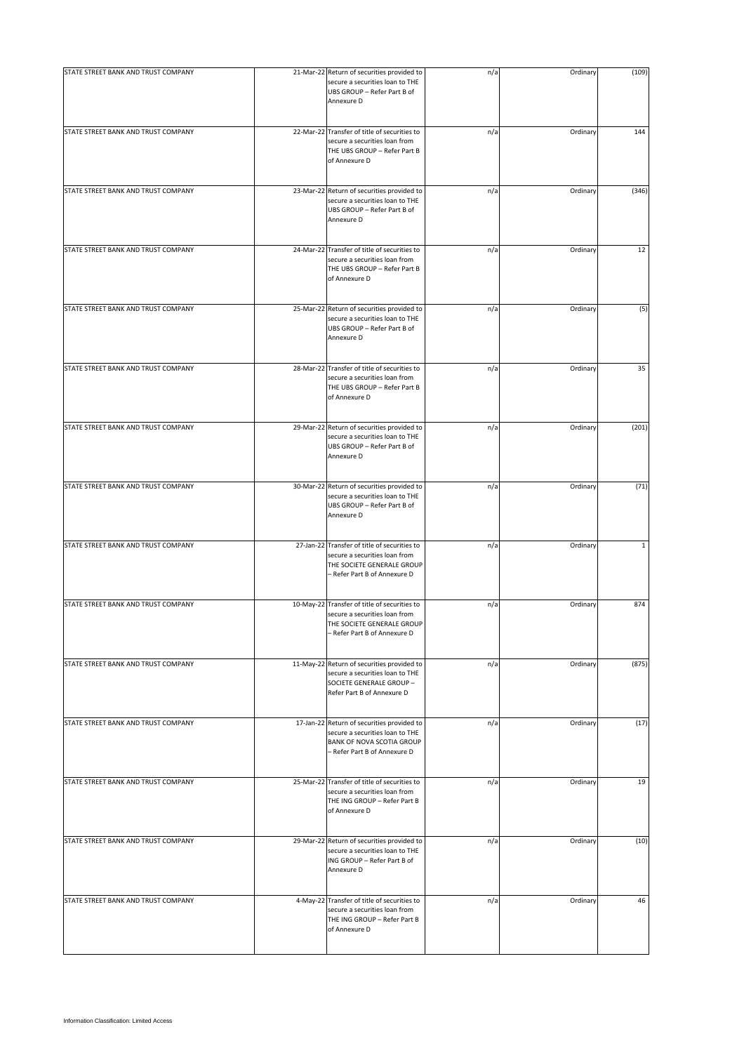| | | | | | |
|---|---|---|---|---|---|
| STATE STREET BANK AND TRUST COMPANY | 21-Mar-22 | Return of securities provided to secure a securities loan to THE UBS GROUP – Refer Part B of Annexure D | n/a | Ordinary | (109) |
| STATE STREET BANK AND TRUST COMPANY | 22-Mar-22 | Transfer of title of securities to secure a securities loan from THE UBS GROUP – Refer Part B of Annexure D | n/a | Ordinary | 144 |
| STATE STREET BANK AND TRUST COMPANY | 23-Mar-22 | Return of securities provided to secure a securities loan to THE UBS GROUP – Refer Part B of Annexure D | n/a | Ordinary | (346) |
| STATE STREET BANK AND TRUST COMPANY | 24-Mar-22 | Transfer of title of securities to secure a securities loan from THE UBS GROUP – Refer Part B of Annexure D | n/a | Ordinary | 12 |
| STATE STREET BANK AND TRUST COMPANY | 25-Mar-22 | Return of securities provided to secure a securities loan to THE UBS GROUP – Refer Part B of Annexure D | n/a | Ordinary | (5) |
| STATE STREET BANK AND TRUST COMPANY | 28-Mar-22 | Transfer of title of securities to secure a securities loan from THE UBS GROUP – Refer Part B of Annexure D | n/a | Ordinary | 35 |
| STATE STREET BANK AND TRUST COMPANY | 29-Mar-22 | Return of securities provided to secure a securities loan to THE UBS GROUP – Refer Part B of Annexure D | n/a | Ordinary | (201) |
| STATE STREET BANK AND TRUST COMPANY | 30-Mar-22 | Return of securities provided to secure a securities loan to THE UBS GROUP – Refer Part B of Annexure D | n/a | Ordinary | (71) |
| STATE STREET BANK AND TRUST COMPANY | 27-Jan-22 | Transfer of title of securities to secure a securities loan from THE SOCIETE GENERALE GROUP – Refer Part B of Annexure D | n/a | Ordinary | 1 |
| STATE STREET BANK AND TRUST COMPANY | 10-May-22 | Transfer of title of securities to secure a securities loan from THE SOCIETE GENERALE GROUP – Refer Part B of Annexure D | n/a | Ordinary | 874 |
| STATE STREET BANK AND TRUST COMPANY | 11-May-22 | Return of securities provided to secure a securities loan to THE SOCIETE GENERALE GROUP – Refer Part B of Annexure D | n/a | Ordinary | (875) |
| STATE STREET BANK AND TRUST COMPANY | 17-Jan-22 | Return of securities provided to secure a securities loan to THE BANK OF NOVA SCOTIA GROUP – Refer Part B of Annexure D | n/a | Ordinary | (17) |
| STATE STREET BANK AND TRUST COMPANY | 25-Mar-22 | Transfer of title of securities to secure a securities loan from THE ING GROUP – Refer Part B of Annexure D | n/a | Ordinary | 19 |
| STATE STREET BANK AND TRUST COMPANY | 29-Mar-22 | Return of securities provided to secure a securities loan to THE ING GROUP – Refer Part B of Annexure D | n/a | Ordinary | (10) |
| STATE STREET BANK AND TRUST COMPANY | 4-May-22 | Transfer of title of securities to secure a securities loan from THE ING GROUP – Refer Part B of Annexure D | n/a | Ordinary | 46 |

Information Classification: Limited Access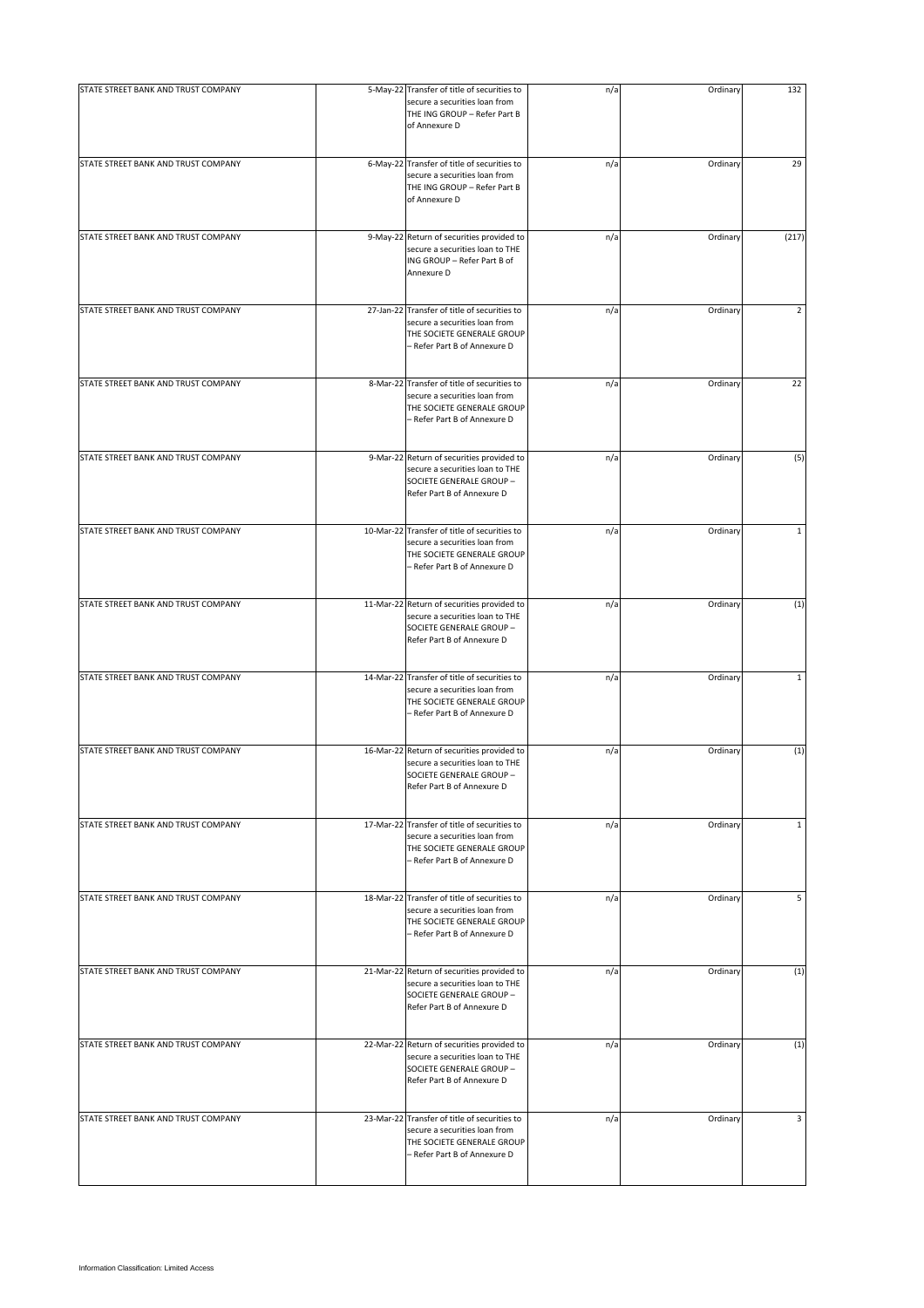| | | | | | |
|---|---|---|---|---|---|
| STATE STREET BANK AND TRUST COMPANY | 5-May-22 | Transfer of title of securities to secure a securities loan from THE ING GROUP – Refer Part B of Annexure D | n/a | Ordinary | 132 |
| STATE STREET BANK AND TRUST COMPANY | 6-May-22 | Transfer of title of securities to secure a securities loan from THE ING GROUP – Refer Part B of Annexure D | n/a | Ordinary | 29 |
| STATE STREET BANK AND TRUST COMPANY | 9-May-22 | Return of securities provided to secure a securities loan to THE ING GROUP – Refer Part B of Annexure D | n/a | Ordinary | (217) |
| STATE STREET BANK AND TRUST COMPANY | 27-Jan-22 | Transfer of title of securities to secure a securities loan from THE SOCIETE GENERALE GROUP – Refer Part B of Annexure D | n/a | Ordinary | 2 |
| STATE STREET BANK AND TRUST COMPANY | 8-Mar-22 | Transfer of title of securities to secure a securities loan from THE SOCIETE GENERALE GROUP – Refer Part B of Annexure D | n/a | Ordinary | 22 |
| STATE STREET BANK AND TRUST COMPANY | 9-Mar-22 | Return of securities provided to secure a securities loan to THE SOCIETE GENERALE GROUP – Refer Part B of Annexure D | n/a | Ordinary | (5) |
| STATE STREET BANK AND TRUST COMPANY | 10-Mar-22 | Transfer of title of securities to secure a securities loan from THE SOCIETE GENERALE GROUP – Refer Part B of Annexure D | n/a | Ordinary | 1 |
| STATE STREET BANK AND TRUST COMPANY | 11-Mar-22 | Return of securities provided to secure a securities loan to THE SOCIETE GENERALE GROUP – Refer Part B of Annexure D | n/a | Ordinary | (1) |
| STATE STREET BANK AND TRUST COMPANY | 14-Mar-22 | Transfer of title of securities to secure a securities loan from THE SOCIETE GENERALE GROUP – Refer Part B of Annexure D | n/a | Ordinary | 1 |
| STATE STREET BANK AND TRUST COMPANY | 16-Mar-22 | Return of securities provided to secure a securities loan to THE SOCIETE GENERALE GROUP – Refer Part B of Annexure D | n/a | Ordinary | (1) |
| STATE STREET BANK AND TRUST COMPANY | 17-Mar-22 | Transfer of title of securities to secure a securities loan from THE SOCIETE GENERALE GROUP – Refer Part B of Annexure D | n/a | Ordinary | 1 |
| STATE STREET BANK AND TRUST COMPANY | 18-Mar-22 | Transfer of title of securities to secure a securities loan from THE SOCIETE GENERALE GROUP – Refer Part B of Annexure D | n/a | Ordinary | 5 |
| STATE STREET BANK AND TRUST COMPANY | 21-Mar-22 | Return of securities provided to secure a securities loan to THE SOCIETE GENERALE GROUP – Refer Part B of Annexure D | n/a | Ordinary | (1) |
| STATE STREET BANK AND TRUST COMPANY | 22-Mar-22 | Return of securities provided to secure a securities loan to THE SOCIETE GENERALE GROUP – Refer Part B of Annexure D | n/a | Ordinary | (1) |
| STATE STREET BANK AND TRUST COMPANY | 23-Mar-22 | Transfer of title of securities to secure a securities loan from THE SOCIETE GENERALE GROUP – Refer Part B of Annexure D | n/a | Ordinary | 3 |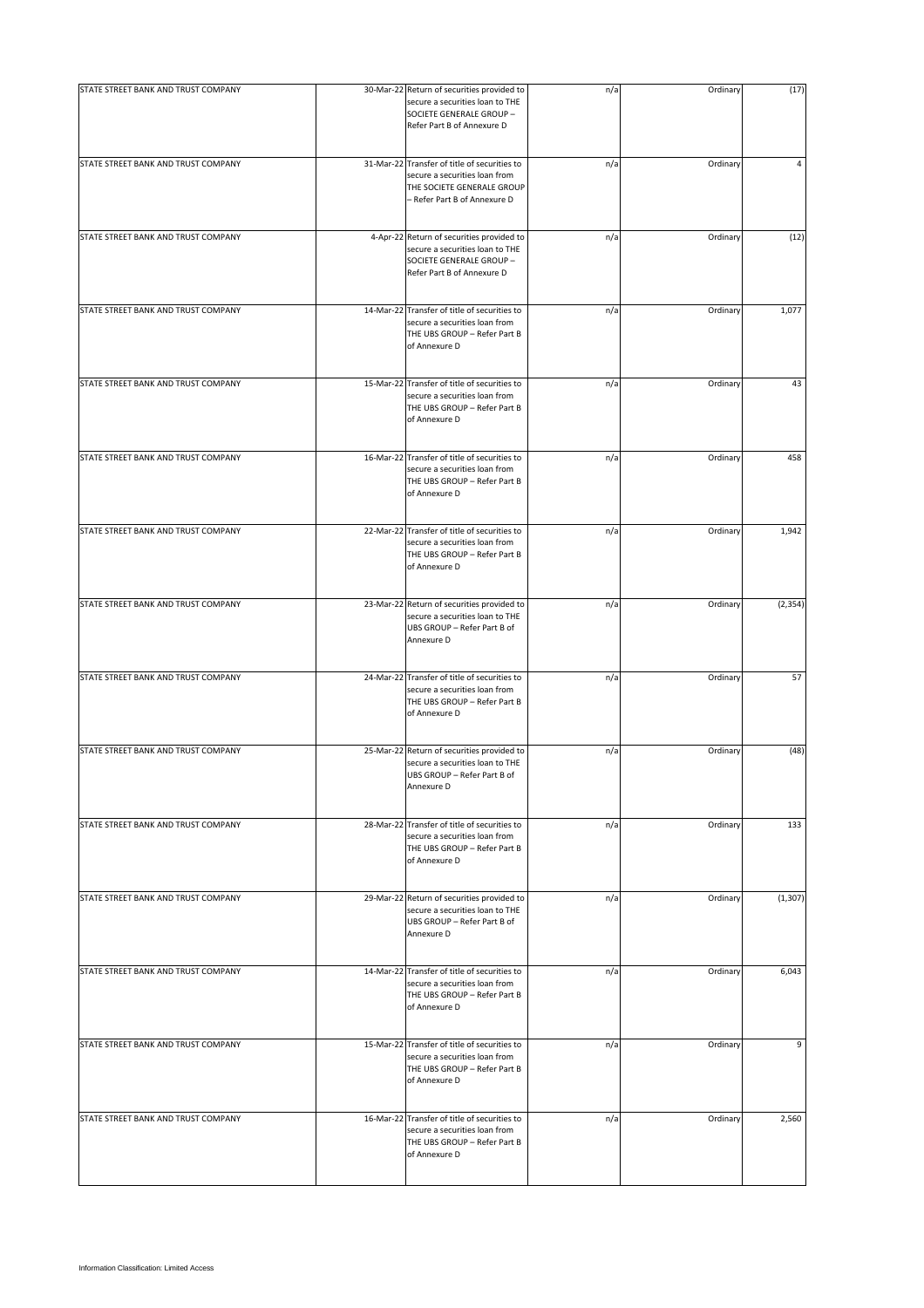| | | | | | |
|---|---|---|---|---|---|
| STATE STREET BANK AND TRUST COMPANY | 30-Mar-22 | Return of securities provided to secure a securities loan to THE SOCIETE GENERALE GROUP – Refer Part B of Annexure D | n/a | Ordinary | (17) |
| STATE STREET BANK AND TRUST COMPANY | 31-Mar-22 | Transfer of title of securities to secure a securities loan from THE SOCIETE GENERALE GROUP – Refer Part B of Annexure D | n/a | Ordinary | 4 |
| STATE STREET BANK AND TRUST COMPANY | 4-Apr-22 | Return of securities provided to secure a securities loan to THE SOCIETE GENERALE GROUP – Refer Part B of Annexure D | n/a | Ordinary | (12) |
| STATE STREET BANK AND TRUST COMPANY | 14-Mar-22 | Transfer of title of securities to secure a securities loan from THE UBS GROUP – Refer Part B of Annexure D | n/a | Ordinary | 1,077 |
| STATE STREET BANK AND TRUST COMPANY | 15-Mar-22 | Transfer of title of securities to secure a securities loan from THE UBS GROUP – Refer Part B of Annexure D | n/a | Ordinary | 43 |
| STATE STREET BANK AND TRUST COMPANY | 16-Mar-22 | Transfer of title of securities to secure a securities loan from THE UBS GROUP – Refer Part B of Annexure D | n/a | Ordinary | 458 |
| STATE STREET BANK AND TRUST COMPANY | 22-Mar-22 | Transfer of title of securities to secure a securities loan from THE UBS GROUP – Refer Part B of Annexure D | n/a | Ordinary | 1,942 |
| STATE STREET BANK AND TRUST COMPANY | 23-Mar-22 | Return of securities provided to secure a securities loan to THE UBS GROUP – Refer Part B of Annexure D | n/a | Ordinary | (2,354) |
| STATE STREET BANK AND TRUST COMPANY | 24-Mar-22 | Transfer of title of securities to secure a securities loan from THE UBS GROUP – Refer Part B of Annexure D | n/a | Ordinary | 57 |
| STATE STREET BANK AND TRUST COMPANY | 25-Mar-22 | Return of securities provided to secure a securities loan to THE UBS GROUP – Refer Part B of Annexure D | n/a | Ordinary | (48) |
| STATE STREET BANK AND TRUST COMPANY | 28-Mar-22 | Transfer of title of securities to secure a securities loan from THE UBS GROUP – Refer Part B of Annexure D | n/a | Ordinary | 133 |
| STATE STREET BANK AND TRUST COMPANY | 29-Mar-22 | Return of securities provided to secure a securities loan to THE UBS GROUP – Refer Part B of Annexure D | n/a | Ordinary | (1,307) |
| STATE STREET BANK AND TRUST COMPANY | 14-Mar-22 | Transfer of title of securities to secure a securities loan from THE UBS GROUP – Refer Part B of Annexure D | n/a | Ordinary | 6,043 |
| STATE STREET BANK AND TRUST COMPANY | 15-Mar-22 | Transfer of title of securities to secure a securities loan from THE UBS GROUP – Refer Part B of Annexure D | n/a | Ordinary | 9 |
| STATE STREET BANK AND TRUST COMPANY | 16-Mar-22 | Transfer of title of securities to secure a securities loan from THE UBS GROUP – Refer Part B of Annexure D | n/a | Ordinary | 2,560 |

Information Classification: Limited Access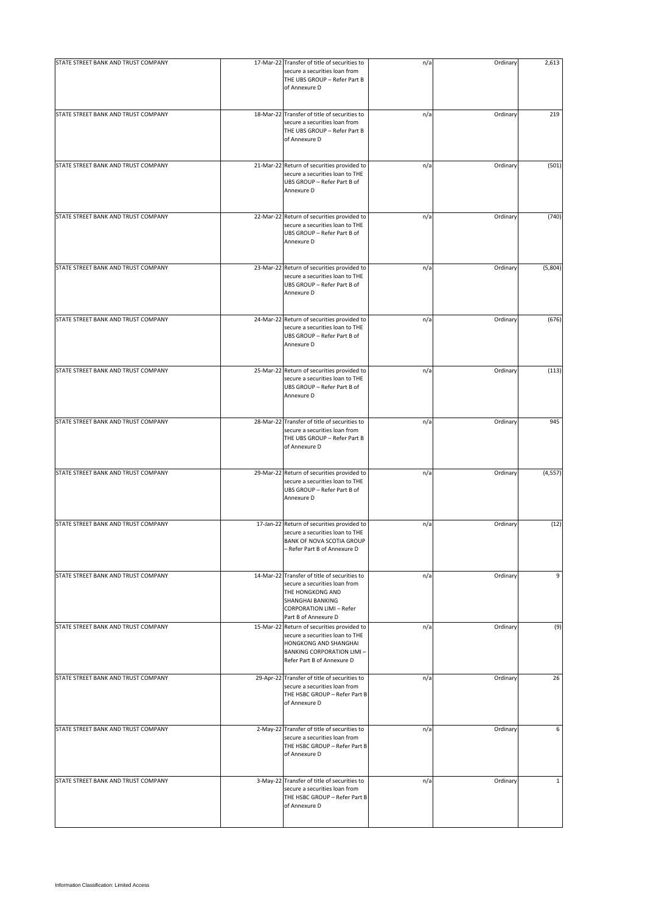| | | | | | |
|---|---|---|---|---|---|
| STATE STREET BANK AND TRUST COMPANY | 17-Mar-22 | Transfer of title of securities to secure a securities loan from THE UBS GROUP – Refer Part B of Annexure D | n/a | Ordinary | 2,613 |
| STATE STREET BANK AND TRUST COMPANY | 18-Mar-22 | Transfer of title of securities to secure a securities loan from THE UBS GROUP – Refer Part B of Annexure D | n/a | Ordinary | 219 |
| STATE STREET BANK AND TRUST COMPANY | 21-Mar-22 | Return of securities provided to secure a securities loan to THE UBS GROUP – Refer Part B of Annexure D | n/a | Ordinary | (501) |
| STATE STREET BANK AND TRUST COMPANY | 22-Mar-22 | Return of securities provided to secure a securities loan to THE UBS GROUP – Refer Part B of Annexure D | n/a | Ordinary | (740) |
| STATE STREET BANK AND TRUST COMPANY | 23-Mar-22 | Return of securities provided to secure a securities loan to THE UBS GROUP – Refer Part B of Annexure D | n/a | Ordinary | (5,804) |
| STATE STREET BANK AND TRUST COMPANY | 24-Mar-22 | Return of securities provided to secure a securities loan to THE UBS GROUP – Refer Part B of Annexure D | n/a | Ordinary | (676) |
| STATE STREET BANK AND TRUST COMPANY | 25-Mar-22 | Return of securities provided to secure a securities loan to THE UBS GROUP – Refer Part B of Annexure D | n/a | Ordinary | (113) |
| STATE STREET BANK AND TRUST COMPANY | 28-Mar-22 | Transfer of title of securities to secure a securities loan from THE UBS GROUP – Refer Part B of Annexure D | n/a | Ordinary | 945 |
| STATE STREET BANK AND TRUST COMPANY | 29-Mar-22 | Return of securities provided to secure a securities loan to THE UBS GROUP – Refer Part B of Annexure D | n/a | Ordinary | (4,557) |
| STATE STREET BANK AND TRUST COMPANY | 17-Jan-22 | Return of securities provided to secure a securities loan to THE BANK OF NOVA SCOTIA GROUP – Refer Part B of Annexure D | n/a | Ordinary | (12) |
| STATE STREET BANK AND TRUST COMPANY | 14-Mar-22 | Transfer of title of securities to secure a securities loan from THE HONGKONG AND SHANGHAI BANKING CORPORATION LIMI – Refer Part B of Annexure D | n/a | Ordinary | 9 |
| STATE STREET BANK AND TRUST COMPANY | 15-Mar-22 | Return of securities provided to secure a securities loan to THE HONGKONG AND SHANGHAI BANKING CORPORATION LIMI – Refer Part B of Annexure D | n/a | Ordinary | (9) |
| STATE STREET BANK AND TRUST COMPANY | 29-Apr-22 | Transfer of title of securities to secure a securities loan from THE HSBC GROUP – Refer Part B of Annexure D | n/a | Ordinary | 26 |
| STATE STREET BANK AND TRUST COMPANY | 2-May-22 | Transfer of title of securities to secure a securities loan from THE HSBC GROUP – Refer Part B of Annexure D | n/a | Ordinary | 6 |
| STATE STREET BANK AND TRUST COMPANY | 3-May-22 | Transfer of title of securities to secure a securities loan from THE HSBC GROUP – Refer Part B of Annexure D | n/a | Ordinary | 1 |

Information Classification: Limited Access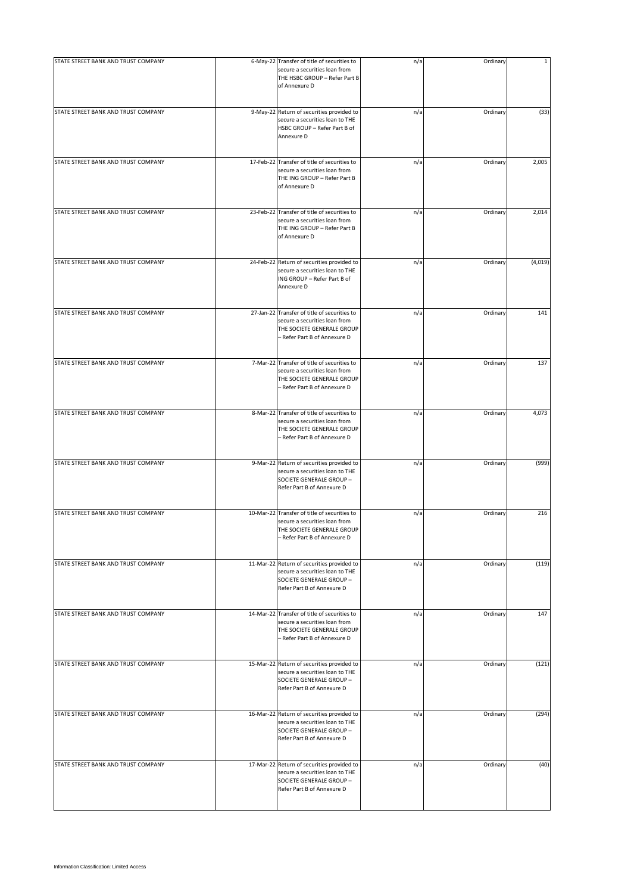| | | | | | |
|---|---|---|---|---|---|
| STATE STREET BANK AND TRUST COMPANY | 6-May-22 | Transfer of title of securities to secure a securities loan from THE HSBC GROUP – Refer Part B of Annexure D | n/a | Ordinary | 1 |
| STATE STREET BANK AND TRUST COMPANY | 9-May-22 | Return of securities provided to secure a securities loan to THE HSBC GROUP – Refer Part B of Annexure D | n/a | Ordinary | (33) |
| STATE STREET BANK AND TRUST COMPANY | 17-Feb-22 | Transfer of title of securities to secure a securities loan from THE ING GROUP – Refer Part B of Annexure D | n/a | Ordinary | 2,005 |
| STATE STREET BANK AND TRUST COMPANY | 23-Feb-22 | Transfer of title of securities to secure a securities loan from THE ING GROUP – Refer Part B of Annexure D | n/a | Ordinary | 2,014 |
| STATE STREET BANK AND TRUST COMPANY | 24-Feb-22 | Return of securities provided to secure a securities loan to THE ING GROUP – Refer Part B of Annexure D | n/a | Ordinary | (4,019) |
| STATE STREET BANK AND TRUST COMPANY | 27-Jan-22 | Transfer of title of securities to secure a securities loan from THE SOCIETE GENERALE GROUP – Refer Part B of Annexure D | n/a | Ordinary | 141 |
| STATE STREET BANK AND TRUST COMPANY | 7-Mar-22 | Transfer of title of securities to secure a securities loan from THE SOCIETE GENERALE GROUP – Refer Part B of Annexure D | n/a | Ordinary | 137 |
| STATE STREET BANK AND TRUST COMPANY | 8-Mar-22 | Transfer of title of securities to secure a securities loan from THE SOCIETE GENERALE GROUP – Refer Part B of Annexure D | n/a | Ordinary | 4,073 |
| STATE STREET BANK AND TRUST COMPANY | 9-Mar-22 | Return of securities provided to secure a securities loan to THE SOCIETE GENERALE GROUP – Refer Part B of Annexure D | n/a | Ordinary | (999) |
| STATE STREET BANK AND TRUST COMPANY | 10-Mar-22 | Transfer of title of securities to secure a securities loan from THE SOCIETE GENERALE GROUP – Refer Part B of Annexure D | n/a | Ordinary | 216 |
| STATE STREET BANK AND TRUST COMPANY | 11-Mar-22 | Return of securities provided to secure a securities loan to THE SOCIETE GENERALE GROUP – Refer Part B of Annexure D | n/a | Ordinary | (119) |
| STATE STREET BANK AND TRUST COMPANY | 14-Mar-22 | Transfer of title of securities to secure a securities loan from THE SOCIETE GENERALE GROUP – Refer Part B of Annexure D | n/a | Ordinary | 147 |
| STATE STREET BANK AND TRUST COMPANY | 15-Mar-22 | Return of securities provided to secure a securities loan to THE SOCIETE GENERALE GROUP – Refer Part B of Annexure D | n/a | Ordinary | (121) |
| STATE STREET BANK AND TRUST COMPANY | 16-Mar-22 | Return of securities provided to secure a securities loan to THE SOCIETE GENERALE GROUP – Refer Part B of Annexure D | n/a | Ordinary | (294) |
| STATE STREET BANK AND TRUST COMPANY | 17-Mar-22 | Return of securities provided to secure a securities loan to THE SOCIETE GENERALE GROUP – Refer Part B of Annexure D | n/a | Ordinary | (40) |

Information Classification: Limited Access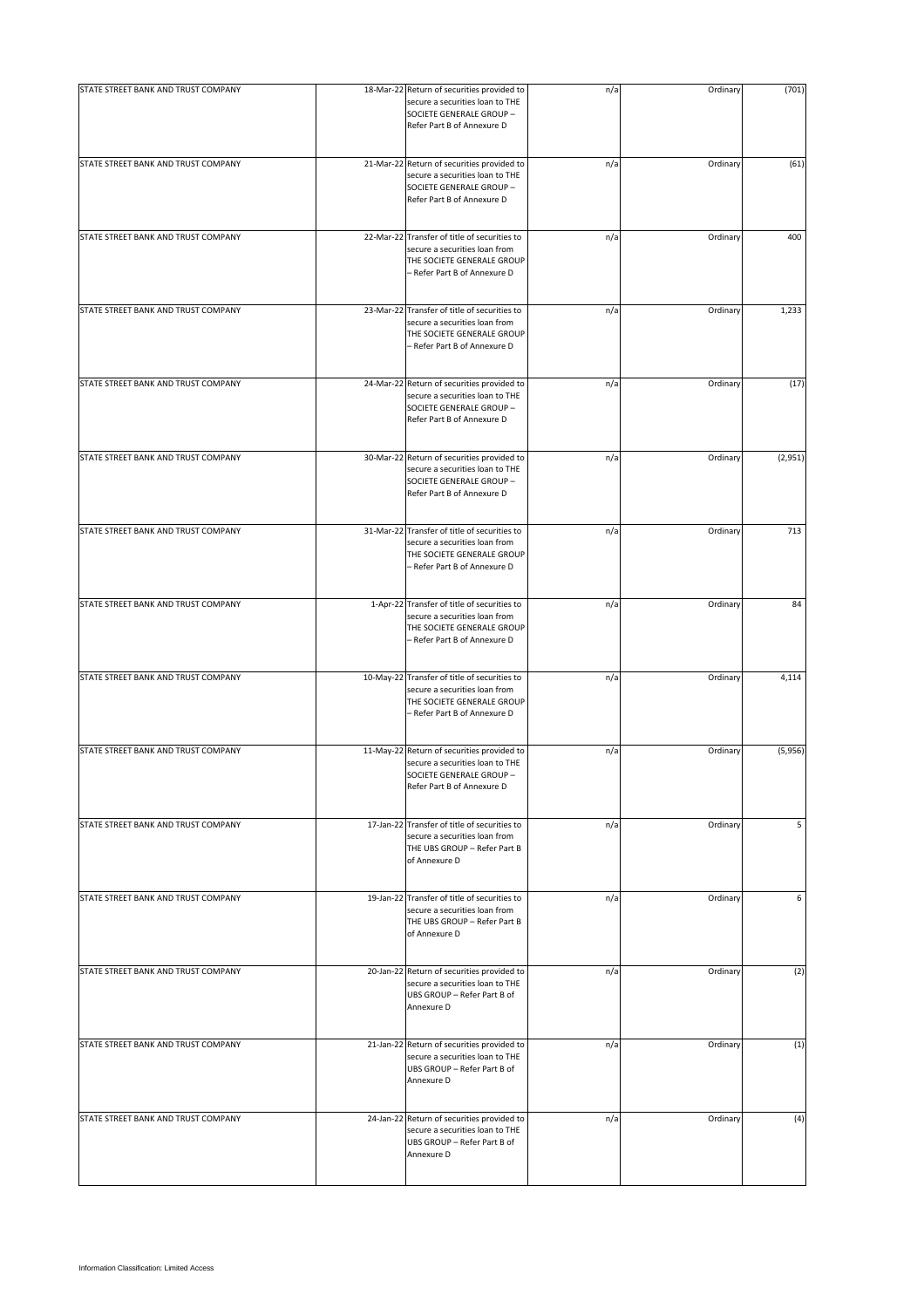| | | | | | |
|---|---|---|---|---|---|
| STATE STREET BANK AND TRUST COMPANY | 18-Mar-22 | Return of securities provided to secure a securities loan to THE SOCIETE GENERALE GROUP – Refer Part B of Annexure D | n/a | Ordinary | (701) |
| STATE STREET BANK AND TRUST COMPANY | 21-Mar-22 | Return of securities provided to secure a securities loan to THE SOCIETE GENERALE GROUP – Refer Part B of Annexure D | n/a | Ordinary | (61) |
| STATE STREET BANK AND TRUST COMPANY | 22-Mar-22 | Transfer of title of securities to secure a securities loan from THE SOCIETE GENERALE GROUP – Refer Part B of Annexure D | n/a | Ordinary | 400 |
| STATE STREET BANK AND TRUST COMPANY | 23-Mar-22 | Transfer of title of securities to secure a securities loan from THE SOCIETE GENERALE GROUP – Refer Part B of Annexure D | n/a | Ordinary | 1,233 |
| STATE STREET BANK AND TRUST COMPANY | 24-Mar-22 | Return of securities provided to secure a securities loan to THE SOCIETE GENERALE GROUP – Refer Part B of Annexure D | n/a | Ordinary | (17) |
| STATE STREET BANK AND TRUST COMPANY | 30-Mar-22 | Return of securities provided to secure a securities loan to THE SOCIETE GENERALE GROUP – Refer Part B of Annexure D | n/a | Ordinary | (2,951) |
| STATE STREET BANK AND TRUST COMPANY | 31-Mar-22 | Transfer of title of securities to secure a securities loan from THE SOCIETE GENERALE GROUP – Refer Part B of Annexure D | n/a | Ordinary | 713 |
| STATE STREET BANK AND TRUST COMPANY | 1-Apr-22 | Transfer of title of securities to secure a securities loan from THE SOCIETE GENERALE GROUP – Refer Part B of Annexure D | n/a | Ordinary | 84 |
| STATE STREET BANK AND TRUST COMPANY | 10-May-22 | Transfer of title of securities to secure a securities loan from THE SOCIETE GENERALE GROUP – Refer Part B of Annexure D | n/a | Ordinary | 4,114 |
| STATE STREET BANK AND TRUST COMPANY | 11-May-22 | Return of securities provided to secure a securities loan to THE SOCIETE GENERALE GROUP – Refer Part B of Annexure D | n/a | Ordinary | (5,956) |
| STATE STREET BANK AND TRUST COMPANY | 17-Jan-22 | Transfer of title of securities to secure a securities loan from THE UBS GROUP – Refer Part B of Annexure D | n/a | Ordinary | 5 |
| STATE STREET BANK AND TRUST COMPANY | 19-Jan-22 | Transfer of title of securities to secure a securities loan from THE UBS GROUP – Refer Part B of Annexure D | n/a | Ordinary | 6 |
| STATE STREET BANK AND TRUST COMPANY | 20-Jan-22 | Return of securities provided to secure a securities loan to THE UBS GROUP – Refer Part B of Annexure D | n/a | Ordinary | (2) |
| STATE STREET BANK AND TRUST COMPANY | 21-Jan-22 | Return of securities provided to secure a securities loan to THE UBS GROUP – Refer Part B of Annexure D | n/a | Ordinary | (1) |
| STATE STREET BANK AND TRUST COMPANY | 24-Jan-22 | Return of securities provided to secure a securities loan to THE UBS GROUP – Refer Part B of Annexure D | n/a | Ordinary | (4) |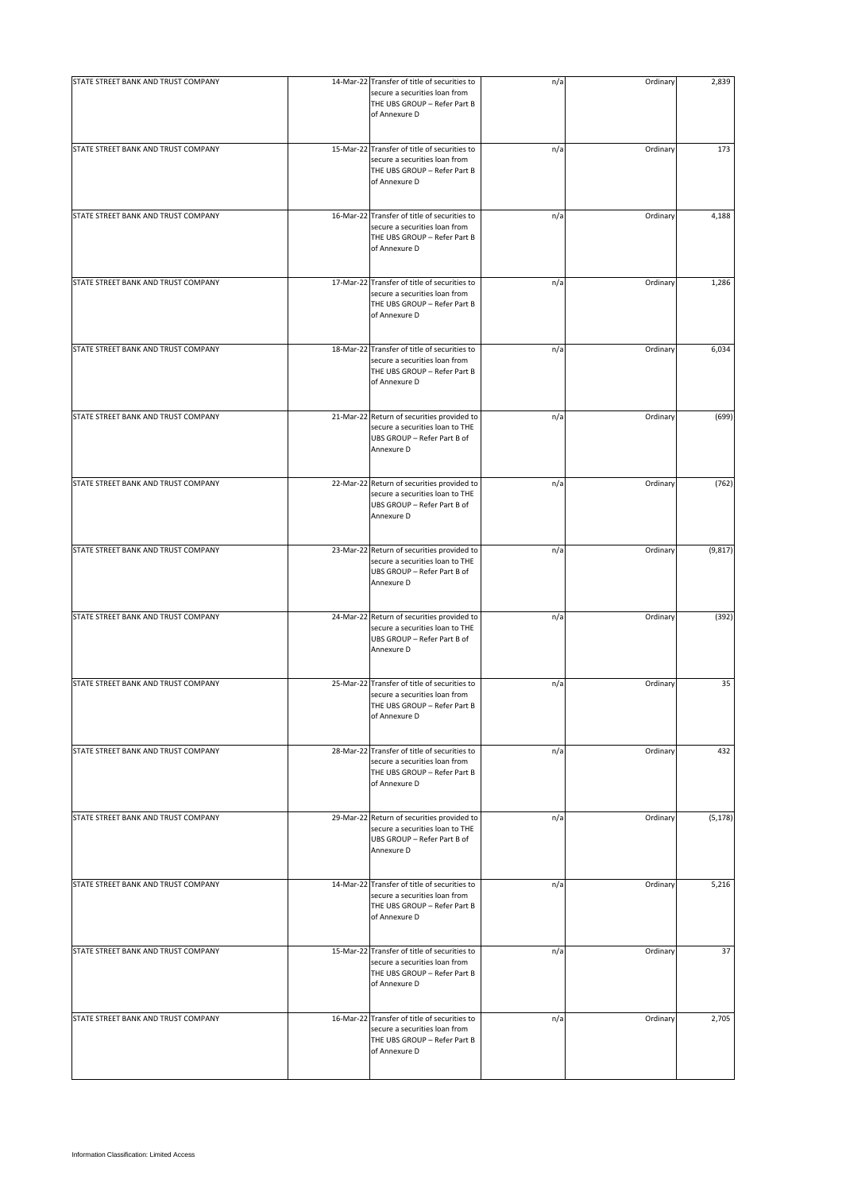| | | | | | |
|---|---|---|---|---|---|
| STATE STREET BANK AND TRUST COMPANY | 14-Mar-22 | Transfer of title of securities to secure a securities loan from THE UBS GROUP – Refer Part B of Annexure D | n/a | Ordinary | 2,839 |
| STATE STREET BANK AND TRUST COMPANY | 15-Mar-22 | Transfer of title of securities to secure a securities loan from THE UBS GROUP – Refer Part B of Annexure D | n/a | Ordinary | 173 |
| STATE STREET BANK AND TRUST COMPANY | 16-Mar-22 | Transfer of title of securities to secure a securities loan from THE UBS GROUP – Refer Part B of Annexure D | n/a | Ordinary | 4,188 |
| STATE STREET BANK AND TRUST COMPANY | 17-Mar-22 | Transfer of title of securities to secure a securities loan from THE UBS GROUP – Refer Part B of Annexure D | n/a | Ordinary | 1,286 |
| STATE STREET BANK AND TRUST COMPANY | 18-Mar-22 | Transfer of title of securities to secure a securities loan from THE UBS GROUP – Refer Part B of Annexure D | n/a | Ordinary | 6,034 |
| STATE STREET BANK AND TRUST COMPANY | 21-Mar-22 | Return of securities provided to secure a securities loan to THE UBS GROUP – Refer Part B of Annexure D | n/a | Ordinary | (699) |
| STATE STREET BANK AND TRUST COMPANY | 22-Mar-22 | Return of securities provided to secure a securities loan to THE UBS GROUP – Refer Part B of Annexure D | n/a | Ordinary | (762) |
| STATE STREET BANK AND TRUST COMPANY | 23-Mar-22 | Return of securities provided to secure a securities loan to THE UBS GROUP – Refer Part B of Annexure D | n/a | Ordinary | (9,817) |
| STATE STREET BANK AND TRUST COMPANY | 24-Mar-22 | Return of securities provided to secure a securities loan to THE UBS GROUP – Refer Part B of Annexure D | n/a | Ordinary | (392) |
| STATE STREET BANK AND TRUST COMPANY | 25-Mar-22 | Transfer of title of securities to secure a securities loan from THE UBS GROUP – Refer Part B of Annexure D | n/a | Ordinary | 35 |
| STATE STREET BANK AND TRUST COMPANY | 28-Mar-22 | Transfer of title of securities to secure a securities loan from THE UBS GROUP – Refer Part B of Annexure D | n/a | Ordinary | 432 |
| STATE STREET BANK AND TRUST COMPANY | 29-Mar-22 | Return of securities provided to secure a securities loan to THE UBS GROUP – Refer Part B of Annexure D | n/a | Ordinary | (5,178) |
| STATE STREET BANK AND TRUST COMPANY | 14-Mar-22 | Transfer of title of securities to secure a securities loan from THE UBS GROUP – Refer Part B of Annexure D | n/a | Ordinary | 5,216 |
| STATE STREET BANK AND TRUST COMPANY | 15-Mar-22 | Transfer of title of securities to secure a securities loan from THE UBS GROUP – Refer Part B of Annexure D | n/a | Ordinary | 37 |
| STATE STREET BANK AND TRUST COMPANY | 16-Mar-22 | Transfer of title of securities to secure a securities loan from THE UBS GROUP – Refer Part B of Annexure D | n/a | Ordinary | 2,705 |

Information Classification: Limited Access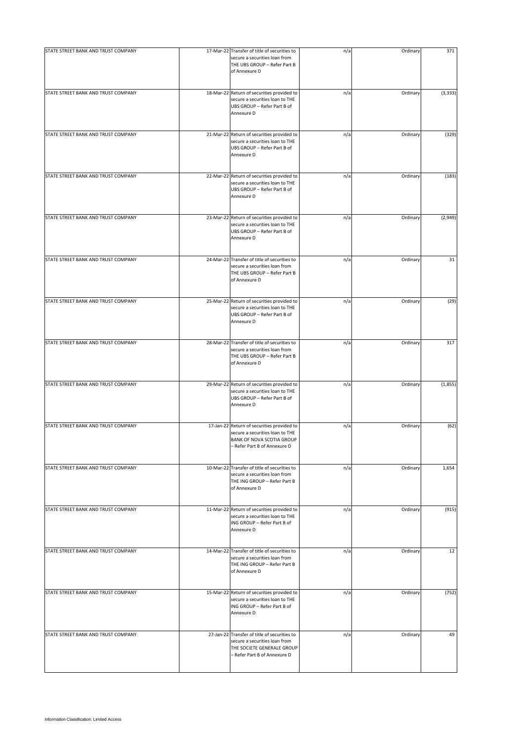| | | | | | |
|---|---|---|---|---|---|
| STATE STREET BANK AND TRUST COMPANY | 17-Mar-22 | Transfer of title of securities to secure a securities loan from THE UBS GROUP – Refer Part B of Annexure D | n/a | Ordinary | 371 |
| STATE STREET BANK AND TRUST COMPANY | 18-Mar-22 | Return of securities provided to secure a securities loan to THE UBS GROUP – Refer Part B of Annexure D | n/a | Ordinary | (3,333) |
| STATE STREET BANK AND TRUST COMPANY | 21-Mar-22 | Return of securities provided to secure a securities loan to THE UBS GROUP – Refer Part B of Annexure D | n/a | Ordinary | (329) |
| STATE STREET BANK AND TRUST COMPANY | 22-Mar-22 | Return of securities provided to secure a securities loan to THE UBS GROUP – Refer Part B of Annexure D | n/a | Ordinary | (183) |
| STATE STREET BANK AND TRUST COMPANY | 23-Mar-22 | Return of securities provided to secure a securities loan to THE UBS GROUP – Refer Part B of Annexure D | n/a | Ordinary | (2,949) |
| STATE STREET BANK AND TRUST COMPANY | 24-Mar-22 | Transfer of title of securities to secure a securities loan from THE UBS GROUP – Refer Part B of Annexure D | n/a | Ordinary | 31 |
| STATE STREET BANK AND TRUST COMPANY | 25-Mar-22 | Return of securities provided to secure a securities loan to THE UBS GROUP – Refer Part B of Annexure D | n/a | Ordinary | (29) |
| STATE STREET BANK AND TRUST COMPANY | 28-Mar-22 | Transfer of title of securities to secure a securities loan from THE UBS GROUP – Refer Part B of Annexure D | n/a | Ordinary | 317 |
| STATE STREET BANK AND TRUST COMPANY | 29-Mar-22 | Return of securities provided to secure a securities loan to THE UBS GROUP – Refer Part B of Annexure D | n/a | Ordinary | (1,855) |
| STATE STREET BANK AND TRUST COMPANY | 17-Jan-22 | Return of securities provided to secure a securities loan to THE BANK OF NOVA SCOTIA GROUP – Refer Part B of Annexure D | n/a | Ordinary | (62) |
| STATE STREET BANK AND TRUST COMPANY | 10-Mar-22 | Transfer of title of securities to secure a securities loan from THE ING GROUP – Refer Part B of Annexure D | n/a | Ordinary | 1,654 |
| STATE STREET BANK AND TRUST COMPANY | 11-Mar-22 | Return of securities provided to secure a securities loan to THE ING GROUP – Refer Part B of Annexure D | n/a | Ordinary | (915) |
| STATE STREET BANK AND TRUST COMPANY | 14-Mar-22 | Transfer of title of securities to secure a securities loan from THE ING GROUP – Refer Part B of Annexure D | n/a | Ordinary | 12 |
| STATE STREET BANK AND TRUST COMPANY | 15-Mar-22 | Return of securities provided to secure a securities loan to THE ING GROUP – Refer Part B of Annexure D | n/a | Ordinary | (752) |
| STATE STREET BANK AND TRUST COMPANY | 27-Jan-22 | Transfer of title of securities to secure a securities loan from THE SOCIETE GENERALE GROUP – Refer Part B of Annexure D | n/a | Ordinary | 49 |

Information Classification: Limited Access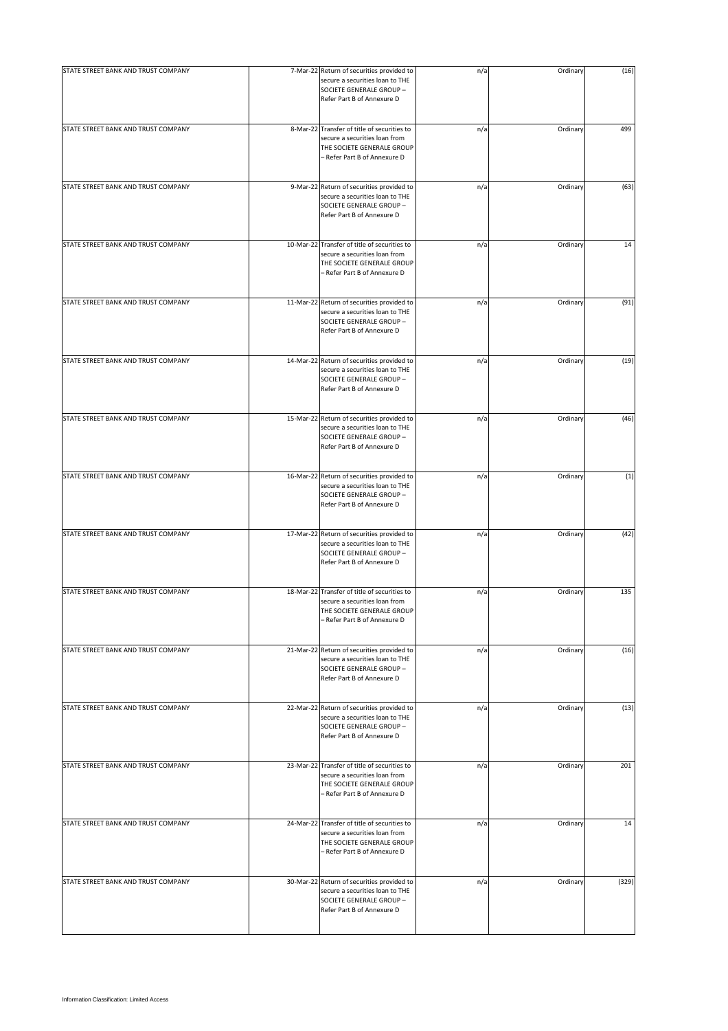| | | | | | |
|---|---|---|---|---|---|
| STATE STREET BANK AND TRUST COMPANY | 7-Mar-22 | Return of securities provided to secure a securities loan to THE SOCIETE GENERALE GROUP – Refer Part B of Annexure D | n/a | Ordinary | (16) |
| STATE STREET BANK AND TRUST COMPANY | 8-Mar-22 | Transfer of title of securities to secure a securities loan from THE SOCIETE GENERALE GROUP – Refer Part B of Annexure D | n/a | Ordinary | 499 |
| STATE STREET BANK AND TRUST COMPANY | 9-Mar-22 | Return of securities provided to secure a securities loan to THE SOCIETE GENERALE GROUP – Refer Part B of Annexure D | n/a | Ordinary | (63) |
| STATE STREET BANK AND TRUST COMPANY | 10-Mar-22 | Transfer of title of securities to secure a securities loan from THE SOCIETE GENERALE GROUP – Refer Part B of Annexure D | n/a | Ordinary | 14 |
| STATE STREET BANK AND TRUST COMPANY | 11-Mar-22 | Return of securities provided to secure a securities loan to THE SOCIETE GENERALE GROUP – Refer Part B of Annexure D | n/a | Ordinary | (91) |
| STATE STREET BANK AND TRUST COMPANY | 14-Mar-22 | Return of securities provided to secure a securities loan to THE SOCIETE GENERALE GROUP – Refer Part B of Annexure D | n/a | Ordinary | (19) |
| STATE STREET BANK AND TRUST COMPANY | 15-Mar-22 | Return of securities provided to secure a securities loan to THE SOCIETE GENERALE GROUP – Refer Part B of Annexure D | n/a | Ordinary | (46) |
| STATE STREET BANK AND TRUST COMPANY | 16-Mar-22 | Return of securities provided to secure a securities loan to THE SOCIETE GENERALE GROUP – Refer Part B of Annexure D | n/a | Ordinary | (1) |
| STATE STREET BANK AND TRUST COMPANY | 17-Mar-22 | Return of securities provided to secure a securities loan to THE SOCIETE GENERALE GROUP – Refer Part B of Annexure D | n/a | Ordinary | (42) |
| STATE STREET BANK AND TRUST COMPANY | 18-Mar-22 | Transfer of title of securities to secure a securities loan from THE SOCIETE GENERALE GROUP – Refer Part B of Annexure D | n/a | Ordinary | 135 |
| STATE STREET BANK AND TRUST COMPANY | 21-Mar-22 | Return of securities provided to secure a securities loan to THE SOCIETE GENERALE GROUP – Refer Part B of Annexure D | n/a | Ordinary | (16) |
| STATE STREET BANK AND TRUST COMPANY | 22-Mar-22 | Return of securities provided to secure a securities loan to THE SOCIETE GENERALE GROUP – Refer Part B of Annexure D | n/a | Ordinary | (13) |
| STATE STREET BANK AND TRUST COMPANY | 23-Mar-22 | Transfer of title of securities to secure a securities loan from THE SOCIETE GENERALE GROUP – Refer Part B of Annexure D | n/a | Ordinary | 201 |
| STATE STREET BANK AND TRUST COMPANY | 24-Mar-22 | Transfer of title of securities to secure a securities loan from THE SOCIETE GENERALE GROUP – Refer Part B of Annexure D | n/a | Ordinary | 14 |
| STATE STREET BANK AND TRUST COMPANY | 30-Mar-22 | Return of securities provided to secure a securities loan to THE SOCIETE GENERALE GROUP – Refer Part B of Annexure D | n/a | Ordinary | (329) |

Information Classification: Limited Access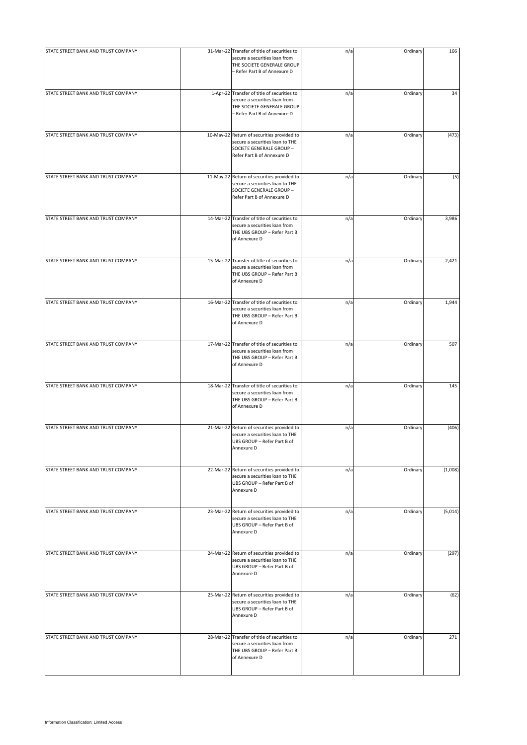| | | | | | |
|---|---|---|---|---|---|
| STATE STREET BANK AND TRUST COMPANY | 31-Mar-22 | Transfer of title of securities to secure a securities loan from THE SOCIETE GENERALE GROUP – Refer Part B of Annexure D | n/a | Ordinary | 166 |
| STATE STREET BANK AND TRUST COMPANY | 1-Apr-22 | Transfer of title of securities to secure a securities loan from THE SOCIETE GENERALE GROUP – Refer Part B of Annexure D | n/a | Ordinary | 34 |
| STATE STREET BANK AND TRUST COMPANY | 10-May-22 | Return of securities provided to secure a securities loan to THE SOCIETE GENERALE GROUP – Refer Part B of Annexure D | n/a | Ordinary | (473) |
| STATE STREET BANK AND TRUST COMPANY | 11-May-22 | Return of securities provided to secure a securities loan to THE SOCIETE GENERALE GROUP – Refer Part B of Annexure D | n/a | Ordinary | (5) |
| STATE STREET BANK AND TRUST COMPANY | 14-Mar-22 | Transfer of title of securities to secure a securities loan from THE UBS GROUP – Refer Part B of Annexure D | n/a | Ordinary | 3,986 |
| STATE STREET BANK AND TRUST COMPANY | 15-Mar-22 | Transfer of title of securities to secure a securities loan from THE UBS GROUP – Refer Part B of Annexure D | n/a | Ordinary | 2,421 |
| STATE STREET BANK AND TRUST COMPANY | 16-Mar-22 | Transfer of title of securities to secure a securities loan from THE UBS GROUP – Refer Part B of Annexure D | n/a | Ordinary | 1,944 |
| STATE STREET BANK AND TRUST COMPANY | 17-Mar-22 | Transfer of title of securities to secure a securities loan from THE UBS GROUP – Refer Part B of Annexure D | n/a | Ordinary | 507 |
| STATE STREET BANK AND TRUST COMPANY | 18-Mar-22 | Transfer of title of securities to secure a securities loan from THE UBS GROUP – Refer Part B of Annexure D | n/a | Ordinary | 145 |
| STATE STREET BANK AND TRUST COMPANY | 21-Mar-22 | Return of securities provided to secure a securities loan to THE UBS GROUP – Refer Part B of Annexure D | n/a | Ordinary | (406) |
| STATE STREET BANK AND TRUST COMPANY | 22-Mar-22 | Return of securities provided to secure a securities loan to THE UBS GROUP – Refer Part B of Annexure D | n/a | Ordinary | (1,008) |
| STATE STREET BANK AND TRUST COMPANY | 23-Mar-22 | Return of securities provided to secure a securities loan to THE UBS GROUP – Refer Part B of Annexure D | n/a | Ordinary | (5,014) |
| STATE STREET BANK AND TRUST COMPANY | 24-Mar-22 | Return of securities provided to secure a securities loan to THE UBS GROUP – Refer Part B of Annexure D | n/a | Ordinary | (297) |
| STATE STREET BANK AND TRUST COMPANY | 25-Mar-22 | Return of securities provided to secure a securities loan to THE UBS GROUP – Refer Part B of Annexure D | n/a | Ordinary | (62) |
| STATE STREET BANK AND TRUST COMPANY | 28-Mar-22 | Transfer of title of securities to secure a securities loan from THE UBS GROUP – Refer Part B of Annexure D | n/a | Ordinary | 271 |

Information Classification: Limited Access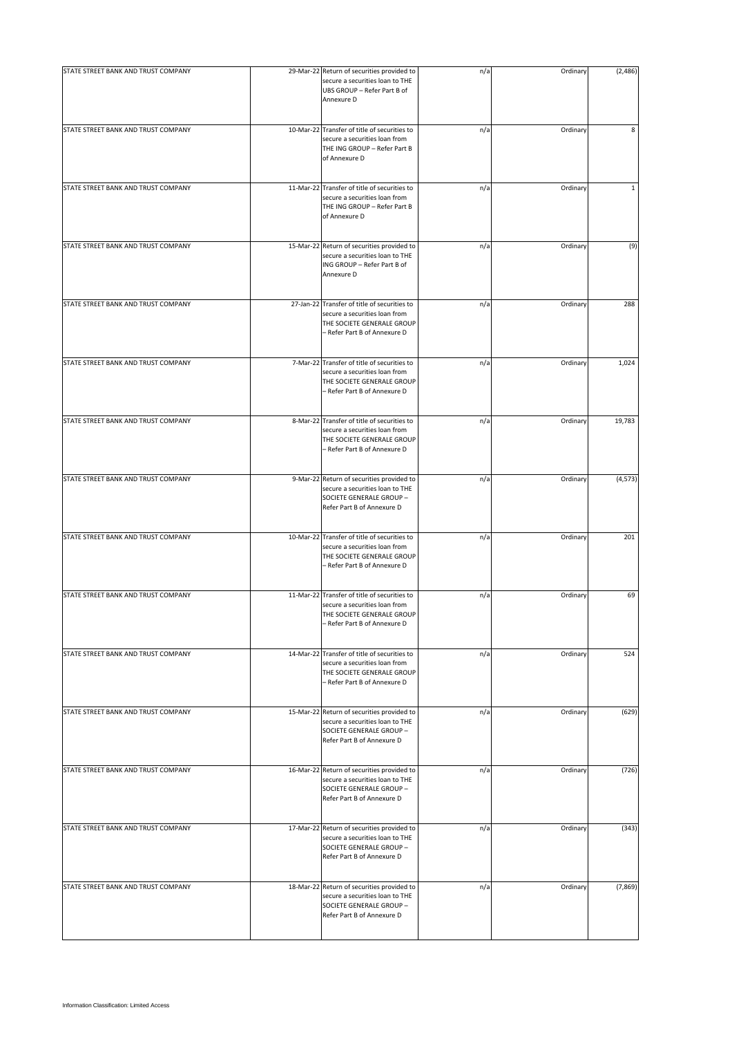| | | | | | |
|---|---|---|---|---|---|
| STATE STREET BANK AND TRUST COMPANY | 29-Mar-22 | Return of securities provided to secure a securities loan to THE UBS GROUP – Refer Part B of Annexure D | n/a | Ordinary | (2,486) |
| STATE STREET BANK AND TRUST COMPANY | 10-Mar-22 | Transfer of title of securities to secure a securities loan from THE ING GROUP – Refer Part B of Annexure D | n/a | Ordinary | 8 |
| STATE STREET BANK AND TRUST COMPANY | 11-Mar-22 | Transfer of title of securities to secure a securities loan from THE ING GROUP – Refer Part B of Annexure D | n/a | Ordinary | 1 |
| STATE STREET BANK AND TRUST COMPANY | 15-Mar-22 | Return of securities provided to secure a securities loan to THE ING GROUP – Refer Part B of Annexure D | n/a | Ordinary | (9) |
| STATE STREET BANK AND TRUST COMPANY | 27-Jan-22 | Transfer of title of securities to secure a securities loan from THE SOCIETE GENERALE GROUP – Refer Part B of Annexure D | n/a | Ordinary | 288 |
| STATE STREET BANK AND TRUST COMPANY | 7-Mar-22 | Transfer of title of securities to secure a securities loan from THE SOCIETE GENERALE GROUP – Refer Part B of Annexure D | n/a | Ordinary | 1,024 |
| STATE STREET BANK AND TRUST COMPANY | 8-Mar-22 | Transfer of title of securities to secure a securities loan from THE SOCIETE GENERALE GROUP – Refer Part B of Annexure D | n/a | Ordinary | 19,783 |
| STATE STREET BANK AND TRUST COMPANY | 9-Mar-22 | Return of securities provided to secure a securities loan to THE SOCIETE GENERALE GROUP – Refer Part B of Annexure D | n/a | Ordinary | (4,573) |
| STATE STREET BANK AND TRUST COMPANY | 10-Mar-22 | Transfer of title of securities to secure a securities loan from THE SOCIETE GENERALE GROUP – Refer Part B of Annexure D | n/a | Ordinary | 201 |
| STATE STREET BANK AND TRUST COMPANY | 11-Mar-22 | Transfer of title of securities to secure a securities loan from THE SOCIETE GENERALE GROUP – Refer Part B of Annexure D | n/a | Ordinary | 69 |
| STATE STREET BANK AND TRUST COMPANY | 14-Mar-22 | Transfer of title of securities to secure a securities loan from THE SOCIETE GENERALE GROUP – Refer Part B of Annexure D | n/a | Ordinary | 524 |
| STATE STREET BANK AND TRUST COMPANY | 15-Mar-22 | Return of securities provided to secure a securities loan to THE SOCIETE GENERALE GROUP – Refer Part B of Annexure D | n/a | Ordinary | (629) |
| STATE STREET BANK AND TRUST COMPANY | 16-Mar-22 | Return of securities provided to secure a securities loan to THE SOCIETE GENERALE GROUP – Refer Part B of Annexure D | n/a | Ordinary | (726) |
| STATE STREET BANK AND TRUST COMPANY | 17-Mar-22 | Return of securities provided to secure a securities loan to THE SOCIETE GENERALE GROUP – Refer Part B of Annexure D | n/a | Ordinary | (343) |
| STATE STREET BANK AND TRUST COMPANY | 18-Mar-22 | Return of securities provided to secure a securities loan to THE SOCIETE GENERALE GROUP – Refer Part B of Annexure D | n/a | Ordinary | (7,869) |

Information Classification: Limited Access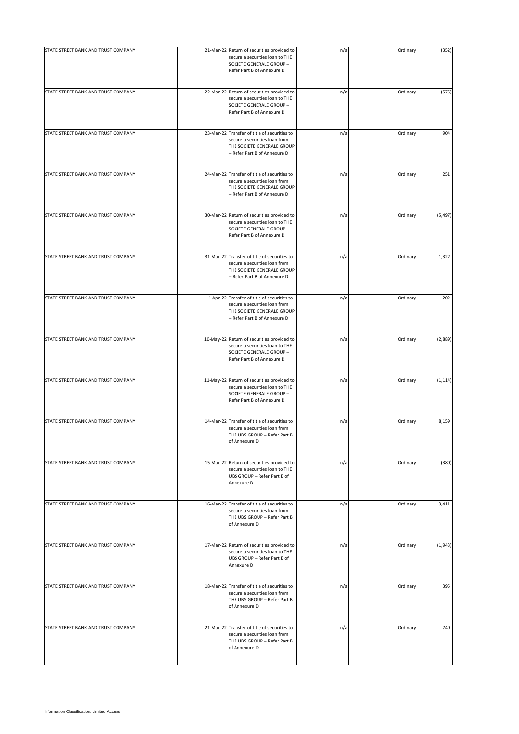| | | | | | |
|---|---|---|---|---|---|
| STATE STREET BANK AND TRUST COMPANY | 21-Mar-22 | Return of securities provided to secure a securities loan to THE SOCIETE GENERALE GROUP – Refer Part B of Annexure D | n/a | Ordinary | (352) |
| STATE STREET BANK AND TRUST COMPANY | 22-Mar-22 | Return of securities provided to secure a securities loan to THE SOCIETE GENERALE GROUP – Refer Part B of Annexure D | n/a | Ordinary | (575) |
| STATE STREET BANK AND TRUST COMPANY | 23-Mar-22 | Transfer of title of securities to secure a securities loan from THE SOCIETE GENERALE GROUP – Refer Part B of Annexure D | n/a | Ordinary | 904 |
| STATE STREET BANK AND TRUST COMPANY | 24-Mar-22 | Transfer of title of securities to secure a securities loan from THE SOCIETE GENERALE GROUP – Refer Part B of Annexure D | n/a | Ordinary | 251 |
| STATE STREET BANK AND TRUST COMPANY | 30-Mar-22 | Return of securities provided to secure a securities loan to THE SOCIETE GENERALE GROUP – Refer Part B of Annexure D | n/a | Ordinary | (5,497) |
| STATE STREET BANK AND TRUST COMPANY | 31-Mar-22 | Transfer of title of securities to secure a securities loan from THE SOCIETE GENERALE GROUP – Refer Part B of Annexure D | n/a | Ordinary | 1,322 |
| STATE STREET BANK AND TRUST COMPANY | 1-Apr-22 | Transfer of title of securities to secure a securities loan from THE SOCIETE GENERALE GROUP – Refer Part B of Annexure D | n/a | Ordinary | 202 |
| STATE STREET BANK AND TRUST COMPANY | 10-May-22 | Return of securities provided to secure a securities loan to THE SOCIETE GENERALE GROUP – Refer Part B of Annexure D | n/a | Ordinary | (2,889) |
| STATE STREET BANK AND TRUST COMPANY | 11-May-22 | Return of securities provided to secure a securities loan to THE SOCIETE GENERALE GROUP – Refer Part B of Annexure D | n/a | Ordinary | (1,114) |
| STATE STREET BANK AND TRUST COMPANY | 14-Mar-22 | Transfer of title of securities to secure a securities loan from THE UBS GROUP – Refer Part B of Annexure D | n/a | Ordinary | 8,159 |
| STATE STREET BANK AND TRUST COMPANY | 15-Mar-22 | Return of securities provided to secure a securities loan to THE UBS GROUP – Refer Part B of Annexure D | n/a | Ordinary | (380) |
| STATE STREET BANK AND TRUST COMPANY | 16-Mar-22 | Transfer of title of securities to secure a securities loan from THE UBS GROUP – Refer Part B of Annexure D | n/a | Ordinary | 3,411 |
| STATE STREET BANK AND TRUST COMPANY | 17-Mar-22 | Return of securities provided to secure a securities loan to THE UBS GROUP – Refer Part B of Annexure D | n/a | Ordinary | (1,943) |
| STATE STREET BANK AND TRUST COMPANY | 18-Mar-22 | Transfer of title of securities to secure a securities loan from THE UBS GROUP – Refer Part B of Annexure D | n/a | Ordinary | 395 |
| STATE STREET BANK AND TRUST COMPANY | 21-Mar-22 | Transfer of title of securities to secure a securities loan from THE UBS GROUP – Refer Part B of Annexure D | n/a | Ordinary | 740 |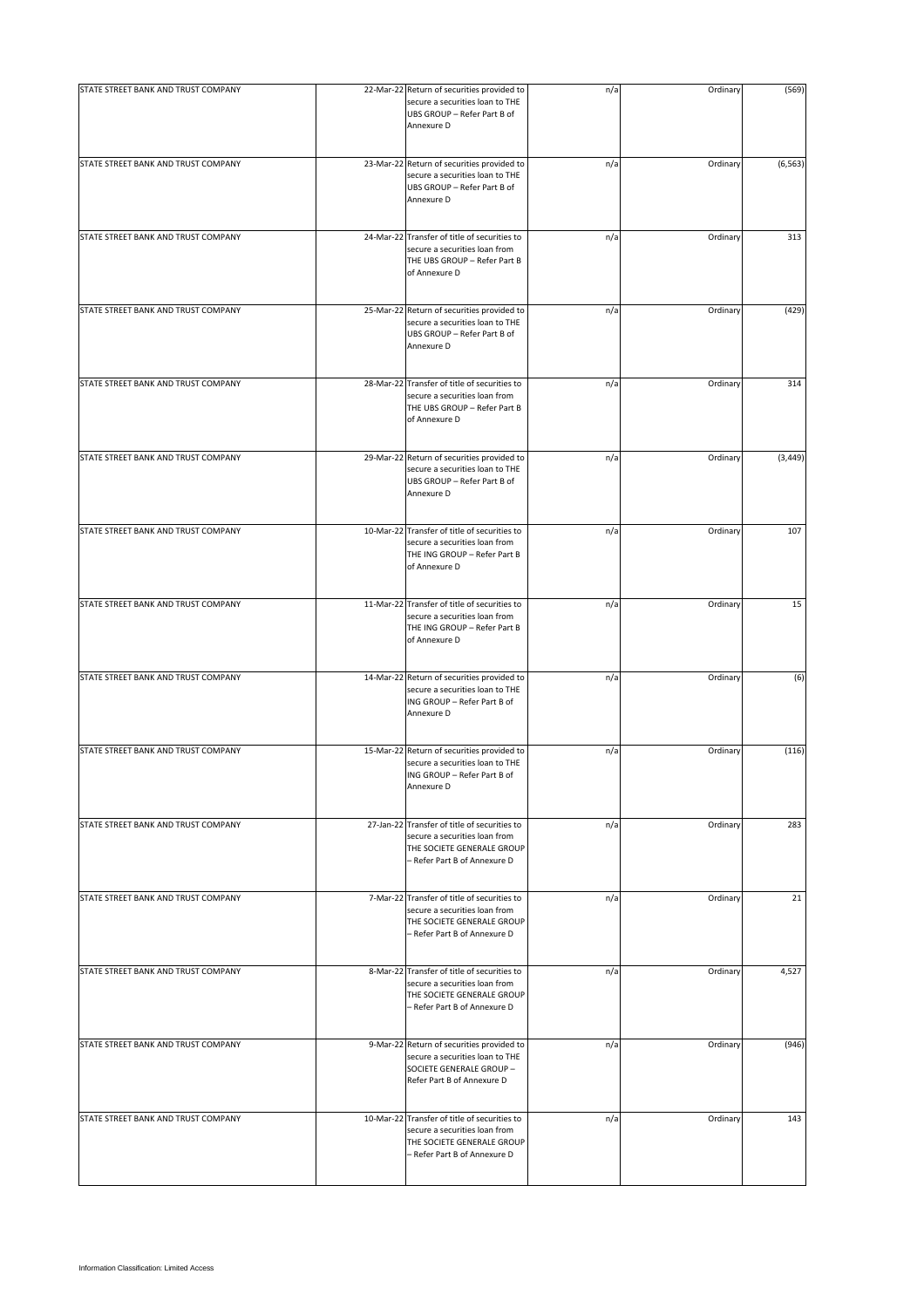| | | | | | |
|---|---|---|---|---|---|
| STATE STREET BANK AND TRUST COMPANY | 22-Mar-22 | Return of securities provided to secure a securities loan to THE UBS GROUP – Refer Part B of Annexure D | n/a | Ordinary | (569) |
| STATE STREET BANK AND TRUST COMPANY | 23-Mar-22 | Return of securities provided to secure a securities loan to THE UBS GROUP – Refer Part B of Annexure D | n/a | Ordinary | (6,563) |
| STATE STREET BANK AND TRUST COMPANY | 24-Mar-22 | Transfer of title of securities to secure a securities loan from THE UBS GROUP – Refer Part B of Annexure D | n/a | Ordinary | 313 |
| STATE STREET BANK AND TRUST COMPANY | 25-Mar-22 | Return of securities provided to secure a securities loan to THE UBS GROUP – Refer Part B of Annexure D | n/a | Ordinary | (429) |
| STATE STREET BANK AND TRUST COMPANY | 28-Mar-22 | Transfer of title of securities to secure a securities loan from THE UBS GROUP – Refer Part B of Annexure D | n/a | Ordinary | 314 |
| STATE STREET BANK AND TRUST COMPANY | 29-Mar-22 | Return of securities provided to secure a securities loan to THE UBS GROUP – Refer Part B of Annexure D | n/a | Ordinary | (3,449) |
| STATE STREET BANK AND TRUST COMPANY | 10-Mar-22 | Transfer of title of securities to secure a securities loan from THE ING GROUP – Refer Part B of Annexure D | n/a | Ordinary | 107 |
| STATE STREET BANK AND TRUST COMPANY | 11-Mar-22 | Transfer of title of securities to secure a securities loan from THE ING GROUP – Refer Part B of Annexure D | n/a | Ordinary | 15 |
| STATE STREET BANK AND TRUST COMPANY | 14-Mar-22 | Return of securities provided to secure a securities loan to THE ING GROUP – Refer Part B of Annexure D | n/a | Ordinary | (6) |
| STATE STREET BANK AND TRUST COMPANY | 15-Mar-22 | Return of securities provided to secure a securities loan to THE ING GROUP – Refer Part B of Annexure D | n/a | Ordinary | (116) |
| STATE STREET BANK AND TRUST COMPANY | 27-Jan-22 | Transfer of title of securities to secure a securities loan from THE SOCIETE GENERALE GROUP – Refer Part B of Annexure D | n/a | Ordinary | 283 |
| STATE STREET BANK AND TRUST COMPANY | 7-Mar-22 | Transfer of title of securities to secure a securities loan from THE SOCIETE GENERALE GROUP – Refer Part B of Annexure D | n/a | Ordinary | 21 |
| STATE STREET BANK AND TRUST COMPANY | 8-Mar-22 | Transfer of title of securities to secure a securities loan from THE SOCIETE GENERALE GROUP – Refer Part B of Annexure D | n/a | Ordinary | 4,527 |
| STATE STREET BANK AND TRUST COMPANY | 9-Mar-22 | Return of securities provided to secure a securities loan to THE SOCIETE GENERALE GROUP – Refer Part B of Annexure D | n/a | Ordinary | (946) |
| STATE STREET BANK AND TRUST COMPANY | 10-Mar-22 | Transfer of title of securities to secure a securities loan from THE SOCIETE GENERALE GROUP – Refer Part B of Annexure D | n/a | Ordinary | 143 |

Information Classification: Limited Access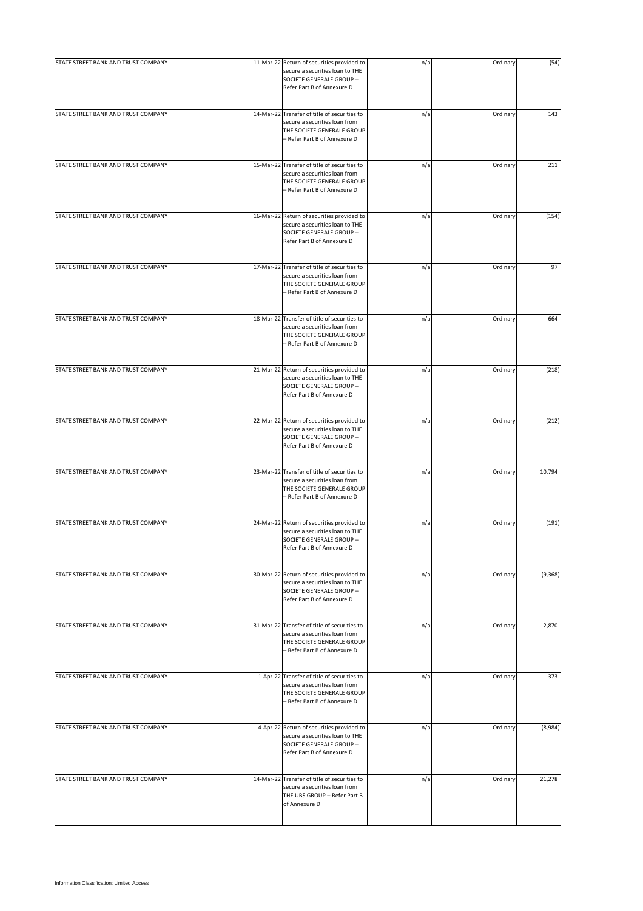| | | | | | |
|---|---|---|---|---|---|
| STATE STREET BANK AND TRUST COMPANY | 11-Mar-22 | Return of securities provided to secure a securities loan to THE SOCIETE GENERALE GROUP – Refer Part B of Annexure D | n/a | Ordinary | (54) |
| STATE STREET BANK AND TRUST COMPANY | 14-Mar-22 | Transfer of title of securities to secure a securities loan from THE SOCIETE GENERALE GROUP – Refer Part B of Annexure D | n/a | Ordinary | 143 |
| STATE STREET BANK AND TRUST COMPANY | 15-Mar-22 | Transfer of title of securities to secure a securities loan from THE SOCIETE GENERALE GROUP – Refer Part B of Annexure D | n/a | Ordinary | 211 |
| STATE STREET BANK AND TRUST COMPANY | 16-Mar-22 | Return of securities provided to secure a securities loan to THE SOCIETE GENERALE GROUP – Refer Part B of Annexure D | n/a | Ordinary | (154) |
| STATE STREET BANK AND TRUST COMPANY | 17-Mar-22 | Transfer of title of securities to secure a securities loan from THE SOCIETE GENERALE GROUP – Refer Part B of Annexure D | n/a | Ordinary | 97 |
| STATE STREET BANK AND TRUST COMPANY | 18-Mar-22 | Transfer of title of securities to secure a securities loan from THE SOCIETE GENERALE GROUP – Refer Part B of Annexure D | n/a | Ordinary | 664 |
| STATE STREET BANK AND TRUST COMPANY | 21-Mar-22 | Return of securities provided to secure a securities loan to THE SOCIETE GENERALE GROUP – Refer Part B of Annexure D | n/a | Ordinary | (218) |
| STATE STREET BANK AND TRUST COMPANY | 22-Mar-22 | Return of securities provided to secure a securities loan to THE SOCIETE GENERALE GROUP – Refer Part B of Annexure D | n/a | Ordinary | (212) |
| STATE STREET BANK AND TRUST COMPANY | 23-Mar-22 | Transfer of title of securities to secure a securities loan from THE SOCIETE GENERALE GROUP – Refer Part B of Annexure D | n/a | Ordinary | 10,794 |
| STATE STREET BANK AND TRUST COMPANY | 24-Mar-22 | Return of securities provided to secure a securities loan to THE SOCIETE GENERALE GROUP – Refer Part B of Annexure D | n/a | Ordinary | (191) |
| STATE STREET BANK AND TRUST COMPANY | 30-Mar-22 | Return of securities provided to secure a securities loan to THE SOCIETE GENERALE GROUP – Refer Part B of Annexure D | n/a | Ordinary | (9,368) |
| STATE STREET BANK AND TRUST COMPANY | 31-Mar-22 | Transfer of title of securities to secure a securities loan from THE SOCIETE GENERALE GROUP – Refer Part B of Annexure D | n/a | Ordinary | 2,870 |
| STATE STREET BANK AND TRUST COMPANY | 1-Apr-22 | Transfer of title of securities to secure a securities loan from THE SOCIETE GENERALE GROUP – Refer Part B of Annexure D | n/a | Ordinary | 373 |
| STATE STREET BANK AND TRUST COMPANY | 4-Apr-22 | Return of securities provided to secure a securities loan to THE SOCIETE GENERALE GROUP – Refer Part B of Annexure D | n/a | Ordinary | (8,984) |
| STATE STREET BANK AND TRUST COMPANY | 14-Mar-22 | Transfer of title of securities to secure a securities loan from THE UBS GROUP – Refer Part B of Annexure D | n/a | Ordinary | 21,278 |

Information Classification: Limited Access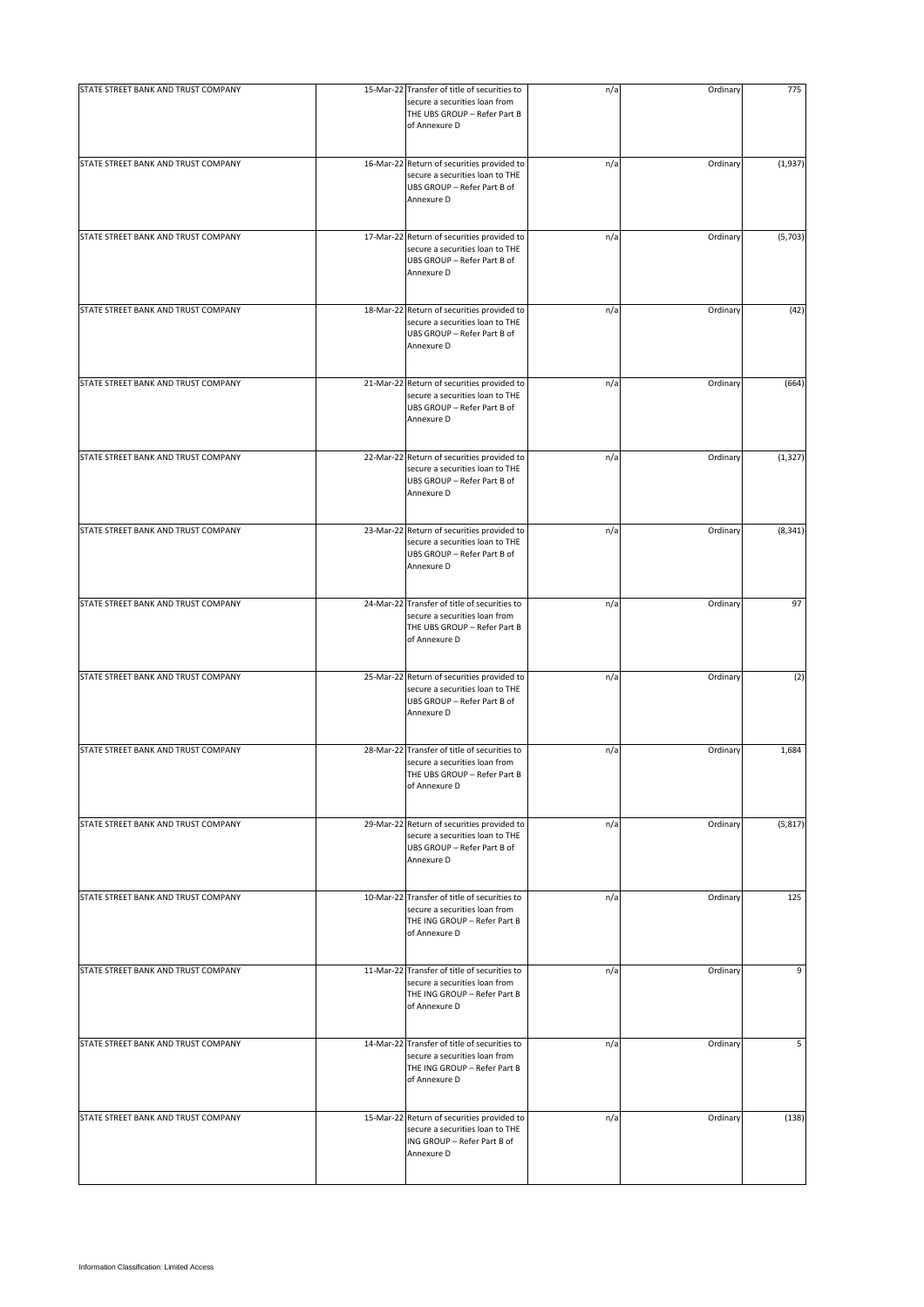| | | | | | |
|---|---|---|---|---|---|
| STATE STREET BANK AND TRUST COMPANY | 15-Mar-22 | Transfer of title of securities to secure a securities loan from THE UBS GROUP – Refer Part B of Annexure D | n/a | Ordinary | 775 |
| STATE STREET BANK AND TRUST COMPANY | 16-Mar-22 | Return of securities provided to secure a securities loan to THE UBS GROUP – Refer Part B of Annexure D | n/a | Ordinary | (1,937) |
| STATE STREET BANK AND TRUST COMPANY | 17-Mar-22 | Return of securities provided to secure a securities loan to THE UBS GROUP – Refer Part B of Annexure D | n/a | Ordinary | (5,703) |
| STATE STREET BANK AND TRUST COMPANY | 18-Mar-22 | Return of securities provided to secure a securities loan to THE UBS GROUP – Refer Part B of Annexure D | n/a | Ordinary | (42) |
| STATE STREET BANK AND TRUST COMPANY | 21-Mar-22 | Return of securities provided to secure a securities loan to THE UBS GROUP – Refer Part B of Annexure D | n/a | Ordinary | (664) |
| STATE STREET BANK AND TRUST COMPANY | 22-Mar-22 | Return of securities provided to secure a securities loan to THE UBS GROUP – Refer Part B of Annexure D | n/a | Ordinary | (1,327) |
| STATE STREET BANK AND TRUST COMPANY | 23-Mar-22 | Return of securities provided to secure a securities loan to THE UBS GROUP – Refer Part B of Annexure D | n/a | Ordinary | (8,341) |
| STATE STREET BANK AND TRUST COMPANY | 24-Mar-22 | Transfer of title of securities to secure a securities loan from THE UBS GROUP – Refer Part B of Annexure D | n/a | Ordinary | 97 |
| STATE STREET BANK AND TRUST COMPANY | 25-Mar-22 | Return of securities provided to secure a securities loan to THE UBS GROUP – Refer Part B of Annexure D | n/a | Ordinary | (2) |
| STATE STREET BANK AND TRUST COMPANY | 28-Mar-22 | Transfer of title of securities to secure a securities loan from THE UBS GROUP – Refer Part B of Annexure D | n/a | Ordinary | 1,684 |
| STATE STREET BANK AND TRUST COMPANY | 29-Mar-22 | Return of securities provided to secure a securities loan to THE UBS GROUP – Refer Part B of Annexure D | n/a | Ordinary | (5,817) |
| STATE STREET BANK AND TRUST COMPANY | 10-Mar-22 | Transfer of title of securities to secure a securities loan from THE ING GROUP – Refer Part B of Annexure D | n/a | Ordinary | 125 |
| STATE STREET BANK AND TRUST COMPANY | 11-Mar-22 | Transfer of title of securities to secure a securities loan from THE ING GROUP – Refer Part B of Annexure D | n/a | Ordinary | 9 |
| STATE STREET BANK AND TRUST COMPANY | 14-Mar-22 | Transfer of title of securities to secure a securities loan from THE ING GROUP – Refer Part B of Annexure D | n/a | Ordinary | 5 |
| STATE STREET BANK AND TRUST COMPANY | 15-Mar-22 | Return of securities provided to secure a securities loan to THE ING GROUP – Refer Part B of Annexure D | n/a | Ordinary | (138) |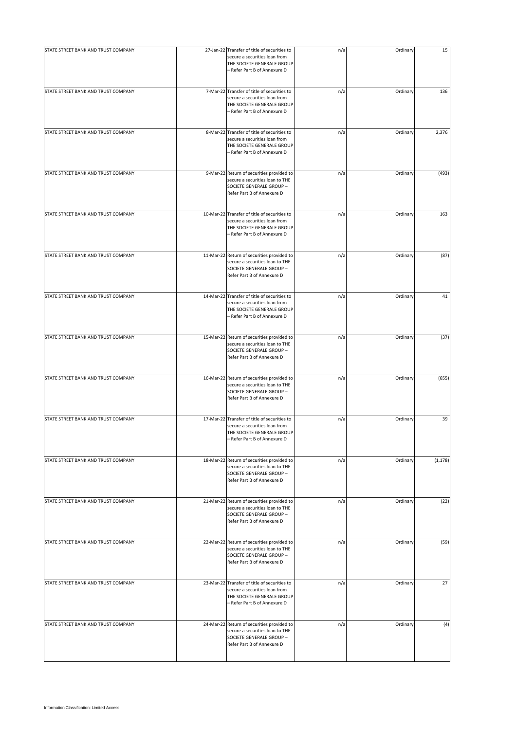| | | | | | |
|---|---|---|---|---|---|
| STATE STREET BANK AND TRUST COMPANY | 27-Jan-22 | Transfer of title of securities to secure a securities loan from THE SOCIETE GENERALE GROUP – Refer Part B of Annexure D | n/a | Ordinary | 15 |
| STATE STREET BANK AND TRUST COMPANY | 7-Mar-22 | Transfer of title of securities to secure a securities loan from THE SOCIETE GENERALE GROUP – Refer Part B of Annexure D | n/a | Ordinary | 136 |
| STATE STREET BANK AND TRUST COMPANY | 8-Mar-22 | Transfer of title of securities to secure a securities loan from THE SOCIETE GENERALE GROUP – Refer Part B of Annexure D | n/a | Ordinary | 2,376 |
| STATE STREET BANK AND TRUST COMPANY | 9-Mar-22 | Return of securities provided to secure a securities loan to THE SOCIETE GENERALE GROUP – Refer Part B of Annexure D | n/a | Ordinary | (493) |
| STATE STREET BANK AND TRUST COMPANY | 10-Mar-22 | Transfer of title of securities to secure a securities loan from THE SOCIETE GENERALE GROUP – Refer Part B of Annexure D | n/a | Ordinary | 163 |
| STATE STREET BANK AND TRUST COMPANY | 11-Mar-22 | Return of securities provided to secure a securities loan to THE SOCIETE GENERALE GROUP – Refer Part B of Annexure D | n/a | Ordinary | (87) |
| STATE STREET BANK AND TRUST COMPANY | 14-Mar-22 | Transfer of title of securities to secure a securities loan from THE SOCIETE GENERALE GROUP – Refer Part B of Annexure D | n/a | Ordinary | 41 |
| STATE STREET BANK AND TRUST COMPANY | 15-Mar-22 | Return of securities provided to secure a securities loan to THE SOCIETE GENERALE GROUP – Refer Part B of Annexure D | n/a | Ordinary | (37) |
| STATE STREET BANK AND TRUST COMPANY | 16-Mar-22 | Return of securities provided to secure a securities loan to THE SOCIETE GENERALE GROUP – Refer Part B of Annexure D | n/a | Ordinary | (655) |
| STATE STREET BANK AND TRUST COMPANY | 17-Mar-22 | Transfer of title of securities to secure a securities loan from THE SOCIETE GENERALE GROUP – Refer Part B of Annexure D | n/a | Ordinary | 39 |
| STATE STREET BANK AND TRUST COMPANY | 18-Mar-22 | Return of securities provided to secure a securities loan to THE SOCIETE GENERALE GROUP – Refer Part B of Annexure D | n/a | Ordinary | (1,178) |
| STATE STREET BANK AND TRUST COMPANY | 21-Mar-22 | Return of securities provided to secure a securities loan to THE SOCIETE GENERALE GROUP – Refer Part B of Annexure D | n/a | Ordinary | (22) |
| STATE STREET BANK AND TRUST COMPANY | 22-Mar-22 | Return of securities provided to secure a securities loan to THE SOCIETE GENERALE GROUP – Refer Part B of Annexure D | n/a | Ordinary | (59) |
| STATE STREET BANK AND TRUST COMPANY | 23-Mar-22 | Transfer of title of securities to secure a securities loan from THE SOCIETE GENERALE GROUP – Refer Part B of Annexure D | n/a | Ordinary | 27 |
| STATE STREET BANK AND TRUST COMPANY | 24-Mar-22 | Return of securities provided to secure a securities loan to THE SOCIETE GENERALE GROUP – Refer Part B of Annexure D | n/a | Ordinary | (4) |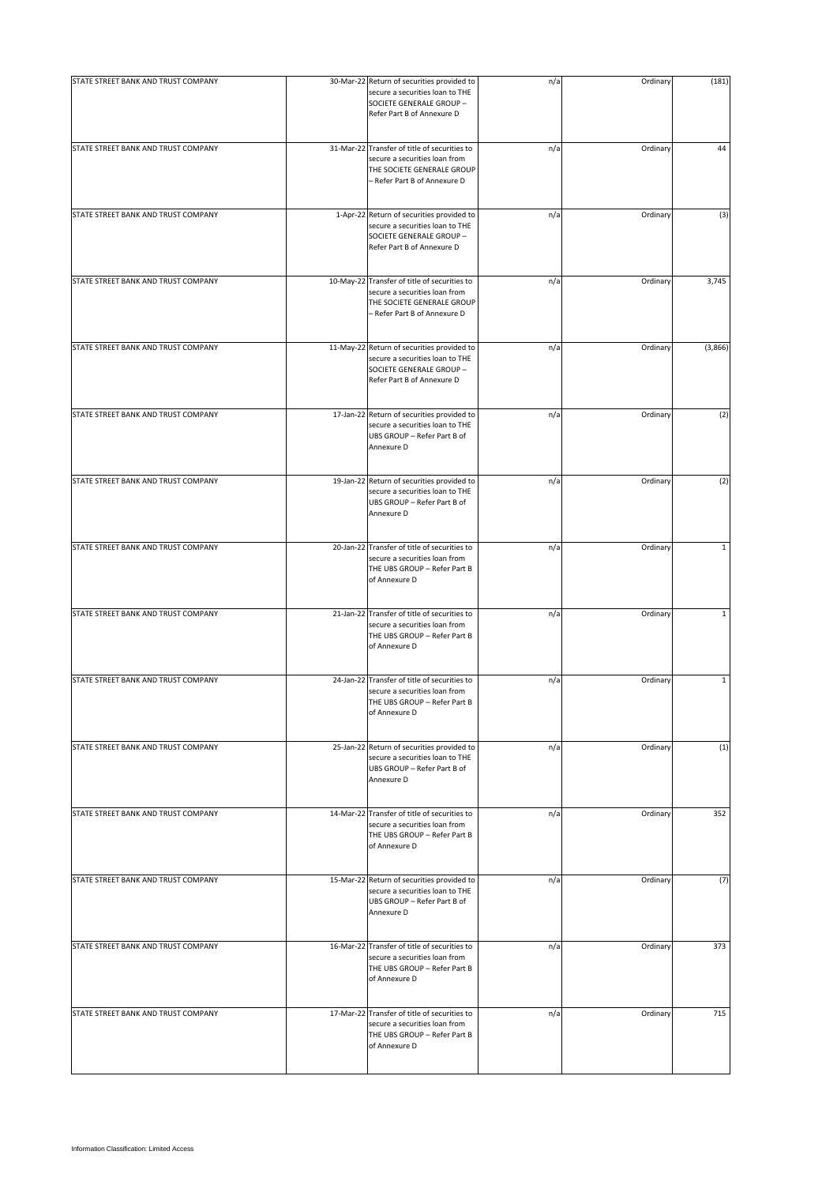| | | | | | |
|---|---|---|---|---|---|
| STATE STREET BANK AND TRUST COMPANY | 30-Mar-22 | Return of securities provided to secure a securities loan to THE SOCIETE GENERALE GROUP – Refer Part B of Annexure D | n/a | Ordinary | (181) |
| STATE STREET BANK AND TRUST COMPANY | 31-Mar-22 | Transfer of title of securities to secure a securities loan from THE SOCIETE GENERALE GROUP – Refer Part B of Annexure D | n/a | Ordinary | 44 |
| STATE STREET BANK AND TRUST COMPANY | 1-Apr-22 | Return of securities provided to secure a securities loan to THE SOCIETE GENERALE GROUP – Refer Part B of Annexure D | n/a | Ordinary | (3) |
| STATE STREET BANK AND TRUST COMPANY | 10-May-22 | Transfer of title of securities to secure a securities loan from THE SOCIETE GENERALE GROUP – Refer Part B of Annexure D | n/a | Ordinary | 3,745 |
| STATE STREET BANK AND TRUST COMPANY | 11-May-22 | Return of securities provided to secure a securities loan to THE SOCIETE GENERALE GROUP – Refer Part B of Annexure D | n/a | Ordinary | (3,866) |
| STATE STREET BANK AND TRUST COMPANY | 17-Jan-22 | Return of securities provided to secure a securities loan to THE UBS GROUP – Refer Part B of Annexure D | n/a | Ordinary | (2) |
| STATE STREET BANK AND TRUST COMPANY | 19-Jan-22 | Return of securities provided to secure a securities loan to THE UBS GROUP – Refer Part B of Annexure D | n/a | Ordinary | (2) |
| STATE STREET BANK AND TRUST COMPANY | 20-Jan-22 | Transfer of title of securities to secure a securities loan from THE UBS GROUP – Refer Part B of Annexure D | n/a | Ordinary | 1 |
| STATE STREET BANK AND TRUST COMPANY | 21-Jan-22 | Transfer of title of securities to secure a securities loan from THE UBS GROUP – Refer Part B of Annexure D | n/a | Ordinary | 1 |
| STATE STREET BANK AND TRUST COMPANY | 24-Jan-22 | Transfer of title of securities to secure a securities loan from THE UBS GROUP – Refer Part B of Annexure D | n/a | Ordinary | 1 |
| STATE STREET BANK AND TRUST COMPANY | 25-Jan-22 | Return of securities provided to secure a securities loan to THE UBS GROUP – Refer Part B of Annexure D | n/a | Ordinary | (1) |
| STATE STREET BANK AND TRUST COMPANY | 14-Mar-22 | Transfer of title of securities to secure a securities loan from THE UBS GROUP – Refer Part B of Annexure D | n/a | Ordinary | 352 |
| STATE STREET BANK AND TRUST COMPANY | 15-Mar-22 | Return of securities provided to secure a securities loan to THE UBS GROUP – Refer Part B of Annexure D | n/a | Ordinary | (7) |
| STATE STREET BANK AND TRUST COMPANY | 16-Mar-22 | Transfer of title of securities to secure a securities loan from THE UBS GROUP – Refer Part B of Annexure D | n/a | Ordinary | 373 |
| STATE STREET BANK AND TRUST COMPANY | 17-Mar-22 | Transfer of title of securities to secure a securities loan from THE UBS GROUP – Refer Part B of Annexure D | n/a | Ordinary | 715 |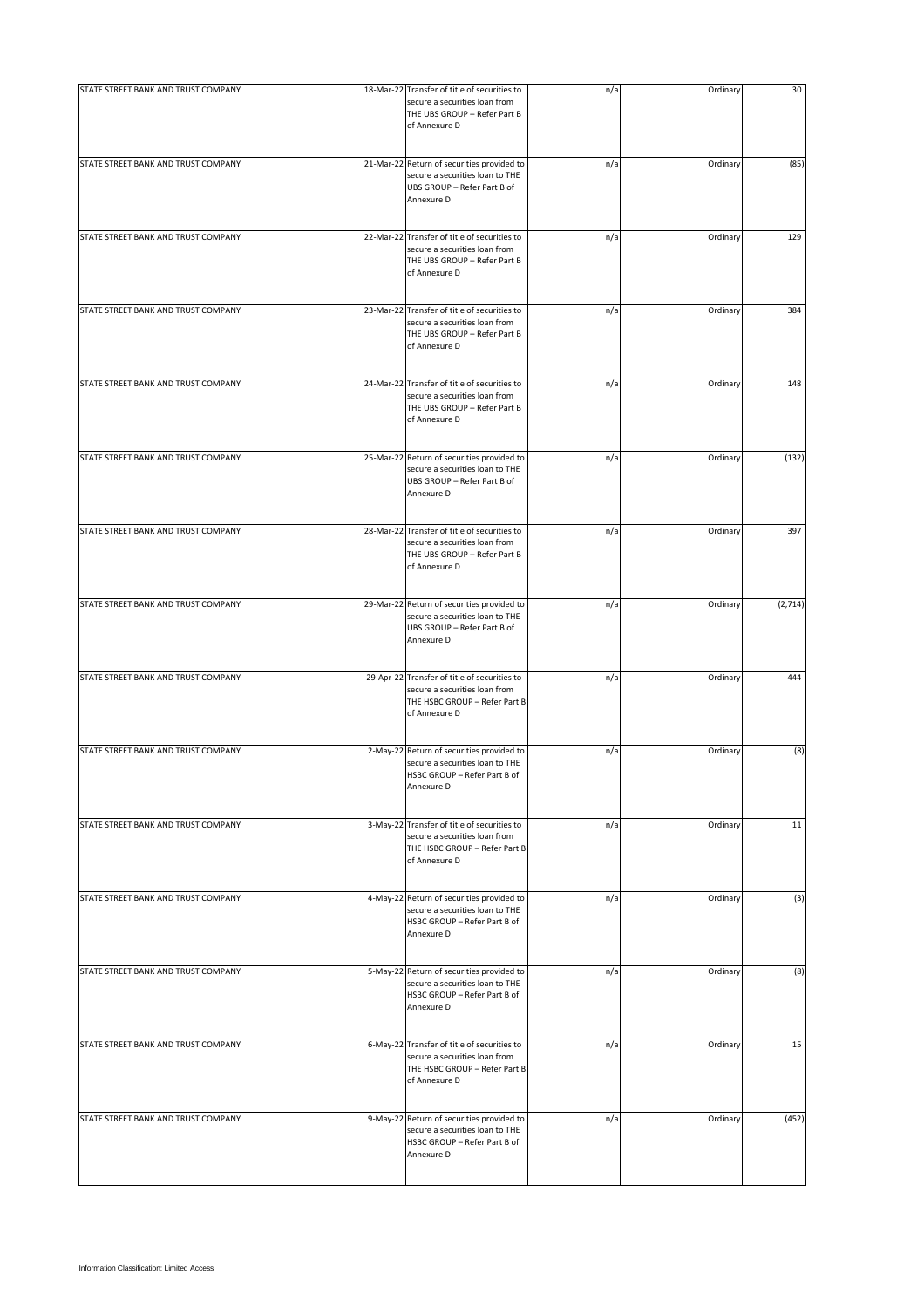| | | | | | |
|---|---|---|---|---|---|
| STATE STREET BANK AND TRUST COMPANY | 18-Mar-22 | Transfer of title of securities to secure a securities loan from THE UBS GROUP – Refer Part B of Annexure D | n/a | Ordinary | 30 |
| STATE STREET BANK AND TRUST COMPANY | 21-Mar-22 | Return of securities provided to secure a securities loan to THE UBS GROUP – Refer Part B of Annexure D | n/a | Ordinary | (85) |
| STATE STREET BANK AND TRUST COMPANY | 22-Mar-22 | Transfer of title of securities to secure a securities loan from THE UBS GROUP – Refer Part B of Annexure D | n/a | Ordinary | 129 |
| STATE STREET BANK AND TRUST COMPANY | 23-Mar-22 | Transfer of title of securities to secure a securities loan from THE UBS GROUP – Refer Part B of Annexure D | n/a | Ordinary | 384 |
| STATE STREET BANK AND TRUST COMPANY | 24-Mar-22 | Transfer of title of securities to secure a securities loan from THE UBS GROUP – Refer Part B of Annexure D | n/a | Ordinary | 148 |
| STATE STREET BANK AND TRUST COMPANY | 25-Mar-22 | Return of securities provided to secure a securities loan to THE UBS GROUP – Refer Part B of Annexure D | n/a | Ordinary | (132) |
| STATE STREET BANK AND TRUST COMPANY | 28-Mar-22 | Transfer of title of securities to secure a securities loan from THE UBS GROUP – Refer Part B of Annexure D | n/a | Ordinary | 397 |
| STATE STREET BANK AND TRUST COMPANY | 29-Mar-22 | Return of securities provided to secure a securities loan to THE UBS GROUP – Refer Part B of Annexure D | n/a | Ordinary | (2,714) |
| STATE STREET BANK AND TRUST COMPANY | 29-Apr-22 | Transfer of title of securities to secure a securities loan from THE HSBC GROUP – Refer Part B of Annexure D | n/a | Ordinary | 444 |
| STATE STREET BANK AND TRUST COMPANY | 2-May-22 | Return of securities provided to secure a securities loan to THE HSBC GROUP – Refer Part B of Annexure D | n/a | Ordinary | (8) |
| STATE STREET BANK AND TRUST COMPANY | 3-May-22 | Transfer of title of securities to secure a securities loan from THE HSBC GROUP – Refer Part B of Annexure D | n/a | Ordinary | 11 |
| STATE STREET BANK AND TRUST COMPANY | 4-May-22 | Return of securities provided to secure a securities loan to THE HSBC GROUP – Refer Part B of Annexure D | n/a | Ordinary | (3) |
| STATE STREET BANK AND TRUST COMPANY | 5-May-22 | Return of securities provided to secure a securities loan to THE HSBC GROUP – Refer Part B of Annexure D | n/a | Ordinary | (8) |
| STATE STREET BANK AND TRUST COMPANY | 6-May-22 | Transfer of title of securities to secure a securities loan from THE HSBC GROUP – Refer Part B of Annexure D | n/a | Ordinary | 15 |
| STATE STREET BANK AND TRUST COMPANY | 9-May-22 | Return of securities provided to secure a securities loan to THE HSBC GROUP – Refer Part B of Annexure D | n/a | Ordinary | (452) |

Information Classification: Limited Access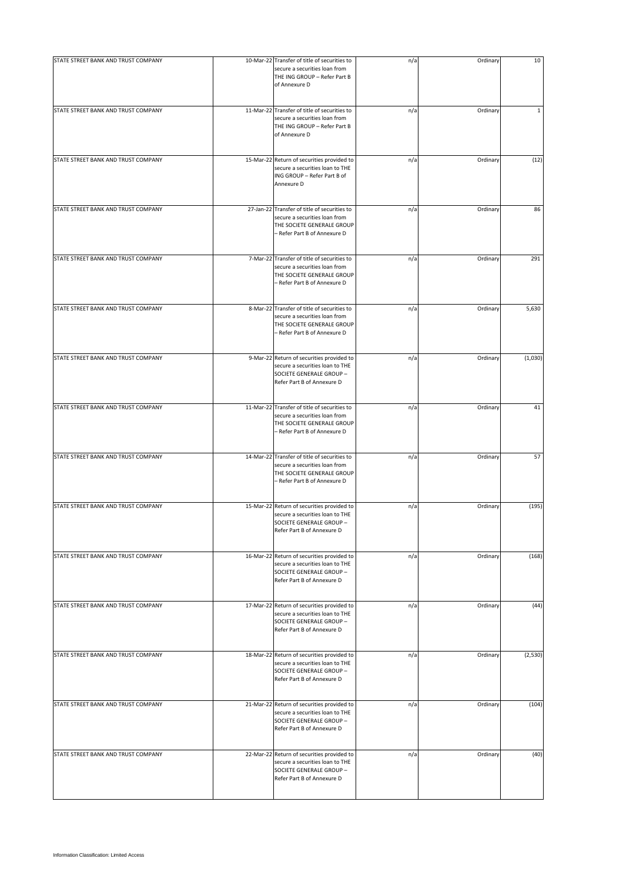| | | | | | |
|---|---|---|---|---|---|
| STATE STREET BANK AND TRUST COMPANY | 10-Mar-22 | Transfer of title of securities to secure a securities loan from THE ING GROUP – Refer Part B of Annexure D | n/a | Ordinary | 10 |
| STATE STREET BANK AND TRUST COMPANY | 11-Mar-22 | Transfer of title of securities to secure a securities loan from THE ING GROUP – Refer Part B of Annexure D | n/a | Ordinary | 1 |
| STATE STREET BANK AND TRUST COMPANY | 15-Mar-22 | Return of securities provided to secure a securities loan to THE ING GROUP – Refer Part B of Annexure D | n/a | Ordinary | (12) |
| STATE STREET BANK AND TRUST COMPANY | 27-Jan-22 | Transfer of title of securities to secure a securities loan from THE SOCIETE GENERALE GROUP – Refer Part B of Annexure D | n/a | Ordinary | 86 |
| STATE STREET BANK AND TRUST COMPANY | 7-Mar-22 | Transfer of title of securities to secure a securities loan from THE SOCIETE GENERALE GROUP – Refer Part B of Annexure D | n/a | Ordinary | 291 |
| STATE STREET BANK AND TRUST COMPANY | 8-Mar-22 | Transfer of title of securities to secure a securities loan from THE SOCIETE GENERALE GROUP – Refer Part B of Annexure D | n/a | Ordinary | 5,630 |
| STATE STREET BANK AND TRUST COMPANY | 9-Mar-22 | Return of securities provided to secure a securities loan to THE SOCIETE GENERALE GROUP – Refer Part B of Annexure D | n/a | Ordinary | (1,030) |
| STATE STREET BANK AND TRUST COMPANY | 11-Mar-22 | Transfer of title of securities to secure a securities loan from THE SOCIETE GENERALE GROUP – Refer Part B of Annexure D | n/a | Ordinary | 41 |
| STATE STREET BANK AND TRUST COMPANY | 14-Mar-22 | Transfer of title of securities to secure a securities loan from THE SOCIETE GENERALE GROUP – Refer Part B of Annexure D | n/a | Ordinary | 57 |
| STATE STREET BANK AND TRUST COMPANY | 15-Mar-22 | Return of securities provided to secure a securities loan to THE SOCIETE GENERALE GROUP – Refer Part B of Annexure D | n/a | Ordinary | (195) |
| STATE STREET BANK AND TRUST COMPANY | 16-Mar-22 | Return of securities provided to secure a securities loan to THE SOCIETE GENERALE GROUP – Refer Part B of Annexure D | n/a | Ordinary | (168) |
| STATE STREET BANK AND TRUST COMPANY | 17-Mar-22 | Return of securities provided to secure a securities loan to THE SOCIETE GENERALE GROUP – Refer Part B of Annexure D | n/a | Ordinary | (44) |
| STATE STREET BANK AND TRUST COMPANY | 18-Mar-22 | Return of securities provided to secure a securities loan to THE SOCIETE GENERALE GROUP – Refer Part B of Annexure D | n/a | Ordinary | (2,530) |
| STATE STREET BANK AND TRUST COMPANY | 21-Mar-22 | Return of securities provided to secure a securities loan to THE SOCIETE GENERALE GROUP – Refer Part B of Annexure D | n/a | Ordinary | (104) |
| STATE STREET BANK AND TRUST COMPANY | 22-Mar-22 | Return of securities provided to secure a securities loan to THE SOCIETE GENERALE GROUP – Refer Part B of Annexure D | n/a | Ordinary | (40) |

Information Classification: Limited Access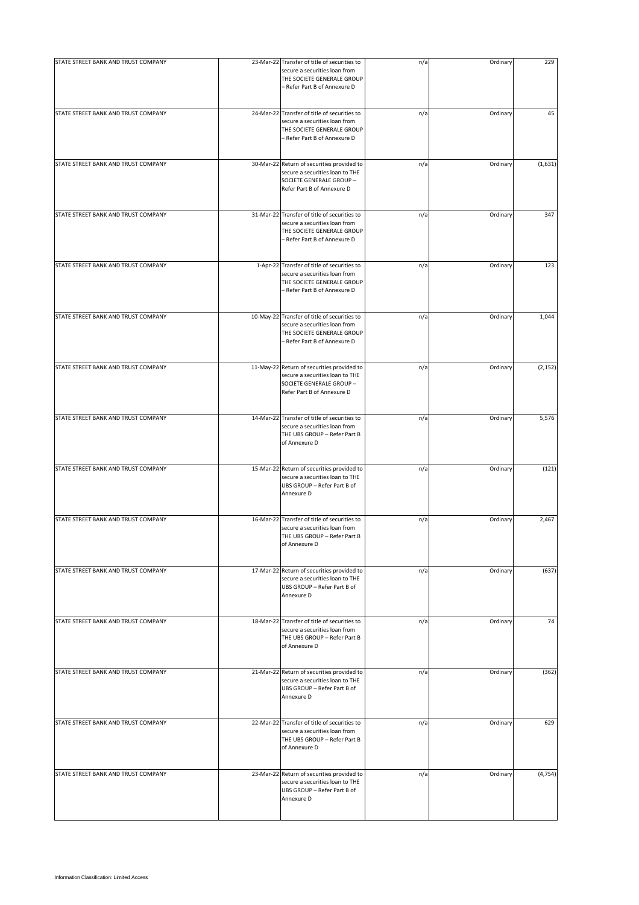| | | | | | |
|---|---|---|---|---|---|
| STATE STREET BANK AND TRUST COMPANY | 23-Mar-22 | Transfer of title of securities to secure a securities loan from THE SOCIETE GENERALE GROUP – Refer Part B of Annexure D | n/a | Ordinary | 229 |
| STATE STREET BANK AND TRUST COMPANY | 24-Mar-22 | Transfer of title of securities to secure a securities loan from THE SOCIETE GENERALE GROUP – Refer Part B of Annexure D | n/a | Ordinary | 45 |
| STATE STREET BANK AND TRUST COMPANY | 30-Mar-22 | Return of securities provided to secure a securities loan to THE SOCIETE GENERALE GROUP – Refer Part B of Annexure D | n/a | Ordinary | (1,631) |
| STATE STREET BANK AND TRUST COMPANY | 31-Mar-22 | Transfer of title of securities to secure a securities loan from THE SOCIETE GENERALE GROUP – Refer Part B of Annexure D | n/a | Ordinary | 347 |
| STATE STREET BANK AND TRUST COMPANY | 1-Apr-22 | Transfer of title of securities to secure a securities loan from THE SOCIETE GENERALE GROUP – Refer Part B of Annexure D | n/a | Ordinary | 123 |
| STATE STREET BANK AND TRUST COMPANY | 10-May-22 | Transfer of title of securities to secure a securities loan from THE SOCIETE GENERALE GROUP – Refer Part B of Annexure D | n/a | Ordinary | 1,044 |
| STATE STREET BANK AND TRUST COMPANY | 11-May-22 | Return of securities provided to secure a securities loan to THE SOCIETE GENERALE GROUP – Refer Part B of Annexure D | n/a | Ordinary | (2,152) |
| STATE STREET BANK AND TRUST COMPANY | 14-Mar-22 | Transfer of title of securities to secure a securities loan from THE UBS GROUP – Refer Part B of Annexure D | n/a | Ordinary | 5,576 |
| STATE STREET BANK AND TRUST COMPANY | 15-Mar-22 | Return of securities provided to secure a securities loan to THE UBS GROUP – Refer Part B of Annexure D | n/a | Ordinary | (121) |
| STATE STREET BANK AND TRUST COMPANY | 16-Mar-22 | Transfer of title of securities to secure a securities loan from THE UBS GROUP – Refer Part B of Annexure D | n/a | Ordinary | 2,467 |
| STATE STREET BANK AND TRUST COMPANY | 17-Mar-22 | Return of securities provided to secure a securities loan to THE UBS GROUP – Refer Part B of Annexure D | n/a | Ordinary | (637) |
| STATE STREET BANK AND TRUST COMPANY | 18-Mar-22 | Transfer of title of securities to secure a securities loan from THE UBS GROUP – Refer Part B of Annexure D | n/a | Ordinary | 74 |
| STATE STREET BANK AND TRUST COMPANY | 21-Mar-22 | Return of securities provided to secure a securities loan to THE UBS GROUP – Refer Part B of Annexure D | n/a | Ordinary | (362) |
| STATE STREET BANK AND TRUST COMPANY | 22-Mar-22 | Transfer of title of securities to secure a securities loan from THE UBS GROUP – Refer Part B of Annexure D | n/a | Ordinary | 629 |
| STATE STREET BANK AND TRUST COMPANY | 23-Mar-22 | Return of securities provided to secure a securities loan to THE UBS GROUP – Refer Part B of Annexure D | n/a | Ordinary | (4,754) |

Information Classification: Limited Access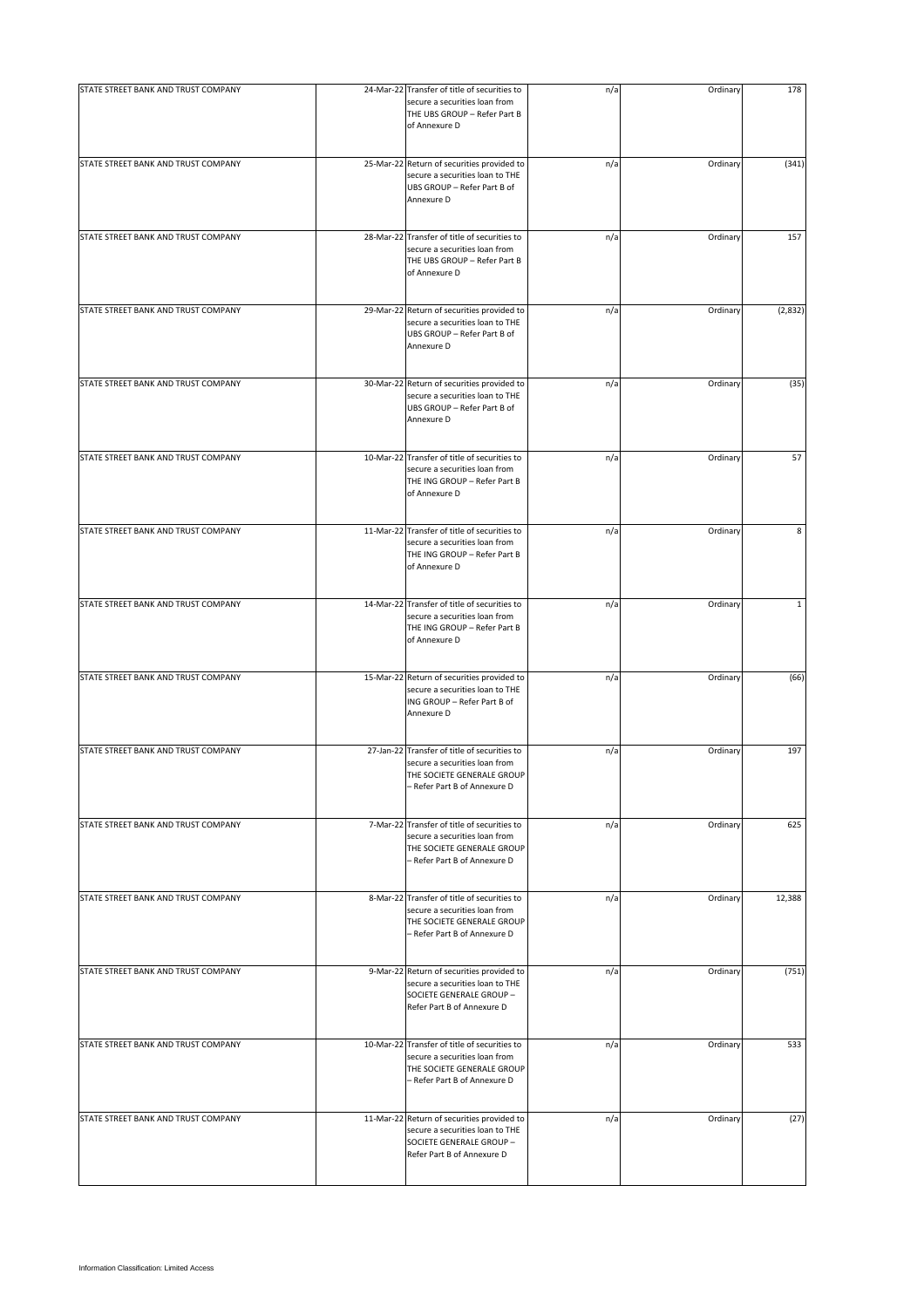| | | | | | |
|---|---|---|---|---|---|
| STATE STREET BANK AND TRUST COMPANY | 24-Mar-22 | Transfer of title of securities to secure a securities loan from THE UBS GROUP – Refer Part B of Annexure D | n/a | Ordinary | 178 |
| STATE STREET BANK AND TRUST COMPANY | 25-Mar-22 | Return of securities provided to secure a securities loan to THE UBS GROUP – Refer Part B of Annexure D | n/a | Ordinary | (341) |
| STATE STREET BANK AND TRUST COMPANY | 28-Mar-22 | Transfer of title of securities to secure a securities loan from THE UBS GROUP – Refer Part B of Annexure D | n/a | Ordinary | 157 |
| STATE STREET BANK AND TRUST COMPANY | 29-Mar-22 | Return of securities provided to secure a securities loan to THE UBS GROUP – Refer Part B of Annexure D | n/a | Ordinary | (2,832) |
| STATE STREET BANK AND TRUST COMPANY | 30-Mar-22 | Return of securities provided to secure a securities loan to THE UBS GROUP – Refer Part B of Annexure D | n/a | Ordinary | (35) |
| STATE STREET BANK AND TRUST COMPANY | 10-Mar-22 | Transfer of title of securities to secure a securities loan from THE ING GROUP – Refer Part B of Annexure D | n/a | Ordinary | 57 |
| STATE STREET BANK AND TRUST COMPANY | 11-Mar-22 | Transfer of title of securities to secure a securities loan from THE ING GROUP – Refer Part B of Annexure D | n/a | Ordinary | 8 |
| STATE STREET BANK AND TRUST COMPANY | 14-Mar-22 | Transfer of title of securities to secure a securities loan from THE ING GROUP – Refer Part B of Annexure D | n/a | Ordinary | 1 |
| STATE STREET BANK AND TRUST COMPANY | 15-Mar-22 | Return of securities provided to secure a securities loan to THE ING GROUP – Refer Part B of Annexure D | n/a | Ordinary | (66) |
| STATE STREET BANK AND TRUST COMPANY | 27-Jan-22 | Transfer of title of securities to secure a securities loan from THE SOCIETE GENERALE GROUP – Refer Part B of Annexure D | n/a | Ordinary | 197 |
| STATE STREET BANK AND TRUST COMPANY | 7-Mar-22 | Transfer of title of securities to secure a securities loan from THE SOCIETE GENERALE GROUP – Refer Part B of Annexure D | n/a | Ordinary | 625 |
| STATE STREET BANK AND TRUST COMPANY | 8-Mar-22 | Transfer of title of securities to secure a securities loan from THE SOCIETE GENERALE GROUP – Refer Part B of Annexure D | n/a | Ordinary | 12,388 |
| STATE STREET BANK AND TRUST COMPANY | 9-Mar-22 | Return of securities provided to secure a securities loan to THE SOCIETE GENERALE GROUP – Refer Part B of Annexure D | n/a | Ordinary | (751) |
| STATE STREET BANK AND TRUST COMPANY | 10-Mar-22 | Transfer of title of securities to secure a securities loan from THE SOCIETE GENERALE GROUP – Refer Part B of Annexure D | n/a | Ordinary | 533 |
| STATE STREET BANK AND TRUST COMPANY | 11-Mar-22 | Return of securities provided to secure a securities loan to THE SOCIETE GENERALE GROUP – Refer Part B of Annexure D | n/a | Ordinary | (27) |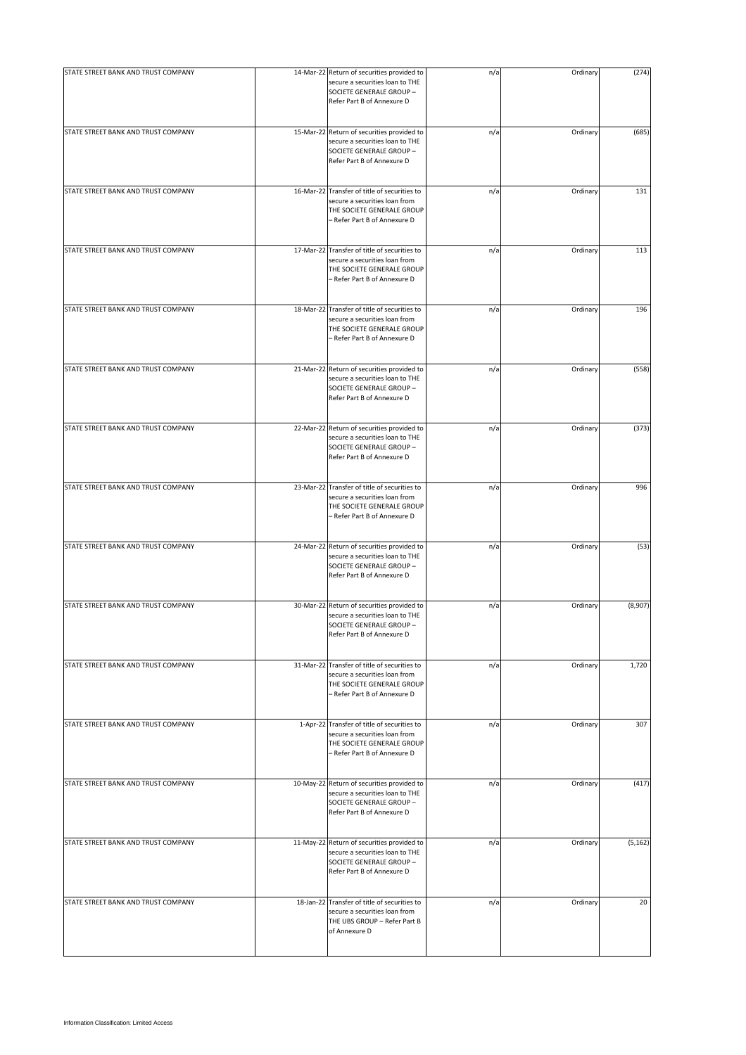| | | | | | |
|---|---|---|---|---|---|
| STATE STREET BANK AND TRUST COMPANY | 14-Mar-22 | Return of securities provided to secure a securities loan to THE SOCIETE GENERALE GROUP – Refer Part B of Annexure D | n/a | Ordinary | (274) |
| STATE STREET BANK AND TRUST COMPANY | 15-Mar-22 | Return of securities provided to secure a securities loan to THE SOCIETE GENERALE GROUP – Refer Part B of Annexure D | n/a | Ordinary | (685) |
| STATE STREET BANK AND TRUST COMPANY | 16-Mar-22 | Transfer of title of securities to secure a securities loan from THE SOCIETE GENERALE GROUP – Refer Part B of Annexure D | n/a | Ordinary | 131 |
| STATE STREET BANK AND TRUST COMPANY | 17-Mar-22 | Transfer of title of securities to secure a securities loan from THE SOCIETE GENERALE GROUP – Refer Part B of Annexure D | n/a | Ordinary | 113 |
| STATE STREET BANK AND TRUST COMPANY | 18-Mar-22 | Transfer of title of securities to secure a securities loan from THE SOCIETE GENERALE GROUP – Refer Part B of Annexure D | n/a | Ordinary | 196 |
| STATE STREET BANK AND TRUST COMPANY | 21-Mar-22 | Return of securities provided to secure a securities loan to THE SOCIETE GENERALE GROUP – Refer Part B of Annexure D | n/a | Ordinary | (558) |
| STATE STREET BANK AND TRUST COMPANY | 22-Mar-22 | Return of securities provided to secure a securities loan to THE SOCIETE GENERALE GROUP – Refer Part B of Annexure D | n/a | Ordinary | (373) |
| STATE STREET BANK AND TRUST COMPANY | 23-Mar-22 | Transfer of title of securities to secure a securities loan from THE SOCIETE GENERALE GROUP – Refer Part B of Annexure D | n/a | Ordinary | 996 |
| STATE STREET BANK AND TRUST COMPANY | 24-Mar-22 | Return of securities provided to secure a securities loan to THE SOCIETE GENERALE GROUP – Refer Part B of Annexure D | n/a | Ordinary | (53) |
| STATE STREET BANK AND TRUST COMPANY | 30-Mar-22 | Return of securities provided to secure a securities loan to THE SOCIETE GENERALE GROUP – Refer Part B of Annexure D | n/a | Ordinary | (8,907) |
| STATE STREET BANK AND TRUST COMPANY | 31-Mar-22 | Transfer of title of securities to secure a securities loan from THE SOCIETE GENERALE GROUP – Refer Part B of Annexure D | n/a | Ordinary | 1,720 |
| STATE STREET BANK AND TRUST COMPANY | 1-Apr-22 | Transfer of title of securities to secure a securities loan from THE SOCIETE GENERALE GROUP – Refer Part B of Annexure D | n/a | Ordinary | 307 |
| STATE STREET BANK AND TRUST COMPANY | 10-May-22 | Return of securities provided to secure a securities loan to THE SOCIETE GENERALE GROUP – Refer Part B of Annexure D | n/a | Ordinary | (417) |
| STATE STREET BANK AND TRUST COMPANY | 11-May-22 | Return of securities provided to secure a securities loan to THE SOCIETE GENERALE GROUP – Refer Part B of Annexure D | n/a | Ordinary | (5,162) |
| STATE STREET BANK AND TRUST COMPANY | 18-Jan-22 | Transfer of title of securities to secure a securities loan from THE UBS GROUP – Refer Part B of Annexure D | n/a | Ordinary | 20 |

Information Classification: Limited Access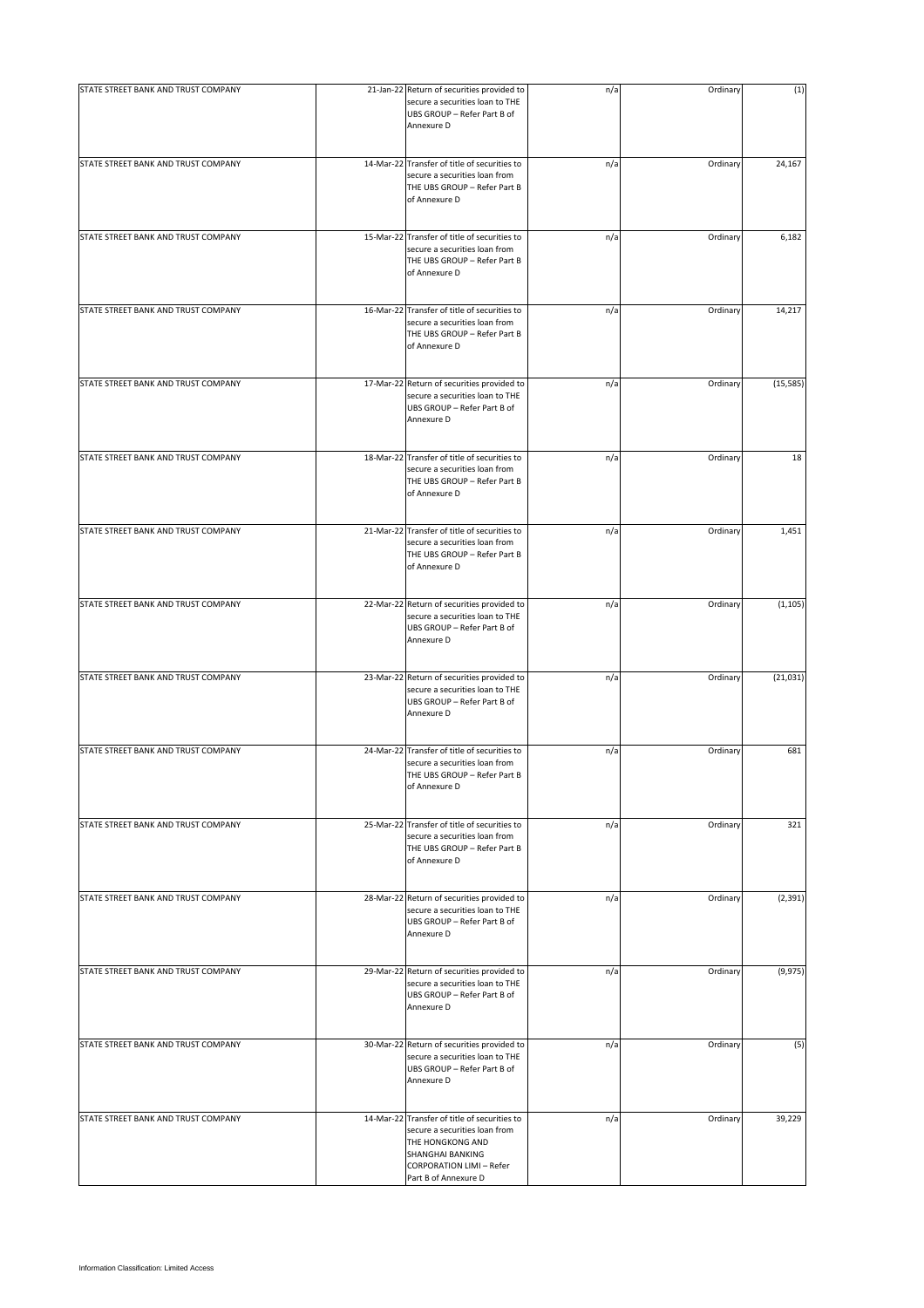| | | | | | |
|---|---|---|---|---|---|
| STATE STREET BANK AND TRUST COMPANY | 21-Jan-22 | Return of securities provided to secure a securities loan to THE UBS GROUP – Refer Part B of Annexure D | n/a | Ordinary | (1) |
| STATE STREET BANK AND TRUST COMPANY | 14-Mar-22 | Transfer of title of securities to secure a securities loan from THE UBS GROUP – Refer Part B of Annexure D | n/a | Ordinary | 24,167 |
| STATE STREET BANK AND TRUST COMPANY | 15-Mar-22 | Transfer of title of securities to secure a securities loan from THE UBS GROUP – Refer Part B of Annexure D | n/a | Ordinary | 6,182 |
| STATE STREET BANK AND TRUST COMPANY | 16-Mar-22 | Transfer of title of securities to secure a securities loan from THE UBS GROUP – Refer Part B of Annexure D | n/a | Ordinary | 14,217 |
| STATE STREET BANK AND TRUST COMPANY | 17-Mar-22 | Return of securities provided to secure a securities loan to THE UBS GROUP – Refer Part B of Annexure D | n/a | Ordinary | (15,585) |
| STATE STREET BANK AND TRUST COMPANY | 18-Mar-22 | Transfer of title of securities to secure a securities loan from THE UBS GROUP – Refer Part B of Annexure D | n/a | Ordinary | 18 |
| STATE STREET BANK AND TRUST COMPANY | 21-Mar-22 | Transfer of title of securities to secure a securities loan from THE UBS GROUP – Refer Part B of Annexure D | n/a | Ordinary | 1,451 |
| STATE STREET BANK AND TRUST COMPANY | 22-Mar-22 | Return of securities provided to secure a securities loan to THE UBS GROUP – Refer Part B of Annexure D | n/a | Ordinary | (1,105) |
| STATE STREET BANK AND TRUST COMPANY | 23-Mar-22 | Return of securities provided to secure a securities loan to THE UBS GROUP – Refer Part B of Annexure D | n/a | Ordinary | (21,031) |
| STATE STREET BANK AND TRUST COMPANY | 24-Mar-22 | Transfer of title of securities to secure a securities loan from THE UBS GROUP – Refer Part B of Annexure D | n/a | Ordinary | 681 |
| STATE STREET BANK AND TRUST COMPANY | 25-Mar-22 | Transfer of title of securities to secure a securities loan from THE UBS GROUP – Refer Part B of Annexure D | n/a | Ordinary | 321 |
| STATE STREET BANK AND TRUST COMPANY | 28-Mar-22 | Return of securities provided to secure a securities loan to THE UBS GROUP – Refer Part B of Annexure D | n/a | Ordinary | (2,391) |
| STATE STREET BANK AND TRUST COMPANY | 29-Mar-22 | Return of securities provided to secure a securities loan to THE UBS GROUP – Refer Part B of Annexure D | n/a | Ordinary | (9,975) |
| STATE STREET BANK AND TRUST COMPANY | 30-Mar-22 | Return of securities provided to secure a securities loan to THE UBS GROUP – Refer Part B of Annexure D | n/a | Ordinary | (5) |
| STATE STREET BANK AND TRUST COMPANY | 14-Mar-22 | Transfer of title of securities to secure a securities loan from THE HONGKONG AND SHANGHAI BANKING CORPORATION LIMI – Refer Part B of Annexure D | n/a | Ordinary | 39,229 |

Information Classification: Limited Access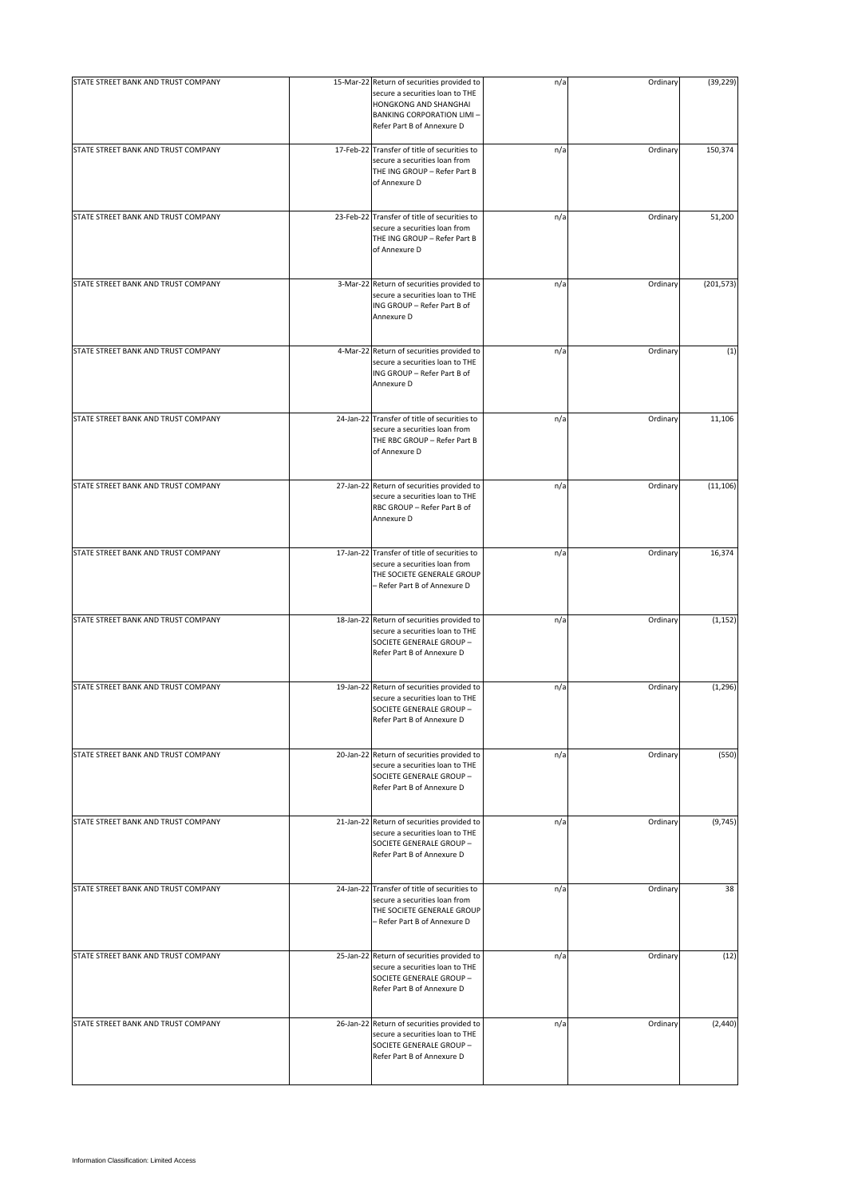| | | | | | |
|---|---|---|---|---|---|
| STATE STREET BANK AND TRUST COMPANY | 15-Mar-22 | Return of securities provided to secure a securities loan to THE HONGKONG AND SHANGHAI BANKING CORPORATION LIMI – Refer Part B of Annexure D | n/a | Ordinary | (39,229) |
| STATE STREET BANK AND TRUST COMPANY | 17-Feb-22 | Transfer of title of securities to secure a securities loan from THE ING GROUP – Refer Part B of Annexure D | n/a | Ordinary | 150,374 |
| STATE STREET BANK AND TRUST COMPANY | 23-Feb-22 | Transfer of title of securities to secure a securities loan from THE ING GROUP – Refer Part B of Annexure D | n/a | Ordinary | 51,200 |
| STATE STREET BANK AND TRUST COMPANY | 3-Mar-22 | Return of securities provided to secure a securities loan to THE ING GROUP – Refer Part B of Annexure D | n/a | Ordinary | (201,573) |
| STATE STREET BANK AND TRUST COMPANY | 4-Mar-22 | Return of securities provided to secure a securities loan to THE ING GROUP – Refer Part B of Annexure D | n/a | Ordinary | (1) |
| STATE STREET BANK AND TRUST COMPANY | 24-Jan-22 | Transfer of title of securities to secure a securities loan from THE RBC GROUP – Refer Part B of Annexure D | n/a | Ordinary | 11,106 |
| STATE STREET BANK AND TRUST COMPANY | 27-Jan-22 | Return of securities provided to secure a securities loan to THE RBC GROUP – Refer Part B of Annexure D | n/a | Ordinary | (11,106) |
| STATE STREET BANK AND TRUST COMPANY | 17-Jan-22 | Transfer of title of securities to secure a securities loan from THE SOCIETE GENERALE GROUP – Refer Part B of Annexure D | n/a | Ordinary | 16,374 |
| STATE STREET BANK AND TRUST COMPANY | 18-Jan-22 | Return of securities provided to secure a securities loan to THE SOCIETE GENERALE GROUP – Refer Part B of Annexure D | n/a | Ordinary | (1,152) |
| STATE STREET BANK AND TRUST COMPANY | 19-Jan-22 | Return of securities provided to secure a securities loan to THE SOCIETE GENERALE GROUP – Refer Part B of Annexure D | n/a | Ordinary | (1,296) |
| STATE STREET BANK AND TRUST COMPANY | 20-Jan-22 | Return of securities provided to secure a securities loan to THE SOCIETE GENERALE GROUP – Refer Part B of Annexure D | n/a | Ordinary | (550) |
| STATE STREET BANK AND TRUST COMPANY | 21-Jan-22 | Return of securities provided to secure a securities loan to THE SOCIETE GENERALE GROUP – Refer Part B of Annexure D | n/a | Ordinary | (9,745) |
| STATE STREET BANK AND TRUST COMPANY | 24-Jan-22 | Transfer of title of securities to secure a securities loan from THE SOCIETE GENERALE GROUP – Refer Part B of Annexure D | n/a | Ordinary | 38 |
| STATE STREET BANK AND TRUST COMPANY | 25-Jan-22 | Return of securities provided to secure a securities loan to THE SOCIETE GENERALE GROUP – Refer Part B of Annexure D | n/a | Ordinary | (12) |
| STATE STREET BANK AND TRUST COMPANY | 26-Jan-22 | Return of securities provided to secure a securities loan to THE SOCIETE GENERALE GROUP – Refer Part B of Annexure D | n/a | Ordinary | (2,440) |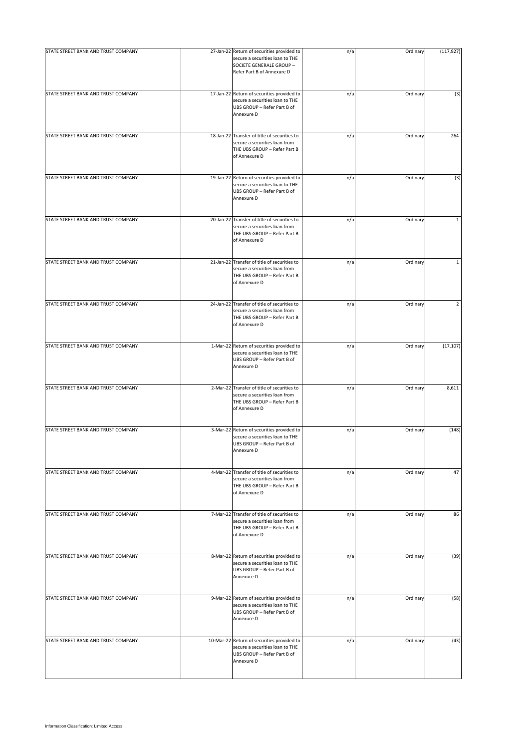| | | | | | |
|---|---|---|---|---|---|
| STATE STREET BANK AND TRUST COMPANY | 27-Jan-22 | Return of securities provided to secure a securities loan to THE SOCIETE GENERALE GROUP – Refer Part B of Annexure D | n/a | Ordinary | (117,927) |
| STATE STREET BANK AND TRUST COMPANY | 17-Jan-22 | Return of securities provided to secure a securities loan to THE UBS GROUP – Refer Part B of Annexure D | n/a | Ordinary | (3) |
| STATE STREET BANK AND TRUST COMPANY | 18-Jan-22 | Transfer of title of securities to secure a securities loan from THE UBS GROUP – Refer Part B of Annexure D | n/a | Ordinary | 264 |
| STATE STREET BANK AND TRUST COMPANY | 19-Jan-22 | Return of securities provided to secure a securities loan to THE UBS GROUP – Refer Part B of Annexure D | n/a | Ordinary | (3) |
| STATE STREET BANK AND TRUST COMPANY | 20-Jan-22 | Transfer of title of securities to secure a securities loan from THE UBS GROUP – Refer Part B of Annexure D | n/a | Ordinary | 1 |
| STATE STREET BANK AND TRUST COMPANY | 21-Jan-22 | Transfer of title of securities to secure a securities loan from THE UBS GROUP – Refer Part B of Annexure D | n/a | Ordinary | 1 |
| STATE STREET BANK AND TRUST COMPANY | 24-Jan-22 | Transfer of title of securities to secure a securities loan from THE UBS GROUP – Refer Part B of Annexure D | n/a | Ordinary | 2 |
| STATE STREET BANK AND TRUST COMPANY | 1-Mar-22 | Return of securities provided to secure a securities loan to THE UBS GROUP – Refer Part B of Annexure D | n/a | Ordinary | (17,107) |
| STATE STREET BANK AND TRUST COMPANY | 2-Mar-22 | Transfer of title of securities to secure a securities loan from THE UBS GROUP – Refer Part B of Annexure D | n/a | Ordinary | 8,611 |
| STATE STREET BANK AND TRUST COMPANY | 3-Mar-22 | Return of securities provided to secure a securities loan to THE UBS GROUP – Refer Part B of Annexure D | n/a | Ordinary | (148) |
| STATE STREET BANK AND TRUST COMPANY | 4-Mar-22 | Transfer of title of securities to secure a securities loan from THE UBS GROUP – Refer Part B of Annexure D | n/a | Ordinary | 47 |
| STATE STREET BANK AND TRUST COMPANY | 7-Mar-22 | Transfer of title of securities to secure a securities loan from THE UBS GROUP – Refer Part B of Annexure D | n/a | Ordinary | 86 |
| STATE STREET BANK AND TRUST COMPANY | 8-Mar-22 | Return of securities provided to secure a securities loan to THE UBS GROUP – Refer Part B of Annexure D | n/a | Ordinary | (39) |
| STATE STREET BANK AND TRUST COMPANY | 9-Mar-22 | Return of securities provided to secure a securities loan to THE UBS GROUP – Refer Part B of Annexure D | n/a | Ordinary | (58) |
| STATE STREET BANK AND TRUST COMPANY | 10-Mar-22 | Return of securities provided to secure a securities loan to THE UBS GROUP – Refer Part B of Annexure D | n/a | Ordinary | (43) |

Information Classification: Limited Access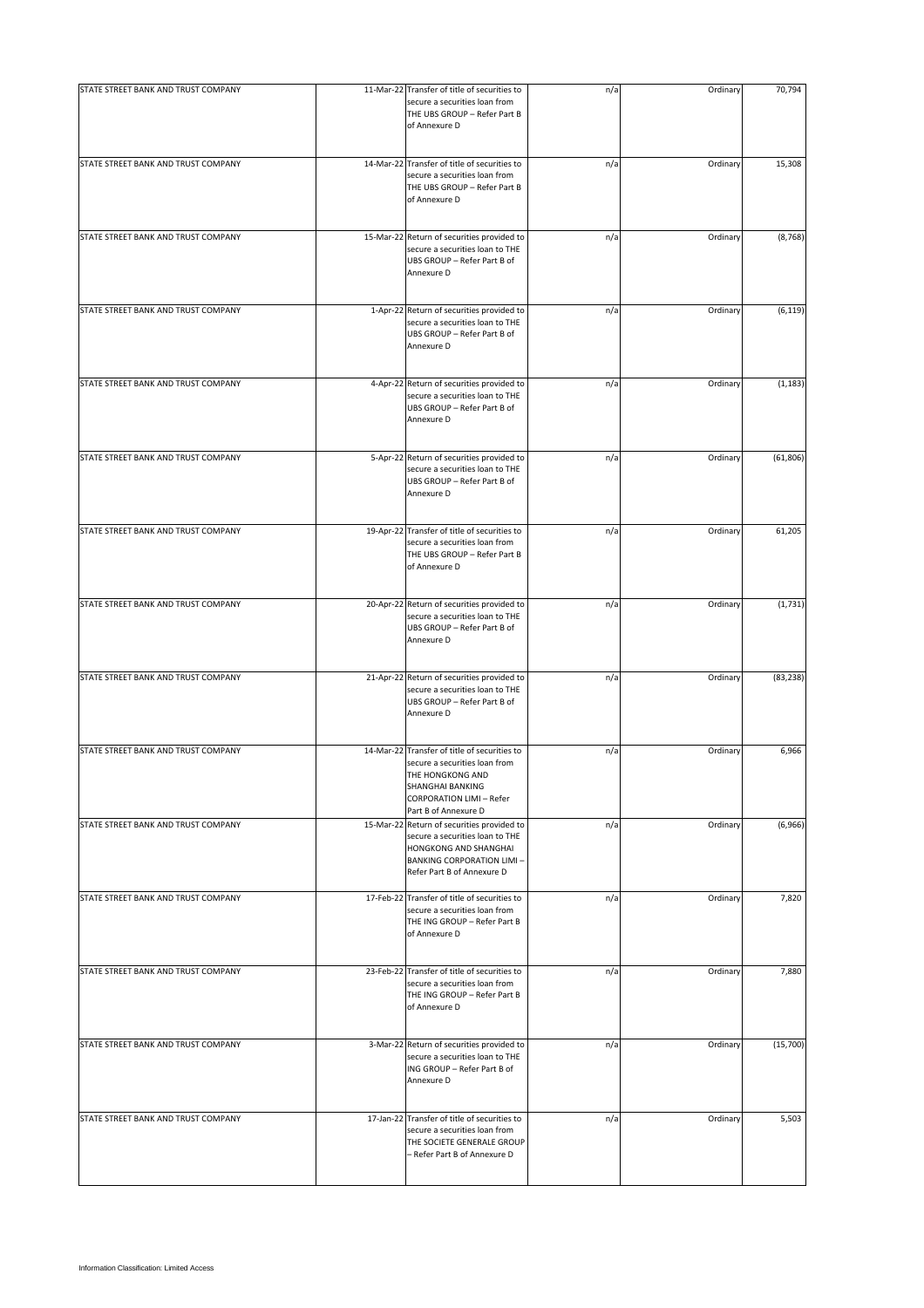| | | | | | |
|---|---|---|---|---|---|
| STATE STREET BANK AND TRUST COMPANY | 11-Mar-22 | Transfer of title of securities to secure a securities loan from THE UBS GROUP – Refer Part B of Annexure D | n/a | Ordinary | 70,794 |
| STATE STREET BANK AND TRUST COMPANY | 14-Mar-22 | Transfer of title of securities to secure a securities loan from THE UBS GROUP – Refer Part B of Annexure D | n/a | Ordinary | 15,308 |
| STATE STREET BANK AND TRUST COMPANY | 15-Mar-22 | Return of securities provided to secure a securities loan to THE UBS GROUP – Refer Part B of Annexure D | n/a | Ordinary | (8,768) |
| STATE STREET BANK AND TRUST COMPANY | 1-Apr-22 | Return of securities provided to secure a securities loan to THE UBS GROUP – Refer Part B of Annexure D | n/a | Ordinary | (6,119) |
| STATE STREET BANK AND TRUST COMPANY | 4-Apr-22 | Return of securities provided to secure a securities loan to THE UBS GROUP – Refer Part B of Annexure D | n/a | Ordinary | (1,183) |
| STATE STREET BANK AND TRUST COMPANY | 5-Apr-22 | Return of securities provided to secure a securities loan to THE UBS GROUP – Refer Part B of Annexure D | n/a | Ordinary | (61,806) |
| STATE STREET BANK AND TRUST COMPANY | 19-Apr-22 | Transfer of title of securities to secure a securities loan from THE UBS GROUP – Refer Part B of Annexure D | n/a | Ordinary | 61,205 |
| STATE STREET BANK AND TRUST COMPANY | 20-Apr-22 | Return of securities provided to secure a securities loan to THE UBS GROUP – Refer Part B of Annexure D | n/a | Ordinary | (1,731) |
| STATE STREET BANK AND TRUST COMPANY | 21-Apr-22 | Return of securities provided to secure a securities loan to THE UBS GROUP – Refer Part B of Annexure D | n/a | Ordinary | (83,238) |
| STATE STREET BANK AND TRUST COMPANY | 14-Mar-22 | Transfer of title of securities to secure a securities loan from THE HONGKONG AND SHANGHAI BANKING CORPORATION LIMI – Refer Part B of Annexure D | n/a | Ordinary | 6,966 |
| STATE STREET BANK AND TRUST COMPANY | 15-Mar-22 | Return of securities provided to secure a securities loan to THE HONGKONG AND SHANGHAI BANKING CORPORATION LIMI – Refer Part B of Annexure D | n/a | Ordinary | (6,966) |
| STATE STREET BANK AND TRUST COMPANY | 17-Feb-22 | Transfer of title of securities to secure a securities loan from THE ING GROUP – Refer Part B of Annexure D | n/a | Ordinary | 7,820 |
| STATE STREET BANK AND TRUST COMPANY | 23-Feb-22 | Transfer of title of securities to secure a securities loan from THE ING GROUP – Refer Part B of Annexure D | n/a | Ordinary | 7,880 |
| STATE STREET BANK AND TRUST COMPANY | 3-Mar-22 | Return of securities provided to secure a securities loan to THE ING GROUP – Refer Part B of Annexure D | n/a | Ordinary | (15,700) |
| STATE STREET BANK AND TRUST COMPANY | 17-Jan-22 | Transfer of title of securities to secure a securities loan from THE SOCIETE GENERALE GROUP – Refer Part B of Annexure D | n/a | Ordinary | 5,503 |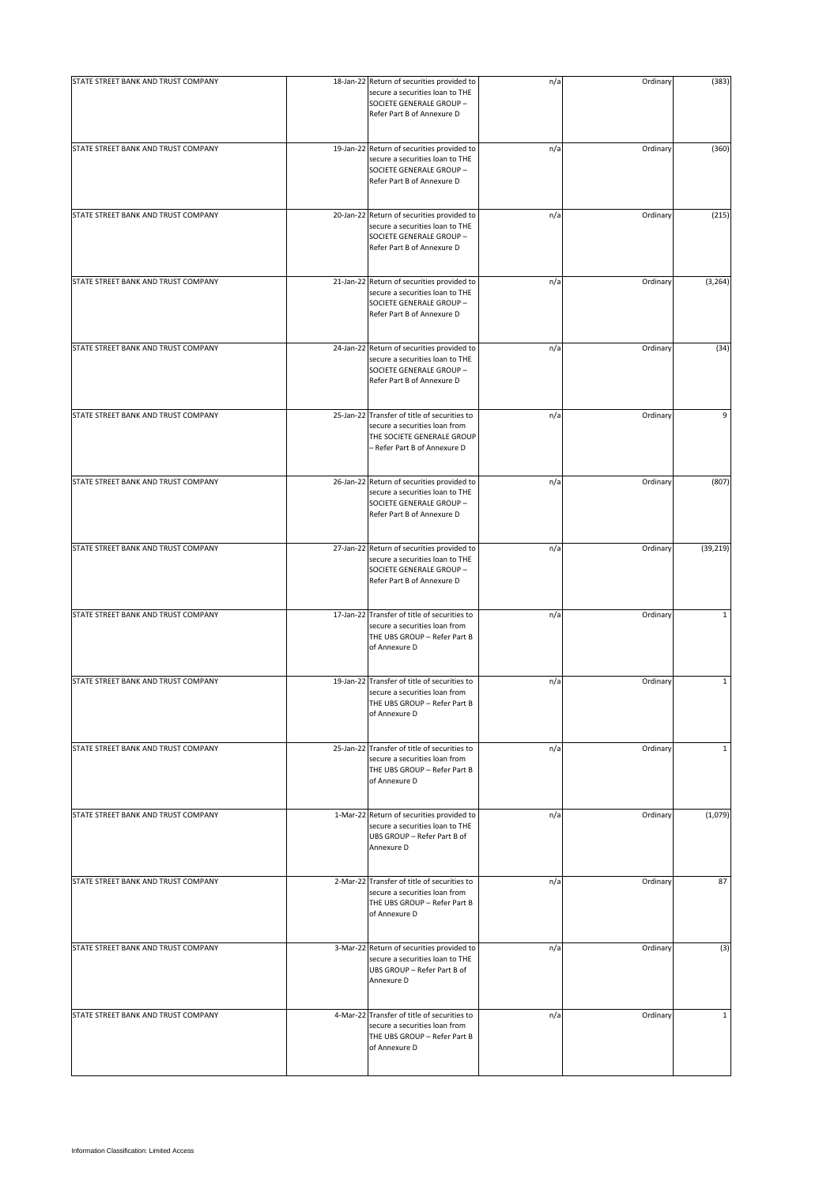| STATE STREET BANK AND TRUST COMPANY | 18-Jan-22 | Return of securities provided to secure a securities loan to THE SOCIETE GENERALE GROUP – Refer Part B of Annexure D | n/a | Ordinary | (383) |
|---|---|---|---|---|---|
| STATE STREET BANK AND TRUST COMPANY | 19-Jan-22 | Return of securities provided to secure a securities loan to THE SOCIETE GENERALE GROUP – Refer Part B of Annexure D | n/a | Ordinary | (360) |
| STATE STREET BANK AND TRUST COMPANY | 20-Jan-22 | Return of securities provided to secure a securities loan to THE SOCIETE GENERALE GROUP – Refer Part B of Annexure D | n/a | Ordinary | (215) |
| STATE STREET BANK AND TRUST COMPANY | 21-Jan-22 | Return of securities provided to secure a securities loan to THE SOCIETE GENERALE GROUP – Refer Part B of Annexure D | n/a | Ordinary | (3,264) |
| STATE STREET BANK AND TRUST COMPANY | 24-Jan-22 | Return of securities provided to secure a securities loan to THE SOCIETE GENERALE GROUP – Refer Part B of Annexure D | n/a | Ordinary | (34) |
| STATE STREET BANK AND TRUST COMPANY | 25-Jan-22 | Transfer of title of securities to secure a securities loan from THE SOCIETE GENERALE GROUP – Refer Part B of Annexure D | n/a | Ordinary | 9 |
| STATE STREET BANK AND TRUST COMPANY | 26-Jan-22 | Return of securities provided to secure a securities loan to THE SOCIETE GENERALE GROUP – Refer Part B of Annexure D | n/a | Ordinary | (807) |
| STATE STREET BANK AND TRUST COMPANY | 27-Jan-22 | Return of securities provided to secure a securities loan to THE SOCIETE GENERALE GROUP – Refer Part B of Annexure D | n/a | Ordinary | (39,219) |
| STATE STREET BANK AND TRUST COMPANY | 17-Jan-22 | Transfer of title of securities to secure a securities loan from THE UBS GROUP – Refer Part B of Annexure D | n/a | Ordinary | 1 |
| STATE STREET BANK AND TRUST COMPANY | 19-Jan-22 | Transfer of title of securities to secure a securities loan from THE UBS GROUP – Refer Part B of Annexure D | n/a | Ordinary | 1 |
| STATE STREET BANK AND TRUST COMPANY | 25-Jan-22 | Transfer of title of securities to secure a securities loan from THE UBS GROUP – Refer Part B of Annexure D | n/a | Ordinary | 1 |
| STATE STREET BANK AND TRUST COMPANY | 1-Mar-22 | Return of securities provided to secure a securities loan to THE UBS GROUP – Refer Part B of Annexure D | n/a | Ordinary | (1,079) |
| STATE STREET BANK AND TRUST COMPANY | 2-Mar-22 | Transfer of title of securities to secure a securities loan from THE UBS GROUP – Refer Part B of Annexure D | n/a | Ordinary | 87 |
| STATE STREET BANK AND TRUST COMPANY | 3-Mar-22 | Return of securities provided to secure a securities loan to THE UBS GROUP – Refer Part B of Annexure D | n/a | Ordinary | (3) |
| STATE STREET BANK AND TRUST COMPANY | 4-Mar-22 | Transfer of title of securities to secure a securities loan from THE UBS GROUP – Refer Part B of Annexure D | n/a | Ordinary | 1 |

Information Classification: Limited Access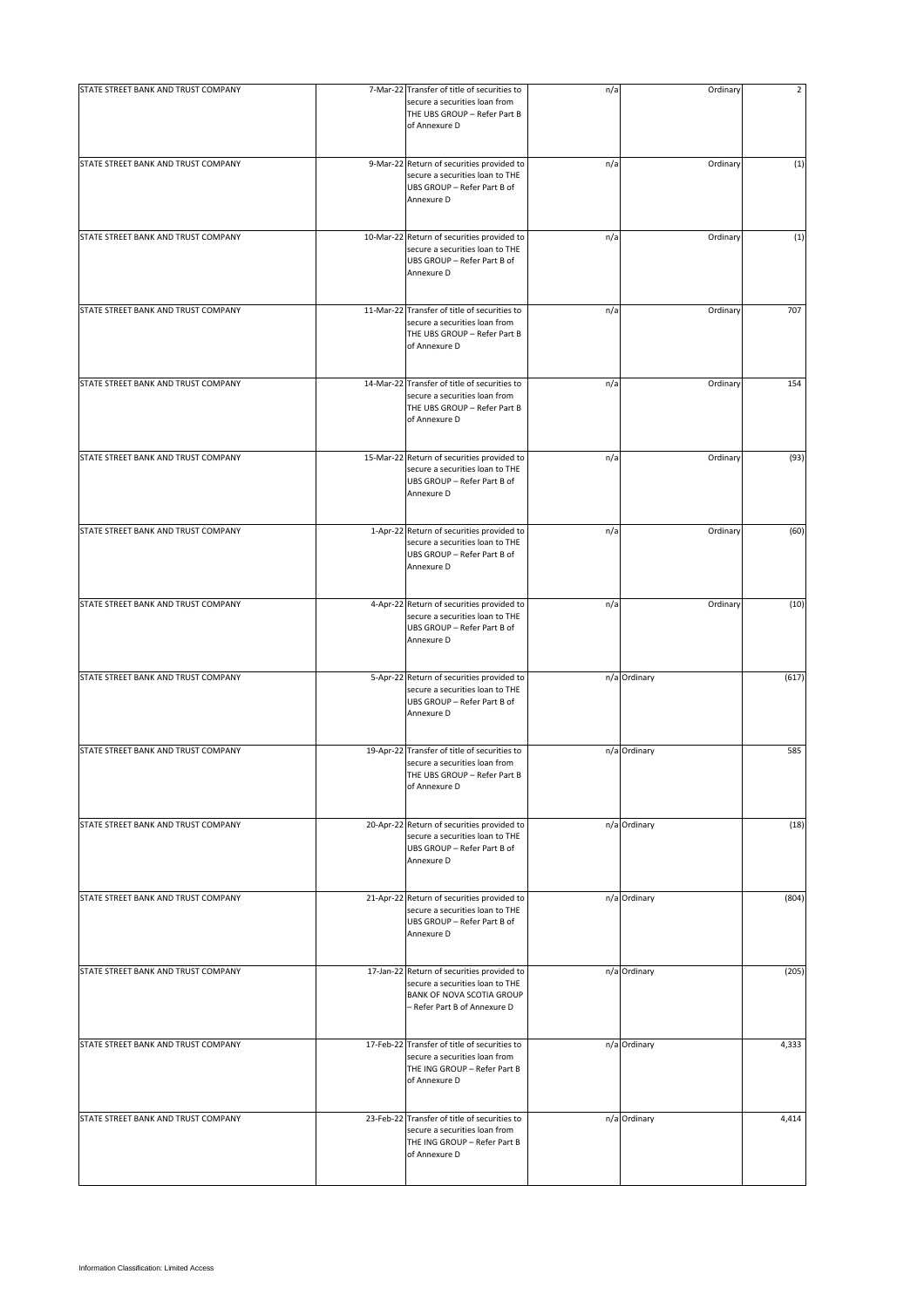| | | | | | |
|---|---|---|---|---|---|
| STATE STREET BANK AND TRUST COMPANY | 7-Mar-22 | Transfer of title of securities to secure a securities loan from THE UBS GROUP – Refer Part B of Annexure D | n/a | Ordinary | 2 |
| STATE STREET BANK AND TRUST COMPANY | 9-Mar-22 | Return of securities provided to secure a securities loan to THE UBS GROUP – Refer Part B of Annexure D | n/a | Ordinary | (1) |
| STATE STREET BANK AND TRUST COMPANY | 10-Mar-22 | Return of securities provided to secure a securities loan to THE UBS GROUP – Refer Part B of Annexure D | n/a | Ordinary | (1) |
| STATE STREET BANK AND TRUST COMPANY | 11-Mar-22 | Transfer of title of securities to secure a securities loan from THE UBS GROUP – Refer Part B of Annexure D | n/a | Ordinary | 707 |
| STATE STREET BANK AND TRUST COMPANY | 14-Mar-22 | Transfer of title of securities to secure a securities loan from THE UBS GROUP – Refer Part B of Annexure D | n/a | Ordinary | 154 |
| STATE STREET BANK AND TRUST COMPANY | 15-Mar-22 | Return of securities provided to secure a securities loan to THE UBS GROUP – Refer Part B of Annexure D | n/a | Ordinary | (93) |
| STATE STREET BANK AND TRUST COMPANY | 1-Apr-22 | Return of securities provided to secure a securities loan to THE UBS GROUP – Refer Part B of Annexure D | n/a | Ordinary | (60) |
| STATE STREET BANK AND TRUST COMPANY | 4-Apr-22 | Return of securities provided to secure a securities loan to THE UBS GROUP – Refer Part B of Annexure D | n/a | Ordinary | (10) |
| STATE STREET BANK AND TRUST COMPANY | 5-Apr-22 | Return of securities provided to secure a securities loan to THE UBS GROUP – Refer Part B of Annexure D | n/a | Ordinary | (617) |
| STATE STREET BANK AND TRUST COMPANY | 19-Apr-22 | Transfer of title of securities to secure a securities loan from THE UBS GROUP – Refer Part B of Annexure D | n/a | Ordinary | 585 |
| STATE STREET BANK AND TRUST COMPANY | 20-Apr-22 | Return of securities provided to secure a securities loan to THE UBS GROUP – Refer Part B of Annexure D | n/a | Ordinary | (18) |
| STATE STREET BANK AND TRUST COMPANY | 21-Apr-22 | Return of securities provided to secure a securities loan to THE UBS GROUP – Refer Part B of Annexure D | n/a | Ordinary | (804) |
| STATE STREET BANK AND TRUST COMPANY | 17-Jan-22 | Return of securities provided to secure a securities loan to THE BANK OF NOVA SCOTIA GROUP – Refer Part B of Annexure D | n/a | Ordinary | (205) |
| STATE STREET BANK AND TRUST COMPANY | 17-Feb-22 | Transfer of title of securities to secure a securities loan from THE ING GROUP – Refer Part B of Annexure D | n/a | Ordinary | 4,333 |
| STATE STREET BANK AND TRUST COMPANY | 23-Feb-22 | Transfer of title of securities to secure a securities loan from THE ING GROUP – Refer Part B of Annexure D | n/a | Ordinary | 4,414 |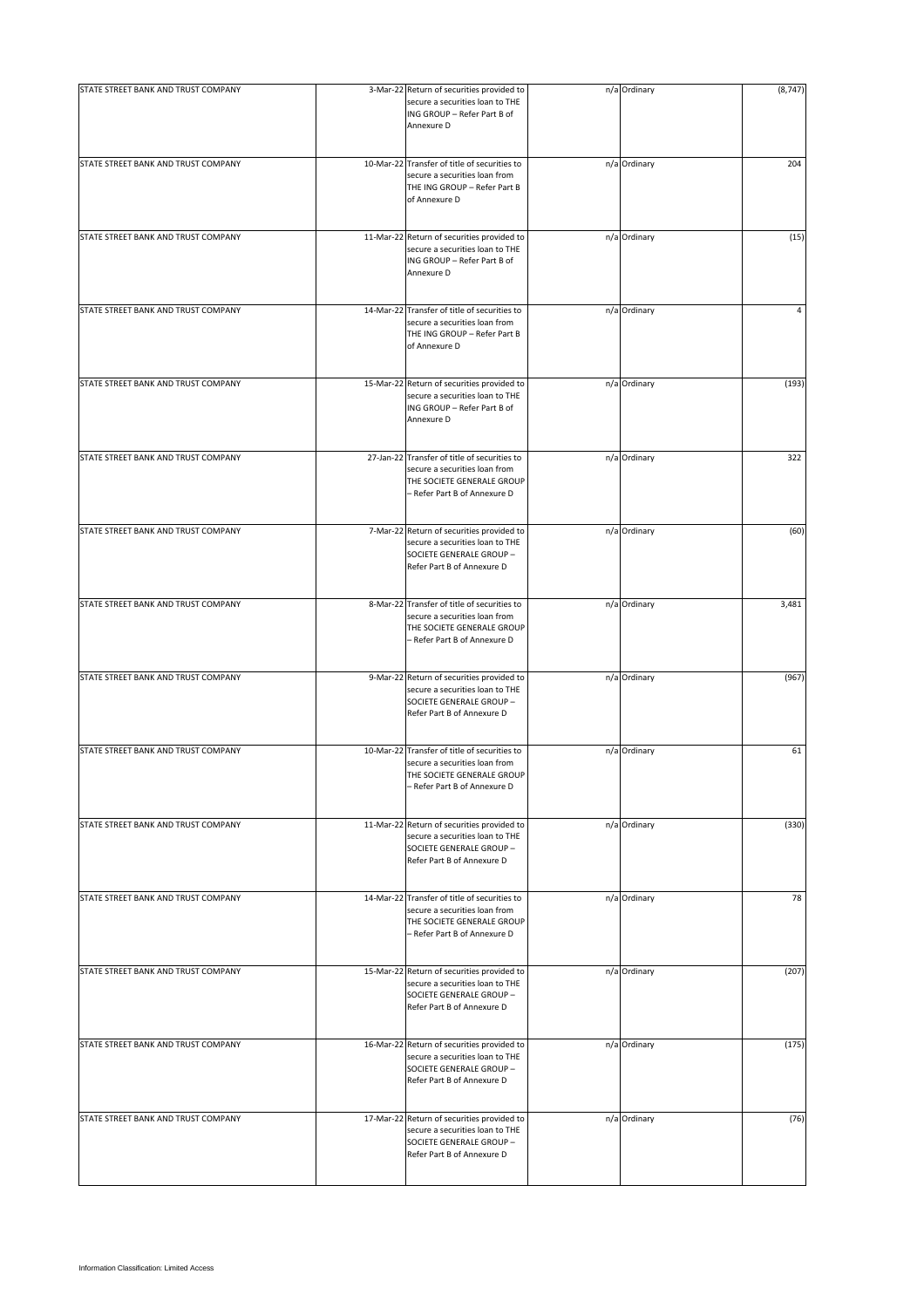| | | | | | |
|---|---|---|---|---|---|
| STATE STREET BANK AND TRUST COMPANY | 3-Mar-22 | Return of securities provided to secure a securities loan to THE ING GROUP – Refer Part B of Annexure D | n/a | Ordinary | (8,747) |
| STATE STREET BANK AND TRUST COMPANY | 10-Mar-22 | Transfer of title of securities to secure a securities loan from THE ING GROUP – Refer Part B of Annexure D | n/a | Ordinary | 204 |
| STATE STREET BANK AND TRUST COMPANY | 11-Mar-22 | Return of securities provided to secure a securities loan to THE ING GROUP – Refer Part B of Annexure D | n/a | Ordinary | (15) |
| STATE STREET BANK AND TRUST COMPANY | 14-Mar-22 | Transfer of title of securities to secure a securities loan from THE ING GROUP – Refer Part B of Annexure D | n/a | Ordinary | 4 |
| STATE STREET BANK AND TRUST COMPANY | 15-Mar-22 | Return of securities provided to secure a securities loan to THE ING GROUP – Refer Part B of Annexure D | n/a | Ordinary | (193) |
| STATE STREET BANK AND TRUST COMPANY | 27-Jan-22 | Transfer of title of securities to secure a securities loan from THE SOCIETE GENERALE GROUP – Refer Part B of Annexure D | n/a | Ordinary | 322 |
| STATE STREET BANK AND TRUST COMPANY | 7-Mar-22 | Return of securities provided to secure a securities loan to THE SOCIETE GENERALE GROUP – Refer Part B of Annexure D | n/a | Ordinary | (60) |
| STATE STREET BANK AND TRUST COMPANY | 8-Mar-22 | Transfer of title of securities to secure a securities loan from THE SOCIETE GENERALE GROUP – Refer Part B of Annexure D | n/a | Ordinary | 3,481 |
| STATE STREET BANK AND TRUST COMPANY | 9-Mar-22 | Return of securities provided to secure a securities loan to THE SOCIETE GENERALE GROUP – Refer Part B of Annexure D | n/a | Ordinary | (967) |
| STATE STREET BANK AND TRUST COMPANY | 10-Mar-22 | Transfer of title of securities to secure a securities loan from THE SOCIETE GENERALE GROUP – Refer Part B of Annexure D | n/a | Ordinary | 61 |
| STATE STREET BANK AND TRUST COMPANY | 11-Mar-22 | Return of securities provided to secure a securities loan to THE SOCIETE GENERALE GROUP – Refer Part B of Annexure D | n/a | Ordinary | (330) |
| STATE STREET BANK AND TRUST COMPANY | 14-Mar-22 | Transfer of title of securities to secure a securities loan from THE SOCIETE GENERALE GROUP – Refer Part B of Annexure D | n/a | Ordinary | 78 |
| STATE STREET BANK AND TRUST COMPANY | 15-Mar-22 | Return of securities provided to secure a securities loan to THE SOCIETE GENERALE GROUP – Refer Part B of Annexure D | n/a | Ordinary | (207) |
| STATE STREET BANK AND TRUST COMPANY | 16-Mar-22 | Return of securities provided to secure a securities loan to THE SOCIETE GENERALE GROUP – Refer Part B of Annexure D | n/a | Ordinary | (175) |
| STATE STREET BANK AND TRUST COMPANY | 17-Mar-22 | Return of securities provided to secure a securities loan to THE SOCIETE GENERALE GROUP – Refer Part B of Annexure D | n/a | Ordinary | (76) |

Information Classification: Limited Access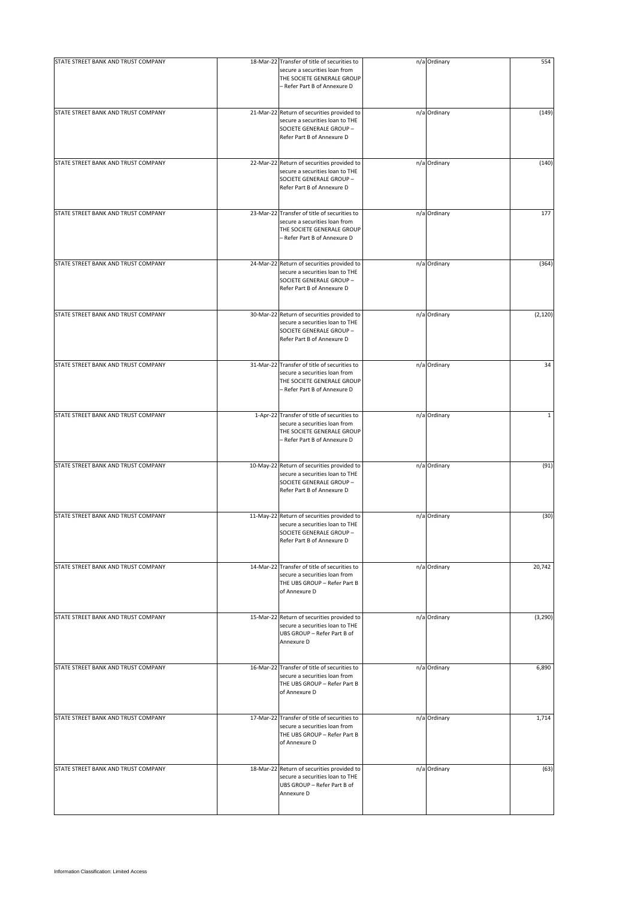| | | | | | |
|---|---|---|---|---|---|
| STATE STREET BANK AND TRUST COMPANY | 18-Mar-22 | Transfer of title of securities to secure a securities loan from THE SOCIETE GENERALE GROUP – Refer Part B of Annexure D | n/a | Ordinary | 554 |
| STATE STREET BANK AND TRUST COMPANY | 21-Mar-22 | Return of securities provided to secure a securities loan to THE SOCIETE GENERALE GROUP – Refer Part B of Annexure D | n/a | Ordinary | (149) |
| STATE STREET BANK AND TRUST COMPANY | 22-Mar-22 | Return of securities provided to secure a securities loan to THE SOCIETE GENERALE GROUP – Refer Part B of Annexure D | n/a | Ordinary | (140) |
| STATE STREET BANK AND TRUST COMPANY | 23-Mar-22 | Transfer of title of securities to secure a securities loan from THE SOCIETE GENERALE GROUP – Refer Part B of Annexure D | n/a | Ordinary | 177 |
| STATE STREET BANK AND TRUST COMPANY | 24-Mar-22 | Return of securities provided to secure a securities loan to THE SOCIETE GENERALE GROUP – Refer Part B of Annexure D | n/a | Ordinary | (364) |
| STATE STREET BANK AND TRUST COMPANY | 30-Mar-22 | Return of securities provided to secure a securities loan to THE SOCIETE GENERALE GROUP – Refer Part B of Annexure D | n/a | Ordinary | (2,120) |
| STATE STREET BANK AND TRUST COMPANY | 31-Mar-22 | Transfer of title of securities to secure a securities loan from THE SOCIETE GENERALE GROUP – Refer Part B of Annexure D | n/a | Ordinary | 34 |
| STATE STREET BANK AND TRUST COMPANY | 1-Apr-22 | Transfer of title of securities to secure a securities loan from THE SOCIETE GENERALE GROUP – Refer Part B of Annexure D | n/a | Ordinary | 1 |
| STATE STREET BANK AND TRUST COMPANY | 10-May-22 | Return of securities provided to secure a securities loan to THE SOCIETE GENERALE GROUP – Refer Part B of Annexure D | n/a | Ordinary | (91) |
| STATE STREET BANK AND TRUST COMPANY | 11-May-22 | Return of securities provided to secure a securities loan to THE SOCIETE GENERALE GROUP – Refer Part B of Annexure D | n/a | Ordinary | (30) |
| STATE STREET BANK AND TRUST COMPANY | 14-Mar-22 | Transfer of title of securities to secure a securities loan from THE UBS GROUP – Refer Part B of Annexure D | n/a | Ordinary | 20,742 |
| STATE STREET BANK AND TRUST COMPANY | 15-Mar-22 | Return of securities provided to secure a securities loan to THE UBS GROUP – Refer Part B of Annexure D | n/a | Ordinary | (3,290) |
| STATE STREET BANK AND TRUST COMPANY | 16-Mar-22 | Transfer of title of securities to secure a securities loan from THE UBS GROUP – Refer Part B of Annexure D | n/a | Ordinary | 6,890 |
| STATE STREET BANK AND TRUST COMPANY | 17-Mar-22 | Transfer of title of securities to secure a securities loan from THE UBS GROUP – Refer Part B of Annexure D | n/a | Ordinary | 1,714 |
| STATE STREET BANK AND TRUST COMPANY | 18-Mar-22 | Return of securities provided to secure a securities loan to THE UBS GROUP – Refer Part B of Annexure D | n/a | Ordinary | (63) |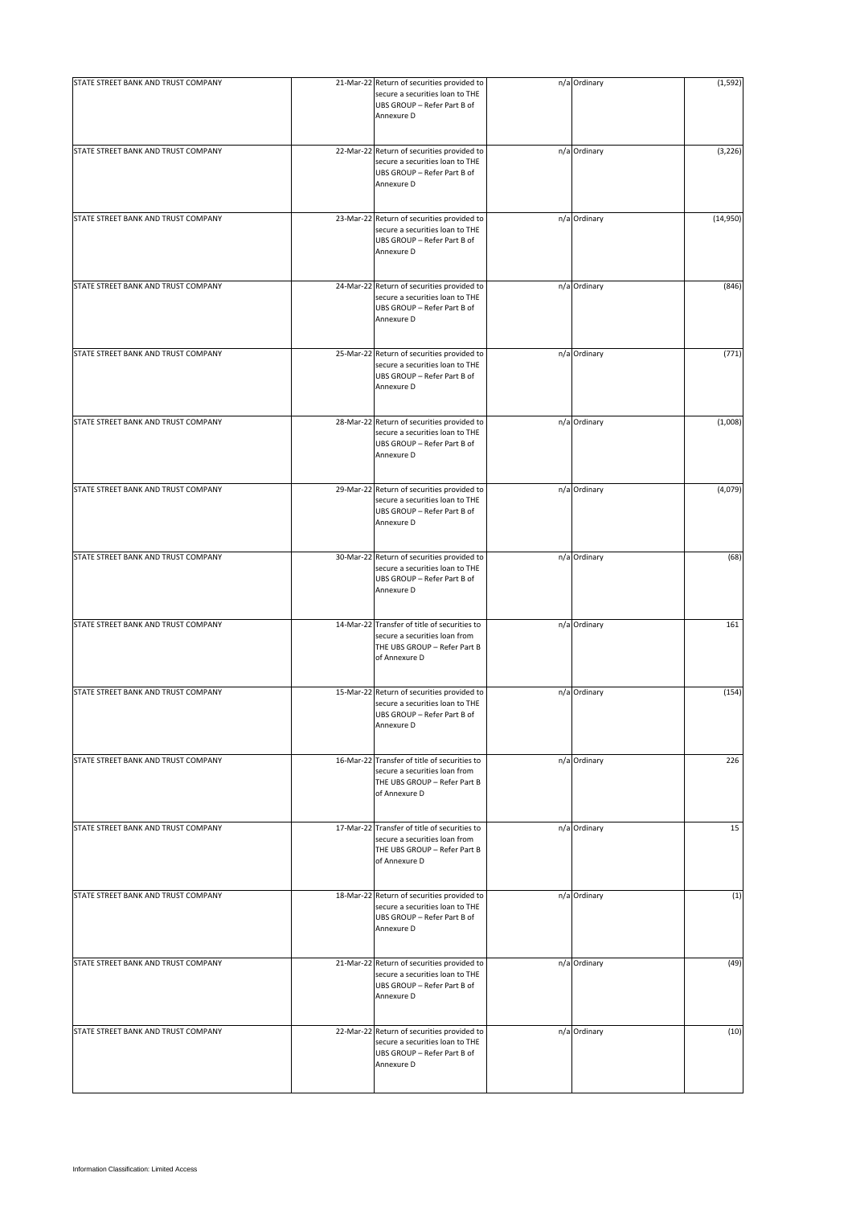| | | | | | |
|---|---|---|---|---|---|
| STATE STREET BANK AND TRUST COMPANY | 21-Mar-22 | Return of securities provided to secure a securities loan to THE UBS GROUP – Refer Part B of Annexure D | n/a | Ordinary | (1,592) |
| STATE STREET BANK AND TRUST COMPANY | 22-Mar-22 | Return of securities provided to secure a securities loan to THE UBS GROUP – Refer Part B of Annexure D | n/a | Ordinary | (3,226) |
| STATE STREET BANK AND TRUST COMPANY | 23-Mar-22 | Return of securities provided to secure a securities loan to THE UBS GROUP – Refer Part B of Annexure D | n/a | Ordinary | (14,950) |
| STATE STREET BANK AND TRUST COMPANY | 24-Mar-22 | Return of securities provided to secure a securities loan to THE UBS GROUP – Refer Part B of Annexure D | n/a | Ordinary | (846) |
| STATE STREET BANK AND TRUST COMPANY | 25-Mar-22 | Return of securities provided to secure a securities loan to THE UBS GROUP – Refer Part B of Annexure D | n/a | Ordinary | (771) |
| STATE STREET BANK AND TRUST COMPANY | 28-Mar-22 | Return of securities provided to secure a securities loan to THE UBS GROUP – Refer Part B of Annexure D | n/a | Ordinary | (1,008) |
| STATE STREET BANK AND TRUST COMPANY | 29-Mar-22 | Return of securities provided to secure a securities loan to THE UBS GROUP – Refer Part B of Annexure D | n/a | Ordinary | (4,079) |
| STATE STREET BANK AND TRUST COMPANY | 30-Mar-22 | Return of securities provided to secure a securities loan to THE UBS GROUP – Refer Part B of Annexure D | n/a | Ordinary | (68) |
| STATE STREET BANK AND TRUST COMPANY | 14-Mar-22 | Transfer of title of securities to secure a securities loan from THE UBS GROUP – Refer Part B of Annexure D | n/a | Ordinary | 161 |
| STATE STREET BANK AND TRUST COMPANY | 15-Mar-22 | Return of securities provided to secure a securities loan to THE UBS GROUP – Refer Part B of Annexure D | n/a | Ordinary | (154) |
| STATE STREET BANK AND TRUST COMPANY | 16-Mar-22 | Transfer of title of securities to secure a securities loan from THE UBS GROUP – Refer Part B of Annexure D | n/a | Ordinary | 226 |
| STATE STREET BANK AND TRUST COMPANY | 17-Mar-22 | Transfer of title of securities to secure a securities loan from THE UBS GROUP – Refer Part B of Annexure D | n/a | Ordinary | 15 |
| STATE STREET BANK AND TRUST COMPANY | 18-Mar-22 | Return of securities provided to secure a securities loan to THE UBS GROUP – Refer Part B of Annexure D | n/a | Ordinary | (1) |
| STATE STREET BANK AND TRUST COMPANY | 21-Mar-22 | Return of securities provided to secure a securities loan to THE UBS GROUP – Refer Part B of Annexure D | n/a | Ordinary | (49) |
| STATE STREET BANK AND TRUST COMPANY | 22-Mar-22 | Return of securities provided to secure a securities loan to THE UBS GROUP – Refer Part B of Annexure D | n/a | Ordinary | (10) |

Information Classification: Limited Access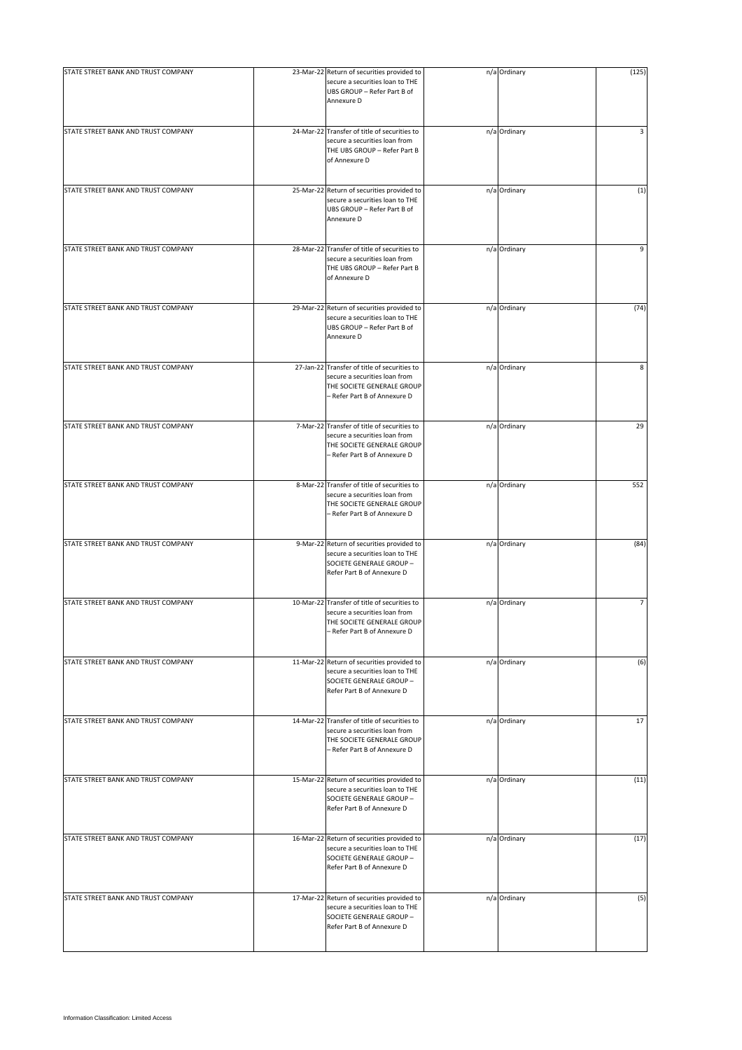| | | | | | |
|---|---|---|---|---|---|
| STATE STREET BANK AND TRUST COMPANY | 23-Mar-22 | Return of securities provided to secure a securities loan to THE UBS GROUP – Refer Part B of Annexure D | n/a | Ordinary | (125) |
| STATE STREET BANK AND TRUST COMPANY | 24-Mar-22 | Transfer of title of securities to secure a securities loan from THE UBS GROUP – Refer Part B of Annexure D | n/a | Ordinary | 3 |
| STATE STREET BANK AND TRUST COMPANY | 25-Mar-22 | Return of securities provided to secure a securities loan to THE UBS GROUP – Refer Part B of Annexure D | n/a | Ordinary | (1) |
| STATE STREET BANK AND TRUST COMPANY | 28-Mar-22 | Transfer of title of securities to secure a securities loan from THE UBS GROUP – Refer Part B of Annexure D | n/a | Ordinary | 9 |
| STATE STREET BANK AND TRUST COMPANY | 29-Mar-22 | Return of securities provided to secure a securities loan to THE UBS GROUP – Refer Part B of Annexure D | n/a | Ordinary | (74) |
| STATE STREET BANK AND TRUST COMPANY | 27-Jan-22 | Transfer of title of securities to secure a securities loan from THE SOCIETE GENERALE GROUP – Refer Part B of Annexure D | n/a | Ordinary | 8 |
| STATE STREET BANK AND TRUST COMPANY | 7-Mar-22 | Transfer of title of securities to secure a securities loan from THE SOCIETE GENERALE GROUP – Refer Part B of Annexure D | n/a | Ordinary | 29 |
| STATE STREET BANK AND TRUST COMPANY | 8-Mar-22 | Transfer of title of securities to secure a securities loan from THE SOCIETE GENERALE GROUP – Refer Part B of Annexure D | n/a | Ordinary | 552 |
| STATE STREET BANK AND TRUST COMPANY | 9-Mar-22 | Return of securities provided to secure a securities loan to THE SOCIETE GENERALE GROUP – Refer Part B of Annexure D | n/a | Ordinary | (84) |
| STATE STREET BANK AND TRUST COMPANY | 10-Mar-22 | Transfer of title of securities to secure a securities loan from THE SOCIETE GENERALE GROUP – Refer Part B of Annexure D | n/a | Ordinary | 7 |
| STATE STREET BANK AND TRUST COMPANY | 11-Mar-22 | Return of securities provided to secure a securities loan to THE SOCIETE GENERALE GROUP – Refer Part B of Annexure D | n/a | Ordinary | (6) |
| STATE STREET BANK AND TRUST COMPANY | 14-Mar-22 | Transfer of title of securities to secure a securities loan from THE SOCIETE GENERALE GROUP – Refer Part B of Annexure D | n/a | Ordinary | 17 |
| STATE STREET BANK AND TRUST COMPANY | 15-Mar-22 | Return of securities provided to secure a securities loan to THE SOCIETE GENERALE GROUP – Refer Part B of Annexure D | n/a | Ordinary | (11) |
| STATE STREET BANK AND TRUST COMPANY | 16-Mar-22 | Return of securities provided to secure a securities loan to THE SOCIETE GENERALE GROUP – Refer Part B of Annexure D | n/a | Ordinary | (17) |
| STATE STREET BANK AND TRUST COMPANY | 17-Mar-22 | Return of securities provided to secure a securities loan to THE SOCIETE GENERALE GROUP – Refer Part B of Annexure D | n/a | Ordinary | (5) |

Information Classification: Limited Access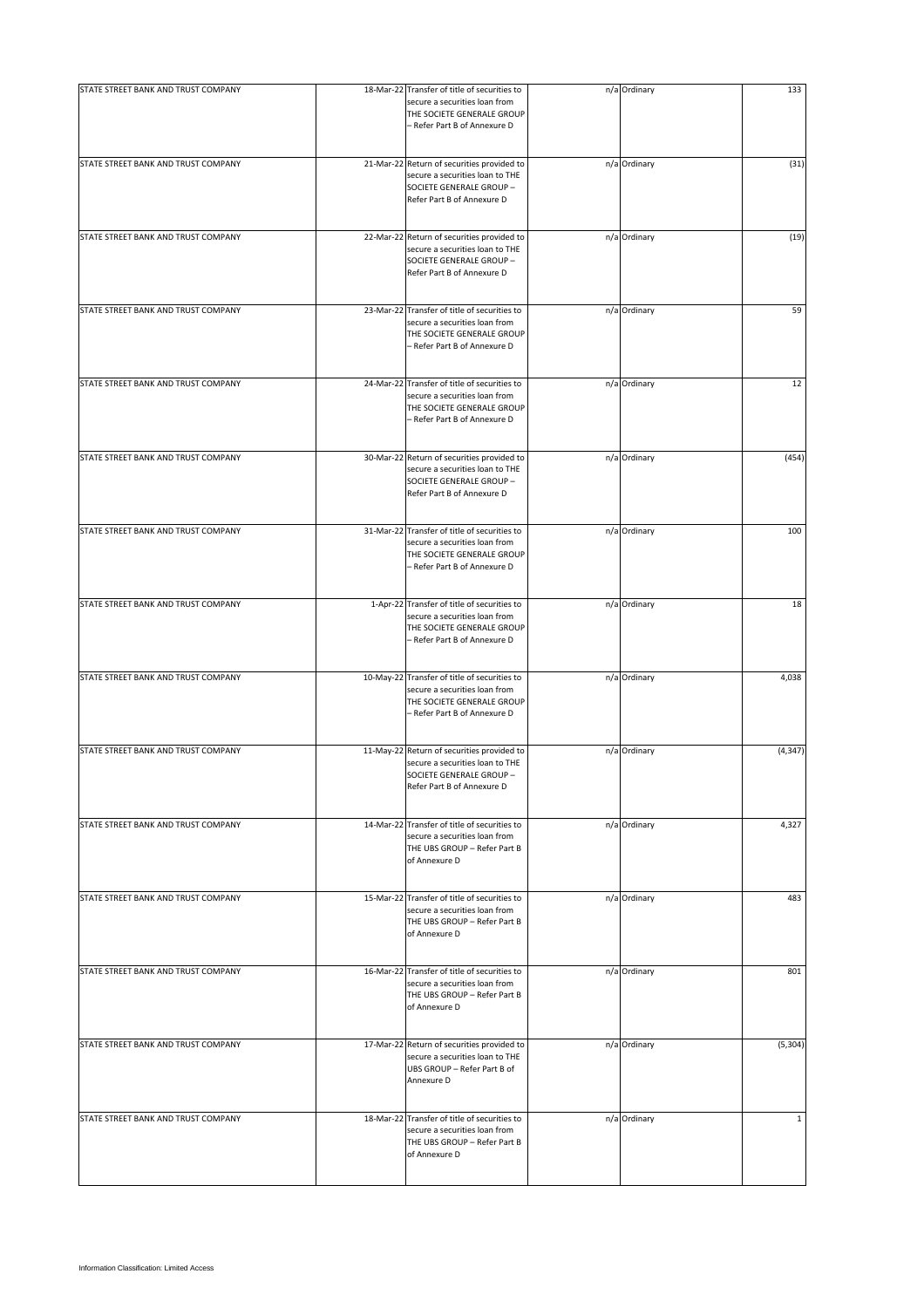| | | | | | |
|---|---|---|---|---|---|
| STATE STREET BANK AND TRUST COMPANY | 18-Mar-22 | Transfer of title of securities to secure a securities loan from THE SOCIETE GENERALE GROUP – Refer Part B of Annexure D | n/a | Ordinary | 133 |
| STATE STREET BANK AND TRUST COMPANY | 21-Mar-22 | Return of securities provided to secure a securities loan to THE SOCIETE GENERALE GROUP – Refer Part B of Annexure D | n/a | Ordinary | (31) |
| STATE STREET BANK AND TRUST COMPANY | 22-Mar-22 | Return of securities provided to secure a securities loan to THE SOCIETE GENERALE GROUP – Refer Part B of Annexure D | n/a | Ordinary | (19) |
| STATE STREET BANK AND TRUST COMPANY | 23-Mar-22 | Transfer of title of securities to secure a securities loan from THE SOCIETE GENERALE GROUP – Refer Part B of Annexure D | n/a | Ordinary | 59 |
| STATE STREET BANK AND TRUST COMPANY | 24-Mar-22 | Transfer of title of securities to secure a securities loan from THE SOCIETE GENERALE GROUP – Refer Part B of Annexure D | n/a | Ordinary | 12 |
| STATE STREET BANK AND TRUST COMPANY | 30-Mar-22 | Return of securities provided to secure a securities loan to THE SOCIETE GENERALE GROUP – Refer Part B of Annexure D | n/a | Ordinary | (454) |
| STATE STREET BANK AND TRUST COMPANY | 31-Mar-22 | Transfer of title of securities to secure a securities loan from THE SOCIETE GENERALE GROUP – Refer Part B of Annexure D | n/a | Ordinary | 100 |
| STATE STREET BANK AND TRUST COMPANY | 1-Apr-22 | Transfer of title of securities to secure a securities loan from THE SOCIETE GENERALE GROUP – Refer Part B of Annexure D | n/a | Ordinary | 18 |
| STATE STREET BANK AND TRUST COMPANY | 10-May-22 | Transfer of title of securities to secure a securities loan from THE SOCIETE GENERALE GROUP – Refer Part B of Annexure D | n/a | Ordinary | 4,038 |
| STATE STREET BANK AND TRUST COMPANY | 11-May-22 | Return of securities provided to secure a securities loan to THE SOCIETE GENERALE GROUP – Refer Part B of Annexure D | n/a | Ordinary | (4,347) |
| STATE STREET BANK AND TRUST COMPANY | 14-Mar-22 | Transfer of title of securities to secure a securities loan from THE UBS GROUP – Refer Part B of Annexure D | n/a | Ordinary | 4,327 |
| STATE STREET BANK AND TRUST COMPANY | 15-Mar-22 | Transfer of title of securities to secure a securities loan from THE UBS GROUP – Refer Part B of Annexure D | n/a | Ordinary | 483 |
| STATE STREET BANK AND TRUST COMPANY | 16-Mar-22 | Transfer of title of securities to secure a securities loan from THE UBS GROUP – Refer Part B of Annexure D | n/a | Ordinary | 801 |
| STATE STREET BANK AND TRUST COMPANY | 17-Mar-22 | Return of securities provided to secure a securities loan to THE UBS GROUP – Refer Part B of Annexure D | n/a | Ordinary | (5,304) |
| STATE STREET BANK AND TRUST COMPANY | 18-Mar-22 | Transfer of title of securities to secure a securities loan from THE UBS GROUP – Refer Part B of Annexure D | n/a | Ordinary | 1 |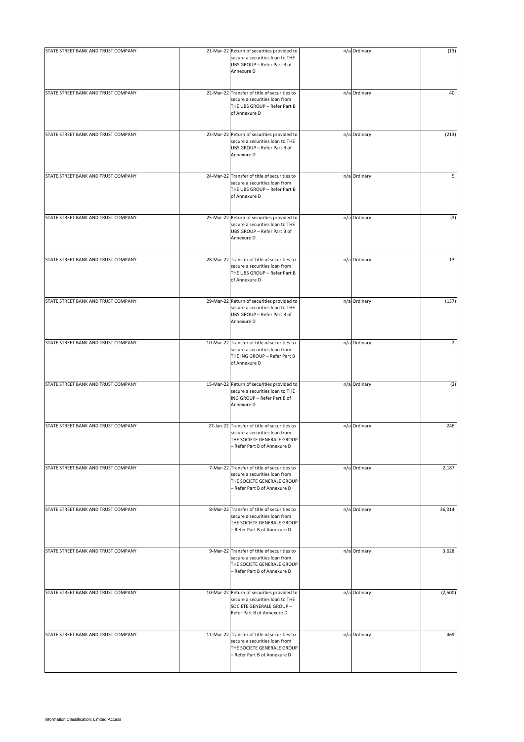| | | | | | |
|---|---|---|---|---|---|
| STATE STREET BANK AND TRUST COMPANY | 21-Mar-22 | Return of securities provided to secure a securities loan to THE UBS GROUP – Refer Part B of Annexure D | n/a | Ordinary | (13) |
| STATE STREET BANK AND TRUST COMPANY | 22-Mar-22 | Transfer of title of securities to secure a securities loan from THE UBS GROUP – Refer Part B of Annexure D | n/a | Ordinary | 40 |
| STATE STREET BANK AND TRUST COMPANY | 23-Mar-22 | Return of securities provided to secure a securities loan to THE UBS GROUP – Refer Part B of Annexure D | n/a | Ordinary | (213) |
| STATE STREET BANK AND TRUST COMPANY | 24-Mar-22 | Transfer of title of securities to secure a securities loan from THE UBS GROUP – Refer Part B of Annexure D | n/a | Ordinary | 5 |
| STATE STREET BANK AND TRUST COMPANY | 25-Mar-22 | Return of securities provided to secure a securities loan to THE UBS GROUP – Refer Part B of Annexure D | n/a | Ordinary | (3) |
| STATE STREET BANK AND TRUST COMPANY | 28-Mar-22 | Transfer of title of securities to secure a securities loan from THE UBS GROUP – Refer Part B of Annexure D | n/a | Ordinary | 13 |
| STATE STREET BANK AND TRUST COMPANY | 29-Mar-22 | Return of securities provided to secure a securities loan to THE UBS GROUP – Refer Part B of Annexure D | n/a | Ordinary | (137) |
| STATE STREET BANK AND TRUST COMPANY | 10-Mar-22 | Transfer of title of securities to secure a securities loan from THE ING GROUP – Refer Part B of Annexure D | n/a | Ordinary | 2 |
| STATE STREET BANK AND TRUST COMPANY | 15-Mar-22 | Return of securities provided to secure a securities loan to THE ING GROUP – Refer Part B of Annexure D | n/a | Ordinary | (2) |
| STATE STREET BANK AND TRUST COMPANY | 27-Jan-22 | Transfer of title of securities to secure a securities loan from THE SOCIETE GENERALE GROUP – Refer Part B of Annexure D | n/a | Ordinary | 246 |
| STATE STREET BANK AND TRUST COMPANY | 7-Mar-22 | Transfer of title of securities to secure a securities loan from THE SOCIETE GENERALE GROUP – Refer Part B of Annexure D | n/a | Ordinary | 2,187 |
| STATE STREET BANK AND TRUST COMPANY | 8-Mar-22 | Transfer of title of securities to secure a securities loan from THE SOCIETE GENERALE GROUP – Refer Part B of Annexure D | n/a | Ordinary | 36,014 |
| STATE STREET BANK AND TRUST COMPANY | 9-Mar-22 | Transfer of title of securities to secure a securities loan from THE SOCIETE GENERALE GROUP – Refer Part B of Annexure D | n/a | Ordinary | 3,628 |
| STATE STREET BANK AND TRUST COMPANY | 10-Mar-22 | Return of securities provided to secure a securities loan to THE SOCIETE GENERALE GROUP – Refer Part B of Annexure D | n/a | Ordinary | (2,500) |
| STATE STREET BANK AND TRUST COMPANY | 11-Mar-22 | Transfer of title of securities to secure a securities loan from THE SOCIETE GENERALE GROUP – Refer Part B of Annexure D | n/a | Ordinary | 469 |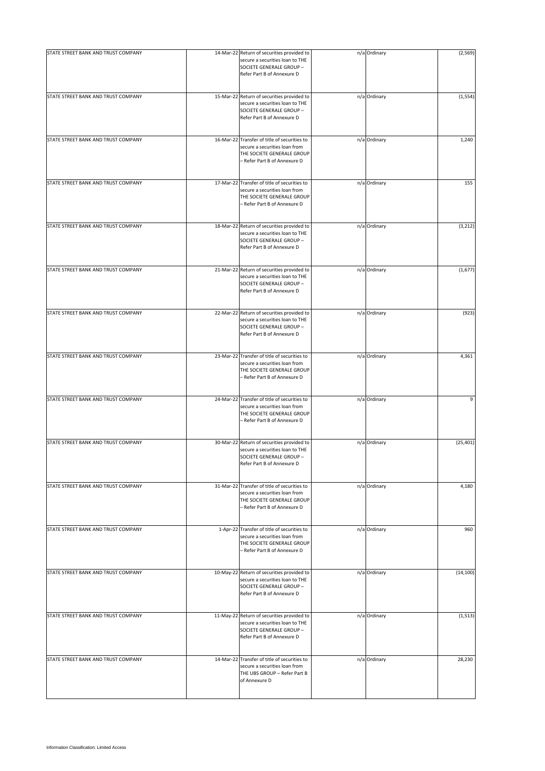| STATE STREET BANK AND TRUST COMPANY | 14-Mar-22 | Return of securities provided to secure a securities loan to THE SOCIETE GENERALE GROUP – Refer Part B of Annexure D | n/a | Ordinary | (2,569) |
|---|---|---|---|---|---|
| STATE STREET BANK AND TRUST COMPANY | 15-Mar-22 | Return of securities provided to secure a securities loan to THE SOCIETE GENERALE GROUP – Refer Part B of Annexure D | n/a | Ordinary | (1,554) |
| STATE STREET BANK AND TRUST COMPANY | 16-Mar-22 | Transfer of title of securities to secure a securities loan from THE SOCIETE GENERALE GROUP – Refer Part B of Annexure D | n/a | Ordinary | 1,240 |
| STATE STREET BANK AND TRUST COMPANY | 17-Mar-22 | Transfer of title of securities to secure a securities loan from THE SOCIETE GENERALE GROUP – Refer Part B of Annexure D | n/a | Ordinary | 155 |
| STATE STREET BANK AND TRUST COMPANY | 18-Mar-22 | Return of securities provided to secure a securities loan to THE SOCIETE GENERALE GROUP – Refer Part B of Annexure D | n/a | Ordinary | (3,212) |
| STATE STREET BANK AND TRUST COMPANY | 21-Mar-22 | Return of securities provided to secure a securities loan to THE SOCIETE GENERALE GROUP – Refer Part B of Annexure D | n/a | Ordinary | (1,677) |
| STATE STREET BANK AND TRUST COMPANY | 22-Mar-22 | Return of securities provided to secure a securities loan to THE SOCIETE GENERALE GROUP – Refer Part B of Annexure D | n/a | Ordinary | (923) |
| STATE STREET BANK AND TRUST COMPANY | 23-Mar-22 | Transfer of title of securities to secure a securities loan from THE SOCIETE GENERALE GROUP – Refer Part B of Annexure D | n/a | Ordinary | 4,361 |
| STATE STREET BANK AND TRUST COMPANY | 24-Mar-22 | Transfer of title of securities to secure a securities loan from THE SOCIETE GENERALE GROUP – Refer Part B of Annexure D | n/a | Ordinary | 9 |
| STATE STREET BANK AND TRUST COMPANY | 30-Mar-22 | Return of securities provided to secure a securities loan to THE SOCIETE GENERALE GROUP – Refer Part B of Annexure D | n/a | Ordinary | (25,401) |
| STATE STREET BANK AND TRUST COMPANY | 31-Mar-22 | Transfer of title of securities to secure a securities loan from THE SOCIETE GENERALE GROUP – Refer Part B of Annexure D | n/a | Ordinary | 4,180 |
| STATE STREET BANK AND TRUST COMPANY | 1-Apr-22 | Transfer of title of securities to secure a securities loan from THE SOCIETE GENERALE GROUP – Refer Part B of Annexure D | n/a | Ordinary | 960 |
| STATE STREET BANK AND TRUST COMPANY | 10-May-22 | Return of securities provided to secure a securities loan to THE SOCIETE GENERALE GROUP – Refer Part B of Annexure D | n/a | Ordinary | (14,100) |
| STATE STREET BANK AND TRUST COMPANY | 11-May-22 | Return of securities provided to secure a securities loan to THE SOCIETE GENERALE GROUP – Refer Part B of Annexure D | n/a | Ordinary | (1,513) |
| STATE STREET BANK AND TRUST COMPANY | 14-Mar-22 | Transfer of title of securities to secure a securities loan from THE UBS GROUP – Refer Part B of Annexure D | n/a | Ordinary | 28,230 |

Information Classification: Limited Access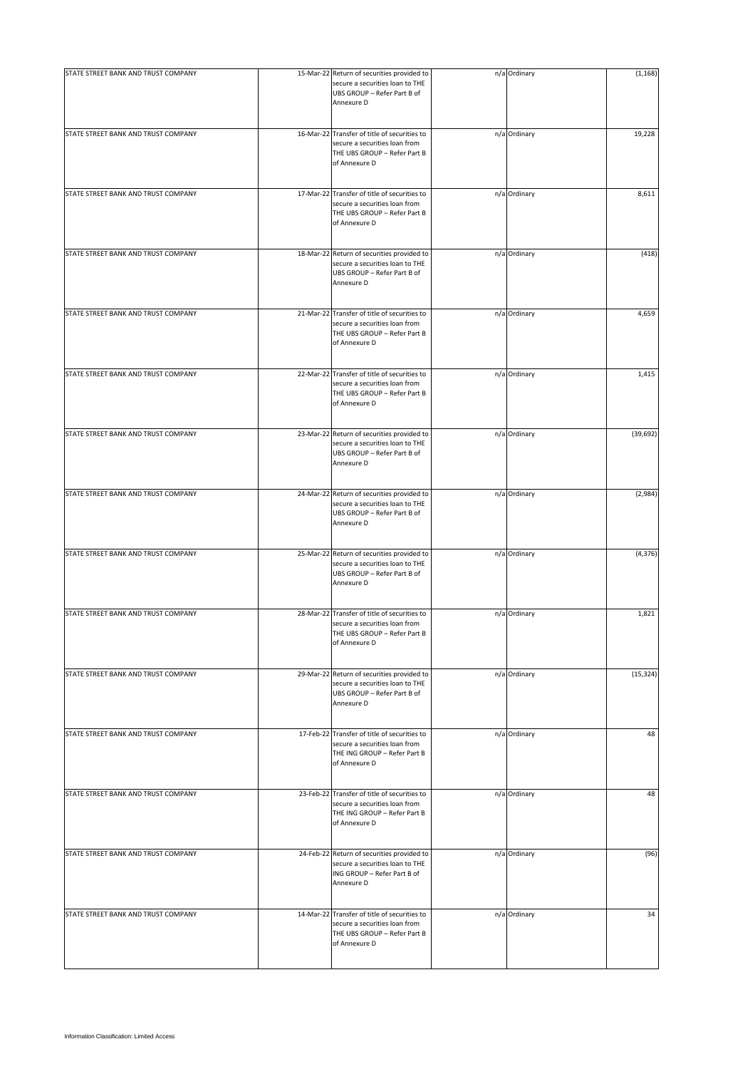| | | | | | |
|---|---|---|---|---|---|
| STATE STREET BANK AND TRUST COMPANY | 15-Mar-22 | Return of securities provided to secure a securities loan to THE UBS GROUP – Refer Part B of Annexure D | n/a | Ordinary | (1,168) |
| STATE STREET BANK AND TRUST COMPANY | 16-Mar-22 | Transfer of title of securities to secure a securities loan from THE UBS GROUP – Refer Part B of Annexure D | n/a | Ordinary | 19,228 |
| STATE STREET BANK AND TRUST COMPANY | 17-Mar-22 | Transfer of title of securities to secure a securities loan from THE UBS GROUP – Refer Part B of Annexure D | n/a | Ordinary | 8,611 |
| STATE STREET BANK AND TRUST COMPANY | 18-Mar-22 | Return of securities provided to secure a securities loan to THE UBS GROUP – Refer Part B of Annexure D | n/a | Ordinary | (418) |
| STATE STREET BANK AND TRUST COMPANY | 21-Mar-22 | Transfer of title of securities to secure a securities loan from THE UBS GROUP – Refer Part B of Annexure D | n/a | Ordinary | 4,659 |
| STATE STREET BANK AND TRUST COMPANY | 22-Mar-22 | Transfer of title of securities to secure a securities loan from THE UBS GROUP – Refer Part B of Annexure D | n/a | Ordinary | 1,415 |
| STATE STREET BANK AND TRUST COMPANY | 23-Mar-22 | Return of securities provided to secure a securities loan to THE UBS GROUP – Refer Part B of Annexure D | n/a | Ordinary | (39,692) |
| STATE STREET BANK AND TRUST COMPANY | 24-Mar-22 | Return of securities provided to secure a securities loan to THE UBS GROUP – Refer Part B of Annexure D | n/a | Ordinary | (2,984) |
| STATE STREET BANK AND TRUST COMPANY | 25-Mar-22 | Return of securities provided to secure a securities loan to THE UBS GROUP – Refer Part B of Annexure D | n/a | Ordinary | (4,376) |
| STATE STREET BANK AND TRUST COMPANY | 28-Mar-22 | Transfer of title of securities to secure a securities loan from THE UBS GROUP – Refer Part B of Annexure D | n/a | Ordinary | 1,821 |
| STATE STREET BANK AND TRUST COMPANY | 29-Mar-22 | Return of securities provided to secure a securities loan to THE UBS GROUP – Refer Part B of Annexure D | n/a | Ordinary | (15,324) |
| STATE STREET BANK AND TRUST COMPANY | 17-Feb-22 | Transfer of title of securities to secure a securities loan from THE ING GROUP – Refer Part B of Annexure D | n/a | Ordinary | 48 |
| STATE STREET BANK AND TRUST COMPANY | 23-Feb-22 | Transfer of title of securities to secure a securities loan from THE ING GROUP – Refer Part B of Annexure D | n/a | Ordinary | 48 |
| STATE STREET BANK AND TRUST COMPANY | 24-Feb-22 | Return of securities provided to secure a securities loan to THE ING GROUP – Refer Part B of Annexure D | n/a | Ordinary | (96) |
| STATE STREET BANK AND TRUST COMPANY | 14-Mar-22 | Transfer of title of securities to secure a securities loan from THE UBS GROUP – Refer Part B of Annexure D | n/a | Ordinary | 34 |

Information Classification: Limited Access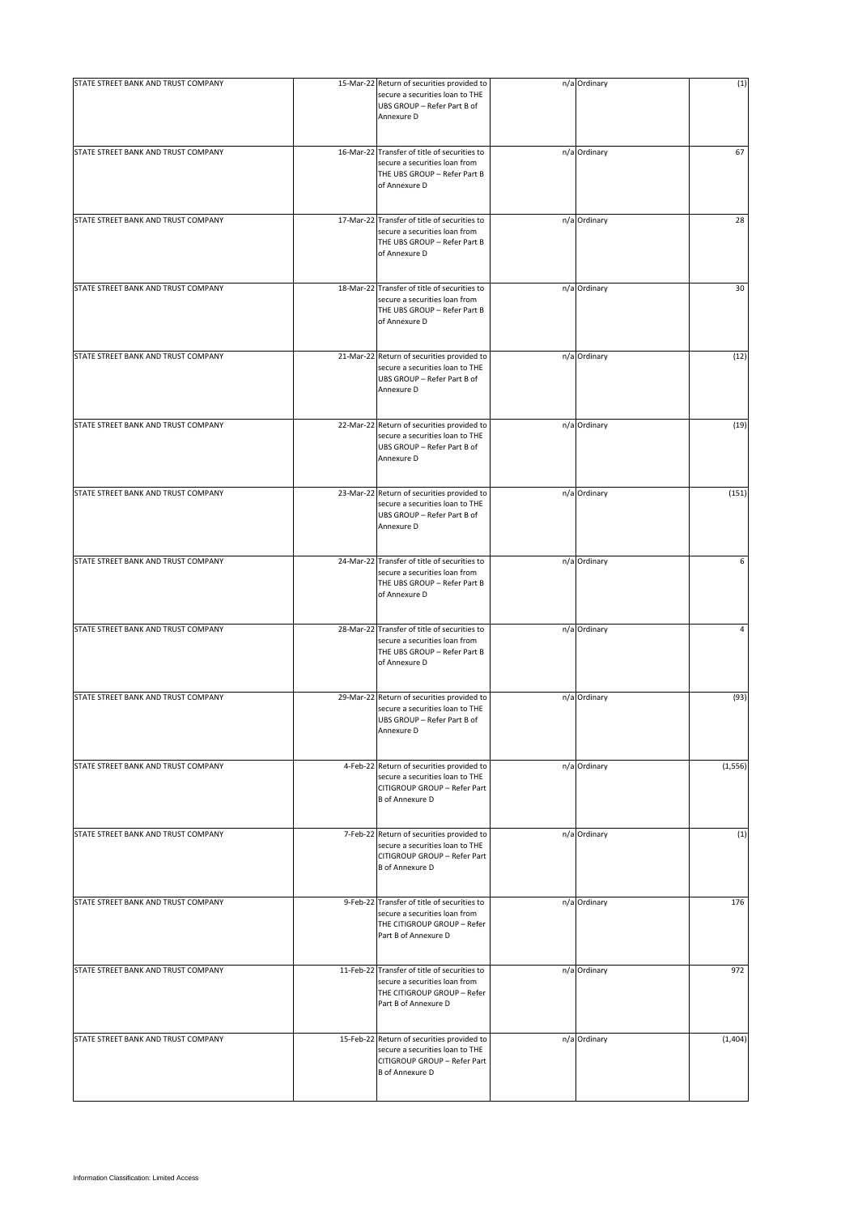| | | | | | |
|---|---|---|---|---|---|
| STATE STREET BANK AND TRUST COMPANY | 15-Mar-22 | Return of securities provided to secure a securities loan to THE UBS GROUP – Refer Part B of Annexure D | n/a | Ordinary | (1) |
| STATE STREET BANK AND TRUST COMPANY | 16-Mar-22 | Transfer of title of securities to secure a securities loan from THE UBS GROUP – Refer Part B of Annexure D | n/a | Ordinary | 67 |
| STATE STREET BANK AND TRUST COMPANY | 17-Mar-22 | Transfer of title of securities to secure a securities loan from THE UBS GROUP – Refer Part B of Annexure D | n/a | Ordinary | 28 |
| STATE STREET BANK AND TRUST COMPANY | 18-Mar-22 | Transfer of title of securities to secure a securities loan from THE UBS GROUP – Refer Part B of Annexure D | n/a | Ordinary | 30 |
| STATE STREET BANK AND TRUST COMPANY | 21-Mar-22 | Return of securities provided to secure a securities loan to THE UBS GROUP – Refer Part B of Annexure D | n/a | Ordinary | (12) |
| STATE STREET BANK AND TRUST COMPANY | 22-Mar-22 | Return of securities provided to secure a securities loan to THE UBS GROUP – Refer Part B of Annexure D | n/a | Ordinary | (19) |
| STATE STREET BANK AND TRUST COMPANY | 23-Mar-22 | Return of securities provided to secure a securities loan to THE UBS GROUP – Refer Part B of Annexure D | n/a | Ordinary | (151) |
| STATE STREET BANK AND TRUST COMPANY | 24-Mar-22 | Transfer of title of securities to secure a securities loan from THE UBS GROUP – Refer Part B of Annexure D | n/a | Ordinary | 6 |
| STATE STREET BANK AND TRUST COMPANY | 28-Mar-22 | Transfer of title of securities to secure a securities loan from THE UBS GROUP – Refer Part B of Annexure D | n/a | Ordinary | 4 |
| STATE STREET BANK AND TRUST COMPANY | 29-Mar-22 | Return of securities provided to secure a securities loan to THE UBS GROUP – Refer Part B of Annexure D | n/a | Ordinary | (93) |
| STATE STREET BANK AND TRUST COMPANY | 4-Feb-22 | Return of securities provided to secure a securities loan to THE CITIGROUP GROUP – Refer Part B of Annexure D | n/a | Ordinary | (1,556) |
| STATE STREET BANK AND TRUST COMPANY | 7-Feb-22 | Return of securities provided to secure a securities loan to THE CITIGROUP GROUP – Refer Part B of Annexure D | n/a | Ordinary | (1) |
| STATE STREET BANK AND TRUST COMPANY | 9-Feb-22 | Transfer of title of securities to secure a securities loan from THE CITIGROUP GROUP – Refer Part B of Annexure D | n/a | Ordinary | 176 |
| STATE STREET BANK AND TRUST COMPANY | 11-Feb-22 | Transfer of title of securities to secure a securities loan from THE CITIGROUP GROUP – Refer Part B of Annexure D | n/a | Ordinary | 972 |
| STATE STREET BANK AND TRUST COMPANY | 15-Feb-22 | Return of securities provided to secure a securities loan to THE CITIGROUP GROUP – Refer Part B of Annexure D | n/a | Ordinary | (1,404) |

Information Classification: Limited Access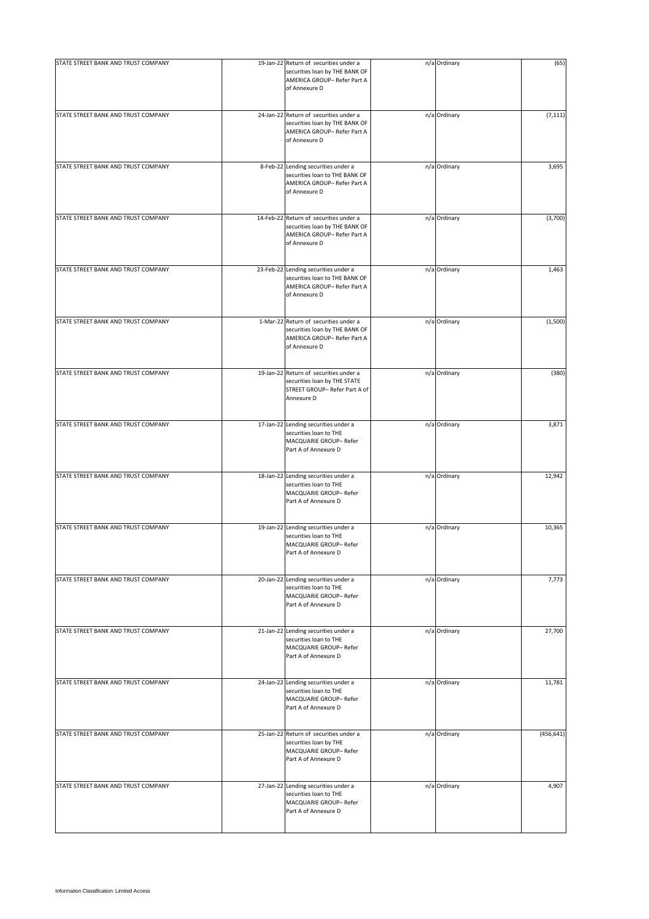| | | | | | |
|---|---|---|---|---|---|
| STATE STREET BANK AND TRUST COMPANY | 19-Jan-22 | Return of securities under a securities loan by THE BANK OF AMERICA GROUP– Refer Part A of Annexure D | n/a | Ordinary | (65) |
| STATE STREET BANK AND TRUST COMPANY | 24-Jan-22 | Return of securities under a securities loan by THE BANK OF AMERICA GROUP– Refer Part A of Annexure D | n/a | Ordinary | (7,111) |
| STATE STREET BANK AND TRUST COMPANY | 8-Feb-22 | Lending securities under a securities loan to THE BANK OF AMERICA GROUP– Refer Part A of Annexure D | n/a | Ordinary | 3,695 |
| STATE STREET BANK AND TRUST COMPANY | 14-Feb-22 | Return of securities under a securities loan by THE BANK OF AMERICA GROUP– Refer Part A of Annexure D | n/a | Ordinary | (3,700) |
| STATE STREET BANK AND TRUST COMPANY | 23-Feb-22 | Lending securities under a securities loan to THE BANK OF AMERICA GROUP– Refer Part A of Annexure D | n/a | Ordinary | 1,463 |
| STATE STREET BANK AND TRUST COMPANY | 1-Mar-22 | Return of securities under a securities loan by THE BANK OF AMERICA GROUP– Refer Part A of Annexure D | n/a | Ordinary | (1,500) |
| STATE STREET BANK AND TRUST COMPANY | 19-Jan-22 | Return of securities under a securities loan by THE STATE STREET GROUP– Refer Part A of Annexure D | n/a | Ordinary | (380) |
| STATE STREET BANK AND TRUST COMPANY | 17-Jan-22 | Lending securities under a securities loan to THE MACQUARIE GROUP– Refer Part A of Annexure D | n/a | Ordinary | 3,871 |
| STATE STREET BANK AND TRUST COMPANY | 18-Jan-22 | Lending securities under a securities loan to THE MACQUARIE GROUP– Refer Part A of Annexure D | n/a | Ordinary | 12,942 |
| STATE STREET BANK AND TRUST COMPANY | 19-Jan-22 | Lending securities under a securities loan to THE MACQUARIE GROUP– Refer Part A of Annexure D | n/a | Ordinary | 10,365 |
| STATE STREET BANK AND TRUST COMPANY | 20-Jan-22 | Lending securities under a securities loan to THE MACQUARIE GROUP– Refer Part A of Annexure D | n/a | Ordinary | 7,773 |
| STATE STREET BANK AND TRUST COMPANY | 21-Jan-22 | Lending securities under a securities loan to THE MACQUARIE GROUP– Refer Part A of Annexure D | n/a | Ordinary | 27,700 |
| STATE STREET BANK AND TRUST COMPANY | 24-Jan-22 | Lending securities under a securities loan to THE MACQUARIE GROUP– Refer Part A of Annexure D | n/a | Ordinary | 11,781 |
| STATE STREET BANK AND TRUST COMPANY | 25-Jan-22 | Return of securities under a securities loan by THE MACQUARIE GROUP– Refer Part A of Annexure D | n/a | Ordinary | (456,641) |
| STATE STREET BANK AND TRUST COMPANY | 27-Jan-22 | Lending securities under a securities loan to THE MACQUARIE GROUP– Refer Part A of Annexure D | n/a | Ordinary | 4,907 |

Information Classification: Limited Access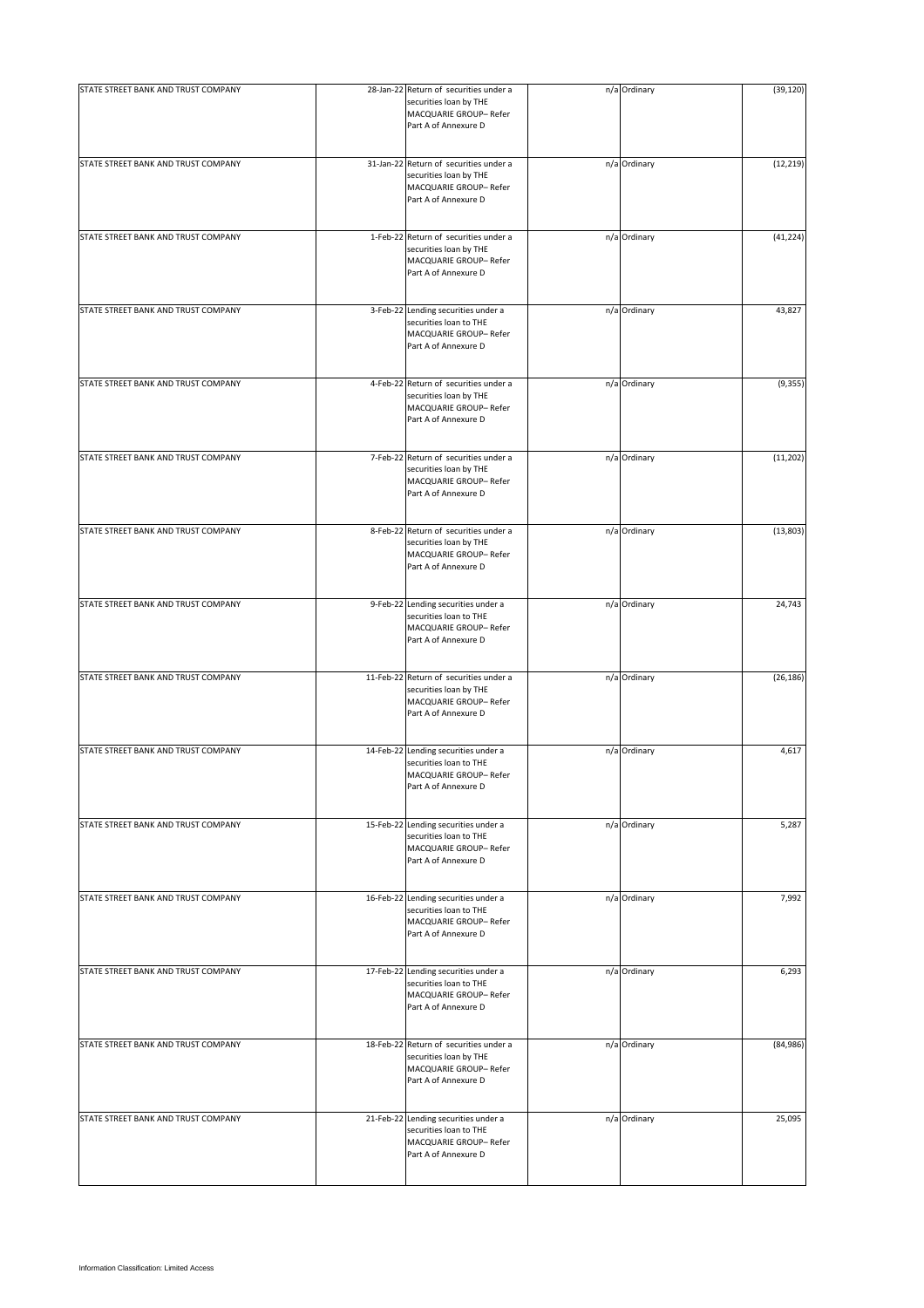| | | | | | |
|---|---|---|---|---|---|
| STATE STREET BANK AND TRUST COMPANY | 28-Jan-22 | Return of securities under a securities loan by THE MACQUARIE GROUP– Refer Part A of Annexure D | n/a | Ordinary | (39,120) |
| STATE STREET BANK AND TRUST COMPANY | 31-Jan-22 | Return of securities under a securities loan by THE MACQUARIE GROUP– Refer Part A of Annexure D | n/a | Ordinary | (12,219) |
| STATE STREET BANK AND TRUST COMPANY | 1-Feb-22 | Return of securities under a securities loan by THE MACQUARIE GROUP– Refer Part A of Annexure D | n/a | Ordinary | (41,224) |
| STATE STREET BANK AND TRUST COMPANY | 3-Feb-22 | Lending securities under a securities loan to THE MACQUARIE GROUP– Refer Part A of Annexure D | n/a | Ordinary | 43,827 |
| STATE STREET BANK AND TRUST COMPANY | 4-Feb-22 | Return of securities under a securities loan by THE MACQUARIE GROUP– Refer Part A of Annexure D | n/a | Ordinary | (9,355) |
| STATE STREET BANK AND TRUST COMPANY | 7-Feb-22 | Return of securities under a securities loan by THE MACQUARIE GROUP– Refer Part A of Annexure D | n/a | Ordinary | (11,202) |
| STATE STREET BANK AND TRUST COMPANY | 8-Feb-22 | Return of securities under a securities loan by THE MACQUARIE GROUP– Refer Part A of Annexure D | n/a | Ordinary | (13,803) |
| STATE STREET BANK AND TRUST COMPANY | 9-Feb-22 | Lending securities under a securities loan to THE MACQUARIE GROUP– Refer Part A of Annexure D | n/a | Ordinary | 24,743 |
| STATE STREET BANK AND TRUST COMPANY | 11-Feb-22 | Return of securities under a securities loan by THE MACQUARIE GROUP– Refer Part A of Annexure D | n/a | Ordinary | (26,186) |
| STATE STREET BANK AND TRUST COMPANY | 14-Feb-22 | Lending securities under a securities loan to THE MACQUARIE GROUP– Refer Part A of Annexure D | n/a | Ordinary | 4,617 |
| STATE STREET BANK AND TRUST COMPANY | 15-Feb-22 | Lending securities under a securities loan to THE MACQUARIE GROUP– Refer Part A of Annexure D | n/a | Ordinary | 5,287 |
| STATE STREET BANK AND TRUST COMPANY | 16-Feb-22 | Lending securities under a securities loan to THE MACQUARIE GROUP– Refer Part A of Annexure D | n/a | Ordinary | 7,992 |
| STATE STREET BANK AND TRUST COMPANY | 17-Feb-22 | Lending securities under a securities loan to THE MACQUARIE GROUP– Refer Part A of Annexure D | n/a | Ordinary | 6,293 |
| STATE STREET BANK AND TRUST COMPANY | 18-Feb-22 | Return of securities under a securities loan by THE MACQUARIE GROUP– Refer Part A of Annexure D | n/a | Ordinary | (84,986) |
| STATE STREET BANK AND TRUST COMPANY | 21-Feb-22 | Lending securities under a securities loan to THE MACQUARIE GROUP– Refer Part A of Annexure D | n/a | Ordinary | 25,095 |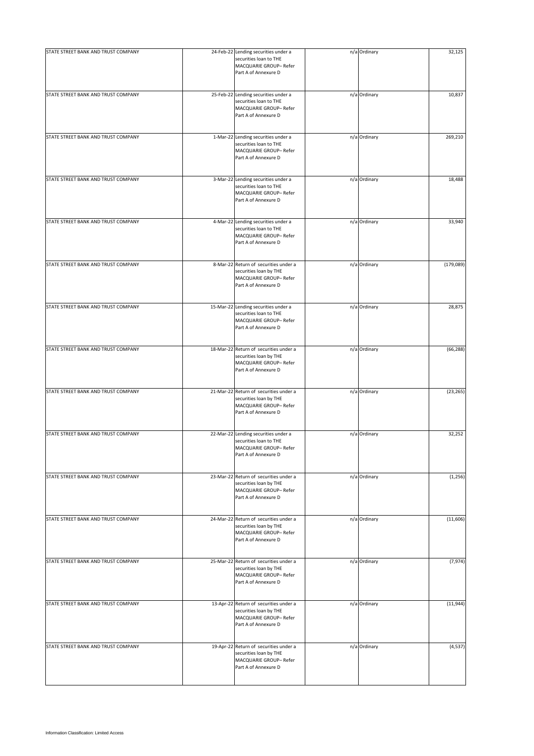| | | | | | |
|---|---|---|---|---|---|
| STATE STREET BANK AND TRUST COMPANY | 24-Feb-22 | Lending securities under a securities loan to THE MACQUARIE GROUP– Refer Part A of Annexure D | n/a | Ordinary | 32,125 |
| STATE STREET BANK AND TRUST COMPANY | 25-Feb-22 | Lending securities under a securities loan to THE MACQUARIE GROUP– Refer Part A of Annexure D | n/a | Ordinary | 10,837 |
| STATE STREET BANK AND TRUST COMPANY | 1-Mar-22 | Lending securities under a securities loan to THE MACQUARIE GROUP– Refer Part A of Annexure D | n/a | Ordinary | 269,210 |
| STATE STREET BANK AND TRUST COMPANY | 3-Mar-22 | Lending securities under a securities loan to THE MACQUARIE GROUP– Refer Part A of Annexure D | n/a | Ordinary | 18,488 |
| STATE STREET BANK AND TRUST COMPANY | 4-Mar-22 | Lending securities under a securities loan to THE MACQUARIE GROUP– Refer Part A of Annexure D | n/a | Ordinary | 33,940 |
| STATE STREET BANK AND TRUST COMPANY | 8-Mar-22 | Return of securities under a securities loan by THE MACQUARIE GROUP– Refer Part A of Annexure D | n/a | Ordinary | (179,089) |
| STATE STREET BANK AND TRUST COMPANY | 15-Mar-22 | Lending securities under a securities loan to THE MACQUARIE GROUP– Refer Part A of Annexure D | n/a | Ordinary | 28,875 |
| STATE STREET BANK AND TRUST COMPANY | 18-Mar-22 | Return of securities under a securities loan by THE MACQUARIE GROUP– Refer Part A of Annexure D | n/a | Ordinary | (66,288) |
| STATE STREET BANK AND TRUST COMPANY | 21-Mar-22 | Return of securities under a securities loan by THE MACQUARIE GROUP– Refer Part A of Annexure D | n/a | Ordinary | (23,265) |
| STATE STREET BANK AND TRUST COMPANY | 22-Mar-22 | Lending securities under a securities loan to THE MACQUARIE GROUP– Refer Part A of Annexure D | n/a | Ordinary | 32,252 |
| STATE STREET BANK AND TRUST COMPANY | 23-Mar-22 | Return of securities under a securities loan by THE MACQUARIE GROUP– Refer Part A of Annexure D | n/a | Ordinary | (1,256) |
| STATE STREET BANK AND TRUST COMPANY | 24-Mar-22 | Return of securities under a securities loan by THE MACQUARIE GROUP– Refer Part A of Annexure D | n/a | Ordinary | (11,606) |
| STATE STREET BANK AND TRUST COMPANY | 25-Mar-22 | Return of securities under a securities loan by THE MACQUARIE GROUP– Refer Part A of Annexure D | n/a | Ordinary | (7,974) |
| STATE STREET BANK AND TRUST COMPANY | 13-Apr-22 | Return of securities under a securities loan by THE MACQUARIE GROUP– Refer Part A of Annexure D | n/a | Ordinary | (11,944) |
| STATE STREET BANK AND TRUST COMPANY | 19-Apr-22 | Return of securities under a securities loan by THE MACQUARIE GROUP– Refer Part A of Annexure D | n/a | Ordinary | (4,537) |

Information Classification: Limited Access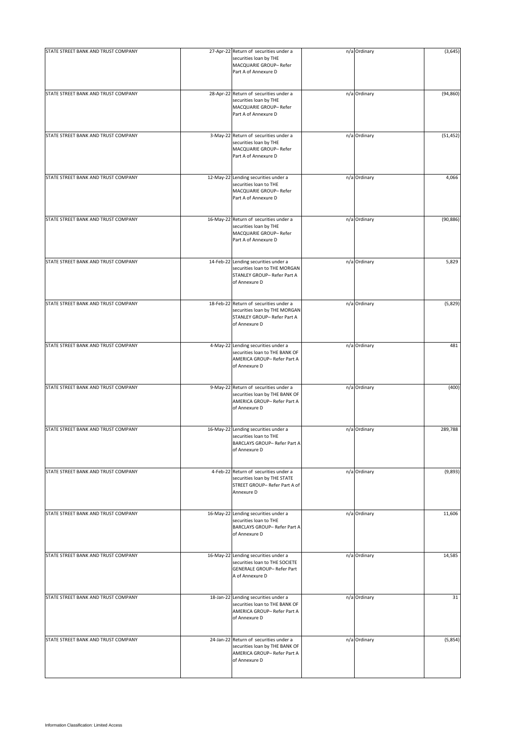| | | | | | |
|---|---|---|---|---|---|
| STATE STREET BANK AND TRUST COMPANY | 27-Apr-22 | Return of securities under a securities loan by THE MACQUARIE GROUP– Refer Part A of Annexure D | n/a | Ordinary | (3,645) |
| STATE STREET BANK AND TRUST COMPANY | 28-Apr-22 | Return of securities under a securities loan by THE MACQUARIE GROUP– Refer Part A of Annexure D | n/a | Ordinary | (94,860) |
| STATE STREET BANK AND TRUST COMPANY | 3-May-22 | Return of securities under a securities loan by THE MACQUARIE GROUP– Refer Part A of Annexure D | n/a | Ordinary | (51,452) |
| STATE STREET BANK AND TRUST COMPANY | 12-May-22 | Lending securities under a securities loan to THE MACQUARIE GROUP– Refer Part A of Annexure D | n/a | Ordinary | 4,066 |
| STATE STREET BANK AND TRUST COMPANY | 16-May-22 | Return of securities under a securities loan by THE MACQUARIE GROUP– Refer Part A of Annexure D | n/a | Ordinary | (90,886) |
| STATE STREET BANK AND TRUST COMPANY | 14-Feb-22 | Lending securities under a securities loan to THE MORGAN STANLEY GROUP– Refer Part A of Annexure D | n/a | Ordinary | 5,829 |
| STATE STREET BANK AND TRUST COMPANY | 18-Feb-22 | Return of securities under a securities loan by THE MORGAN STANLEY GROUP– Refer Part A of Annexure D | n/a | Ordinary | (5,829) |
| STATE STREET BANK AND TRUST COMPANY | 4-May-22 | Lending securities under a securities loan to THE BANK OF AMERICA GROUP– Refer Part A of Annexure D | n/a | Ordinary | 481 |
| STATE STREET BANK AND TRUST COMPANY | 9-May-22 | Return of securities under a securities loan by THE BANK OF AMERICA GROUP– Refer Part A of Annexure D | n/a | Ordinary | (400) |
| STATE STREET BANK AND TRUST COMPANY | 16-May-22 | Lending securities under a securities loan to THE BARCLAYS GROUP– Refer Part A of Annexure D | n/a | Ordinary | 289,788 |
| STATE STREET BANK AND TRUST COMPANY | 4-Feb-22 | Return of securities under a securities loan by THE STATE STREET GROUP– Refer Part A of Annexure D | n/a | Ordinary | (9,893) |
| STATE STREET BANK AND TRUST COMPANY | 16-May-22 | Lending securities under a securities loan to THE BARCLAYS GROUP– Refer Part A of Annexure D | n/a | Ordinary | 11,606 |
| STATE STREET BANK AND TRUST COMPANY | 16-May-22 | Lending securities under a securities loan to THE SOCIETE GENERALE GROUP– Refer Part A of Annexure D | n/a | Ordinary | 14,585 |
| STATE STREET BANK AND TRUST COMPANY | 18-Jan-22 | Lending securities under a securities loan to THE BANK OF AMERICA GROUP– Refer Part A of Annexure D | n/a | Ordinary | 31 |
| STATE STREET BANK AND TRUST COMPANY | 24-Jan-22 | Return of securities under a securities loan by THE BANK OF AMERICA GROUP– Refer Part A of Annexure D | n/a | Ordinary | (5,854) |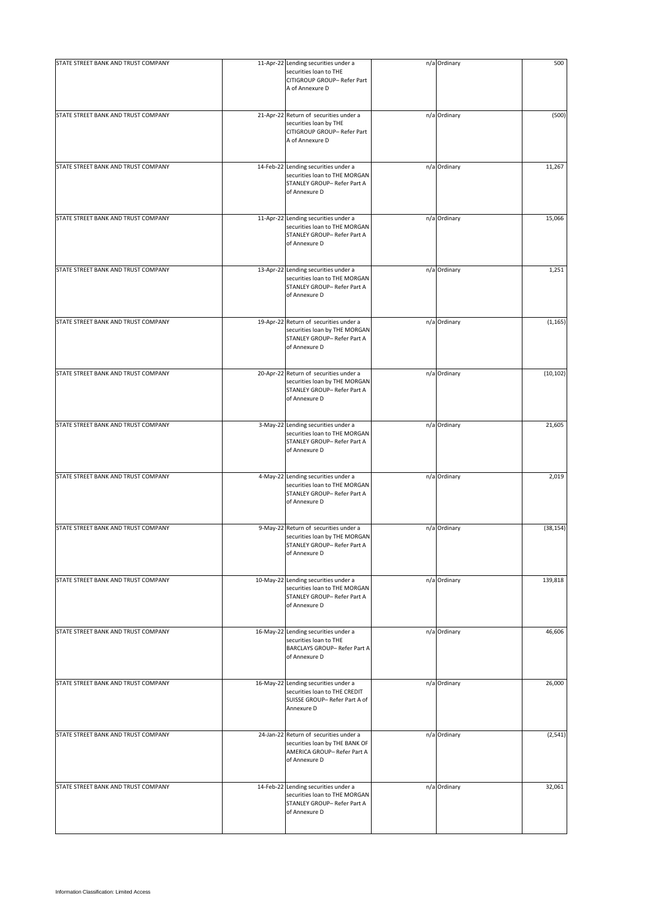| | | | | | |
|---|---|---|---|---|---|
| STATE STREET BANK AND TRUST COMPANY | 11-Apr-22 | Lending securities under a securities loan to THE CITIGROUP GROUP– Refer Part A of Annexure D | n/a | Ordinary | 500 |
| STATE STREET BANK AND TRUST COMPANY | 21-Apr-22 | Return of securities under a securities loan by THE CITIGROUP GROUP– Refer Part A of Annexure D | n/a | Ordinary | (500) |
| STATE STREET BANK AND TRUST COMPANY | 14-Feb-22 | Lending securities under a securities loan to THE MORGAN STANLEY GROUP– Refer Part A of Annexure D | n/a | Ordinary | 11,267 |
| STATE STREET BANK AND TRUST COMPANY | 11-Apr-22 | Lending securities under a securities loan to THE MORGAN STANLEY GROUP– Refer Part A of Annexure D | n/a | Ordinary | 15,066 |
| STATE STREET BANK AND TRUST COMPANY | 13-Apr-22 | Lending securities under a securities loan to THE MORGAN STANLEY GROUP– Refer Part A of Annexure D | n/a | Ordinary | 1,251 |
| STATE STREET BANK AND TRUST COMPANY | 19-Apr-22 | Return of securities under a securities loan by THE MORGAN STANLEY GROUP– Refer Part A of Annexure D | n/a | Ordinary | (1,165) |
| STATE STREET BANK AND TRUST COMPANY | 20-Apr-22 | Return of securities under a securities loan by THE MORGAN STANLEY GROUP– Refer Part A of Annexure D | n/a | Ordinary | (10,102) |
| STATE STREET BANK AND TRUST COMPANY | 3-May-22 | Lending securities under a securities loan to THE MORGAN STANLEY GROUP– Refer Part A of Annexure D | n/a | Ordinary | 21,605 |
| STATE STREET BANK AND TRUST COMPANY | 4-May-22 | Lending securities under a securities loan to THE MORGAN STANLEY GROUP– Refer Part A of Annexure D | n/a | Ordinary | 2,019 |
| STATE STREET BANK AND TRUST COMPANY | 9-May-22 | Return of securities under a securities loan by THE MORGAN STANLEY GROUP– Refer Part A of Annexure D | n/a | Ordinary | (38,154) |
| STATE STREET BANK AND TRUST COMPANY | 10-May-22 | Lending securities under a securities loan to THE MORGAN STANLEY GROUP– Refer Part A of Annexure D | n/a | Ordinary | 139,818 |
| STATE STREET BANK AND TRUST COMPANY | 16-May-22 | Lending securities under a securities loan to THE BARCLAYS GROUP– Refer Part A of Annexure D | n/a | Ordinary | 46,606 |
| STATE STREET BANK AND TRUST COMPANY | 16-May-22 | Lending securities under a securities loan to THE CREDIT SUISSE GROUP– Refer Part A of Annexure D | n/a | Ordinary | 26,000 |
| STATE STREET BANK AND TRUST COMPANY | 24-Jan-22 | Return of securities under a securities loan by THE BANK OF AMERICA GROUP– Refer Part A of Annexure D | n/a | Ordinary | (2,541) |
| STATE STREET BANK AND TRUST COMPANY | 14-Feb-22 | Lending securities under a securities loan to THE MORGAN STANLEY GROUP– Refer Part A of Annexure D | n/a | Ordinary | 32,061 |

Information Classification: Limited Access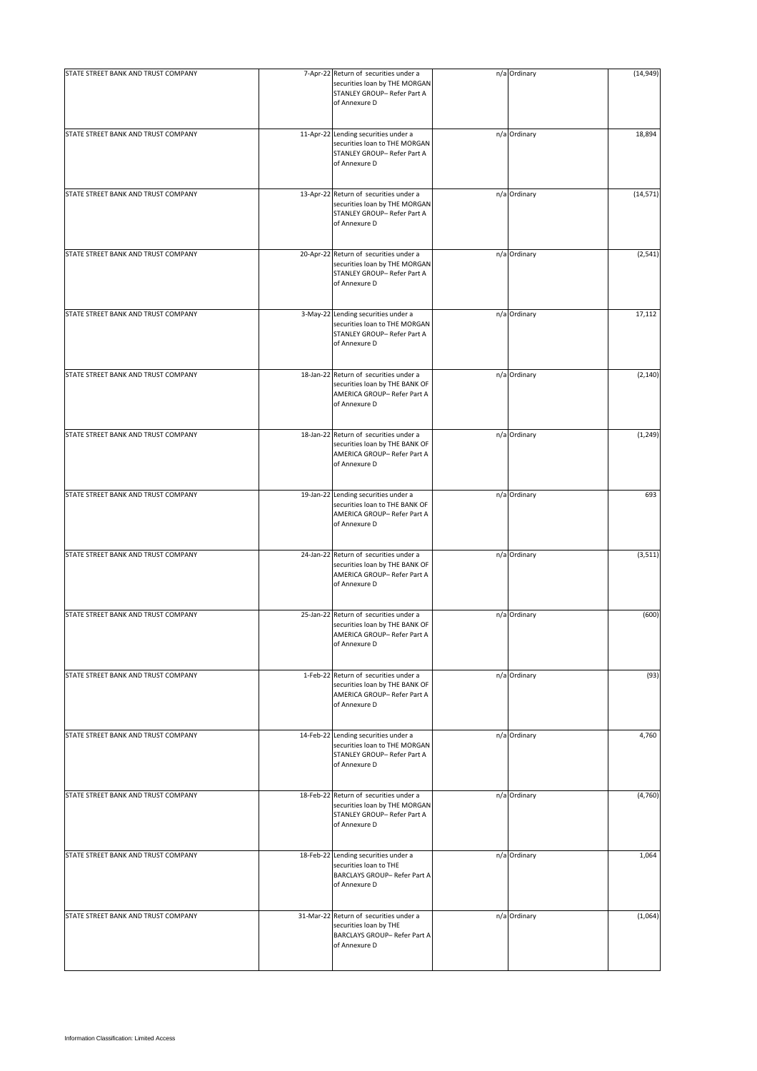| | | | | | |
|---|---|---|---|---|---|
| STATE STREET BANK AND TRUST COMPANY | 7-Apr-22 | Return of securities under a securities loan by THE MORGAN STANLEY GROUP– Refer Part A of Annexure D | n/a | Ordinary | (14,949) |
| STATE STREET BANK AND TRUST COMPANY | 11-Apr-22 | Lending securities under a securities loan to THE MORGAN STANLEY GROUP– Refer Part A of Annexure D | n/a | Ordinary | 18,894 |
| STATE STREET BANK AND TRUST COMPANY | 13-Apr-22 | Return of securities under a securities loan by THE MORGAN STANLEY GROUP– Refer Part A of Annexure D | n/a | Ordinary | (14,571) |
| STATE STREET BANK AND TRUST COMPANY | 20-Apr-22 | Return of securities under a securities loan by THE MORGAN STANLEY GROUP– Refer Part A of Annexure D | n/a | Ordinary | (2,541) |
| STATE STREET BANK AND TRUST COMPANY | 3-May-22 | Lending securities under a securities loan to THE MORGAN STANLEY GROUP– Refer Part A of Annexure D | n/a | Ordinary | 17,112 |
| STATE STREET BANK AND TRUST COMPANY | 18-Jan-22 | Return of securities under a securities loan by THE BANK OF AMERICA GROUP– Refer Part A of Annexure D | n/a | Ordinary | (2,140) |
| STATE STREET BANK AND TRUST COMPANY | 18-Jan-22 | Return of securities under a securities loan by THE BANK OF AMERICA GROUP– Refer Part A of Annexure D | n/a | Ordinary | (1,249) |
| STATE STREET BANK AND TRUST COMPANY | 19-Jan-22 | Lending securities under a securities loan to THE BANK OF AMERICA GROUP– Refer Part A of Annexure D | n/a | Ordinary | 693 |
| STATE STREET BANK AND TRUST COMPANY | 24-Jan-22 | Return of securities under a securities loan by THE BANK OF AMERICA GROUP– Refer Part A of Annexure D | n/a | Ordinary | (3,511) |
| STATE STREET BANK AND TRUST COMPANY | 25-Jan-22 | Return of securities under a securities loan by THE BANK OF AMERICA GROUP– Refer Part A of Annexure D | n/a | Ordinary | (600) |
| STATE STREET BANK AND TRUST COMPANY | 1-Feb-22 | Return of securities under a securities loan by THE BANK OF AMERICA GROUP– Refer Part A of Annexure D | n/a | Ordinary | (93) |
| STATE STREET BANK AND TRUST COMPANY | 14-Feb-22 | Lending securities under a securities loan to THE MORGAN STANLEY GROUP– Refer Part A of Annexure D | n/a | Ordinary | 4,760 |
| STATE STREET BANK AND TRUST COMPANY | 18-Feb-22 | Return of securities under a securities loan by THE MORGAN STANLEY GROUP– Refer Part A of Annexure D | n/a | Ordinary | (4,760) |
| STATE STREET BANK AND TRUST COMPANY | 18-Feb-22 | Lending securities under a securities loan to THE BARCLAYS GROUP– Refer Part A of Annexure D | n/a | Ordinary | 1,064 |
| STATE STREET BANK AND TRUST COMPANY | 31-Mar-22 | Return of securities under a securities loan by THE BARCLAYS GROUP– Refer Part A of Annexure D | n/a | Ordinary | (1,064) |

Information Classification: Limited Access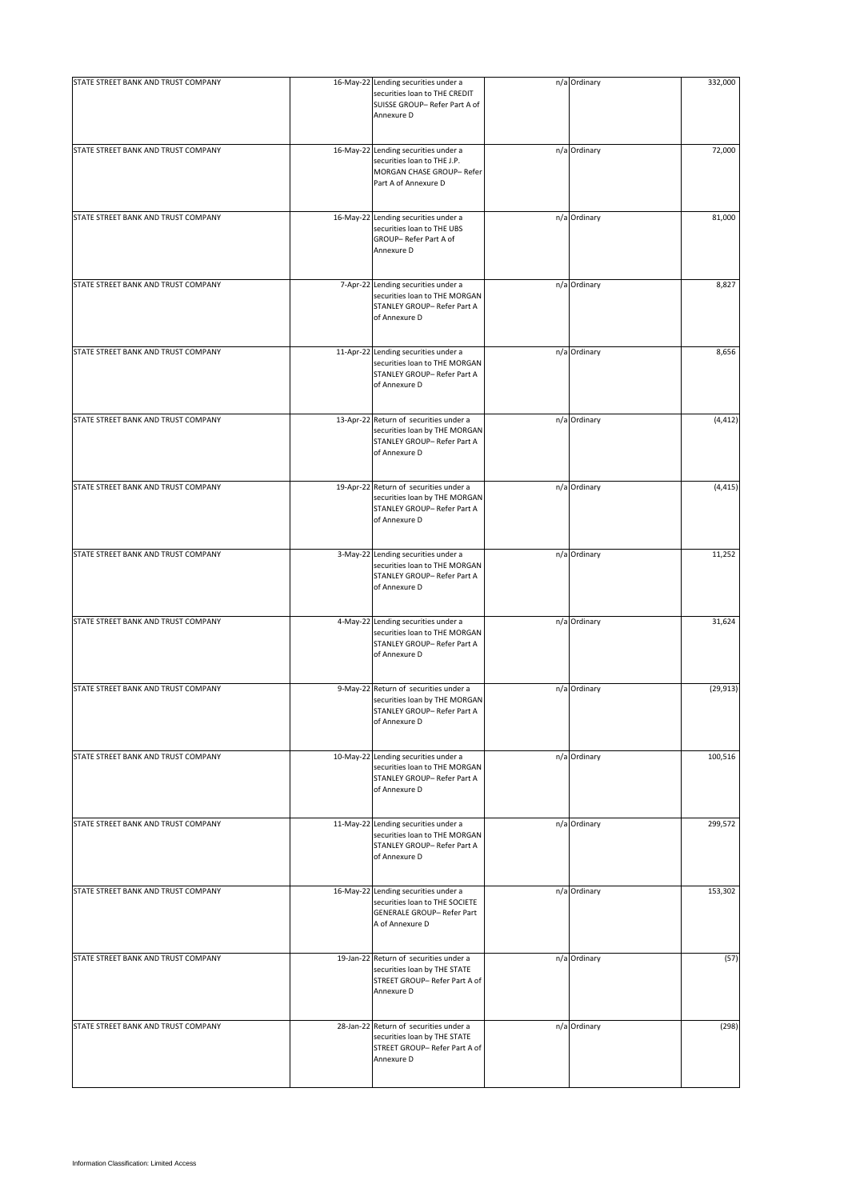| | | | | | |
|---|---|---|---|---|---|
| STATE STREET BANK AND TRUST COMPANY | 16-May-22 | Lending securities under a securities loan to THE CREDIT SUISSE GROUP– Refer Part A of Annexure D | n/a | Ordinary | 332,000 |
| STATE STREET BANK AND TRUST COMPANY | 16-May-22 | Lending securities under a securities loan to THE J.P. MORGAN CHASE GROUP– Refer Part A of Annexure D | n/a | Ordinary | 72,000 |
| STATE STREET BANK AND TRUST COMPANY | 16-May-22 | Lending securities under a securities loan to THE UBS GROUP– Refer Part A of Annexure D | n/a | Ordinary | 81,000 |
| STATE STREET BANK AND TRUST COMPANY | 7-Apr-22 | Lending securities under a securities loan to THE MORGAN STANLEY GROUP– Refer Part A of Annexure D | n/a | Ordinary | 8,827 |
| STATE STREET BANK AND TRUST COMPANY | 11-Apr-22 | Lending securities under a securities loan to THE MORGAN STANLEY GROUP– Refer Part A of Annexure D | n/a | Ordinary | 8,656 |
| STATE STREET BANK AND TRUST COMPANY | 13-Apr-22 | Return of securities under a securities loan by THE MORGAN STANLEY GROUP– Refer Part A of Annexure D | n/a | Ordinary | (4,412) |
| STATE STREET BANK AND TRUST COMPANY | 19-Apr-22 | Return of securities under a securities loan by THE MORGAN STANLEY GROUP– Refer Part A of Annexure D | n/a | Ordinary | (4,415) |
| STATE STREET BANK AND TRUST COMPANY | 3-May-22 | Lending securities under a securities loan to THE MORGAN STANLEY GROUP– Refer Part A of Annexure D | n/a | Ordinary | 11,252 |
| STATE STREET BANK AND TRUST COMPANY | 4-May-22 | Lending securities under a securities loan to THE MORGAN STANLEY GROUP– Refer Part A of Annexure D | n/a | Ordinary | 31,624 |
| STATE STREET BANK AND TRUST COMPANY | 9-May-22 | Return of securities under a securities loan by THE MORGAN STANLEY GROUP– Refer Part A of Annexure D | n/a | Ordinary | (29,913) |
| STATE STREET BANK AND TRUST COMPANY | 10-May-22 | Lending securities under a securities loan to THE MORGAN STANLEY GROUP– Refer Part A of Annexure D | n/a | Ordinary | 100,516 |
| STATE STREET BANK AND TRUST COMPANY | 11-May-22 | Lending securities under a securities loan to THE MORGAN STANLEY GROUP– Refer Part A of Annexure D | n/a | Ordinary | 299,572 |
| STATE STREET BANK AND TRUST COMPANY | 16-May-22 | Lending securities under a securities loan to THE SOCIETE GENERALE GROUP– Refer Part A of Annexure D | n/a | Ordinary | 153,302 |
| STATE STREET BANK AND TRUST COMPANY | 19-Jan-22 | Return of securities under a securities loan by THE STATE STREET GROUP– Refer Part A of Annexure D | n/a | Ordinary | (57) |
| STATE STREET BANK AND TRUST COMPANY | 28-Jan-22 | Return of securities under a securities loan by THE STATE STREET GROUP– Refer Part A of Annexure D | n/a | Ordinary | (298) |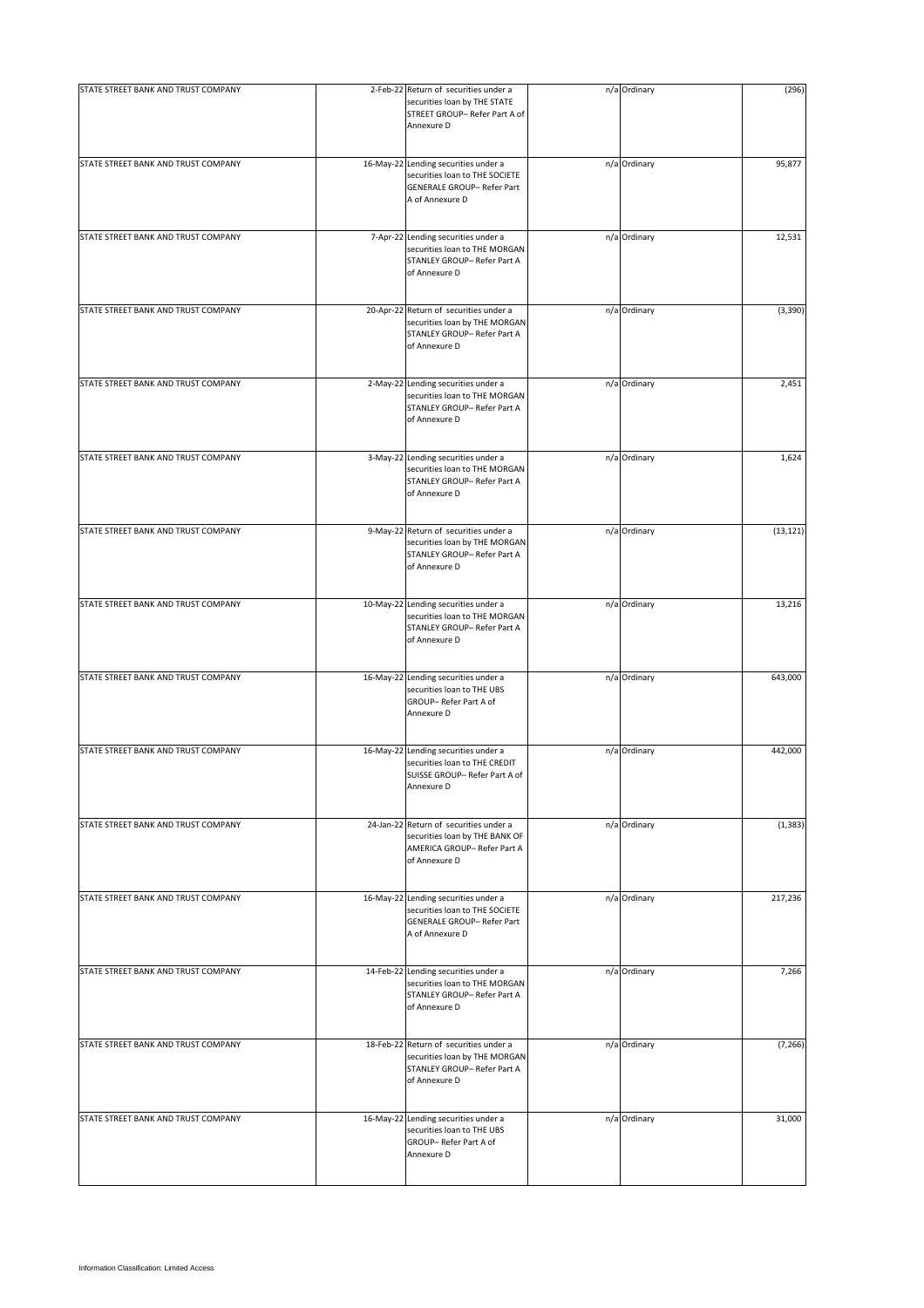| | | | | | |
|---|---|---|---|---|---|
| STATE STREET BANK AND TRUST COMPANY | 2-Feb-22 | Return of securities under a securities loan by THE STATE STREET GROUP– Refer Part A of Annexure D | n/a | Ordinary | (296) |
| STATE STREET BANK AND TRUST COMPANY | 16-May-22 | Lending securities under a securities loan to THE SOCIETE GENERALE GROUP– Refer Part A of Annexure D | n/a | Ordinary | 95,877 |
| STATE STREET BANK AND TRUST COMPANY | 7-Apr-22 | Lending securities under a securities loan to THE MORGAN STANLEY GROUP– Refer Part A of Annexure D | n/a | Ordinary | 12,531 |
| STATE STREET BANK AND TRUST COMPANY | 20-Apr-22 | Return of securities under a securities loan by THE MORGAN STANLEY GROUP– Refer Part A of Annexure D | n/a | Ordinary | (3,390) |
| STATE STREET BANK AND TRUST COMPANY | 2-May-22 | Lending securities under a securities loan to THE MORGAN STANLEY GROUP– Refer Part A of Annexure D | n/a | Ordinary | 2,451 |
| STATE STREET BANK AND TRUST COMPANY | 3-May-22 | Lending securities under a securities loan to THE MORGAN STANLEY GROUP– Refer Part A of Annexure D | n/a | Ordinary | 1,624 |
| STATE STREET BANK AND TRUST COMPANY | 9-May-22 | Return of securities under a securities loan by THE MORGAN STANLEY GROUP– Refer Part A of Annexure D | n/a | Ordinary | (13,121) |
| STATE STREET BANK AND TRUST COMPANY | 10-May-22 | Lending securities under a securities loan to THE MORGAN STANLEY GROUP– Refer Part A of Annexure D | n/a | Ordinary | 13,216 |
| STATE STREET BANK AND TRUST COMPANY | 16-May-22 | Lending securities under a securities loan to THE UBS GROUP– Refer Part A of Annexure D | n/a | Ordinary | 643,000 |
| STATE STREET BANK AND TRUST COMPANY | 16-May-22 | Lending securities under a securities loan to THE CREDIT SUISSE GROUP– Refer Part A of Annexure D | n/a | Ordinary | 442,000 |
| STATE STREET BANK AND TRUST COMPANY | 24-Jan-22 | Return of securities under a securities loan by THE BANK OF AMERICA GROUP– Refer Part A of Annexure D | n/a | Ordinary | (1,383) |
| STATE STREET BANK AND TRUST COMPANY | 16-May-22 | Lending securities under a securities loan to THE SOCIETE GENERALE GROUP– Refer Part A of Annexure D | n/a | Ordinary | 217,236 |
| STATE STREET BANK AND TRUST COMPANY | 14-Feb-22 | Lending securities under a securities loan to THE MORGAN STANLEY GROUP– Refer Part A of Annexure D | n/a | Ordinary | 7,266 |
| STATE STREET BANK AND TRUST COMPANY | 18-Feb-22 | Return of securities under a securities loan by THE MORGAN STANLEY GROUP– Refer Part A of Annexure D | n/a | Ordinary | (7,266) |
| STATE STREET BANK AND TRUST COMPANY | 16-May-22 | Lending securities under a securities loan to THE UBS GROUP– Refer Part A of Annexure D | n/a | Ordinary | 31,000 |

Information Classification: Limited Access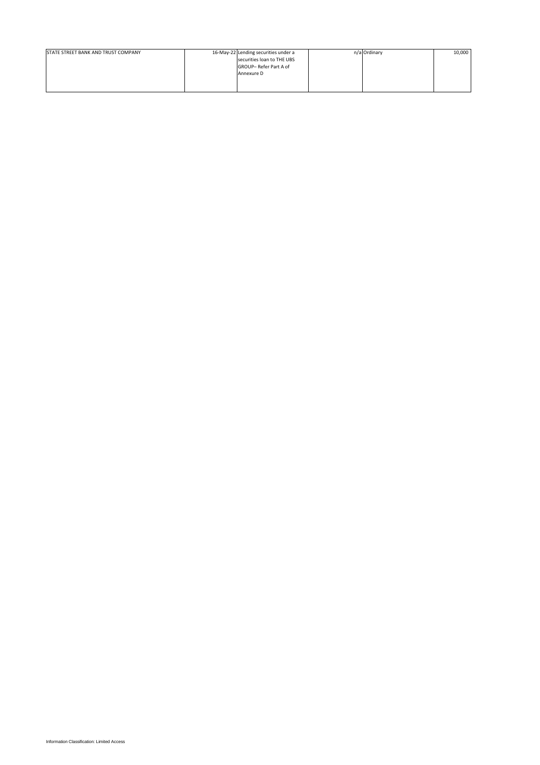| STATE STREET BANK AND TRUST COMPANY | 16-May-22 | Lending securities under a securities loan to THE UBS GROUP– Refer Part A of Annexure D | n/a | Ordinary | 10,000 |
|---|---|---|---|---|---|

Information Classification: Limited Access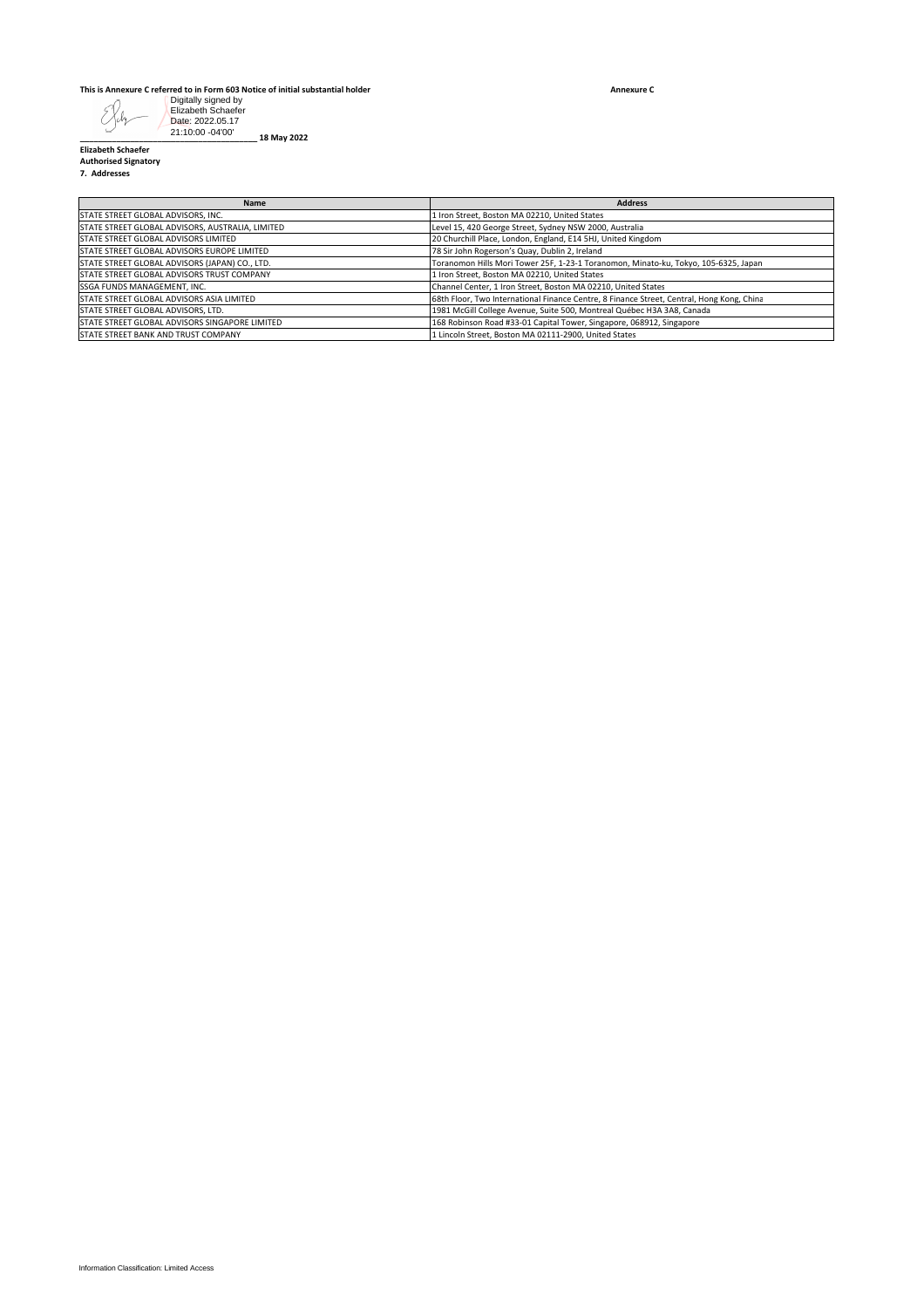**This is Annexure C referred to in Form 603 Notice of initial substantial holder** **Annexure C**

Digitally signed by Elizabeth Schaefer
Date: 2022.05.17 21:10:00 -04'00'

_______________________________________ **18 May 2022**

**Elizabeth Schaefer**
**Authorised Signatory**
**7. Addresses**

| Name | Address |
|---|---|
| STATE STREET GLOBAL ADVISORS, INC. | 1 Iron Street, Boston MA 02210, United States |
| STATE STREET GLOBAL ADVISORS, AUSTRALIA, LIMITED | Level 15, 420 George Street, Sydney NSW 2000, Australia |
| STATE STREET GLOBAL ADVISORS LIMITED | 20 Churchill Place, London, England, E14 5HJ, United Kingdom |
| STATE STREET GLOBAL ADVISORS EUROPE LIMITED | 78 Sir John Rogerson's Quay, Dublin 2, Ireland |
| STATE STREET GLOBAL ADVISORS (JAPAN) CO., LTD. | Toranomon Hills Mori Tower 25F, 1-23-1 Toranomon, Minato-ku, Tokyo, 105-6325, Japan |
| STATE STREET GLOBAL ADVISORS TRUST COMPANY | 1 Iron Street, Boston MA 02210, United States |
| SSGA FUNDS MANAGEMENT, INC. | Channel Center, 1 Iron Street, Boston MA 02210, United States |
| STATE STREET GLOBAL ADVISORS ASIA LIMITED | 68th Floor, Two International Finance Centre, 8 Finance Street, Central, Hong Kong, China |
| STATE STREET GLOBAL ADVISORS, LTD. | 1981 McGill College Avenue, Suite 500, Montreal Québec H3A 3A8, Canada |
| STATE STREET GLOBAL ADVISORS SINGAPORE LIMITED | 168 Robinson Road #33-01 Capital Tower, Singapore, 068912, Singapore |
| STATE STREET BANK AND TRUST COMPANY | 1 Lincoln Street, Boston MA 02111-2900, United States |

Information Classification: Limited Access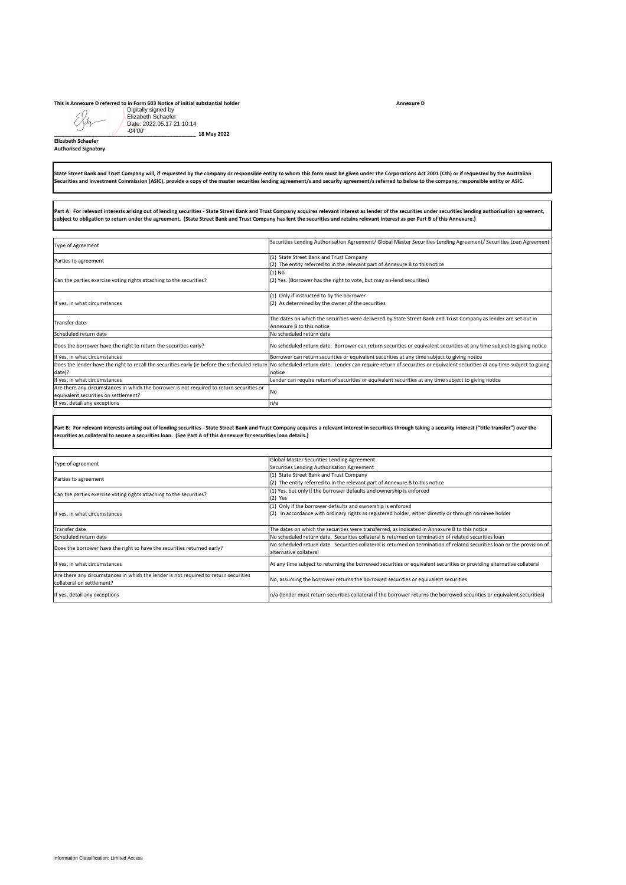**This is Annexure D referred to in Form 603 Notice of initial substantial holder** **Annexure D**

Digitally signed by Elizabeth Schaefer
Date: 2022.05.17 21:10:14 -04'00'

\_\_\_\_\_\_\_\_\_\_\_\_\_\_\_\_\_\_\_\_\_\_\_\_\_\_\_\_\_\_\_\_\_\_\_\_\_\_\_\_\_\_ **18 May 2022**

**Elizabeth Schaefer**
**Authorised Signatory**

**State Street Bank and Trust Company will, if requested by the company or responsible entity to whom this form must be given under the Corporations Act 2001 (Cth) or if requested by the Australian Securities and Investment Commission (ASIC), provide a copy of the master securities lending agreement/s and security agreement/s referred to below to the company, responsible entity or ASIC.**

**Part A: For relevant interests arising out of lending securities - State Street Bank and Trust Company acquires relevant interest as lender of the securities under securities lending authorisation agreement, subject to obligation to return under the agreement. (State Street Bank and Trust Company has lent the securities and retains relevant interest as per Part B of this Annexure.)**

| | |
|---|---|
| Type of agreement | Securities Lending Authorisation Agreement/ Global Master Securities Lending Agreement/ Securities Loan Agreement |
| Parties to agreement | (1) State Street Bank and Trust Company<br>(2) The entity referred to in the relevant part of Annexure B to this notice |
| Can the parties exercise voting rights attaching to the securities? | (1) No<br>(2) Yes. (Borrower has the right to vote, but may on-lend securities) |
| If yes, in what circumstances | (1) Only if instructed to by the borrower<br>(2) As determined by the owner of the securities |
| Transfer date | The dates on which the securities were delivered by State Street Bank and Trust Company as lender are set out in Annexure B to this notice |
| Scheduled return date | No scheduled return date |
| Does the borrower have the right to return the securities early? | No scheduled return date. Borrower can return securities or equivalent securities at any time subject to giving notice |
| If yes, in what circumstances | Borrower can return securities or equivalent securities at any time subject to giving notice |
| Does the lender have the right to recall the securities early (ie before the scheduled return date)? | No scheduled return date. Lender can require return of securities or equivalent securities at any time subject to giving notice |
| If yes, in what circumstances | Lender can require return of securities or equivalent securities at any time subject to giving notice |
| Are there any circumstances in which the borrower is not required to return securities or equivalent securities on settlement? | No |
| If yes, detail any exceptions | n/a |

**Part B: For relevant interests arising out of lending securities - State Street Bank and Trust Company acquires a relevant interest in securities through taking a security interest ("title transfer") over the securities as collateral to secure a securities loan. (See Part A of this Annexure for securities loan details.)**

| | |
|---|---|
| Type of agreement | Global Master Securities Lending Agreement<br>Securities Lending Authorisation Agreement |
| Parties to agreement | (1) State Street Bank and Trust Company<br>(2) The entity referred to in the relevant part of Annexure B to this notice |
| Can the parties exercise voting rights attaching to the securities? | (1) Yes, but only if the borrower defaults and ownership is enforced<br>(2) Yes |
| If yes, in what circumstances | (1) Only if the borrower defaults and ownership is enforced<br>(2) In accordance with ordinary rights as registered holder, either directly or through nominee holder |
| Transfer date | The dates on which the securities were transferred, as indicated in Annexure B to this notice |
| Scheduled return date | No scheduled return date. Securities collateral is returned on termination of related securities loan |
| Does the borrower have the right to have the securities returned early? | No scheduled return date. Securities collateral is returned on termination of related securities loan or the provision of alternative collateral |
| If yes, in what circumstances | At any time subject to returning the borrowed securities or equivalent securities or providing alternative collateral |
| Are there any circumstances in which the lender is not required to return securities collateral on settlement? | No, assuming the borrower returns the borrowed securities or equivalent securities |
| If yes, detail any exceptions | n/a (lender must return securities collateral if the borrower returns the borrowed securities or equivalent securities) |

Information Classification: Limited Access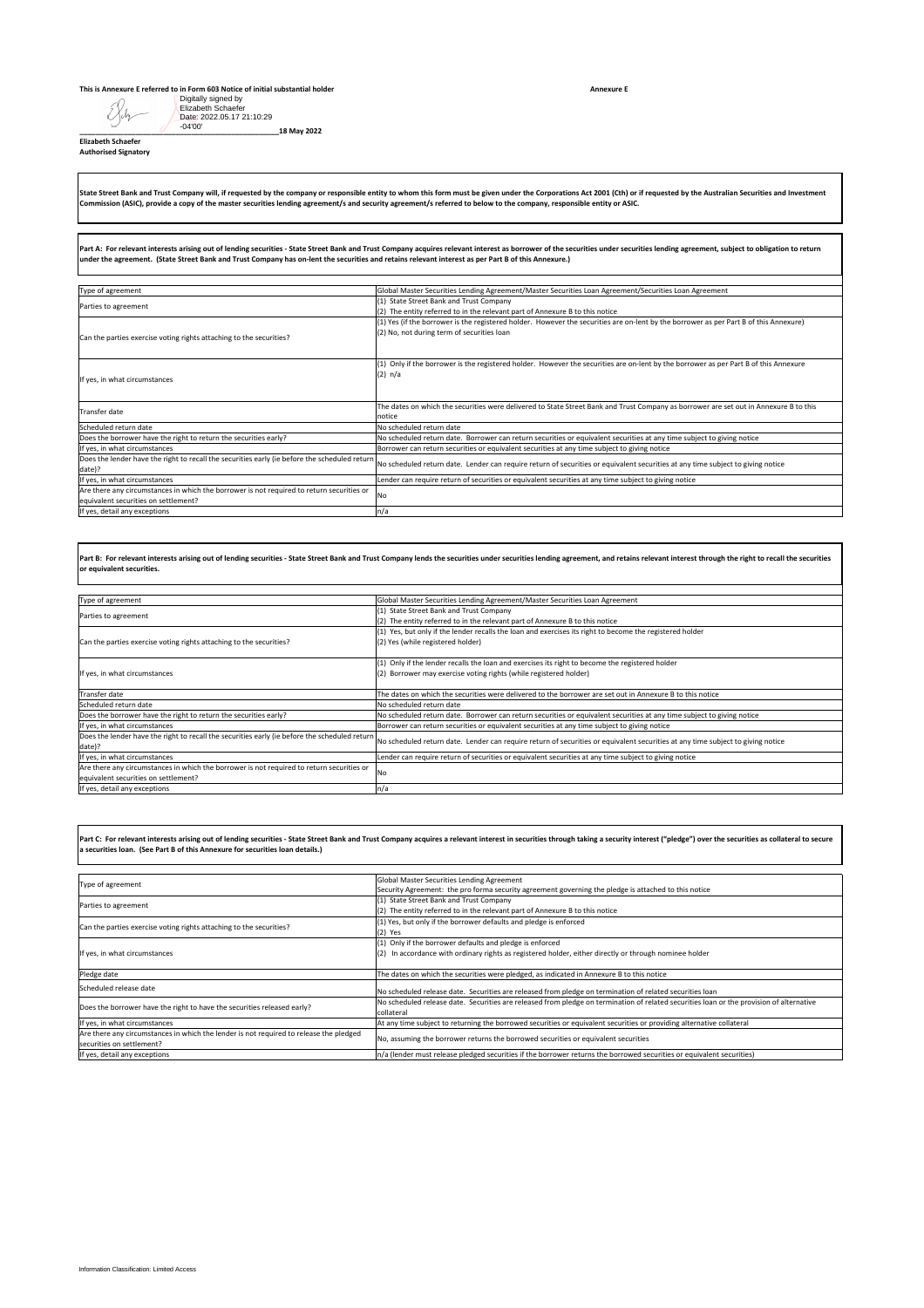**This is Annexure E referred to in Form 603 Notice of initial substantial holder** **Annexure E**

Digitally signed by Elizabeth Schaefer
Date: 2022.05.17 21:10:29 -04'00'

**18 May 2022**

**Elizabeth Schaefer**
**Authorised Signatory**

**State Street Bank and Trust Company will, if requested by the company or responsible entity to whom this form must be given under the Corporations Act 2001 (Cth) or if requested by the Australian Securities and Investment Commission (ASIC), provide a copy of the master securities lending agreement/s and security agreement/s referred to below to the company, responsible entity or ASIC.**

**Part A: For relevant interests arising out of lending securities - State Street Bank and Trust Company acquires relevant interest as borrower of the securities under securities lending agreement, subject to obligation to return under the agreement. (State Street Bank and Trust Company has on-lent the securities and retains relevant interest as per Part B of this Annexure.)**

| | |
|---|---|
| Type of agreement | Global Master Securities Lending Agreement/Master Securities Loan Agreement/Securities Loan Agreement |
| Parties to agreement | (1) State Street Bank and Trust Company<br>(2) The entity referred to in the relevant part of Annexure B to this notice |
| Can the parties exercise voting rights attaching to the securities? | (1) Yes (if the borrower is the registered holder. However the securities are on-lent by the borrower as per Part B of this Annexure)<br>(2) No, not during term of securities loan |
| If yes, in what circumstances | (1) Only if the borrower is the registered holder. However the securities are on-lent by the borrower as per Part B of this Annexure<br>(2) n/a |
| Transfer date | The dates on which the securities were delivered to State Street Bank and Trust Company as borrower are set out in Annexure B to this notice |
| Scheduled return date | No scheduled return date |
| Does the borrower have the right to return the securities early? | No scheduled return date. Borrower can return securities or equivalent securities at any time subject to giving notice |
| If yes, in what circumstances | Borrower can return securities or equivalent securities at any time subject to giving notice |
| Does the lender have the right to recall the securities early (ie before the scheduled return date)? | No scheduled return date. Lender can require return of securities or equivalent securities at any time subject to giving notice |
| If yes, in what circumstances | Lender can require return of securities or equivalent securities at any time subject to giving notice |
| Are there any circumstances in which the borrower is not required to return securities or equivalent securities on settlement? | No |
| If yes, detail any exceptions | n/a |

**Part B: For relevant interests arising out of lending securities - State Street Bank and Trust Company lends the securities under securities lending agreement, and retains relevant interest through the right to recall the securities or equivalent securities.**

| | |
|---|---|
| Type of agreement | Global Master Securities Lending Agreement/Master Securities Loan Agreement |
| Parties to agreement | (1) State Street Bank and Trust Company<br>(2) The entity referred to in the relevant part of Annexure B to this notice |
| Can the parties exercise voting rights attaching to the securities? | (1) Yes, but only if the lender recalls the loan and exercises its right to become the registered holder<br>(2) Yes (while registered holder) |
| If yes, in what circumstances | (1) Only if the lender recalls the loan and exercises its right to become the registered holder<br>(2) Borrower may exercise voting rights (while registered holder) |
| Transfer date | The dates on which the securities were delivered to the borrower are set out in Annexure B to this notice |
| Scheduled return date | No scheduled return date |
| Does the borrower have the right to return the securities early? | No scheduled return date. Borrower can return securities or equivalent securities at any time subject to giving notice |
| If yes, in what circumstances | Borrower can return securities or equivalent securities at any time subject to giving notice |
| Does the lender have the right to recall the securities early (ie before the scheduled return date)? | No scheduled return date. Lender can require return of securities or equivalent securities at any time subject to giving notice |
| If yes, in what circumstances | Lender can require return of securities or equivalent securities at any time subject to giving notice |
| Are there any circumstances in which the borrower is not required to return securities or equivalent securities on settlement? | No |
| If yes, detail any exceptions | n/a |

**Part C: For relevant interests arising out of lending securities - State Street Bank and Trust Company acquires a relevant interest in securities through taking a security interest ("pledge") over the securities as collateral to secure a securities loan. (See Part B of this Annexure for securities loan details.)**

| | |
|---|---|
| Type of agreement | Global Master Securities Lending Agreement<br>Security Agreement: the pro forma security agreement governing the pledge is attached to this notice |
| Parties to agreement | (1) State Street Bank and Trust Company<br>(2) The entity referred to in the relevant part of Annexure B to this notice |
| Can the parties exercise voting rights attaching to the securities? | (1) Yes, but only if the borrower defaults and pledge is enforced<br>(2) Yes |
| If yes, in what circumstances | (1) Only if the borrower defaults and pledge is enforced<br>(2) In accordance with ordinary rights as registered holder, either directly or through nominee holder |
| Pledge date | The dates on which the securities were pledged, as indicated in Annexure B to this notice |
| Scheduled release date | No scheduled release date. Securities are released from pledge on termination of related securities loan |
| Does the borrower have the right to have the securities released early? | No scheduled release date. Securities are released from pledge on termination of related securities loan or the provision of alternative collateral |
| If yes, in what circumstances | At any time subject to returning the borrowed securities or equivalent securities or providing alternative collateral |
| Are there any circumstances in which the lender is not required to release the pledged securities on settlement? | No, assuming the borrower returns the borrowed securities or equivalent securities |
| If yes, detail any exceptions | n/a (lender must release pledged securities if the borrower returns the borrowed securities or equivalent securities) |

Information Classification: Limited Access